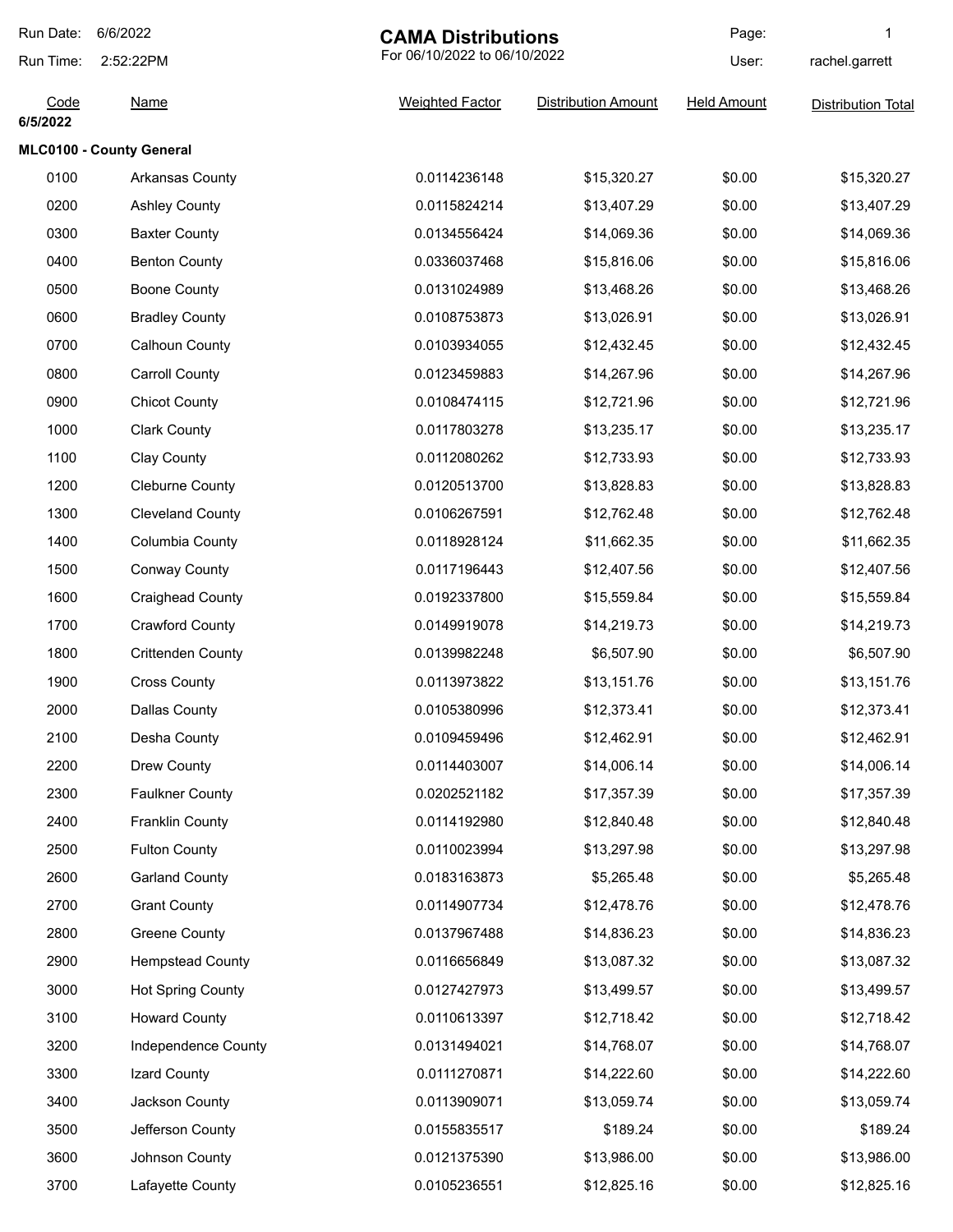# CAMA Distributions

For 06/10/2022 to 06/10/2022

Run Date: 6/6/2022
Run Time: 2:52:22PM
User: rachel.garrett

**6/5/2022**

**MLC0100 - County General**

| Code | Name | Weighted Factor | Distribution Amount | Held Amount | Distribution Total |
|---|---|---|---|---|---|
| 0100 | Arkansas County | 0.0114236148 | $15,320.27 | $0.00 | $15,320.27 |
| 0200 | Ashley County | 0.0115824214 | $13,407.29 | $0.00 | $13,407.29 |
| 0300 | Baxter County | 0.0134556424 | $14,069.36 | $0.00 | $14,069.36 |
| 0400 | Benton County | 0.0336037468 | $15,816.06 | $0.00 | $15,816.06 |
| 0500 | Boone County | 0.0131024989 | $13,468.26 | $0.00 | $13,468.26 |
| 0600 | Bradley County | 0.0108753873 | $13,026.91 | $0.00 | $13,026.91 |
| 0700 | Calhoun County | 0.0103934055 | $12,432.45 | $0.00 | $12,432.45 |
| 0800 | Carroll County | 0.0123459883 | $14,267.96 | $0.00 | $14,267.96 |
| 0900 | Chicot County | 0.0108474115 | $12,721.96 | $0.00 | $12,721.96 |
| 1000 | Clark County | 0.0117803278 | $13,235.17 | $0.00 | $13,235.17 |
| 1100 | Clay County | 0.0112080262 | $12,733.93 | $0.00 | $12,733.93 |
| 1200 | Cleburne County | 0.0120513700 | $13,828.83 | $0.00 | $13,828.83 |
| 1300 | Cleveland County | 0.0106267591 | $12,762.48 | $0.00 | $12,762.48 |
| 1400 | Columbia County | 0.0118928124 | $11,662.35 | $0.00 | $11,662.35 |
| 1500 | Conway County | 0.0117196443 | $12,407.56 | $0.00 | $12,407.56 |
| 1600 | Craighead County | 0.0192337800 | $15,559.84 | $0.00 | $15,559.84 |
| 1700 | Crawford County | 0.0149919078 | $14,219.73 | $0.00 | $14,219.73 |
| 1800 | Crittenden County | 0.0139982248 | $6,507.90 | $0.00 | $6,507.90 |
| 1900 | Cross County | 0.0113973822 | $13,151.76 | $0.00 | $13,151.76 |
| 2000 | Dallas County | 0.0105380996 | $12,373.41 | $0.00 | $12,373.41 |
| 2100 | Desha County | 0.0109459496 | $12,462.91 | $0.00 | $12,462.91 |
| 2200 | Drew County | 0.0114403007 | $14,006.14 | $0.00 | $14,006.14 |
| 2300 | Faulkner County | 0.0202521182 | $17,357.39 | $0.00 | $17,357.39 |
| 2400 | Franklin County | 0.0114192980 | $12,840.48 | $0.00 | $12,840.48 |
| 2500 | Fulton County | 0.0110023994 | $13,297.98 | $0.00 | $13,297.98 |
| 2600 | Garland County | 0.0183163873 | $5,265.48 | $0.00 | $5,265.48 |
| 2700 | Grant County | 0.0114907734 | $12,478.76 | $0.00 | $12,478.76 |
| 2800 | Greene County | 0.0137967488 | $14,836.23 | $0.00 | $14,836.23 |
| 2900 | Hempstead County | 0.0116656849 | $13,087.32 | $0.00 | $13,087.32 |
| 3000 | Hot Spring County | 0.0127427973 | $13,499.57 | $0.00 | $13,499.57 |
| 3100 | Howard County | 0.0110613397 | $12,718.42 | $0.00 | $12,718.42 |
| 3200 | Independence County | 0.0131494021 | $14,768.07 | $0.00 | $14,768.07 |
| 3300 | Izard County | 0.0111270871 | $14,222.60 | $0.00 | $14,222.60 |
| 3400 | Jackson County | 0.0113909071 | $13,059.74 | $0.00 | $13,059.74 |
| 3500 | Jefferson County | 0.0155835517 | $189.24 | $0.00 | $189.24 |
| 3600 | Johnson County | 0.0121375390 | $13,986.00 | $0.00 | $13,986.00 |
| 3700 | Lafayette County | 0.0105236551 | $12,825.16 | $0.00 | $12,825.16 |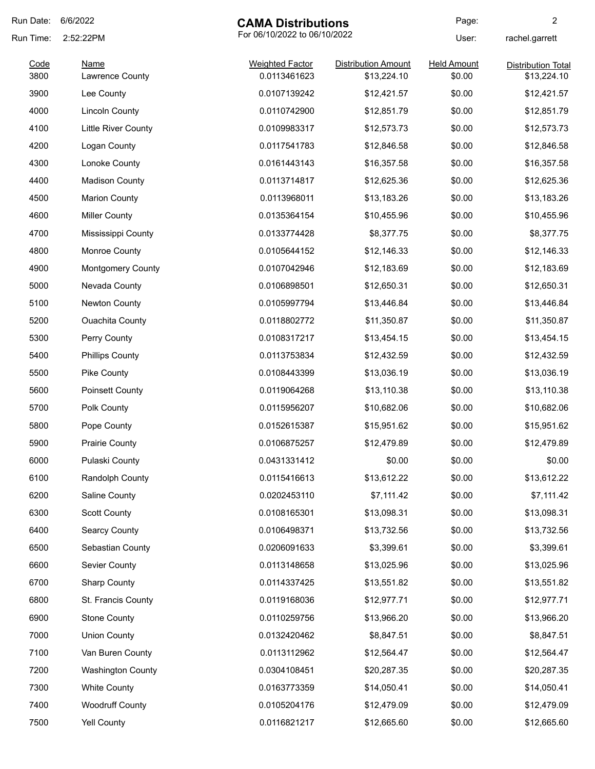# CAMA Distributions

For 06/10/2022 to 06/10/2022

Run Date: 6/6/2022
Run Time: 2:52:22PM
User: rachel.garrett

| Code | Name | Weighted Factor | Distribution Amount | Held Amount | Distribution Total |
|---|---|---|---|---|---|
| 3800 | Lawrence County | 0.0113461623 | $13,224.10 | $0.00 | $13,224.10 |
| 3900 | Lee County | 0.0107139242 | $12,421.57 | $0.00 | $12,421.57 |
| 4000 | Lincoln County | 0.0110742900 | $12,851.79 | $0.00 | $12,851.79 |
| 4100 | Little River County | 0.0109983317 | $12,573.73 | $0.00 | $12,573.73 |
| 4200 | Logan County | 0.0117541783 | $12,846.58 | $0.00 | $12,846.58 |
| 4300 | Lonoke County | 0.0161443143 | $16,357.58 | $0.00 | $16,357.58 |
| 4400 | Madison County | 0.0113714817 | $12,625.36 | $0.00 | $12,625.36 |
| 4500 | Marion County | 0.0113968011 | $13,183.26 | $0.00 | $13,183.26 |
| 4600 | Miller County | 0.0135364154 | $10,455.96 | $0.00 | $10,455.96 |
| 4700 | Mississippi County | 0.0133774428 | $8,377.75 | $0.00 | $8,377.75 |
| 4800 | Monroe County | 0.0105644152 | $12,146.33 | $0.00 | $12,146.33 |
| 4900 | Montgomery County | 0.0107042946 | $12,183.69 | $0.00 | $12,183.69 |
| 5000 | Nevada County | 0.0106898501 | $12,650.31 | $0.00 | $12,650.31 |
| 5100 | Newton County | 0.0105997794 | $13,446.84 | $0.00 | $13,446.84 |
| 5200 | Ouachita County | 0.0118802772 | $11,350.87 | $0.00 | $11,350.87 |
| 5300 | Perry County | 0.0108317217 | $13,454.15 | $0.00 | $13,454.15 |
| 5400 | Phillips County | 0.0113753834 | $12,432.59 | $0.00 | $12,432.59 |
| 5500 | Pike County | 0.0108443399 | $13,036.19 | $0.00 | $13,036.19 |
| 5600 | Poinsett County | 0.0119064268 | $13,110.38 | $0.00 | $13,110.38 |
| 5700 | Polk County | 0.0115956207 | $10,682.06 | $0.00 | $10,682.06 |
| 5800 | Pope County | 0.0152615387 | $15,951.62 | $0.00 | $15,951.62 |
| 5900 | Prairie County | 0.0106875257 | $12,479.89 | $0.00 | $12,479.89 |
| 6000 | Pulaski County | 0.0431331412 | $0.00 | $0.00 | $0.00 |
| 6100 | Randolph County | 0.0115416613 | $13,612.22 | $0.00 | $13,612.22 |
| 6200 | Saline County | 0.0202453110 | $7,111.42 | $0.00 | $7,111.42 |
| 6300 | Scott County | 0.0108165301 | $13,098.31 | $0.00 | $13,098.31 |
| 6400 | Searcy County | 0.0106498371 | $13,732.56 | $0.00 | $13,732.56 |
| 6500 | Sebastian County | 0.0206091633 | $3,399.61 | $0.00 | $3,399.61 |
| 6600 | Sevier County | 0.0113148658 | $13,025.96 | $0.00 | $13,025.96 |
| 6700 | Sharp County | 0.0114337425 | $13,551.82 | $0.00 | $13,551.82 |
| 6800 | St. Francis County | 0.0119168036 | $12,977.71 | $0.00 | $12,977.71 |
| 6900 | Stone County | 0.0110259756 | $13,966.20 | $0.00 | $13,966.20 |
| 7000 | Union County | 0.0132420462 | $8,847.51 | $0.00 | $8,847.51 |
| 7100 | Van Buren County | 0.0113112962 | $12,564.47 | $0.00 | $12,564.47 |
| 7200 | Washington County | 0.0304108451 | $20,287.35 | $0.00 | $20,287.35 |
| 7300 | White County | 0.0163773359 | $14,050.41 | $0.00 | $14,050.41 |
| 7400 | Woodruff County | 0.0105204176 | $12,479.09 | $0.00 | $12,479.09 |
| 7500 | Yell County | 0.0116821217 | $12,665.60 | $0.00 | $12,665.60 |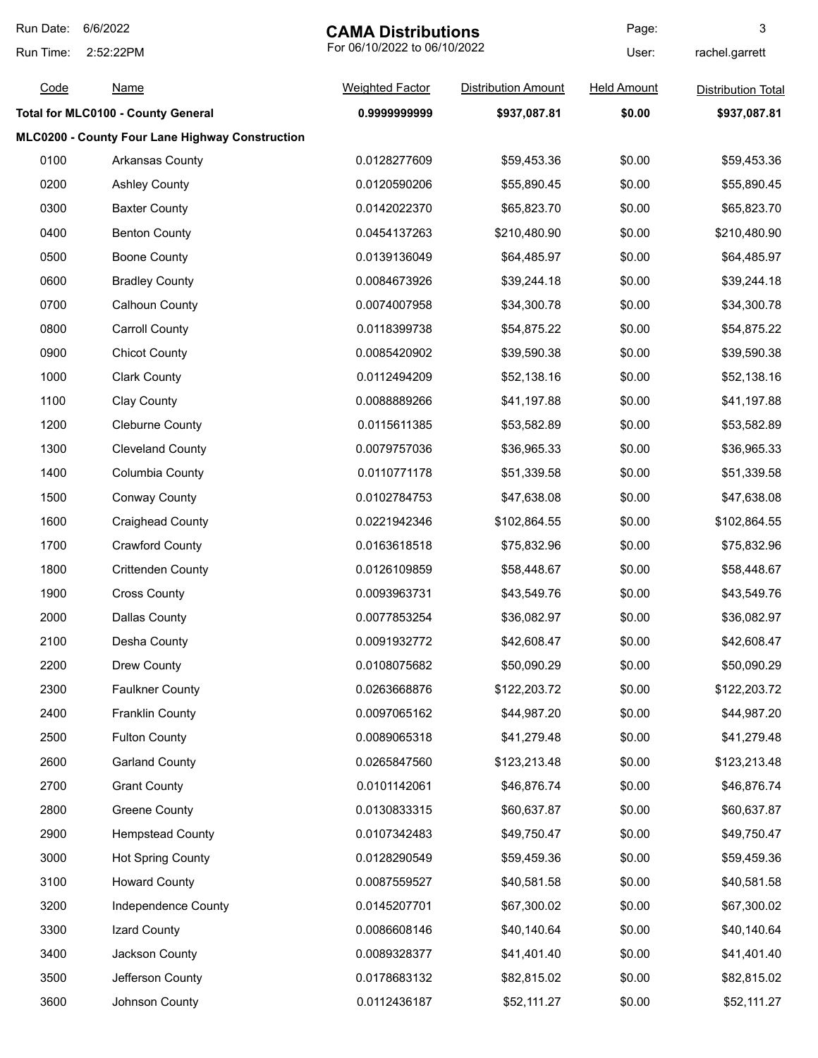Run Date: 6/6/2022
Run Time: 2:52:22PM

# CAMA Distributions

For 06/10/2022 to 06/10/2022

User: rachel.garrett

| Code | Name | Weighted Factor | Distribution Amount | Held Amount | Distribution Total |
|---|---|---|---|---|---|
| **Total for MLC0100 - County General** | | **0.9999999999** | **$937,087.81** | **$0.00** | **$937,087.81** |
| **MLC0200 - County Four Lane Highway Construction** | | | | | |
| 0100 | Arkansas County | 0.0128277609 | $59,453.36 | $0.00 | $59,453.36 |
| 0200 | Ashley County | 0.0120590206 | $55,890.45 | $0.00 | $55,890.45 |
| 0300 | Baxter County | 0.0142022370 | $65,823.70 | $0.00 | $65,823.70 |
| 0400 | Benton County | 0.0454137263 | $210,480.90 | $0.00 | $210,480.90 |
| 0500 | Boone County | 0.0139136049 | $64,485.97 | $0.00 | $64,485.97 |
| 0600 | Bradley County | 0.0084673926 | $39,244.18 | $0.00 | $39,244.18 |
| 0700 | Calhoun County | 0.0074007958 | $34,300.78 | $0.00 | $34,300.78 |
| 0800 | Carroll County | 0.0118399738 | $54,875.22 | $0.00 | $54,875.22 |
| 0900 | Chicot County | 0.0085420902 | $39,590.38 | $0.00 | $39,590.38 |
| 1000 | Clark County | 0.0112494209 | $52,138.16 | $0.00 | $52,138.16 |
| 1100 | Clay County | 0.0088889266 | $41,197.88 | $0.00 | $41,197.88 |
| 1200 | Cleburne County | 0.0115611385 | $53,582.89 | $0.00 | $53,582.89 |
| 1300 | Cleveland County | 0.0079757036 | $36,965.33 | $0.00 | $36,965.33 |
| 1400 | Columbia County | 0.0110771178 | $51,339.58 | $0.00 | $51,339.58 |
| 1500 | Conway County | 0.0102784753 | $47,638.08 | $0.00 | $47,638.08 |
| 1600 | Craighead County | 0.0221942346 | $102,864.55 | $0.00 | $102,864.55 |
| 1700 | Crawford County | 0.0163618518 | $75,832.96 | $0.00 | $75,832.96 |
| 1800 | Crittenden County | 0.0126109859 | $58,448.67 | $0.00 | $58,448.67 |
| 1900 | Cross County | 0.0093963731 | $43,549.76 | $0.00 | $43,549.76 |
| 2000 | Dallas County | 0.0077853254 | $36,082.97 | $0.00 | $36,082.97 |
| 2100 | Desha County | 0.0091932772 | $42,608.47 | $0.00 | $42,608.47 |
| 2200 | Drew County | 0.0108075682 | $50,090.29 | $0.00 | $50,090.29 |
| 2300 | Faulkner County | 0.0263668876 | $122,203.72 | $0.00 | $122,203.72 |
| 2400 | Franklin County | 0.0097065162 | $44,987.20 | $0.00 | $44,987.20 |
| 2500 | Fulton County | 0.0089065318 | $41,279.48 | $0.00 | $41,279.48 |
| 2600 | Garland County | 0.0265847560 | $123,213.48 | $0.00 | $123,213.48 |
| 2700 | Grant County | 0.0101142061 | $46,876.74 | $0.00 | $46,876.74 |
| 2800 | Greene County | 0.0130833315 | $60,637.87 | $0.00 | $60,637.87 |
| 2900 | Hempstead County | 0.0107342483 | $49,750.47 | $0.00 | $49,750.47 |
| 3000 | Hot Spring County | 0.0128290549 | $59,459.36 | $0.00 | $59,459.36 |
| 3100 | Howard County | 0.0087559527 | $40,581.58 | $0.00 | $40,581.58 |
| 3200 | Independence County | 0.0145207701 | $67,300.02 | $0.00 | $67,300.02 |
| 3300 | Izard County | 0.0086608146 | $40,140.64 | $0.00 | $40,140.64 |
| 3400 | Jackson County | 0.0089328377 | $41,401.40 | $0.00 | $41,401.40 |
| 3500 | Jefferson County | 0.0178683132 | $82,815.02 | $0.00 | $82,815.02 |
| 3600 | Johnson County | 0.0112436187 | $52,111.27 | $0.00 | $52,111.27 |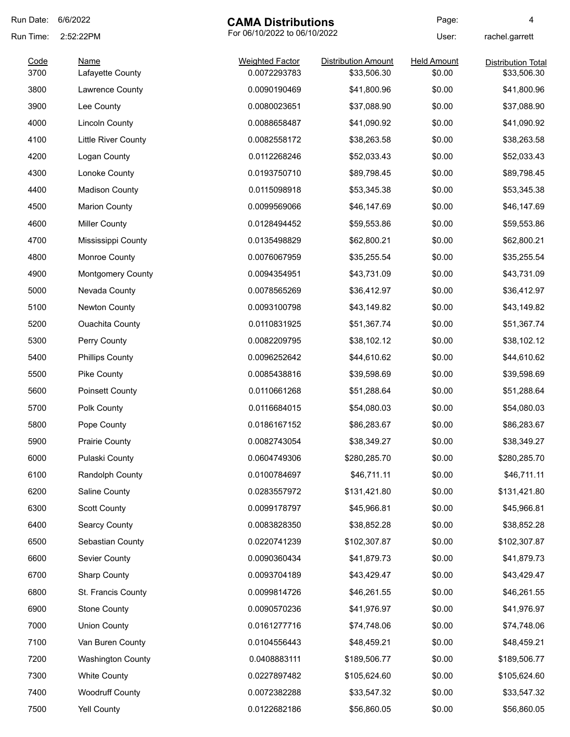Run Date: 6/6/2022

Run Time: 2:52:22PM

# CAMA Distributions

For 06/10/2022 to 06/10/2022

User: rachel.garrett

| Code | Name | Weighted Factor | Distribution Amount | Held Amount | Distribution Total |
|---|---|---|---|---|---|
| 3700 | Lafayette County | 0.0072293783 | $33,506.30 | $0.00 | $33,506.30 |
| 3800 | Lawrence County | 0.0090190469 | $41,800.96 | $0.00 | $41,800.96 |
| 3900 | Lee County | 0.0080023651 | $37,088.90 | $0.00 | $37,088.90 |
| 4000 | Lincoln County | 0.0088658487 | $41,090.92 | $0.00 | $41,090.92 |
| 4100 | Little River County | 0.0082558172 | $38,263.58 | $0.00 | $38,263.58 |
| 4200 | Logan County | 0.0112268246 | $52,033.43 | $0.00 | $52,033.43 |
| 4300 | Lonoke County | 0.0193750710 | $89,798.45 | $0.00 | $89,798.45 |
| 4400 | Madison County | 0.0115098918 | $53,345.38 | $0.00 | $53,345.38 |
| 4500 | Marion County | 0.0099569066 | $46,147.69 | $0.00 | $46,147.69 |
| 4600 | Miller County | 0.0128494452 | $59,553.86 | $0.00 | $59,553.86 |
| 4700 | Mississippi County | 0.0135498829 | $62,800.21 | $0.00 | $62,800.21 |
| 4800 | Monroe County | 0.0076067959 | $35,255.54 | $0.00 | $35,255.54 |
| 4900 | Montgomery County | 0.0094354951 | $43,731.09 | $0.00 | $43,731.09 |
| 5000 | Nevada County | 0.0078565269 | $36,412.97 | $0.00 | $36,412.97 |
| 5100 | Newton County | 0.0093100798 | $43,149.82 | $0.00 | $43,149.82 |
| 5200 | Ouachita County | 0.0110831925 | $51,367.74 | $0.00 | $51,367.74 |
| 5300 | Perry County | 0.0082209795 | $38,102.12 | $0.00 | $38,102.12 |
| 5400 | Phillips County | 0.0096252642 | $44,610.62 | $0.00 | $44,610.62 |
| 5500 | Pike County | 0.0085438816 | $39,598.69 | $0.00 | $39,598.69 |
| 5600 | Poinsett County | 0.0110661268 | $51,288.64 | $0.00 | $51,288.64 |
| 5700 | Polk County | 0.0116684015 | $54,080.03 | $0.00 | $54,080.03 |
| 5800 | Pope County | 0.0186167152 | $86,283.67 | $0.00 | $86,283.67 |
| 5900 | Prairie County | 0.0082743054 | $38,349.27 | $0.00 | $38,349.27 |
| 6000 | Pulaski County | 0.0604749306 | $280,285.70 | $0.00 | $280,285.70 |
| 6100 | Randolph County | 0.0100784697 | $46,711.11 | $0.00 | $46,711.11 |
| 6200 | Saline County | 0.0283557972 | $131,421.80 | $0.00 | $131,421.80 |
| 6300 | Scott County | 0.0099178797 | $45,966.81 | $0.00 | $45,966.81 |
| 6400 | Searcy County | 0.0083828350 | $38,852.28 | $0.00 | $38,852.28 |
| 6500 | Sebastian County | 0.0220741239 | $102,307.87 | $0.00 | $102,307.87 |
| 6600 | Sevier County | 0.0090360434 | $41,879.73 | $0.00 | $41,879.73 |
| 6700 | Sharp County | 0.0093704189 | $43,429.47 | $0.00 | $43,429.47 |
| 6800 | St. Francis County | 0.0099814726 | $46,261.55 | $0.00 | $46,261.55 |
| 6900 | Stone County | 0.0090570236 | $41,976.97 | $0.00 | $41,976.97 |
| 7000 | Union County | 0.0161277716 | $74,748.06 | $0.00 | $74,748.06 |
| 7100 | Van Buren County | 0.0104556443 | $48,459.21 | $0.00 | $48,459.21 |
| 7200 | Washington County | 0.0408883111 | $189,506.77 | $0.00 | $189,506.77 |
| 7300 | White County | 0.0227897482 | $105,624.60 | $0.00 | $105,624.60 |
| 7400 | Woodruff County | 0.0072382288 | $33,547.32 | $0.00 | $33,547.32 |
| 7500 | Yell County | 0.0122682186 | $56,860.05 | $0.00 | $56,860.05 |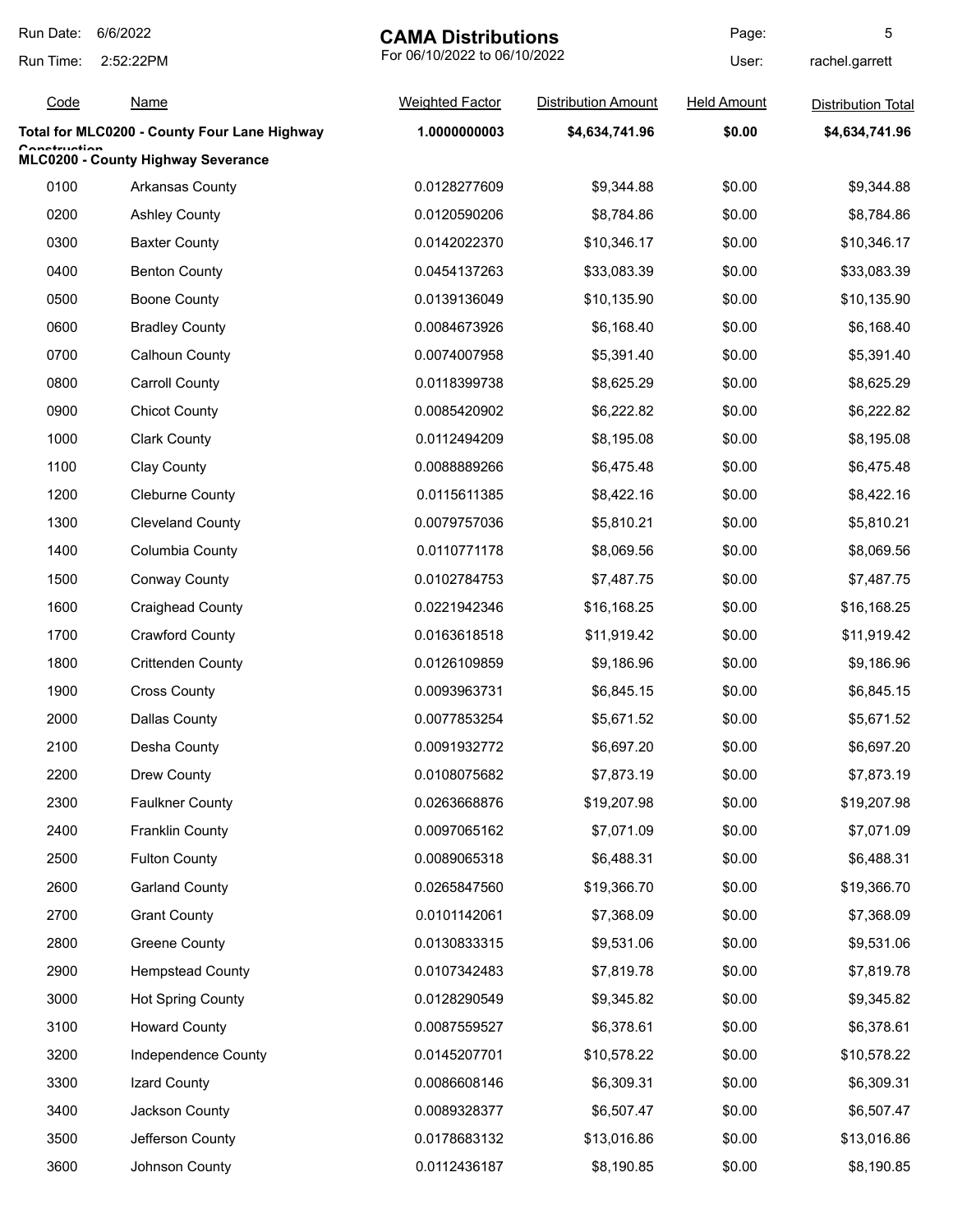# CAMA Distributions

For 06/10/2022 to 06/10/2022

Run Date: 6/6/2022
Run Time: 2:52:22PM
User: rachel.garrett

| Code | Name | Weighted Factor | Distribution Amount | Held Amount | Distribution Total |
|---|---|---|---|---|---|
| **Total for MLC0200 - County Four Lane Highway Construction** | | **1.0000000003** | **$4,634,741.96** | **$0.00** | **$4,634,741.96** |
| **MLC0200 - County Highway Severance** | | | | | |
| 0100 | Arkansas County | 0.0128277609 | $9,344.88 | $0.00 | $9,344.88 |
| 0200 | Ashley County | 0.0120590206 | $8,784.86 | $0.00 | $8,784.86 |
| 0300 | Baxter County | 0.0142022370 | $10,346.17 | $0.00 | $10,346.17 |
| 0400 | Benton County | 0.0454137263 | $33,083.39 | $0.00 | $33,083.39 |
| 0500 | Boone County | 0.0139136049 | $10,135.90 | $0.00 | $10,135.90 |
| 0600 | Bradley County | 0.0084673926 | $6,168.40 | $0.00 | $6,168.40 |
| 0700 | Calhoun County | 0.0074007958 | $5,391.40 | $0.00 | $5,391.40 |
| 0800 | Carroll County | 0.0118399738 | $8,625.29 | $0.00 | $8,625.29 |
| 0900 | Chicot County | 0.0085420902 | $6,222.82 | $0.00 | $6,222.82 |
| 1000 | Clark County | 0.0112494209 | $8,195.08 | $0.00 | $8,195.08 |
| 1100 | Clay County | 0.0088889266 | $6,475.48 | $0.00 | $6,475.48 |
| 1200 | Cleburne County | 0.0115611385 | $8,422.16 | $0.00 | $8,422.16 |
| 1300 | Cleveland County | 0.0079757036 | $5,810.21 | $0.00 | $5,810.21 |
| 1400 | Columbia County | 0.0110771178 | $8,069.56 | $0.00 | $8,069.56 |
| 1500 | Conway County | 0.0102784753 | $7,487.75 | $0.00 | $7,487.75 |
| 1600 | Craighead County | 0.0221942346 | $16,168.25 | $0.00 | $16,168.25 |
| 1700 | Crawford County | 0.0163618518 | $11,919.42 | $0.00 | $11,919.42 |
| 1800 | Crittenden County | 0.0126109859 | $9,186.96 | $0.00 | $9,186.96 |
| 1900 | Cross County | 0.0093963731 | $6,845.15 | $0.00 | $6,845.15 |
| 2000 | Dallas County | 0.0077853254 | $5,671.52 | $0.00 | $5,671.52 |
| 2100 | Desha County | 0.0091932772 | $6,697.20 | $0.00 | $6,697.20 |
| 2200 | Drew County | 0.0108075682 | $7,873.19 | $0.00 | $7,873.19 |
| 2300 | Faulkner County | 0.0263668876 | $19,207.98 | $0.00 | $19,207.98 |
| 2400 | Franklin County | 0.0097065162 | $7,071.09 | $0.00 | $7,071.09 |
| 2500 | Fulton County | 0.0089065318 | $6,488.31 | $0.00 | $6,488.31 |
| 2600 | Garland County | 0.0265847560 | $19,366.70 | $0.00 | $19,366.70 |
| 2700 | Grant County | 0.0101142061 | $7,368.09 | $0.00 | $7,368.09 |
| 2800 | Greene County | 0.0130833315 | $9,531.06 | $0.00 | $9,531.06 |
| 2900 | Hempstead County | 0.0107342483 | $7,819.78 | $0.00 | $7,819.78 |
| 3000 | Hot Spring County | 0.0128290549 | $9,345.82 | $0.00 | $9,345.82 |
| 3100 | Howard County | 0.0087559527 | $6,378.61 | $0.00 | $6,378.61 |
| 3200 | Independence County | 0.0145207701 | $10,578.22 | $0.00 | $10,578.22 |
| 3300 | Izard County | 0.0086608146 | $6,309.31 | $0.00 | $6,309.31 |
| 3400 | Jackson County | 0.0089328377 | $6,507.47 | $0.00 | $6,507.47 |
| 3500 | Jefferson County | 0.0178683132 | $13,016.86 | $0.00 | $13,016.86 |
| 3600 | Johnson County | 0.0112436187 | $8,190.85 | $0.00 | $8,190.85 |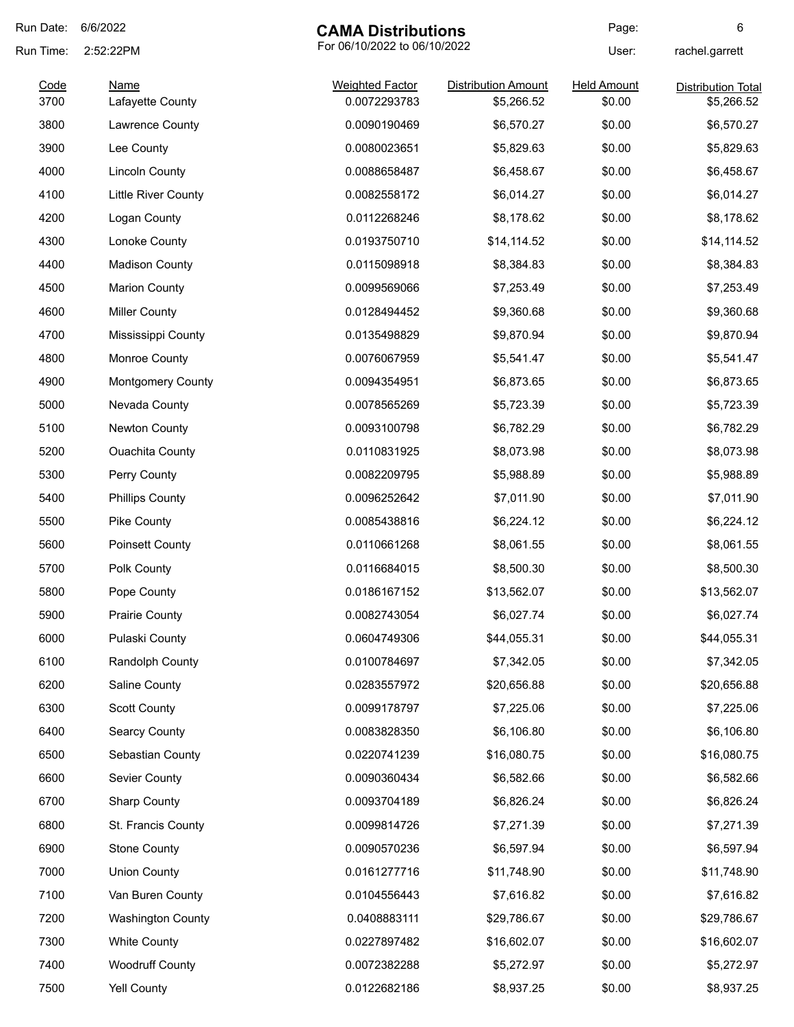# CAMA Distributions

For 06/10/2022 to 06/10/2022

Run Date: 6/6/2022
Run Time: 2:52:22PM
User: rachel.garrett

| Code | Name | Weighted Factor | Distribution Amount | Held Amount | Distribution Total |
|---|---|---|---|---|---|
| 3700 | Lafayette County | 0.0072293783 | $5,266.52 | $0.00 | $5,266.52 |
| 3800 | Lawrence County | 0.0090190469 | $6,570.27 | $0.00 | $6,570.27 |
| 3900 | Lee County | 0.0080023651 | $5,829.63 | $0.00 | $5,829.63 |
| 4000 | Lincoln County | 0.0088658487 | $6,458.67 | $0.00 | $6,458.67 |
| 4100 | Little River County | 0.0082558172 | $6,014.27 | $0.00 | $6,014.27 |
| 4200 | Logan County | 0.0112268246 | $8,178.62 | $0.00 | $8,178.62 |
| 4300 | Lonoke County | 0.0193750710 | $14,114.52 | $0.00 | $14,114.52 |
| 4400 | Madison County | 0.0115098918 | $8,384.83 | $0.00 | $8,384.83 |
| 4500 | Marion County | 0.0099569066 | $7,253.49 | $0.00 | $7,253.49 |
| 4600 | Miller County | 0.0128494452 | $9,360.68 | $0.00 | $9,360.68 |
| 4700 | Mississippi County | 0.0135498829 | $9,870.94 | $0.00 | $9,870.94 |
| 4800 | Monroe County | 0.0076067959 | $5,541.47 | $0.00 | $5,541.47 |
| 4900 | Montgomery County | 0.0094354951 | $6,873.65 | $0.00 | $6,873.65 |
| 5000 | Nevada County | 0.0078565269 | $5,723.39 | $0.00 | $5,723.39 |
| 5100 | Newton County | 0.0093100798 | $6,782.29 | $0.00 | $6,782.29 |
| 5200 | Ouachita County | 0.0110831925 | $8,073.98 | $0.00 | $8,073.98 |
| 5300 | Perry County | 0.0082209795 | $5,988.89 | $0.00 | $5,988.89 |
| 5400 | Phillips County | 0.0096252642 | $7,011.90 | $0.00 | $7,011.90 |
| 5500 | Pike County | 0.0085438816 | $6,224.12 | $0.00 | $6,224.12 |
| 5600 | Poinsett County | 0.0110661268 | $8,061.55 | $0.00 | $8,061.55 |
| 5700 | Polk County | 0.0116684015 | $8,500.30 | $0.00 | $8,500.30 |
| 5800 | Pope County | 0.0186167152 | $13,562.07 | $0.00 | $13,562.07 |
| 5900 | Prairie County | 0.0082743054 | $6,027.74 | $0.00 | $6,027.74 |
| 6000 | Pulaski County | 0.0604749306 | $44,055.31 | $0.00 | $44,055.31 |
| 6100 | Randolph County | 0.0100784697 | $7,342.05 | $0.00 | $7,342.05 |
| 6200 | Saline County | 0.0283557972 | $20,656.88 | $0.00 | $20,656.88 |
| 6300 | Scott County | 0.0099178797 | $7,225.06 | $0.00 | $7,225.06 |
| 6400 | Searcy County | 0.0083828350 | $6,106.80 | $0.00 | $6,106.80 |
| 6500 | Sebastian County | 0.0220741239 | $16,080.75 | $0.00 | $16,080.75 |
| 6600 | Sevier County | 0.0090360434 | $6,582.66 | $0.00 | $6,582.66 |
| 6700 | Sharp County | 0.0093704189 | $6,826.24 | $0.00 | $6,826.24 |
| 6800 | St. Francis County | 0.0099814726 | $7,271.39 | $0.00 | $7,271.39 |
| 6900 | Stone County | 0.0090570236 | $6,597.94 | $0.00 | $6,597.94 |
| 7000 | Union County | 0.0161277716 | $11,748.90 | $0.00 | $11,748.90 |
| 7100 | Van Buren County | 0.0104556443 | $7,616.82 | $0.00 | $7,616.82 |
| 7200 | Washington County | 0.0408883111 | $29,786.67 | $0.00 | $29,786.67 |
| 7300 | White County | 0.0227897482 | $16,602.07 | $0.00 | $16,602.07 |
| 7400 | Woodruff County | 0.0072382288 | $5,272.97 | $0.00 | $5,272.97 |
| 7500 | Yell County | 0.0122682186 | $8,937.25 | $0.00 | $8,937.25 |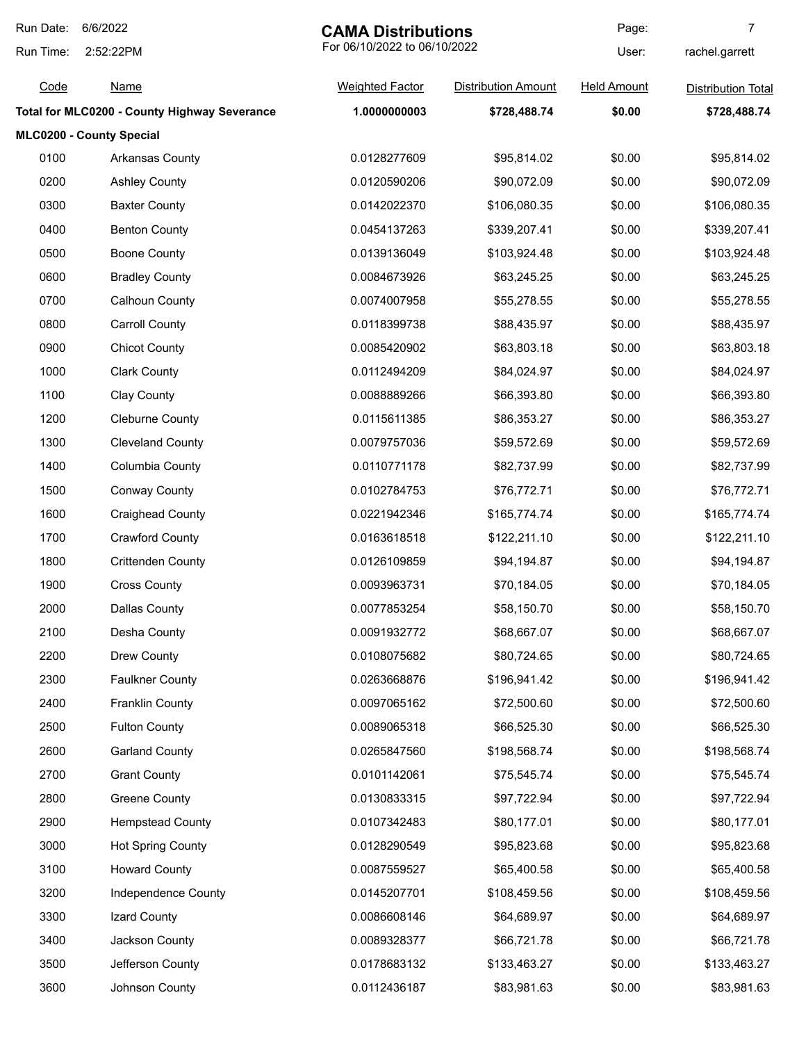# CAMA Distributions

For 06/10/2022 to 06/10/2022

Run Date: 6/6/2022
Run Time: 2:52:22PM
User: rachel.garrett

| Code | Name | Weighted Factor | Distribution Amount | Held Amount | Distribution Total |
|---|---|---|---|---|---|
| **Total for MLC0200 - County Highway Severance** | | **1.0000000003** | **$728,488.74** | **$0.00** | **$728,488.74** |
| **MLC0200 - County Special** | | | | | |
| 0100 | Arkansas County | 0.0128277609 | $95,814.02 | $0.00 | $95,814.02 |
| 0200 | Ashley County | 0.0120590206 | $90,072.09 | $0.00 | $90,072.09 |
| 0300 | Baxter County | 0.0142022370 | $106,080.35 | $0.00 | $106,080.35 |
| 0400 | Benton County | 0.0454137263 | $339,207.41 | $0.00 | $339,207.41 |
| 0500 | Boone County | 0.0139136049 | $103,924.48 | $0.00 | $103,924.48 |
| 0600 | Bradley County | 0.0084673926 | $63,245.25 | $0.00 | $63,245.25 |
| 0700 | Calhoun County | 0.0074007958 | $55,278.55 | $0.00 | $55,278.55 |
| 0800 | Carroll County | 0.0118399738 | $88,435.97 | $0.00 | $88,435.97 |
| 0900 | Chicot County | 0.0085420902 | $63,803.18 | $0.00 | $63,803.18 |
| 1000 | Clark County | 0.0112494209 | $84,024.97 | $0.00 | $84,024.97 |
| 1100 | Clay County | 0.0088889266 | $66,393.80 | $0.00 | $66,393.80 |
| 1200 | Cleburne County | 0.0115611385 | $86,353.27 | $0.00 | $86,353.27 |
| 1300 | Cleveland County | 0.0079757036 | $59,572.69 | $0.00 | $59,572.69 |
| 1400 | Columbia County | 0.0110771178 | $82,737.99 | $0.00 | $82,737.99 |
| 1500 | Conway County | 0.0102784753 | $76,772.71 | $0.00 | $76,772.71 |
| 1600 | Craighead County | 0.0221942346 | $165,774.74 | $0.00 | $165,774.74 |
| 1700 | Crawford County | 0.0163618518 | $122,211.10 | $0.00 | $122,211.10 |
| 1800 | Crittenden County | 0.0126109859 | $94,194.87 | $0.00 | $94,194.87 |
| 1900 | Cross County | 0.0093963731 | $70,184.05 | $0.00 | $70,184.05 |
| 2000 | Dallas County | 0.0077853254 | $58,150.70 | $0.00 | $58,150.70 |
| 2100 | Desha County | 0.0091932772 | $68,667.07 | $0.00 | $68,667.07 |
| 2200 | Drew County | 0.0108075682 | $80,724.65 | $0.00 | $80,724.65 |
| 2300 | Faulkner County | 0.0263668876 | $196,941.42 | $0.00 | $196,941.42 |
| 2400 | Franklin County | 0.0097065162 | $72,500.60 | $0.00 | $72,500.60 |
| 2500 | Fulton County | 0.0089065318 | $66,525.30 | $0.00 | $66,525.30 |
| 2600 | Garland County | 0.0265847560 | $198,568.74 | $0.00 | $198,568.74 |
| 2700 | Grant County | 0.0101142061 | $75,545.74 | $0.00 | $75,545.74 |
| 2800 | Greene County | 0.0130833315 | $97,722.94 | $0.00 | $97,722.94 |
| 2900 | Hempstead County | 0.0107342483 | $80,177.01 | $0.00 | $80,177.01 |
| 3000 | Hot Spring County | 0.0128290549 | $95,823.68 | $0.00 | $95,823.68 |
| 3100 | Howard County | 0.0087559527 | $65,400.58 | $0.00 | $65,400.58 |
| 3200 | Independence County | 0.0145207701 | $108,459.56 | $0.00 | $108,459.56 |
| 3300 | Izard County | 0.0086608146 | $64,689.97 | $0.00 | $64,689.97 |
| 3400 | Jackson County | 0.0089328377 | $66,721.78 | $0.00 | $66,721.78 |
| 3500 | Jefferson County | 0.0178683132 | $133,463.27 | $0.00 | $133,463.27 |
| 3600 | Johnson County | 0.0112436187 | $83,981.63 | $0.00 | $83,981.63 |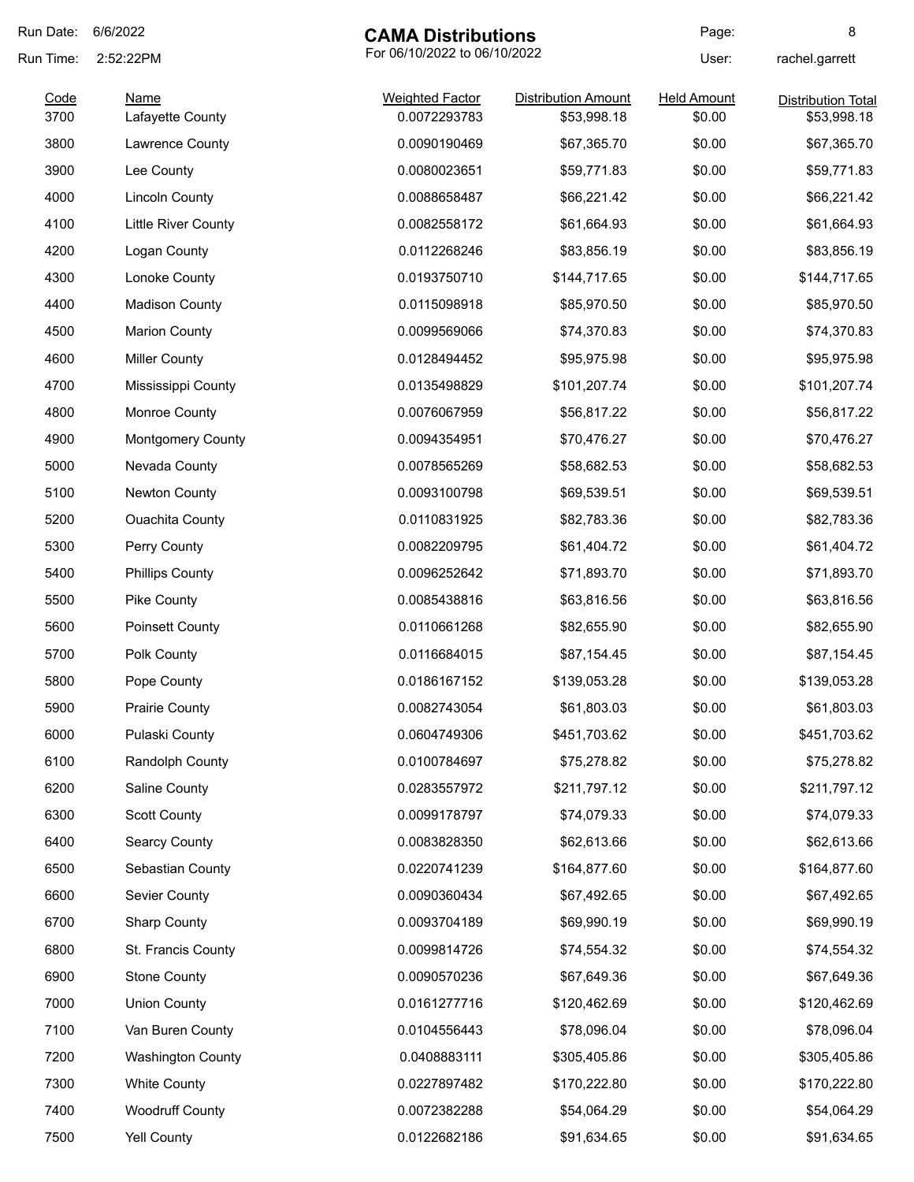# CAMA Distributions

For 06/10/2022 to 06/10/2022

Run Date: 6/6/2022
Run Time: 2:52:22PM
User: rachel.garrett

| Code | Name | Weighted Factor | Distribution Amount | Held Amount | Distribution Total |
|---|---|---|---|---|---|
| 3700 | Lafayette County | 0.0072293783 | $53,998.18 | $0.00 | $53,998.18 |
| 3800 | Lawrence County | 0.0090190469 | $67,365.70 | $0.00 | $67,365.70 |
| 3900 | Lee County | 0.0080023651 | $59,771.83 | $0.00 | $59,771.83 |
| 4000 | Lincoln County | 0.0088658487 | $66,221.42 | $0.00 | $66,221.42 |
| 4100 | Little River County | 0.0082558172 | $61,664.93 | $0.00 | $61,664.93 |
| 4200 | Logan County | 0.0112268246 | $83,856.19 | $0.00 | $83,856.19 |
| 4300 | Lonoke County | 0.0193750710 | $144,717.65 | $0.00 | $144,717.65 |
| 4400 | Madison County | 0.0115098918 | $85,970.50 | $0.00 | $85,970.50 |
| 4500 | Marion County | 0.0099569066 | $74,370.83 | $0.00 | $74,370.83 |
| 4600 | Miller County | 0.0128494452 | $95,975.98 | $0.00 | $95,975.98 |
| 4700 | Mississippi County | 0.0135498829 | $101,207.74 | $0.00 | $101,207.74 |
| 4800 | Monroe County | 0.0076067959 | $56,817.22 | $0.00 | $56,817.22 |
| 4900 | Montgomery County | 0.0094354951 | $70,476.27 | $0.00 | $70,476.27 |
| 5000 | Nevada County | 0.0078565269 | $58,682.53 | $0.00 | $58,682.53 |
| 5100 | Newton County | 0.0093100798 | $69,539.51 | $0.00 | $69,539.51 |
| 5200 | Ouachita County | 0.0110831925 | $82,783.36 | $0.00 | $82,783.36 |
| 5300 | Perry County | 0.0082209795 | $61,404.72 | $0.00 | $61,404.72 |
| 5400 | Phillips County | 0.0096252642 | $71,893.70 | $0.00 | $71,893.70 |
| 5500 | Pike County | 0.0085438816 | $63,816.56 | $0.00 | $63,816.56 |
| 5600 | Poinsett County | 0.0110661268 | $82,655.90 | $0.00 | $82,655.90 |
| 5700 | Polk County | 0.0116684015 | $87,154.45 | $0.00 | $87,154.45 |
| 5800 | Pope County | 0.0186167152 | $139,053.28 | $0.00 | $139,053.28 |
| 5900 | Prairie County | 0.0082743054 | $61,803.03 | $0.00 | $61,803.03 |
| 6000 | Pulaski County | 0.0604749306 | $451,703.62 | $0.00 | $451,703.62 |
| 6100 | Randolph County | 0.0100784697 | $75,278.82 | $0.00 | $75,278.82 |
| 6200 | Saline County | 0.0283557972 | $211,797.12 | $0.00 | $211,797.12 |
| 6300 | Scott County | 0.0099178797 | $74,079.33 | $0.00 | $74,079.33 |
| 6400 | Searcy County | 0.0083828350 | $62,613.66 | $0.00 | $62,613.66 |
| 6500 | Sebastian County | 0.0220741239 | $164,877.60 | $0.00 | $164,877.60 |
| 6600 | Sevier County | 0.0090360434 | $67,492.65 | $0.00 | $67,492.65 |
| 6700 | Sharp County | 0.0093704189 | $69,990.19 | $0.00 | $69,990.19 |
| 6800 | St. Francis County | 0.0099814726 | $74,554.32 | $0.00 | $74,554.32 |
| 6900 | Stone County | 0.0090570236 | $67,649.36 | $0.00 | $67,649.36 |
| 7000 | Union County | 0.0161277716 | $120,462.69 | $0.00 | $120,462.69 |
| 7100 | Van Buren County | 0.0104556443 | $78,096.04 | $0.00 | $78,096.04 |
| 7200 | Washington County | 0.0408883111 | $305,405.86 | $0.00 | $305,405.86 |
| 7300 | White County | 0.0227897482 | $170,222.80 | $0.00 | $170,222.80 |
| 7400 | Woodruff County | 0.0072382288 | $54,064.29 | $0.00 | $54,064.29 |
| 7500 | Yell County | 0.0122682186 | $91,634.65 | $0.00 | $91,634.65 |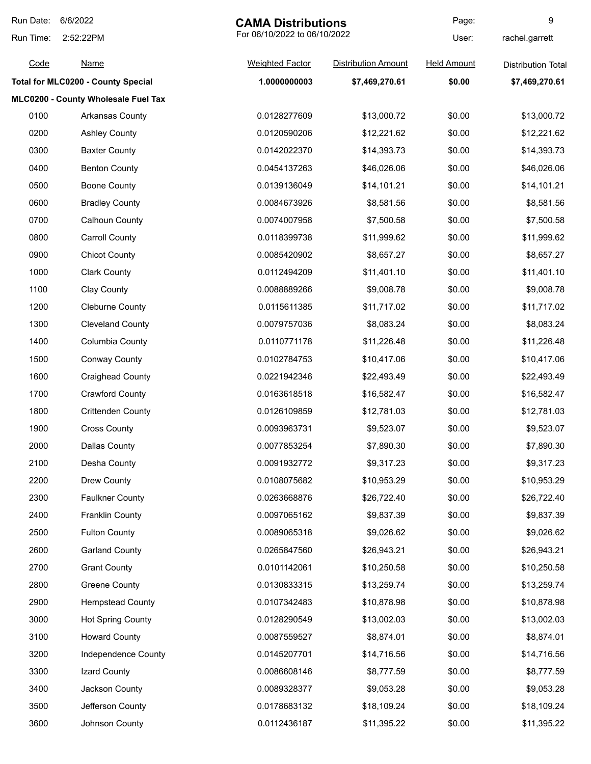# CAMA Distributions

For 06/10/2022 to 06/10/2022

Run Date: 6/6/2022
Run Time: 2:52:22PM
User: rachel.garrett

| Code | Name | Weighted Factor | Distribution Amount | Held Amount | Distribution Total |
|---|---|---|---|---|---|
| **Total for MLC0200 - County Special** | | **1.0000000003** | **$7,469,270.61** | **$0.00** | **$7,469,270.61** |
| **MLC0200 - County Wholesale Fuel Tax** | | | | | |
| 0100 | Arkansas County | 0.0128277609 | $13,000.72 | $0.00 | $13,000.72 |
| 0200 | Ashley County | 0.0120590206 | $12,221.62 | $0.00 | $12,221.62 |
| 0300 | Baxter County | 0.0142022370 | $14,393.73 | $0.00 | $14,393.73 |
| 0400 | Benton County | 0.0454137263 | $46,026.06 | $0.00 | $46,026.06 |
| 0500 | Boone County | 0.0139136049 | $14,101.21 | $0.00 | $14,101.21 |
| 0600 | Bradley County | 0.0084673926 | $8,581.56 | $0.00 | $8,581.56 |
| 0700 | Calhoun County | 0.0074007958 | $7,500.58 | $0.00 | $7,500.58 |
| 0800 | Carroll County | 0.0118399738 | $11,999.62 | $0.00 | $11,999.62 |
| 0900 | Chicot County | 0.0085420902 | $8,657.27 | $0.00 | $8,657.27 |
| 1000 | Clark County | 0.0112494209 | $11,401.10 | $0.00 | $11,401.10 |
| 1100 | Clay County | 0.0088889266 | $9,008.78 | $0.00 | $9,008.78 |
| 1200 | Cleburne County | 0.0115611385 | $11,717.02 | $0.00 | $11,717.02 |
| 1300 | Cleveland County | 0.0079757036 | $8,083.24 | $0.00 | $8,083.24 |
| 1400 | Columbia County | 0.0110771178 | $11,226.48 | $0.00 | $11,226.48 |
| 1500 | Conway County | 0.0102784753 | $10,417.06 | $0.00 | $10,417.06 |
| 1600 | Craighead County | 0.0221942346 | $22,493.49 | $0.00 | $22,493.49 |
| 1700 | Crawford County | 0.0163618518 | $16,582.47 | $0.00 | $16,582.47 |
| 1800 | Crittenden County | 0.0126109859 | $12,781.03 | $0.00 | $12,781.03 |
| 1900 | Cross County | 0.0093963731 | $9,523.07 | $0.00 | $9,523.07 |
| 2000 | Dallas County | 0.0077853254 | $7,890.30 | $0.00 | $7,890.30 |
| 2100 | Desha County | 0.0091932772 | $9,317.23 | $0.00 | $9,317.23 |
| 2200 | Drew County | 0.0108075682 | $10,953.29 | $0.00 | $10,953.29 |
| 2300 | Faulkner County | 0.0263668876 | $26,722.40 | $0.00 | $26,722.40 |
| 2400 | Franklin County | 0.0097065162 | $9,837.39 | $0.00 | $9,837.39 |
| 2500 | Fulton County | 0.0089065318 | $9,026.62 | $0.00 | $9,026.62 |
| 2600 | Garland County | 0.0265847560 | $26,943.21 | $0.00 | $26,943.21 |
| 2700 | Grant County | 0.0101142061 | $10,250.58 | $0.00 | $10,250.58 |
| 2800 | Greene County | 0.0130833315 | $13,259.74 | $0.00 | $13,259.74 |
| 2900 | Hempstead County | 0.0107342483 | $10,878.98 | $0.00 | $10,878.98 |
| 3000 | Hot Spring County | 0.0128290549 | $13,002.03 | $0.00 | $13,002.03 |
| 3100 | Howard County | 0.0087559527 | $8,874.01 | $0.00 | $8,874.01 |
| 3200 | Independence County | 0.0145207701 | $14,716.56 | $0.00 | $14,716.56 |
| 3300 | Izard County | 0.0086608146 | $8,777.59 | $0.00 | $8,777.59 |
| 3400 | Jackson County | 0.0089328377 | $9,053.28 | $0.00 | $9,053.28 |
| 3500 | Jefferson County | 0.0178683132 | $18,109.24 | $0.00 | $18,109.24 |
| 3600 | Johnson County | 0.0112436187 | $11,395.22 | $0.00 | $11,395.22 |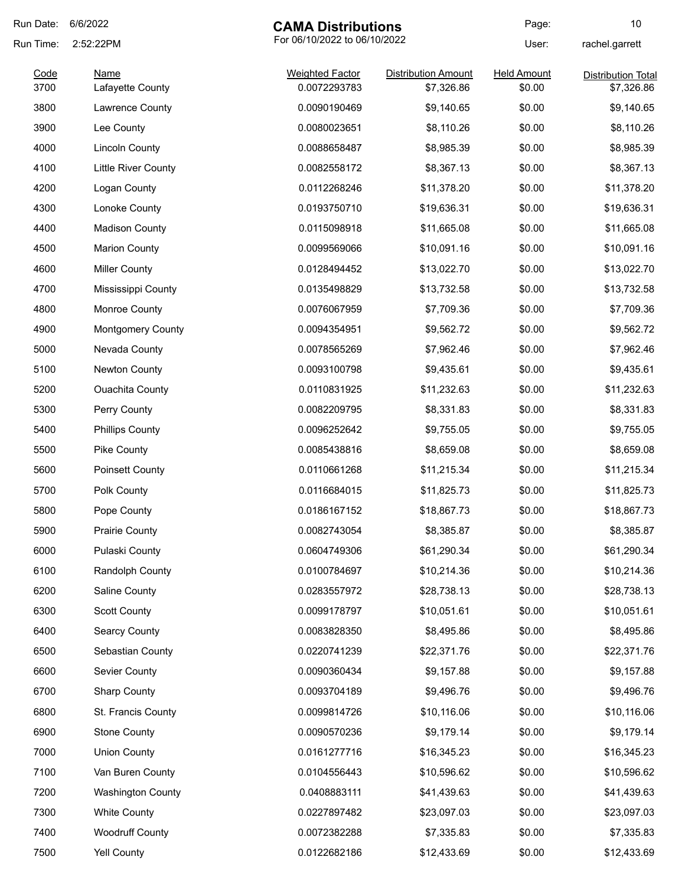Run Date: 6/6/2022

Run Time: 2:52:22PM

# CAMA Distributions

For 06/10/2022 to 06/10/2022

Page: 10

User: rachel.garrett

| Code | Name | Weighted Factor | Distribution Amount | Held Amount | Distribution Total |
|---|---|---|---|---|---|
| 3700 | Lafayette County | 0.0072293783 | $7,326.86 | $0.00 | $7,326.86 |
| 3800 | Lawrence County | 0.0090190469 | $9,140.65 | $0.00 | $9,140.65 |
| 3900 | Lee County | 0.0080023651 | $8,110.26 | $0.00 | $8,110.26 |
| 4000 | Lincoln County | 0.0088658487 | $8,985.39 | $0.00 | $8,985.39 |
| 4100 | Little River County | 0.0082558172 | $8,367.13 | $0.00 | $8,367.13 |
| 4200 | Logan County | 0.0112268246 | $11,378.20 | $0.00 | $11,378.20 |
| 4300 | Lonoke County | 0.0193750710 | $19,636.31 | $0.00 | $19,636.31 |
| 4400 | Madison County | 0.0115098918 | $11,665.08 | $0.00 | $11,665.08 |
| 4500 | Marion County | 0.0099569066 | $10,091.16 | $0.00 | $10,091.16 |
| 4600 | Miller County | 0.0128494452 | $13,022.70 | $0.00 | $13,022.70 |
| 4700 | Mississippi County | 0.0135498829 | $13,732.58 | $0.00 | $13,732.58 |
| 4800 | Monroe County | 0.0076067959 | $7,709.36 | $0.00 | $7,709.36 |
| 4900 | Montgomery County | 0.0094354951 | $9,562.72 | $0.00 | $9,562.72 |
| 5000 | Nevada County | 0.0078565269 | $7,962.46 | $0.00 | $7,962.46 |
| 5100 | Newton County | 0.0093100798 | $9,435.61 | $0.00 | $9,435.61 |
| 5200 | Ouachita County | 0.0110831925 | $11,232.63 | $0.00 | $11,232.63 |
| 5300 | Perry County | 0.0082209795 | $8,331.83 | $0.00 | $8,331.83 |
| 5400 | Phillips County | 0.0096252642 | $9,755.05 | $0.00 | $9,755.05 |
| 5500 | Pike County | 0.0085438816 | $8,659.08 | $0.00 | $8,659.08 |
| 5600 | Poinsett County | 0.0110661268 | $11,215.34 | $0.00 | $11,215.34 |
| 5700 | Polk County | 0.0116684015 | $11,825.73 | $0.00 | $11,825.73 |
| 5800 | Pope County | 0.0186167152 | $18,867.73 | $0.00 | $18,867.73 |
| 5900 | Prairie County | 0.0082743054 | $8,385.87 | $0.00 | $8,385.87 |
| 6000 | Pulaski County | 0.0604749306 | $61,290.34 | $0.00 | $61,290.34 |
| 6100 | Randolph County | 0.0100784697 | $10,214.36 | $0.00 | $10,214.36 |
| 6200 | Saline County | 0.0283557972 | $28,738.13 | $0.00 | $28,738.13 |
| 6300 | Scott County | 0.0099178797 | $10,051.61 | $0.00 | $10,051.61 |
| 6400 | Searcy County | 0.0083828350 | $8,495.86 | $0.00 | $8,495.86 |
| 6500 | Sebastian County | 0.0220741239 | $22,371.76 | $0.00 | $22,371.76 |
| 6600 | Sevier County | 0.0090360434 | $9,157.88 | $0.00 | $9,157.88 |
| 6700 | Sharp County | 0.0093704189 | $9,496.76 | $0.00 | $9,496.76 |
| 6800 | St. Francis County | 0.0099814726 | $10,116.06 | $0.00 | $10,116.06 |
| 6900 | Stone County | 0.0090570236 | $9,179.14 | $0.00 | $9,179.14 |
| 7000 | Union County | 0.0161277716 | $16,345.23 | $0.00 | $16,345.23 |
| 7100 | Van Buren County | 0.0104556443 | $10,596.62 | $0.00 | $10,596.62 |
| 7200 | Washington County | 0.0408883111 | $41,439.63 | $0.00 | $41,439.63 |
| 7300 | White County | 0.0227897482 | $23,097.03 | $0.00 | $23,097.03 |
| 7400 | Woodruff County | 0.0072382288 | $7,335.83 | $0.00 | $7,335.83 |
| 7500 | Yell County | 0.0122682186 | $12,433.69 | $0.00 | $12,433.69 |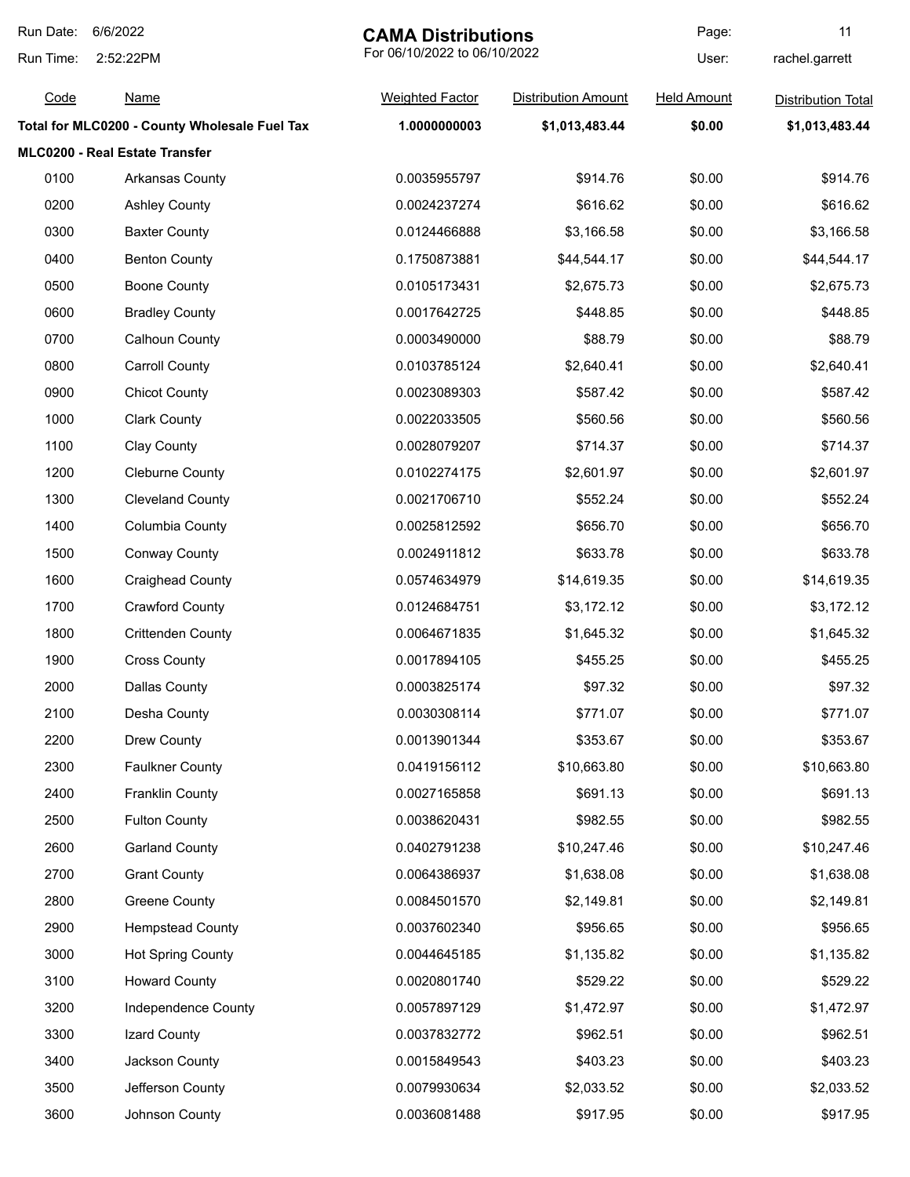# CAMA Distributions

For 06/10/2022 to 06/10/2022

Run Date: 6/6/2022
Run Time: 2:52:22PM
User: rachel.garrett

| Code | Name | Weighted Factor | Distribution Amount | Held Amount | Distribution Total |
|---|---|---|---|---|---|
| **Total for MLC0200 - County Wholesale Fuel Tax** | | **1.0000000003** | **$1,013,483.44** | **$0.00** | **$1,013,483.44** |
| **MLC0200 - Real Estate Transfer** | | | | | |
| 0100 | Arkansas County | 0.0035955797 | $914.76 | $0.00 | $914.76 |
| 0200 | Ashley County | 0.0024237274 | $616.62 | $0.00 | $616.62 |
| 0300 | Baxter County | 0.0124466888 | $3,166.58 | $0.00 | $3,166.58 |
| 0400 | Benton County | 0.1750873881 | $44,544.17 | $0.00 | $44,544.17 |
| 0500 | Boone County | 0.0105173431 | $2,675.73 | $0.00 | $2,675.73 |
| 0600 | Bradley County | 0.0017642725 | $448.85 | $0.00 | $448.85 |
| 0700 | Calhoun County | 0.0003490000 | $88.79 | $0.00 | $88.79 |
| 0800 | Carroll County | 0.0103785124 | $2,640.41 | $0.00 | $2,640.41 |
| 0900 | Chicot County | 0.0023089303 | $587.42 | $0.00 | $587.42 |
| 1000 | Clark County | 0.0022033505 | $560.56 | $0.00 | $560.56 |
| 1100 | Clay County | 0.0028079207 | $714.37 | $0.00 | $714.37 |
| 1200 | Cleburne County | 0.0102274175 | $2,601.97 | $0.00 | $2,601.97 |
| 1300 | Cleveland County | 0.0021706710 | $552.24 | $0.00 | $552.24 |
| 1400 | Columbia County | 0.0025812592 | $656.70 | $0.00 | $656.70 |
| 1500 | Conway County | 0.0024911812 | $633.78 | $0.00 | $633.78 |
| 1600 | Craighead County | 0.0574634979 | $14,619.35 | $0.00 | $14,619.35 |
| 1700 | Crawford County | 0.0124684751 | $3,172.12 | $0.00 | $3,172.12 |
| 1800 | Crittenden County | 0.0064671835 | $1,645.32 | $0.00 | $1,645.32 |
| 1900 | Cross County | 0.0017894105 | $455.25 | $0.00 | $455.25 |
| 2000 | Dallas County | 0.0003825174 | $97.32 | $0.00 | $97.32 |
| 2100 | Desha County | 0.0030308114 | $771.07 | $0.00 | $771.07 |
| 2200 | Drew County | 0.0013901344 | $353.67 | $0.00 | $353.67 |
| 2300 | Faulkner County | 0.0419156112 | $10,663.80 | $0.00 | $10,663.80 |
| 2400 | Franklin County | 0.0027165858 | $691.13 | $0.00 | $691.13 |
| 2500 | Fulton County | 0.0038620431 | $982.55 | $0.00 | $982.55 |
| 2600 | Garland County | 0.0402791238 | $10,247.46 | $0.00 | $10,247.46 |
| 2700 | Grant County | 0.0064386937 | $1,638.08 | $0.00 | $1,638.08 |
| 2800 | Greene County | 0.0084501570 | $2,149.81 | $0.00 | $2,149.81 |
| 2900 | Hempstead County | 0.0037602340 | $956.65 | $0.00 | $956.65 |
| 3000 | Hot Spring County | 0.0044645185 | $1,135.82 | $0.00 | $1,135.82 |
| 3100 | Howard County | 0.0020801740 | $529.22 | $0.00 | $529.22 |
| 3200 | Independence County | 0.0057897129 | $1,472.97 | $0.00 | $1,472.97 |
| 3300 | Izard County | 0.0037832772 | $962.51 | $0.00 | $962.51 |
| 3400 | Jackson County | 0.0015849543 | $403.23 | $0.00 | $403.23 |
| 3500 | Jefferson County | 0.0079930634 | $2,033.52 | $0.00 | $2,033.52 |
| 3600 | Johnson County | 0.0036081488 | $917.95 | $0.00 | $917.95 |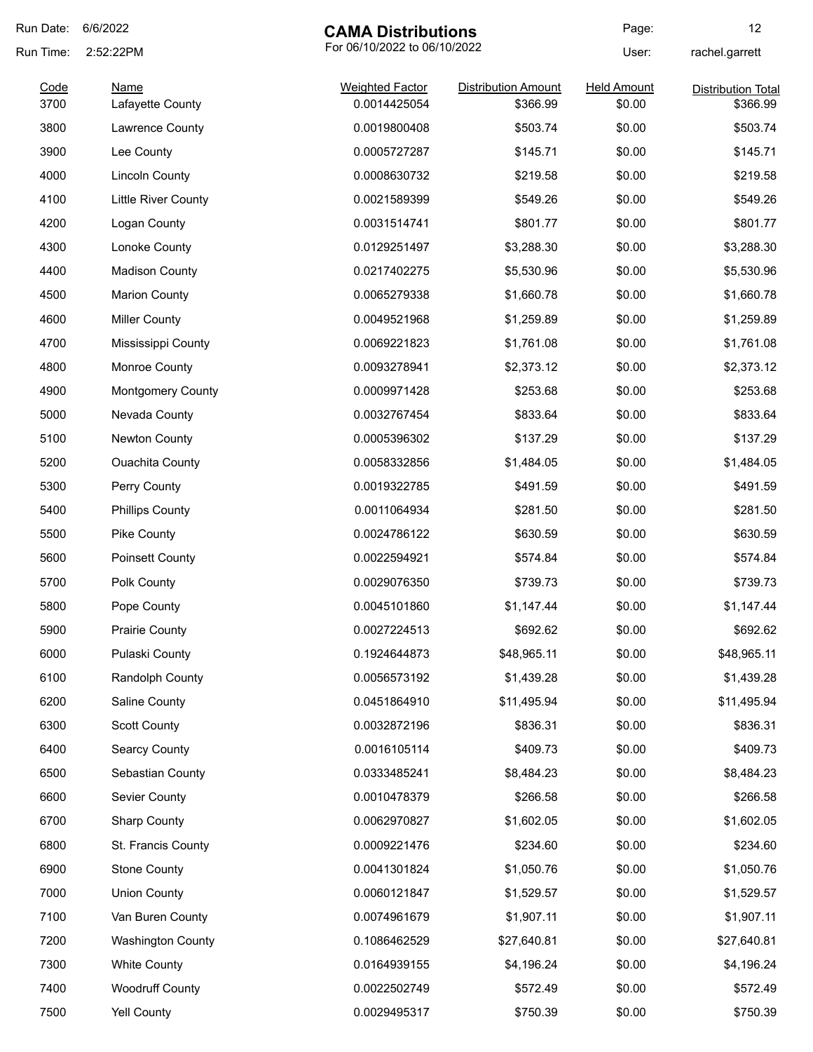Run Date: 6/6/2022
Run Time: 2:52:22PM

# CAMA Distributions

For 06/10/2022 to 06/10/2022

User: rachel.garrett

| Code | Name | Weighted Factor | Distribution Amount | Held Amount | Distribution Total |
|---|---|---|---|---|---|
| 3700 | Lafayette County | 0.0014425054 | $366.99 | $0.00 | $366.99 |
| 3800 | Lawrence County | 0.0019800408 | $503.74 | $0.00 | $503.74 |
| 3900 | Lee County | 0.0005727287 | $145.71 | $0.00 | $145.71 |
| 4000 | Lincoln County | 0.0008630732 | $219.58 | $0.00 | $219.58 |
| 4100 | Little River County | 0.0021589399 | $549.26 | $0.00 | $549.26 |
| 4200 | Logan County | 0.0031514741 | $801.77 | $0.00 | $801.77 |
| 4300 | Lonoke County | 0.0129251497 | $3,288.30 | $0.00 | $3,288.30 |
| 4400 | Madison County | 0.0217402275 | $5,530.96 | $0.00 | $5,530.96 |
| 4500 | Marion County | 0.0065279338 | $1,660.78 | $0.00 | $1,660.78 |
| 4600 | Miller County | 0.0049521968 | $1,259.89 | $0.00 | $1,259.89 |
| 4700 | Mississippi County | 0.0069221823 | $1,761.08 | $0.00 | $1,761.08 |
| 4800 | Monroe County | 0.0093278941 | $2,373.12 | $0.00 | $2,373.12 |
| 4900 | Montgomery County | 0.0009971428 | $253.68 | $0.00 | $253.68 |
| 5000 | Nevada County | 0.0032767454 | $833.64 | $0.00 | $833.64 |
| 5100 | Newton County | 0.0005396302 | $137.29 | $0.00 | $137.29 |
| 5200 | Ouachita County | 0.0058332856 | $1,484.05 | $0.00 | $1,484.05 |
| 5300 | Perry County | 0.0019322785 | $491.59 | $0.00 | $491.59 |
| 5400 | Phillips County | 0.0011064934 | $281.50 | $0.00 | $281.50 |
| 5500 | Pike County | 0.0024786122 | $630.59 | $0.00 | $630.59 |
| 5600 | Poinsett County | 0.0022594921 | $574.84 | $0.00 | $574.84 |
| 5700 | Polk County | 0.0029076350 | $739.73 | $0.00 | $739.73 |
| 5800 | Pope County | 0.0045101860 | $1,147.44 | $0.00 | $1,147.44 |
| 5900 | Prairie County | 0.0027224513 | $692.62 | $0.00 | $692.62 |
| 6000 | Pulaski County | 0.1924644873 | $48,965.11 | $0.00 | $48,965.11 |
| 6100 | Randolph County | 0.0056573192 | $1,439.28 | $0.00 | $1,439.28 |
| 6200 | Saline County | 0.0451864910 | $11,495.94 | $0.00 | $11,495.94 |
| 6300 | Scott County | 0.0032872196 | $836.31 | $0.00 | $836.31 |
| 6400 | Searcy County | 0.0016105114 | $409.73 | $0.00 | $409.73 |
| 6500 | Sebastian County | 0.0333485241 | $8,484.23 | $0.00 | $8,484.23 |
| 6600 | Sevier County | 0.0010478379 | $266.58 | $0.00 | $266.58 |
| 6700 | Sharp County | 0.0062970827 | $1,602.05 | $0.00 | $1,602.05 |
| 6800 | St. Francis County | 0.0009221476 | $234.60 | $0.00 | $234.60 |
| 6900 | Stone County | 0.0041301824 | $1,050.76 | $0.00 | $1,050.76 |
| 7000 | Union County | 0.0060121847 | $1,529.57 | $0.00 | $1,529.57 |
| 7100 | Van Buren County | 0.0074961679 | $1,907.11 | $0.00 | $1,907.11 |
| 7200 | Washington County | 0.1086462529 | $27,640.81 | $0.00 | $27,640.81 |
| 7300 | White County | 0.0164939155 | $4,196.24 | $0.00 | $4,196.24 |
| 7400 | Woodruff County | 0.0022502749 | $572.49 | $0.00 | $572.49 |
| 7500 | Yell County | 0.0029495317 | $750.39 | $0.00 | $750.39 |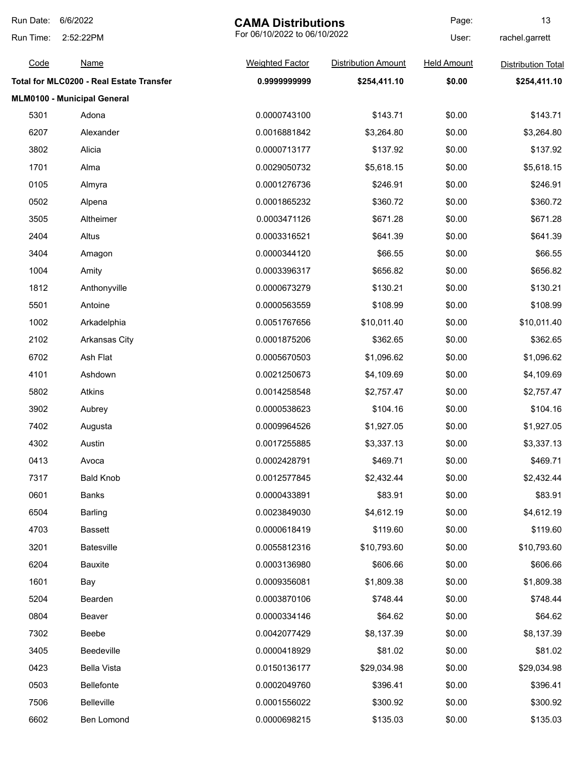# CAMA Distributions

For 06/10/2022 to 06/10/2022

Run Date: 6/6/2022
Run Time: 2:52:22PM
User: rachel.garrett

| Code | Name | Weighted Factor | Distribution Amount | Held Amount | Distribution Total |
|---|---|---|---|---|---|
| **Total for MLC0200 - Real Estate Transfer** | | **0.9999999999** | **$254,411.10** | **$0.00** | **$254,411.10** |
| **MLM0100 - Municipal General** | | | | | |
| 5301 | Adona | 0.0000743100 | $143.71 | $0.00 | $143.71 |
| 6207 | Alexander | 0.0016881842 | $3,264.80 | $0.00 | $3,264.80 |
| 3802 | Alicia | 0.0000713177 | $137.92 | $0.00 | $137.92 |
| 1701 | Alma | 0.0029050732 | $5,618.15 | $0.00 | $5,618.15 |
| 0105 | Almyra | 0.0001276736 | $246.91 | $0.00 | $246.91 |
| 0502 | Alpena | 0.0001865232 | $360.72 | $0.00 | $360.72 |
| 3505 | Altheimer | 0.0003471126 | $671.28 | $0.00 | $671.28 |
| 2404 | Altus | 0.0003316521 | $641.39 | $0.00 | $641.39 |
| 3404 | Amagon | 0.0000344120 | $66.55 | $0.00 | $66.55 |
| 1004 | Amity | 0.0003396317 | $656.82 | $0.00 | $656.82 |
| 1812 | Anthonyville | 0.0000673279 | $130.21 | $0.00 | $130.21 |
| 5501 | Antoine | 0.0000563559 | $108.99 | $0.00 | $108.99 |
| 1002 | Arkadelphia | 0.0051767656 | $10,011.40 | $0.00 | $10,011.40 |
| 2102 | Arkansas City | 0.0001875206 | $362.65 | $0.00 | $362.65 |
| 6702 | Ash Flat | 0.0005670503 | $1,096.62 | $0.00 | $1,096.62 |
| 4101 | Ashdown | 0.0021250673 | $4,109.69 | $0.00 | $4,109.69 |
| 5802 | Atkins | 0.0014258548 | $2,757.47 | $0.00 | $2,757.47 |
| 3902 | Aubrey | 0.0000538623 | $104.16 | $0.00 | $104.16 |
| 7402 | Augusta | 0.0009964526 | $1,927.05 | $0.00 | $1,927.05 |
| 4302 | Austin | 0.0017255885 | $3,337.13 | $0.00 | $3,337.13 |
| 0413 | Avoca | 0.0002428791 | $469.71 | $0.00 | $469.71 |
| 7317 | Bald Knob | 0.0012577845 | $2,432.44 | $0.00 | $2,432.44 |
| 0601 | Banks | 0.0000433891 | $83.91 | $0.00 | $83.91 |
| 6504 | Barling | 0.0023849030 | $4,612.19 | $0.00 | $4,612.19 |
| 4703 | Bassett | 0.0000618419 | $119.60 | $0.00 | $119.60 |
| 3201 | Batesville | 0.0055812316 | $10,793.60 | $0.00 | $10,793.60 |
| 6204 | Bauxite | 0.0003136980 | $606.66 | $0.00 | $606.66 |
| 1601 | Bay | 0.0009356081 | $1,809.38 | $0.00 | $1,809.38 |
| 5204 | Bearden | 0.0003870106 | $748.44 | $0.00 | $748.44 |
| 0804 | Beaver | 0.0000334146 | $64.62 | $0.00 | $64.62 |
| 7302 | Beebe | 0.0042077429 | $8,137.39 | $0.00 | $8,137.39 |
| 3405 | Beedeville | 0.0000418929 | $81.02 | $0.00 | $81.02 |
| 0423 | Bella Vista | 0.0150136177 | $29,034.98 | $0.00 | $29,034.98 |
| 0503 | Bellefonte | 0.0002049760 | $396.41 | $0.00 | $396.41 |
| 7506 | Belleville | 0.0001556022 | $300.92 | $0.00 | $300.92 |
| 6602 | Ben Lomond | 0.0000698215 | $135.03 | $0.00 | $135.03 |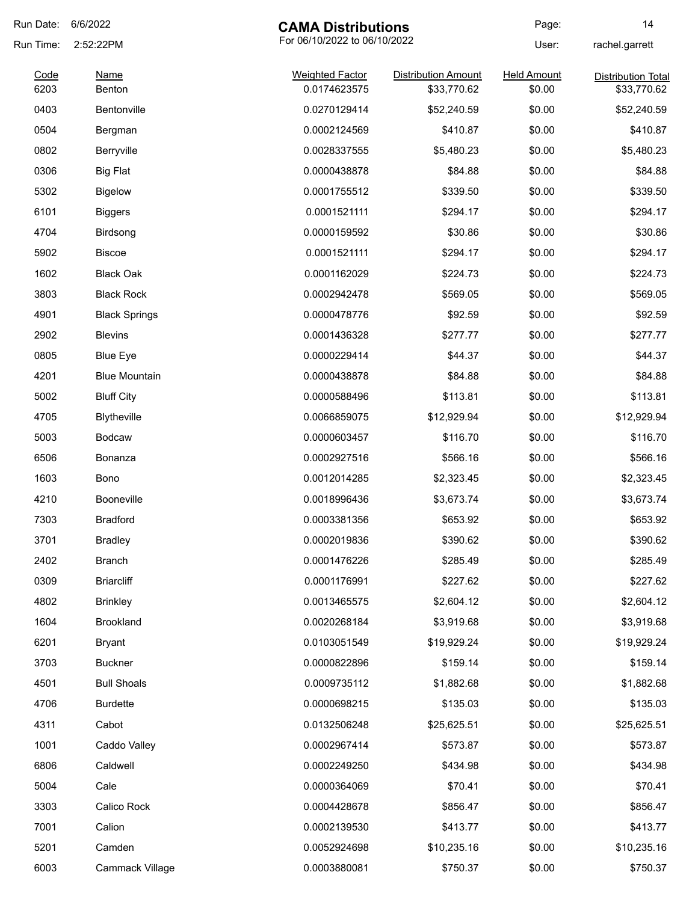Run Date: 6/6/2022

Run Time: 2:52:22PM

# CAMA Distributions

For 06/10/2022 to 06/10/2022

User: rachel.garrett

| Code | Name | Weighted Factor | Distribution Amount | Held Amount | Distribution Total |
|---|---|---|---|---|---|
| 6203 | Benton | 0.0174623575 | $33,770.62 | $0.00 | $33,770.62 |
| 0403 | Bentonville | 0.0270129414 | $52,240.59 | $0.00 | $52,240.59 |
| 0504 | Bergman | 0.0002124569 | $410.87 | $0.00 | $410.87 |
| 0802 | Berryville | 0.0028337555 | $5,480.23 | $0.00 | $5,480.23 |
| 0306 | Big Flat | 0.0000438878 | $84.88 | $0.00 | $84.88 |
| 5302 | Bigelow | 0.0001755512 | $339.50 | $0.00 | $339.50 |
| 6101 | Biggers | 0.0001521111 | $294.17 | $0.00 | $294.17 |
| 4704 | Birdsong | 0.0000159592 | $30.86 | $0.00 | $30.86 |
| 5902 | Biscoe | 0.0001521111 | $294.17 | $0.00 | $294.17 |
| 1602 | Black Oak | 0.0001162029 | $224.73 | $0.00 | $224.73 |
| 3803 | Black Rock | 0.0002942478 | $569.05 | $0.00 | $569.05 |
| 4901 | Black Springs | 0.0000478776 | $92.59 | $0.00 | $92.59 |
| 2902 | Blevins | 0.0001436328 | $277.77 | $0.00 | $277.77 |
| 0805 | Blue Eye | 0.0000229414 | $44.37 | $0.00 | $44.37 |
| 4201 | Blue Mountain | 0.0000438878 | $84.88 | $0.00 | $84.88 |
| 5002 | Bluff City | 0.0000588496 | $113.81 | $0.00 | $113.81 |
| 4705 | Blytheville | 0.0066859075 | $12,929.94 | $0.00 | $12,929.94 |
| 5003 | Bodcaw | 0.0000603457 | $116.70 | $0.00 | $116.70 |
| 6506 | Bonanza | 0.0002927516 | $566.16 | $0.00 | $566.16 |
| 1603 | Bono | 0.0012014285 | $2,323.45 | $0.00 | $2,323.45 |
| 4210 | Booneville | 0.0018996436 | $3,673.74 | $0.00 | $3,673.74 |
| 7303 | Bradford | 0.0003381356 | $653.92 | $0.00 | $653.92 |
| 3701 | Bradley | 0.0002019836 | $390.62 | $0.00 | $390.62 |
| 2402 | Branch | 0.0001476226 | $285.49 | $0.00 | $285.49 |
| 0309 | Briarcliff | 0.0001176991 | $227.62 | $0.00 | $227.62 |
| 4802 | Brinkley | 0.0013465575 | $2,604.12 | $0.00 | $2,604.12 |
| 1604 | Brookland | 0.0020268184 | $3,919.68 | $0.00 | $3,919.68 |
| 6201 | Bryant | 0.0103051549 | $19,929.24 | $0.00 | $19,929.24 |
| 3703 | Buckner | 0.0000822896 | $159.14 | $0.00 | $159.14 |
| 4501 | Bull Shoals | 0.0009735112 | $1,882.68 | $0.00 | $1,882.68 |
| 4706 | Burdette | 0.0000698215 | $135.03 | $0.00 | $135.03 |
| 4311 | Cabot | 0.0132506248 | $25,625.51 | $0.00 | $25,625.51 |
| 1001 | Caddo Valley | 0.0002967414 | $573.87 | $0.00 | $573.87 |
| 6806 | Caldwell | 0.0002249250 | $434.98 | $0.00 | $434.98 |
| 5004 | Cale | 0.0000364069 | $70.41 | $0.00 | $70.41 |
| 3303 | Calico Rock | 0.0004428678 | $856.47 | $0.00 | $856.47 |
| 7001 | Calion | 0.0002139530 | $413.77 | $0.00 | $413.77 |
| 5201 | Camden | 0.0052924698 | $10,235.16 | $0.00 | $10,235.16 |
| 6003 | Cammack Village | 0.0003880081 | $750.37 | $0.00 | $750.37 |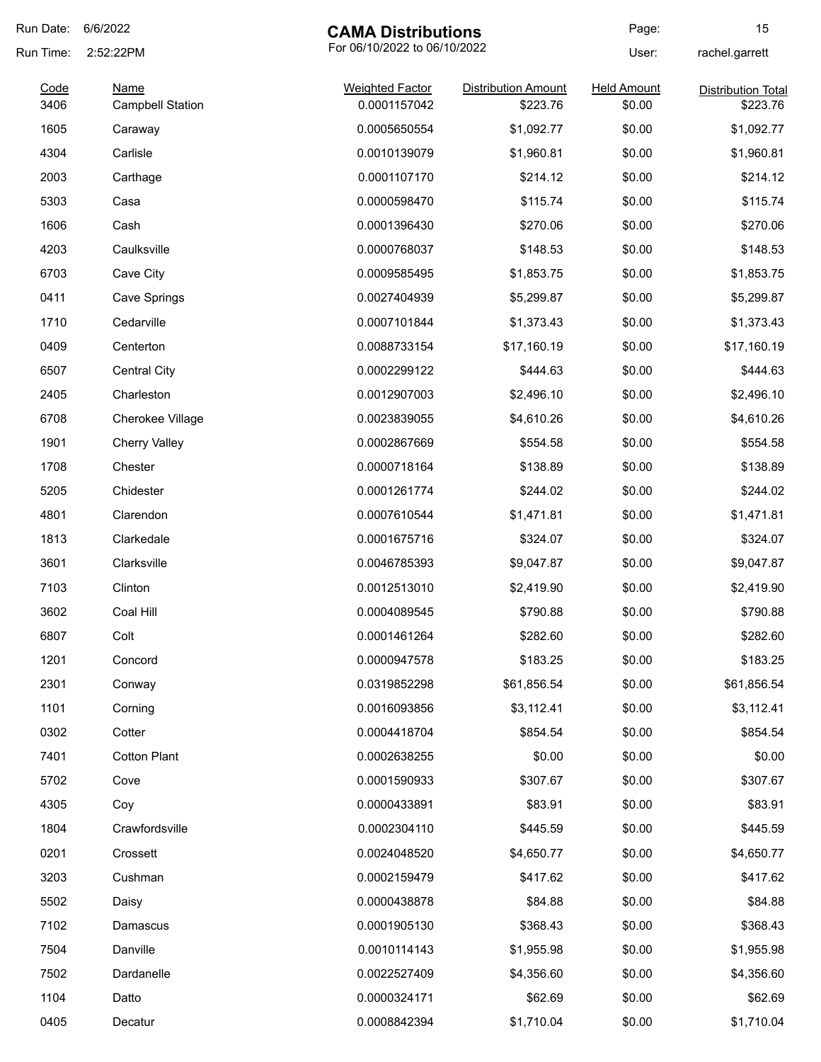Run Date: 6/6/2022

Run Time: 2:52:22PM

# CAMA Distributions

For 06/10/2022 to 06/10/2022

Page: 15

User: rachel.garrett

| Code | Name | Weighted Factor | Distribution Amount | Held Amount | Distribution Total |
|---|---|---|---|---|---|
| 3406 | Campbell Station | 0.0001157042 | $223.76 | $0.00 | $223.76 |
| 1605 | Caraway | 0.0005650554 | $1,092.77 | $0.00 | $1,092.77 |
| 4304 | Carlisle | 0.0010139079 | $1,960.81 | $0.00 | $1,960.81 |
| 2003 | Carthage | 0.0001107170 | $214.12 | $0.00 | $214.12 |
| 5303 | Casa | 0.0000598470 | $115.74 | $0.00 | $115.74 |
| 1606 | Cash | 0.0001396430 | $270.06 | $0.00 | $270.06 |
| 4203 | Caulksville | 0.0000768037 | $148.53 | $0.00 | $148.53 |
| 6703 | Cave City | 0.0009585495 | $1,853.75 | $0.00 | $1,853.75 |
| 0411 | Cave Springs | 0.0027404939 | $5,299.87 | $0.00 | $5,299.87 |
| 1710 | Cedarville | 0.0007101844 | $1,373.43 | $0.00 | $1,373.43 |
| 0409 | Centerton | 0.0088733154 | $17,160.19 | $0.00 | $17,160.19 |
| 6507 | Central City | 0.0002299122 | $444.63 | $0.00 | $444.63 |
| 2405 | Charleston | 0.0012907003 | $2,496.10 | $0.00 | $2,496.10 |
| 6708 | Cherokee Village | 0.0023839055 | $4,610.26 | $0.00 | $4,610.26 |
| 1901 | Cherry Valley | 0.0002867669 | $554.58 | $0.00 | $554.58 |
| 1708 | Chester | 0.0000718164 | $138.89 | $0.00 | $138.89 |
| 5205 | Chidester | 0.0001261774 | $244.02 | $0.00 | $244.02 |
| 4801 | Clarendon | 0.0007610544 | $1,471.81 | $0.00 | $1,471.81 |
| 1813 | Clarkedale | 0.0001675716 | $324.07 | $0.00 | $324.07 |
| 3601 | Clarksville | 0.0046785393 | $9,047.87 | $0.00 | $9,047.87 |
| 7103 | Clinton | 0.0012513010 | $2,419.90 | $0.00 | $2,419.90 |
| 3602 | Coal Hill | 0.0004089545 | $790.88 | $0.00 | $790.88 |
| 6807 | Colt | 0.0001461264 | $282.60 | $0.00 | $282.60 |
| 1201 | Concord | 0.0000947578 | $183.25 | $0.00 | $183.25 |
| 2301 | Conway | 0.0319852298 | $61,856.54 | $0.00 | $61,856.54 |
| 1101 | Corning | 0.0016093856 | $3,112.41 | $0.00 | $3,112.41 |
| 0302 | Cotter | 0.0004418704 | $854.54 | $0.00 | $854.54 |
| 7401 | Cotton Plant | 0.0002638255 | $0.00 | $0.00 | $0.00 |
| 5702 | Cove | 0.0001590933 | $307.67 | $0.00 | $307.67 |
| 4305 | Coy | 0.0000433891 | $83.91 | $0.00 | $83.91 |
| 1804 | Crawfordsville | 0.0002304110 | $445.59 | $0.00 | $445.59 |
| 0201 | Crossett | 0.0024048520 | $4,650.77 | $0.00 | $4,650.77 |
| 3203 | Cushman | 0.0002159479 | $417.62 | $0.00 | $417.62 |
| 5502 | Daisy | 0.0000438878 | $84.88 | $0.00 | $84.88 |
| 7102 | Damascus | 0.0001905130 | $368.43 | $0.00 | $368.43 |
| 7504 | Danville | 0.0010114143 | $1,955.98 | $0.00 | $1,955.98 |
| 7502 | Dardanelle | 0.0022527409 | $4,356.60 | $0.00 | $4,356.60 |
| 1104 | Datto | 0.0000324171 | $62.69 | $0.00 | $62.69 |
| 0405 | Decatur | 0.0008842394 | $1,710.04 | $0.00 | $1,710.04 |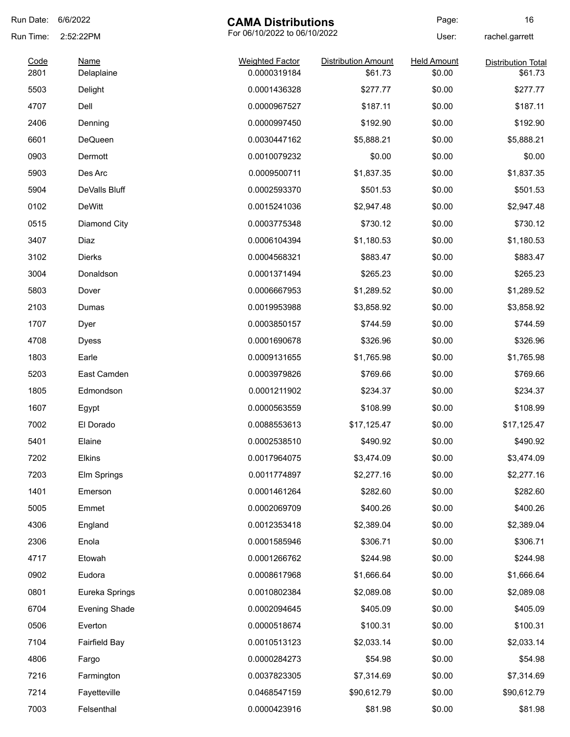# CAMA Distributions

For 06/10/2022 to 06/10/2022

Run Date: 6/6/2022
Run Time: 2:52:22PM
User: rachel.garrett

| Code | Name | Weighted Factor | Distribution Amount | Held Amount | Distribution Total |
|---|---|---|---|---|---|
| 2801 | Delaplaine | 0.0000319184 | $61.73 | $0.00 | $61.73 |
| 5503 | Delight | 0.0001436328 | $277.77 | $0.00 | $277.77 |
| 4707 | Dell | 0.0000967527 | $187.11 | $0.00 | $187.11 |
| 2406 | Denning | 0.0000997450 | $192.90 | $0.00 | $192.90 |
| 6601 | DeQueen | 0.0030447162 | $5,888.21 | $0.00 | $5,888.21 |
| 0903 | Dermott | 0.0010079232 | $0.00 | $0.00 | $0.00 |
| 5903 | Des Arc | 0.0009500711 | $1,837.35 | $0.00 | $1,837.35 |
| 5904 | DeValls Bluff | 0.0002593370 | $501.53 | $0.00 | $501.53 |
| 0102 | DeWitt | 0.0015241036 | $2,947.48 | $0.00 | $2,947.48 |
| 0515 | Diamond City | 0.0003775348 | $730.12 | $0.00 | $730.12 |
| 3407 | Diaz | 0.0006104394 | $1,180.53 | $0.00 | $1,180.53 |
| 3102 | Dierks | 0.0004568321 | $883.47 | $0.00 | $883.47 |
| 3004 | Donaldson | 0.0001371494 | $265.23 | $0.00 | $265.23 |
| 5803 | Dover | 0.0006667953 | $1,289.52 | $0.00 | $1,289.52 |
| 2103 | Dumas | 0.0019953988 | $3,858.92 | $0.00 | $3,858.92 |
| 1707 | Dyer | 0.0003850157 | $744.59 | $0.00 | $744.59 |
| 4708 | Dyess | 0.0001690678 | $326.96 | $0.00 | $326.96 |
| 1803 | Earle | 0.0009131655 | $1,765.98 | $0.00 | $1,765.98 |
| 5203 | East Camden | 0.0003979826 | $769.66 | $0.00 | $769.66 |
| 1805 | Edmondson | 0.0001211902 | $234.37 | $0.00 | $234.37 |
| 1607 | Egypt | 0.0000563559 | $108.99 | $0.00 | $108.99 |
| 7002 | El Dorado | 0.0088553613 | $17,125.47 | $0.00 | $17,125.47 |
| 5401 | Elaine | 0.0002538510 | $490.92 | $0.00 | $490.92 |
| 7202 | Elkins | 0.0017964075 | $3,474.09 | $0.00 | $3,474.09 |
| 7203 | Elm Springs | 0.0011774897 | $2,277.16 | $0.00 | $2,277.16 |
| 1401 | Emerson | 0.0001461264 | $282.60 | $0.00 | $282.60 |
| 5005 | Emmet | 0.0002069709 | $400.26 | $0.00 | $400.26 |
| 4306 | England | 0.0012353418 | $2,389.04 | $0.00 | $2,389.04 |
| 2306 | Enola | 0.0001585946 | $306.71 | $0.00 | $306.71 |
| 4717 | Etowah | 0.0001266762 | $244.98 | $0.00 | $244.98 |
| 0902 | Eudora | 0.0008617968 | $1,666.64 | $0.00 | $1,666.64 |
| 0801 | Eureka Springs | 0.0010802384 | $2,089.08 | $0.00 | $2,089.08 |
| 6704 | Evening Shade | 0.0002094645 | $405.09 | $0.00 | $405.09 |
| 0506 | Everton | 0.0000518674 | $100.31 | $0.00 | $100.31 |
| 7104 | Fairfield Bay | 0.0010513123 | $2,033.14 | $0.00 | $2,033.14 |
| 4806 | Fargo | 0.0000284273 | $54.98 | $0.00 | $54.98 |
| 7216 | Farmington | 0.0037823305 | $7,314.69 | $0.00 | $7,314.69 |
| 7214 | Fayetteville | 0.0468547159 | $90,612.79 | $0.00 | $90,612.79 |
| 7003 | Felsenthal | 0.0000423916 | $81.98 | $0.00 | $81.98 |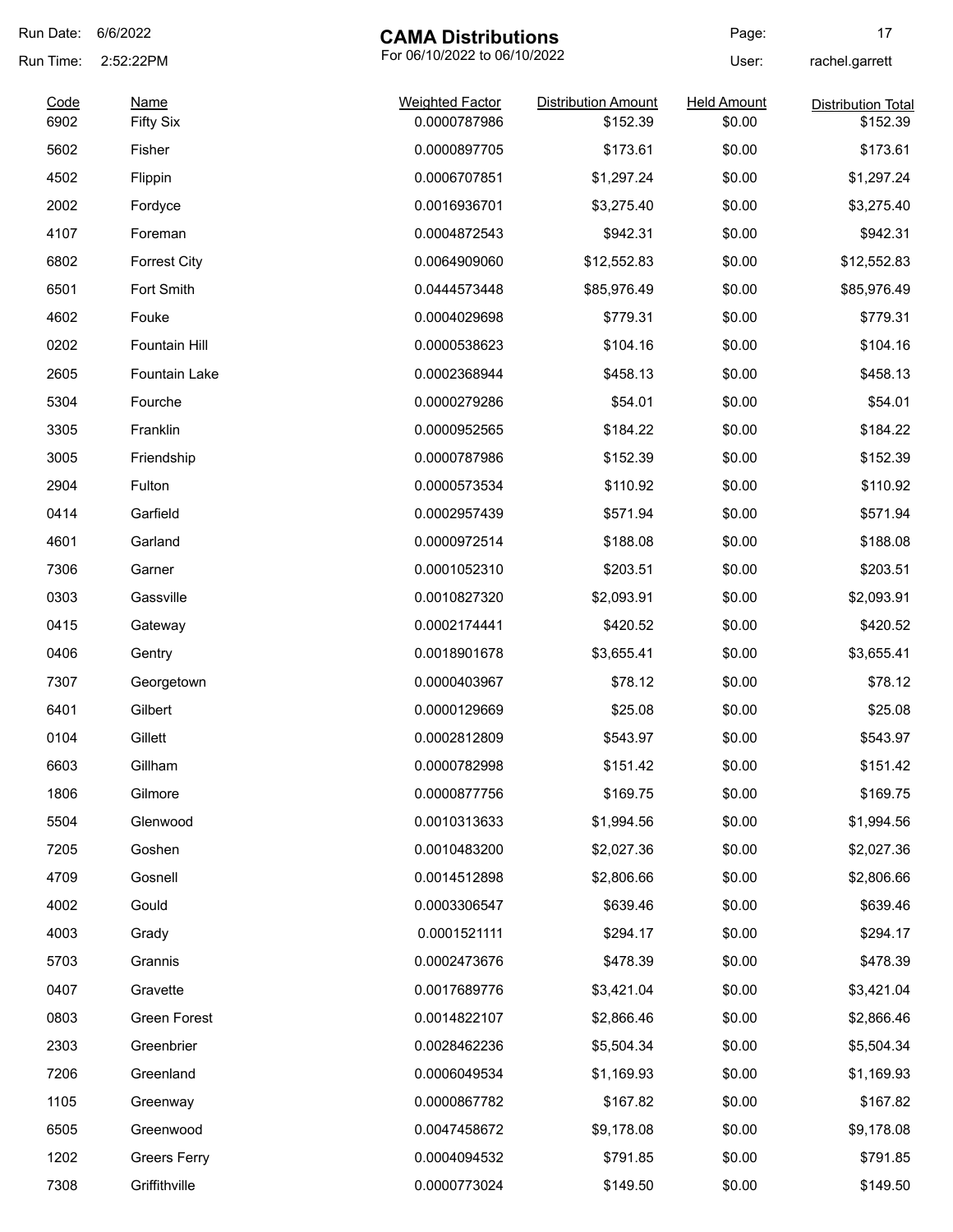Run Date: 6/6/2022

Run Time: 2:52:22PM

# CAMA Distributions

For 06/10/2022 to 06/10/2022

User: rachel.garrett

| Code | Name | Weighted Factor | Distribution Amount | Held Amount | Distribution Total |
|---|---|---|---|---|---|
| 6902 | Fifty Six | 0.0000787986 | $152.39 | $0.00 | $152.39 |
| 5602 | Fisher | 0.0000897705 | $173.61 | $0.00 | $173.61 |
| 4502 | Flippin | 0.0006707851 | $1,297.24 | $0.00 | $1,297.24 |
| 2002 | Fordyce | 0.0016936701 | $3,275.40 | $0.00 | $3,275.40 |
| 4107 | Foreman | 0.0004872543 | $942.31 | $0.00 | $942.31 |
| 6802 | Forrest City | 0.0064909060 | $12,552.83 | $0.00 | $12,552.83 |
| 6501 | Fort Smith | 0.0444573448 | $85,976.49 | $0.00 | $85,976.49 |
| 4602 | Fouke | 0.0004029698 | $779.31 | $0.00 | $779.31 |
| 0202 | Fountain Hill | 0.0000538623 | $104.16 | $0.00 | $104.16 |
| 2605 | Fountain Lake | 0.0002368944 | $458.13 | $0.00 | $458.13 |
| 5304 | Fourche | 0.0000279286 | $54.01 | $0.00 | $54.01 |
| 3305 | Franklin | 0.0000952565 | $184.22 | $0.00 | $184.22 |
| 3005 | Friendship | 0.0000787986 | $152.39 | $0.00 | $152.39 |
| 2904 | Fulton | 0.0000573534 | $110.92 | $0.00 | $110.92 |
| 0414 | Garfield | 0.0002957439 | $571.94 | $0.00 | $571.94 |
| 4601 | Garland | 0.0000972514 | $188.08 | $0.00 | $188.08 |
| 7306 | Garner | 0.0001052310 | $203.51 | $0.00 | $203.51 |
| 0303 | Gassville | 0.0010827320 | $2,093.91 | $0.00 | $2,093.91 |
| 0415 | Gateway | 0.0002174441 | $420.52 | $0.00 | $420.52 |
| 0406 | Gentry | 0.0018901678 | $3,655.41 | $0.00 | $3,655.41 |
| 7307 | Georgetown | 0.0000403967 | $78.12 | $0.00 | $78.12 |
| 6401 | Gilbert | 0.0000129669 | $25.08 | $0.00 | $25.08 |
| 0104 | Gillett | 0.0002812809 | $543.97 | $0.00 | $543.97 |
| 6603 | Gillham | 0.0000782998 | $151.42 | $0.00 | $151.42 |
| 1806 | Gilmore | 0.0000877756 | $169.75 | $0.00 | $169.75 |
| 5504 | Glenwood | 0.0010313633 | $1,994.56 | $0.00 | $1,994.56 |
| 7205 | Goshen | 0.0010483200 | $2,027.36 | $0.00 | $2,027.36 |
| 4709 | Gosnell | 0.0014512898 | $2,806.66 | $0.00 | $2,806.66 |
| 4002 | Gould | 0.0003306547 | $639.46 | $0.00 | $639.46 |
| 4003 | Grady | 0.0001521111 | $294.17 | $0.00 | $294.17 |
| 5703 | Grannis | 0.0002473676 | $478.39 | $0.00 | $478.39 |
| 0407 | Gravette | 0.0017689776 | $3,421.04 | $0.00 | $3,421.04 |
| 0803 | Green Forest | 0.0014822107 | $2,866.46 | $0.00 | $2,866.46 |
| 2303 | Greenbrier | 0.0028462236 | $5,504.34 | $0.00 | $5,504.34 |
| 7206 | Greenland | 0.0006049534 | $1,169.93 | $0.00 | $1,169.93 |
| 1105 | Greenway | 0.0000867782 | $167.82 | $0.00 | $167.82 |
| 6505 | Greenwood | 0.0047458672 | $9,178.08 | $0.00 | $9,178.08 |
| 1202 | Greers Ferry | 0.0004094532 | $791.85 | $0.00 | $791.85 |
| 7308 | Griffithville | 0.0000773024 | $149.50 | $0.00 | $149.50 |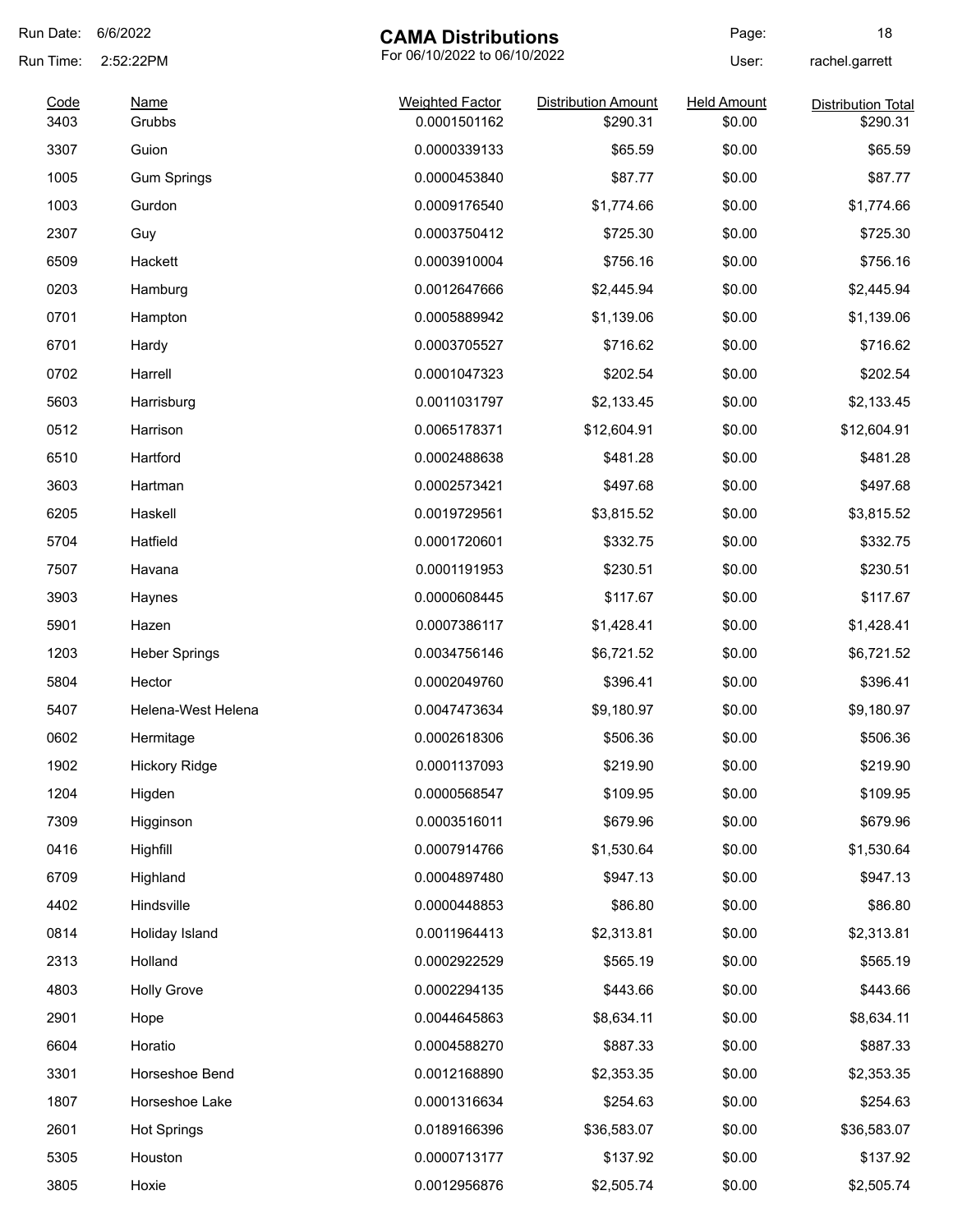# CAMA Distributions

For 06/10/2022 to 06/10/2022

Run Date: 6/6/2022
Run Time: 2:52:22PM
User: rachel.garrett

| Code | Name | Weighted Factor | Distribution Amount | Held Amount | Distribution Total |
|---|---|---|---|---|---|
| 3403 | Grubbs | 0.0001501162 | $290.31 | $0.00 | $290.31 |
| 3307 | Guion | 0.0000339133 | $65.59 | $0.00 | $65.59 |
| 1005 | Gum Springs | 0.0000453840 | $87.77 | $0.00 | $87.77 |
| 1003 | Gurdon | 0.0009176540 | $1,774.66 | $0.00 | $1,774.66 |
| 2307 | Guy | 0.0003750412 | $725.30 | $0.00 | $725.30 |
| 6509 | Hackett | 0.0003910004 | $756.16 | $0.00 | $756.16 |
| 0203 | Hamburg | 0.0012647666 | $2,445.94 | $0.00 | $2,445.94 |
| 0701 | Hampton | 0.0005889942 | $1,139.06 | $0.00 | $1,139.06 |
| 6701 | Hardy | 0.0003705527 | $716.62 | $0.00 | $716.62 |
| 0702 | Harrell | 0.0001047323 | $202.54 | $0.00 | $202.54 |
| 5603 | Harrisburg | 0.0011031797 | $2,133.45 | $0.00 | $2,133.45 |
| 0512 | Harrison | 0.0065178371 | $12,604.91 | $0.00 | $12,604.91 |
| 6510 | Hartford | 0.0002488638 | $481.28 | $0.00 | $481.28 |
| 3603 | Hartman | 0.0002573421 | $497.68 | $0.00 | $497.68 |
| 6205 | Haskell | 0.0019729561 | $3,815.52 | $0.00 | $3,815.52 |
| 5704 | Hatfield | 0.0001720601 | $332.75 | $0.00 | $332.75 |
| 7507 | Havana | 0.0001191953 | $230.51 | $0.00 | $230.51 |
| 3903 | Haynes | 0.0000608445 | $117.67 | $0.00 | $117.67 |
| 5901 | Hazen | 0.0007386117 | $1,428.41 | $0.00 | $1,428.41 |
| 1203 | Heber Springs | 0.0034756146 | $6,721.52 | $0.00 | $6,721.52 |
| 5804 | Hector | 0.0002049760 | $396.41 | $0.00 | $396.41 |
| 5407 | Helena-West Helena | 0.0047473634 | $9,180.97 | $0.00 | $9,180.97 |
| 0602 | Hermitage | 0.0002618306 | $506.36 | $0.00 | $506.36 |
| 1902 | Hickory Ridge | 0.0001137093 | $219.90 | $0.00 | $219.90 |
| 1204 | Higden | 0.0000568547 | $109.95 | $0.00 | $109.95 |
| 7309 | Higginson | 0.0003516011 | $679.96 | $0.00 | $679.96 |
| 0416 | Highfill | 0.0007914766 | $1,530.64 | $0.00 | $1,530.64 |
| 6709 | Highland | 0.0004897480 | $947.13 | $0.00 | $947.13 |
| 4402 | Hindsville | 0.0000448853 | $86.80 | $0.00 | $86.80 |
| 0814 | Holiday Island | 0.0011964413 | $2,313.81 | $0.00 | $2,313.81 |
| 2313 | Holland | 0.0002922529 | $565.19 | $0.00 | $565.19 |
| 4803 | Holly Grove | 0.0002294135 | $443.66 | $0.00 | $443.66 |
| 2901 | Hope | 0.0044645863 | $8,634.11 | $0.00 | $8,634.11 |
| 6604 | Horatio | 0.0004588270 | $887.33 | $0.00 | $887.33 |
| 3301 | Horseshoe Bend | 0.0012168890 | $2,353.35 | $0.00 | $2,353.35 |
| 1807 | Horseshoe Lake | 0.0001316634 | $254.63 | $0.00 | $254.63 |
| 2601 | Hot Springs | 0.0189166396 | $36,583.07 | $0.00 | $36,583.07 |
| 5305 | Houston | 0.0000713177 | $137.92 | $0.00 | $137.92 |
| 3805 | Hoxie | 0.0012956876 | $2,505.74 | $0.00 | $2,505.74 |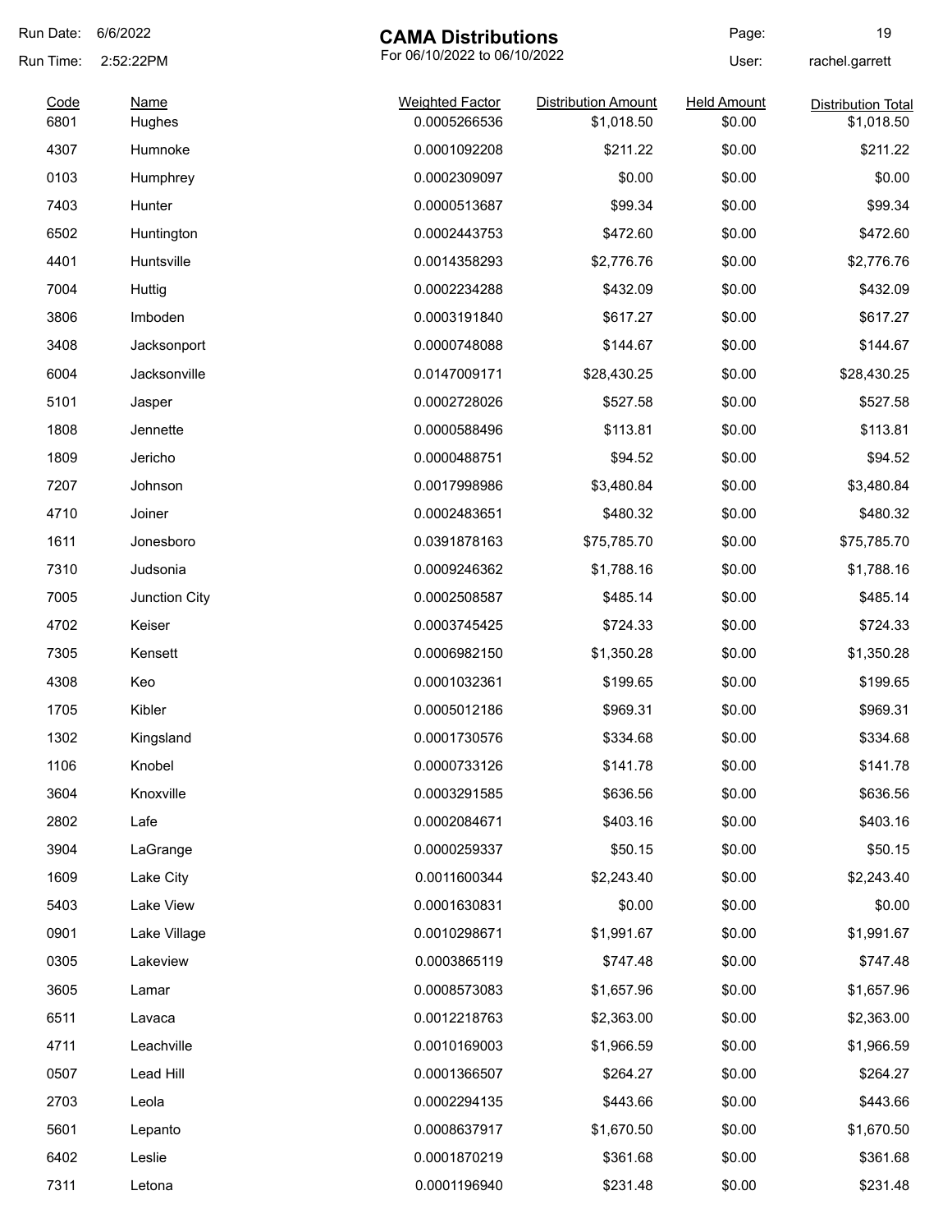# CAMA Distributions

For 06/10/2022 to 06/10/2022

Run Date: 6/6/2022
Run Time: 2:52:22PM
User: rachel.garrett

| Code | Name | Weighted Factor | Distribution Amount | Held Amount | Distribution Total |
|---|---|---|---|---|---|
| 6801 | Hughes | 0.0005266536 | $1,018.50 | $0.00 | $1,018.50 |
| 4307 | Humnoke | 0.0001092208 | $211.22 | $0.00 | $211.22 |
| 0103 | Humphrey | 0.0002309097 | $0.00 | $0.00 | $0.00 |
| 7403 | Hunter | 0.0000513687 | $99.34 | $0.00 | $99.34 |
| 6502 | Huntington | 0.0002443753 | $472.60 | $0.00 | $472.60 |
| 4401 | Huntsville | 0.0014358293 | $2,776.76 | $0.00 | $2,776.76 |
| 7004 | Huttig | 0.0002234288 | $432.09 | $0.00 | $432.09 |
| 3806 | Imboden | 0.0003191840 | $617.27 | $0.00 | $617.27 |
| 3408 | Jacksonport | 0.0000748088 | $144.67 | $0.00 | $144.67 |
| 6004 | Jacksonville | 0.0147009171 | $28,430.25 | $0.00 | $28,430.25 |
| 5101 | Jasper | 0.0002728026 | $527.58 | $0.00 | $527.58 |
| 1808 | Jennette | 0.0000588496 | $113.81 | $0.00 | $113.81 |
| 1809 | Jericho | 0.0000488751 | $94.52 | $0.00 | $94.52 |
| 7207 | Johnson | 0.0017998986 | $3,480.84 | $0.00 | $3,480.84 |
| 4710 | Joiner | 0.0002483651 | $480.32 | $0.00 | $480.32 |
| 1611 | Jonesboro | 0.0391878163 | $75,785.70 | $0.00 | $75,785.70 |
| 7310 | Judsonia | 0.0009246362 | $1,788.16 | $0.00 | $1,788.16 |
| 7005 | Junction City | 0.0002508587 | $485.14 | $0.00 | $485.14 |
| 4702 | Keiser | 0.0003745425 | $724.33 | $0.00 | $724.33 |
| 7305 | Kensett | 0.0006982150 | $1,350.28 | $0.00 | $1,350.28 |
| 4308 | Keo | 0.0001032361 | $199.65 | $0.00 | $199.65 |
| 1705 | Kibler | 0.0005012186 | $969.31 | $0.00 | $969.31 |
| 1302 | Kingsland | 0.0001730576 | $334.68 | $0.00 | $334.68 |
| 1106 | Knobel | 0.0000733126 | $141.78 | $0.00 | $141.78 |
| 3604 | Knoxville | 0.0003291585 | $636.56 | $0.00 | $636.56 |
| 2802 | Lafe | 0.0002084671 | $403.16 | $0.00 | $403.16 |
| 3904 | LaGrange | 0.0000259337 | $50.15 | $0.00 | $50.15 |
| 1609 | Lake City | 0.0011600344 | $2,243.40 | $0.00 | $2,243.40 |
| 5403 | Lake View | 0.0001630831 | $0.00 | $0.00 | $0.00 |
| 0901 | Lake Village | 0.0010298671 | $1,991.67 | $0.00 | $1,991.67 |
| 0305 | Lakeview | 0.0003865119 | $747.48 | $0.00 | $747.48 |
| 3605 | Lamar | 0.0008573083 | $1,657.96 | $0.00 | $1,657.96 |
| 6511 | Lavaca | 0.0012218763 | $2,363.00 | $0.00 | $2,363.00 |
| 4711 | Leachville | 0.0010169003 | $1,966.59 | $0.00 | $1,966.59 |
| 0507 | Lead Hill | 0.0001366507 | $264.27 | $0.00 | $264.27 |
| 2703 | Leola | 0.0002294135 | $443.66 | $0.00 | $443.66 |
| 5601 | Lepanto | 0.0008637917 | $1,670.50 | $0.00 | $1,670.50 |
| 6402 | Leslie | 0.0001870219 | $361.68 | $0.00 | $361.68 |
| 7311 | Letona | 0.0001196940 | $231.48 | $0.00 | $231.48 |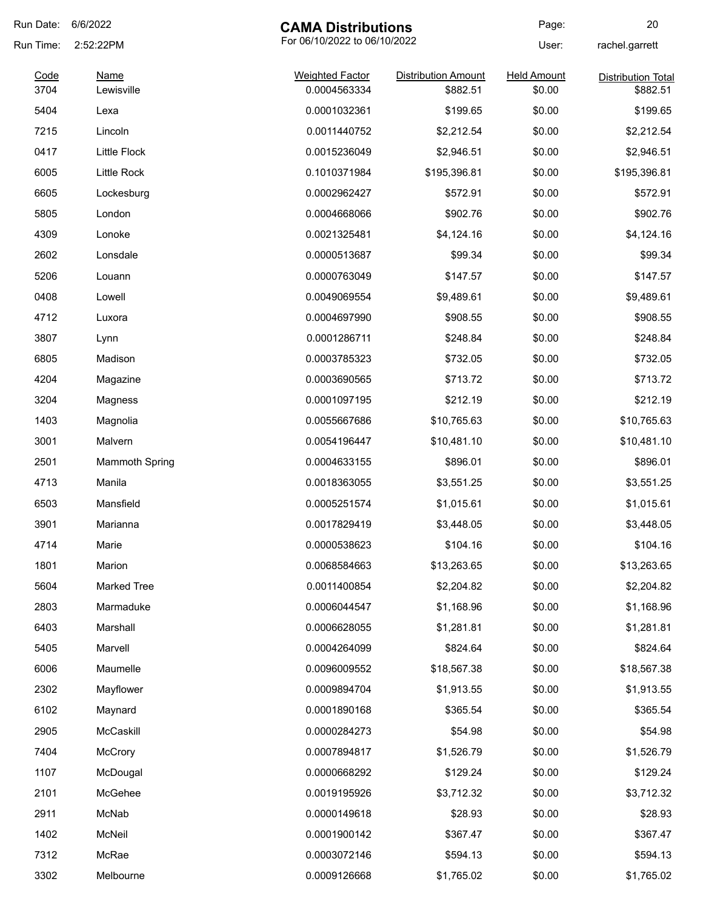Run Date: 6/6/2022

Run Time: 2:52:22PM

# CAMA Distributions

For 06/10/2022 to 06/10/2022

User: rachel.garrett

| Code | Name | Weighted Factor | Distribution Amount | Held Amount | Distribution Total |
|---|---|---|---|---|---|
| 3704 | Lewisville | 0.0004563334 | $882.51 | $0.00 | $882.51 |
| 5404 | Lexa | 0.0001032361 | $199.65 | $0.00 | $199.65 |
| 7215 | Lincoln | 0.0011440752 | $2,212.54 | $0.00 | $2,212.54 |
| 0417 | Little Flock | 0.0015236049 | $2,946.51 | $0.00 | $2,946.51 |
| 6005 | Little Rock | 0.1010371984 | $195,396.81 | $0.00 | $195,396.81 |
| 6605 | Lockesburg | 0.0002962427 | $572.91 | $0.00 | $572.91 |
| 5805 | London | 0.0004668066 | $902.76 | $0.00 | $902.76 |
| 4309 | Lonoke | 0.0021325481 | $4,124.16 | $0.00 | $4,124.16 |
| 2602 | Lonsdale | 0.0000513687 | $99.34 | $0.00 | $99.34 |
| 5206 | Louann | 0.0000763049 | $147.57 | $0.00 | $147.57 |
| 0408 | Lowell | 0.0049069554 | $9,489.61 | $0.00 | $9,489.61 |
| 4712 | Luxora | 0.0004697990 | $908.55 | $0.00 | $908.55 |
| 3807 | Lynn | 0.0001286711 | $248.84 | $0.00 | $248.84 |
| 6805 | Madison | 0.0003785323 | $732.05 | $0.00 | $732.05 |
| 4204 | Magazine | 0.0003690565 | $713.72 | $0.00 | $713.72 |
| 3204 | Magness | 0.0001097195 | $212.19 | $0.00 | $212.19 |
| 1403 | Magnolia | 0.0055667686 | $10,765.63 | $0.00 | $10,765.63 |
| 3001 | Malvern | 0.0054196447 | $10,481.10 | $0.00 | $10,481.10 |
| 2501 | Mammoth Spring | 0.0004633155 | $896.01 | $0.00 | $896.01 |
| 4713 | Manila | 0.0018363055 | $3,551.25 | $0.00 | $3,551.25 |
| 6503 | Mansfield | 0.0005251574 | $1,015.61 | $0.00 | $1,015.61 |
| 3901 | Marianna | 0.0017829419 | $3,448.05 | $0.00 | $3,448.05 |
| 4714 | Marie | 0.0000538623 | $104.16 | $0.00 | $104.16 |
| 1801 | Marion | 0.0068584663 | $13,263.65 | $0.00 | $13,263.65 |
| 5604 | Marked Tree | 0.0011400854 | $2,204.82 | $0.00 | $2,204.82 |
| 2803 | Marmaduke | 0.0006044547 | $1,168.96 | $0.00 | $1,168.96 |
| 6403 | Marshall | 0.0006628055 | $1,281.81 | $0.00 | $1,281.81 |
| 5405 | Marvell | 0.0004264099 | $824.64 | $0.00 | $824.64 |
| 6006 | Maumelle | 0.0096009552 | $18,567.38 | $0.00 | $18,567.38 |
| 2302 | Mayflower | 0.0009894704 | $1,913.55 | $0.00 | $1,913.55 |
| 6102 | Maynard | 0.0001890168 | $365.54 | $0.00 | $365.54 |
| 2905 | McCaskill | 0.0000284273 | $54.98 | $0.00 | $54.98 |
| 7404 | McCrory | 0.0007894817 | $1,526.79 | $0.00 | $1,526.79 |
| 1107 | McDougal | 0.0000668292 | $129.24 | $0.00 | $129.24 |
| 2101 | McGehee | 0.0019195926 | $3,712.32 | $0.00 | $3,712.32 |
| 2911 | McNab | 0.0000149618 | $28.93 | $0.00 | $28.93 |
| 1402 | McNeil | 0.0001900142 | $367.47 | $0.00 | $367.47 |
| 7312 | McRae | 0.0003072146 | $594.13 | $0.00 | $594.13 |
| 3302 | Melbourne | 0.0009126668 | $1,765.02 | $0.00 | $1,765.02 |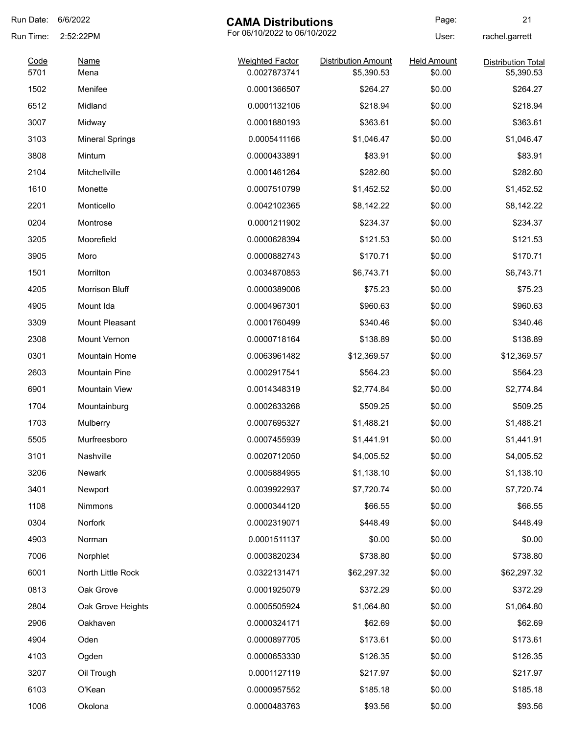# CAMA Distributions

For 06/10/2022 to 06/10/2022

Run Date: 6/6/2022
Run Time: 2:52:22PM
User: rachel.garrett

| Code | Name | Weighted Factor | Distribution Amount | Held Amount | Distribution Total |
|---|---|---|---|---|---|
| 5701 | Mena | 0.0027873741 | $5,390.53 | $0.00 | $5,390.53 |
| 1502 | Menifee | 0.0001366507 | $264.27 | $0.00 | $264.27 |
| 6512 | Midland | 0.0001132106 | $218.94 | $0.00 | $218.94 |
| 3007 | Midway | 0.0001880193 | $363.61 | $0.00 | $363.61 |
| 3103 | Mineral Springs | 0.0005411166 | $1,046.47 | $0.00 | $1,046.47 |
| 3808 | Minturn | 0.0000433891 | $83.91 | $0.00 | $83.91 |
| 2104 | Mitchellville | 0.0001461264 | $282.60 | $0.00 | $282.60 |
| 1610 | Monette | 0.0007510799 | $1,452.52 | $0.00 | $1,452.52 |
| 2201 | Monticello | 0.0042102365 | $8,142.22 | $0.00 | $8,142.22 |
| 0204 | Montrose | 0.0001211902 | $234.37 | $0.00 | $234.37 |
| 3205 | Moorefield | 0.0000628394 | $121.53 | $0.00 | $121.53 |
| 3905 | Moro | 0.0000882743 | $170.71 | $0.00 | $170.71 |
| 1501 | Morrilton | 0.0034870853 | $6,743.71 | $0.00 | $6,743.71 |
| 4205 | Morrison Bluff | 0.0000389006 | $75.23 | $0.00 | $75.23 |
| 4905 | Mount Ida | 0.0004967301 | $960.63 | $0.00 | $960.63 |
| 3309 | Mount Pleasant | 0.0001760499 | $340.46 | $0.00 | $340.46 |
| 2308 | Mount Vernon | 0.0000718164 | $138.89 | $0.00 | $138.89 |
| 0301 | Mountain Home | 0.0063961482 | $12,369.57 | $0.00 | $12,369.57 |
| 2603 | Mountain Pine | 0.0002917541 | $564.23 | $0.00 | $564.23 |
| 6901 | Mountain View | 0.0014348319 | $2,774.84 | $0.00 | $2,774.84 |
| 1704 | Mountainburg | 0.0002633268 | $509.25 | $0.00 | $509.25 |
| 1703 | Mulberry | 0.0007695327 | $1,488.21 | $0.00 | $1,488.21 |
| 5505 | Murfreesboro | 0.0007455939 | $1,441.91 | $0.00 | $1,441.91 |
| 3101 | Nashville | 0.0020712050 | $4,005.52 | $0.00 | $4,005.52 |
| 3206 | Newark | 0.0005884955 | $1,138.10 | $0.00 | $1,138.10 |
| 3401 | Newport | 0.0039922937 | $7,720.74 | $0.00 | $7,720.74 |
| 1108 | Nimmons | 0.0000344120 | $66.55 | $0.00 | $66.55 |
| 0304 | Norfork | 0.0002319071 | $448.49 | $0.00 | $448.49 |
| 4903 | Norman | 0.0001511137 | $0.00 | $0.00 | $0.00 |
| 7006 | Norphlet | 0.0003820234 | $738.80 | $0.00 | $738.80 |
| 6001 | North Little Rock | 0.0322131471 | $62,297.32 | $0.00 | $62,297.32 |
| 0813 | Oak Grove | 0.0001925079 | $372.29 | $0.00 | $372.29 |
| 2804 | Oak Grove Heights | 0.0005505924 | $1,064.80 | $0.00 | $1,064.80 |
| 2906 | Oakhaven | 0.0000324171 | $62.69 | $0.00 | $62.69 |
| 4904 | Oden | 0.0000897705 | $173.61 | $0.00 | $173.61 |
| 4103 | Ogden | 0.0000653330 | $126.35 | $0.00 | $126.35 |
| 3207 | Oil Trough | 0.0001127119 | $217.97 | $0.00 | $217.97 |
| 6103 | O'Kean | 0.0000957552 | $185.18 | $0.00 | $185.18 |
| 1006 | Okolona | 0.0000483763 | $93.56 | $0.00 | $93.56 |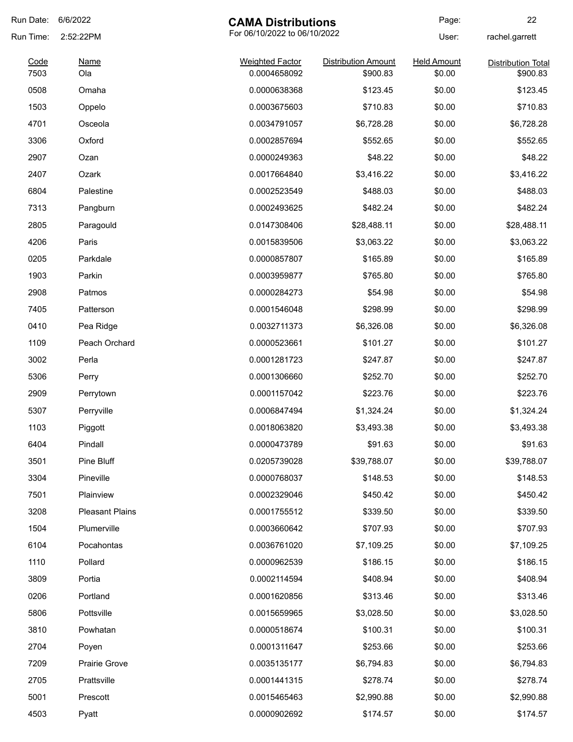# CAMA Distributions

For 06/10/2022 to 06/10/2022

Run Date: 6/6/2022
Run Time: 2:52:22PM
User: rachel.garrett

| Code | Name | Weighted Factor | Distribution Amount | Held Amount | Distribution Total |
|---|---|---|---|---|---|
| 7503 | Ola | 0.0004658092 | $900.83 | $0.00 | $900.83 |
| 0508 | Omaha | 0.0000638368 | $123.45 | $0.00 | $123.45 |
| 1503 | Oppelo | 0.0003675603 | $710.83 | $0.00 | $710.83 |
| 4701 | Osceola | 0.0034791057 | $6,728.28 | $0.00 | $6,728.28 |
| 3306 | Oxford | 0.0002857694 | $552.65 | $0.00 | $552.65 |
| 2907 | Ozan | 0.0000249363 | $48.22 | $0.00 | $48.22 |
| 2407 | Ozark | 0.0017664840 | $3,416.22 | $0.00 | $3,416.22 |
| 6804 | Palestine | 0.0002523549 | $488.03 | $0.00 | $488.03 |
| 7313 | Pangburn | 0.0002493625 | $482.24 | $0.00 | $482.24 |
| 2805 | Paragould | 0.0147308406 | $28,488.11 | $0.00 | $28,488.11 |
| 4206 | Paris | 0.0015839506 | $3,063.22 | $0.00 | $3,063.22 |
| 0205 | Parkdale | 0.0000857807 | $165.89 | $0.00 | $165.89 |
| 1903 | Parkin | 0.0003959877 | $765.80 | $0.00 | $765.80 |
| 2908 | Patmos | 0.0000284273 | $54.98 | $0.00 | $54.98 |
| 7405 | Patterson | 0.0001546048 | $298.99 | $0.00 | $298.99 |
| 0410 | Pea Ridge | 0.0032711373 | $6,326.08 | $0.00 | $6,326.08 |
| 1109 | Peach Orchard | 0.0000523661 | $101.27 | $0.00 | $101.27 |
| 3002 | Perla | 0.0001281723 | $247.87 | $0.00 | $247.87 |
| 5306 | Perry | 0.0001306660 | $252.70 | $0.00 | $252.70 |
| 2909 | Perrytown | 0.0001157042 | $223.76 | $0.00 | $223.76 |
| 5307 | Perryville | 0.0006847494 | $1,324.24 | $0.00 | $1,324.24 |
| 1103 | Piggott | 0.0018063820 | $3,493.38 | $0.00 | $3,493.38 |
| 6404 | Pindall | 0.0000473789 | $91.63 | $0.00 | $91.63 |
| 3501 | Pine Bluff | 0.0205739028 | $39,788.07 | $0.00 | $39,788.07 |
| 3304 | Pineville | 0.0000768037 | $148.53 | $0.00 | $148.53 |
| 7501 | Plainview | 0.0002329046 | $450.42 | $0.00 | $450.42 |
| 3208 | Pleasant Plains | 0.0001755512 | $339.50 | $0.00 | $339.50 |
| 1504 | Plumerville | 0.0003660642 | $707.93 | $0.00 | $707.93 |
| 6104 | Pocahontas | 0.0036761020 | $7,109.25 | $0.00 | $7,109.25 |
| 1110 | Pollard | 0.0000962539 | $186.15 | $0.00 | $186.15 |
| 3809 | Portia | 0.0002114594 | $408.94 | $0.00 | $408.94 |
| 0206 | Portland | 0.0001620856 | $313.46 | $0.00 | $313.46 |
| 5806 | Pottsville | 0.0015659965 | $3,028.50 | $0.00 | $3,028.50 |
| 3810 | Powhatan | 0.0000518674 | $100.31 | $0.00 | $100.31 |
| 2704 | Poyen | 0.0001311647 | $253.66 | $0.00 | $253.66 |
| 7209 | Prairie Grove | 0.0035135177 | $6,794.83 | $0.00 | $6,794.83 |
| 2705 | Prattsville | 0.0001441315 | $278.74 | $0.00 | $278.74 |
| 5001 | Prescott | 0.0015465463 | $2,990.88 | $0.00 | $2,990.88 |
| 4503 | Pyatt | 0.0000902692 | $174.57 | $0.00 | $174.57 |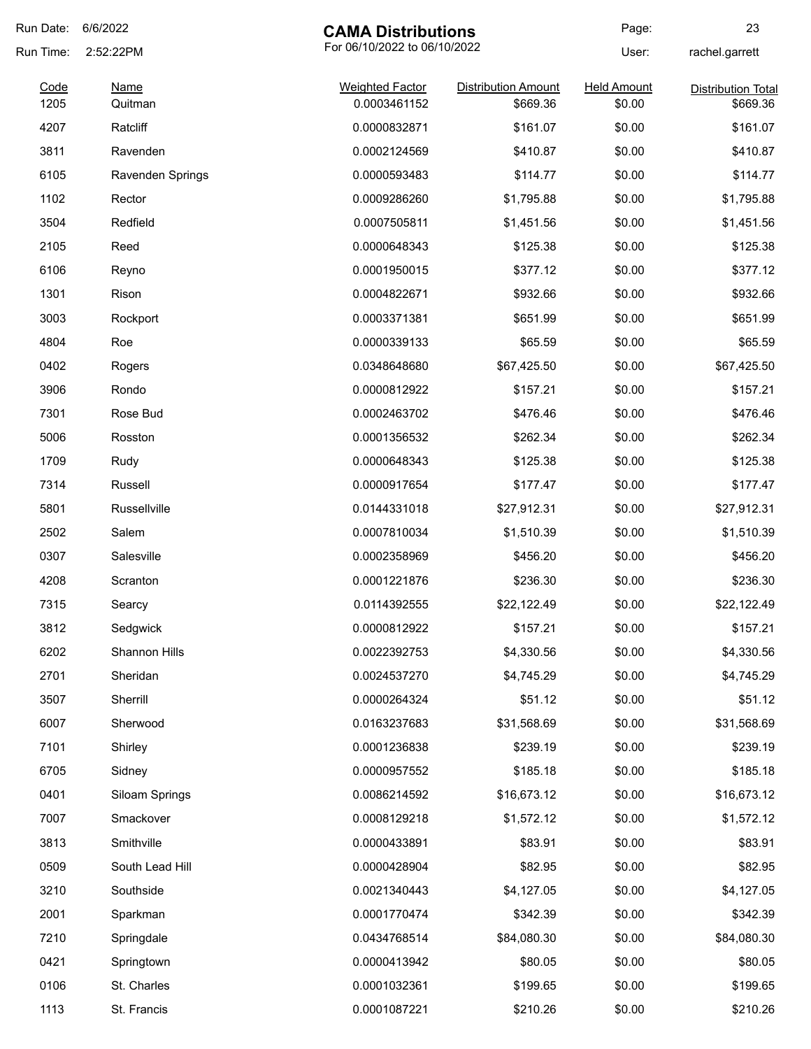Run Date: 6/6/2022

Run Time: 2:52:22PM

# CAMA Distributions

For 06/10/2022 to 06/10/2022

User: rachel.garrett

| Code | Name | Weighted Factor | Distribution Amount | Held Amount | Distribution Total |
|---|---|---|---|---|---|
| 1205 | Quitman | 0.0003461152 | $669.36 | $0.00 | $669.36 |
| 4207 | Ratcliff | 0.0000832871 | $161.07 | $0.00 | $161.07 |
| 3811 | Ravenden | 0.0002124569 | $410.87 | $0.00 | $410.87 |
| 6105 | Ravenden Springs | 0.0000593483 | $114.77 | $0.00 | $114.77 |
| 1102 | Rector | 0.0009286260 | $1,795.88 | $0.00 | $1,795.88 |
| 3504 | Redfield | 0.0007505811 | $1,451.56 | $0.00 | $1,451.56 |
| 2105 | Reed | 0.0000648343 | $125.38 | $0.00 | $125.38 |
| 6106 | Reyno | 0.0001950015 | $377.12 | $0.00 | $377.12 |
| 1301 | Rison | 0.0004822671 | $932.66 | $0.00 | $932.66 |
| 3003 | Rockport | 0.0003371381 | $651.99 | $0.00 | $651.99 |
| 4804 | Roe | 0.0000339133 | $65.59 | $0.00 | $65.59 |
| 0402 | Rogers | 0.0348648680 | $67,425.50 | $0.00 | $67,425.50 |
| 3906 | Rondo | 0.0000812922 | $157.21 | $0.00 | $157.21 |
| 7301 | Rose Bud | 0.0002463702 | $476.46 | $0.00 | $476.46 |
| 5006 | Rosston | 0.0001356532 | $262.34 | $0.00 | $262.34 |
| 1709 | Rudy | 0.0000648343 | $125.38 | $0.00 | $125.38 |
| 7314 | Russell | 0.0000917654 | $177.47 | $0.00 | $177.47 |
| 5801 | Russellville | 0.0144331018 | $27,912.31 | $0.00 | $27,912.31 |
| 2502 | Salem | 0.0007810034 | $1,510.39 | $0.00 | $1,510.39 |
| 0307 | Salesville | 0.0002358969 | $456.20 | $0.00 | $456.20 |
| 4208 | Scranton | 0.0001221876 | $236.30 | $0.00 | $236.30 |
| 7315 | Searcy | 0.0114392555 | $22,122.49 | $0.00 | $22,122.49 |
| 3812 | Sedgwick | 0.0000812922 | $157.21 | $0.00 | $157.21 |
| 6202 | Shannon Hills | 0.0022392753 | $4,330.56 | $0.00 | $4,330.56 |
| 2701 | Sheridan | 0.0024537270 | $4,745.29 | $0.00 | $4,745.29 |
| 3507 | Sherrill | 0.0000264324 | $51.12 | $0.00 | $51.12 |
| 6007 | Sherwood | 0.0163237683 | $31,568.69 | $0.00 | $31,568.69 |
| 7101 | Shirley | 0.0001236838 | $239.19 | $0.00 | $239.19 |
| 6705 | Sidney | 0.0000957552 | $185.18 | $0.00 | $185.18 |
| 0401 | Siloam Springs | 0.0086214592 | $16,673.12 | $0.00 | $16,673.12 |
| 7007 | Smackover | 0.0008129218 | $1,572.12 | $0.00 | $1,572.12 |
| 3813 | Smithville | 0.0000433891 | $83.91 | $0.00 | $83.91 |
| 0509 | South Lead Hill | 0.0000428904 | $82.95 | $0.00 | $82.95 |
| 3210 | Southside | 0.0021340443 | $4,127.05 | $0.00 | $4,127.05 |
| 2001 | Sparkman | 0.0001770474 | $342.39 | $0.00 | $342.39 |
| 7210 | Springdale | 0.0434768514 | $84,080.30 | $0.00 | $84,080.30 |
| 0421 | Springtown | 0.0000413942 | $80.05 | $0.00 | $80.05 |
| 0106 | St. Charles | 0.0001032361 | $199.65 | $0.00 | $199.65 |
| 1113 | St. Francis | 0.0001087221 | $210.26 | $0.00 | $210.26 |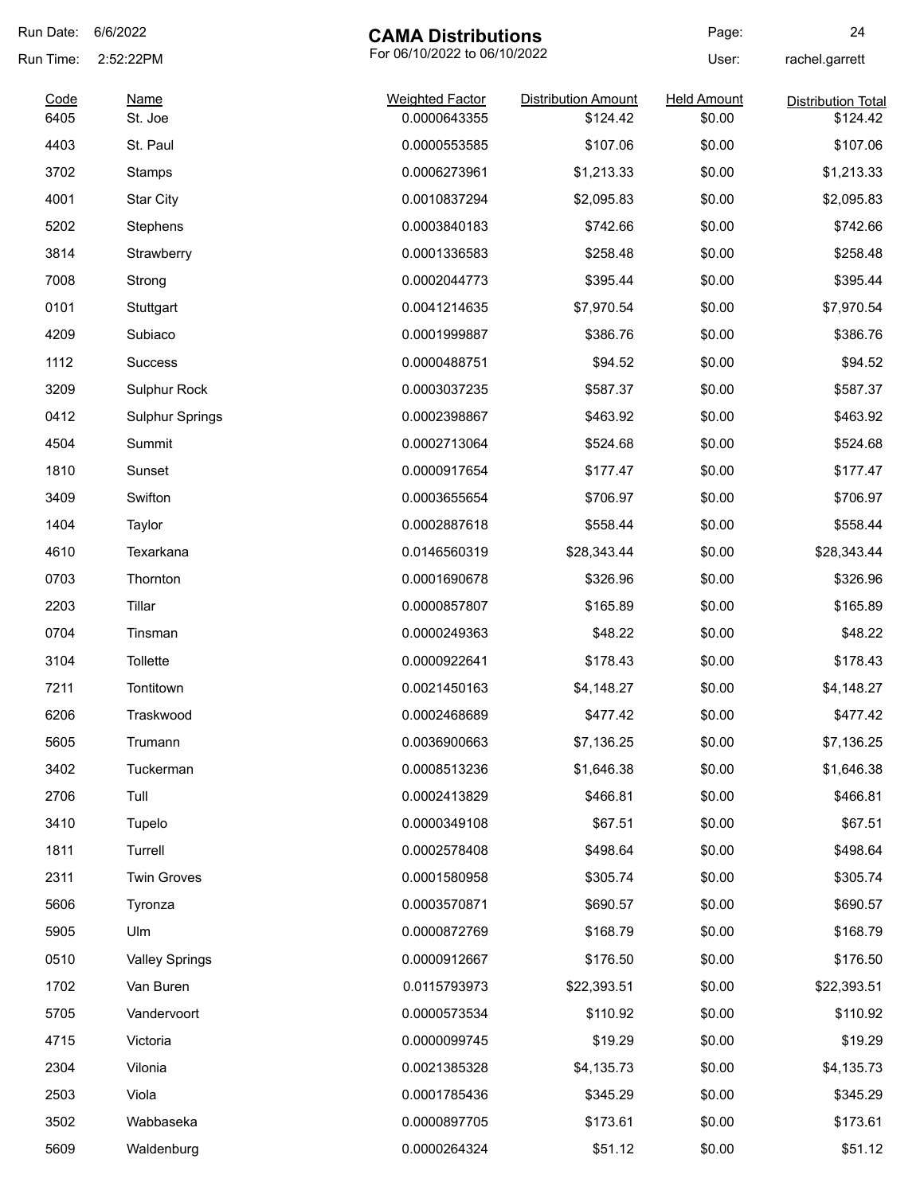# CAMA Distributions

For 06/10/2022 to 06/10/2022

Run Date: 6/6/2022
Run Time: 2:52:22PM
User: rachel.garrett

| Code | Name | Weighted Factor | Distribution Amount | Held Amount | Distribution Total |
|---|---|---|---|---|---|
| 6405 | St. Joe | 0.0000643355 | $124.42 | $0.00 | $124.42 |
| 4403 | St. Paul | 0.0000553585 | $107.06 | $0.00 | $107.06 |
| 3702 | Stamps | 0.0006273961 | $1,213.33 | $0.00 | $1,213.33 |
| 4001 | Star City | 0.0010837294 | $2,095.83 | $0.00 | $2,095.83 |
| 5202 | Stephens | 0.0003840183 | $742.66 | $0.00 | $742.66 |
| 3814 | Strawberry | 0.0001336583 | $258.48 | $0.00 | $258.48 |
| 7008 | Strong | 0.0002044773 | $395.44 | $0.00 | $395.44 |
| 0101 | Stuttgart | 0.0041214635 | $7,970.54 | $0.00 | $7,970.54 |
| 4209 | Subiaco | 0.0001999887 | $386.76 | $0.00 | $386.76 |
| 1112 | Success | 0.0000488751 | $94.52 | $0.00 | $94.52 |
| 3209 | Sulphur Rock | 0.0003037235 | $587.37 | $0.00 | $587.37 |
| 0412 | Sulphur Springs | 0.0002398867 | $463.92 | $0.00 | $463.92 |
| 4504 | Summit | 0.0002713064 | $524.68 | $0.00 | $524.68 |
| 1810 | Sunset | 0.0000917654 | $177.47 | $0.00 | $177.47 |
| 3409 | Swifton | 0.0003655654 | $706.97 | $0.00 | $706.97 |
| 1404 | Taylor | 0.0002887618 | $558.44 | $0.00 | $558.44 |
| 4610 | Texarkana | 0.0146560319 | $28,343.44 | $0.00 | $28,343.44 |
| 0703 | Thornton | 0.0001690678 | $326.96 | $0.00 | $326.96 |
| 2203 | Tillar | 0.0000857807 | $165.89 | $0.00 | $165.89 |
| 0704 | Tinsman | 0.0000249363 | $48.22 | $0.00 | $48.22 |
| 3104 | Tollette | 0.0000922641 | $178.43 | $0.00 | $178.43 |
| 7211 | Tontitown | 0.0021450163 | $4,148.27 | $0.00 | $4,148.27 |
| 6206 | Traskwood | 0.0002468689 | $477.42 | $0.00 | $477.42 |
| 5605 | Trumann | 0.0036900663 | $7,136.25 | $0.00 | $7,136.25 |
| 3402 | Tuckerman | 0.0008513236 | $1,646.38 | $0.00 | $1,646.38 |
| 2706 | Tull | 0.0002413829 | $466.81 | $0.00 | $466.81 |
| 3410 | Tupelo | 0.0000349108 | $67.51 | $0.00 | $67.51 |
| 1811 | Turrell | 0.0002578408 | $498.64 | $0.00 | $498.64 |
| 2311 | Twin Groves | 0.0001580958 | $305.74 | $0.00 | $305.74 |
| 5606 | Tyronza | 0.0003570871 | $690.57 | $0.00 | $690.57 |
| 5905 | Ulm | 0.0000872769 | $168.79 | $0.00 | $168.79 |
| 0510 | Valley Springs | 0.0000912667 | $176.50 | $0.00 | $176.50 |
| 1702 | Van Buren | 0.0115793973 | $22,393.51 | $0.00 | $22,393.51 |
| 5705 | Vandervoort | 0.0000573534 | $110.92 | $0.00 | $110.92 |
| 4715 | Victoria | 0.0000099745 | $19.29 | $0.00 | $19.29 |
| 2304 | Vilonia | 0.0021385328 | $4,135.73 | $0.00 | $4,135.73 |
| 2503 | Viola | 0.0001785436 | $345.29 | $0.00 | $345.29 |
| 3502 | Wabbaseka | 0.0000897705 | $173.61 | $0.00 | $173.61 |
| 5609 | Waldenburg | 0.0000264324 | $51.12 | $0.00 | $51.12 |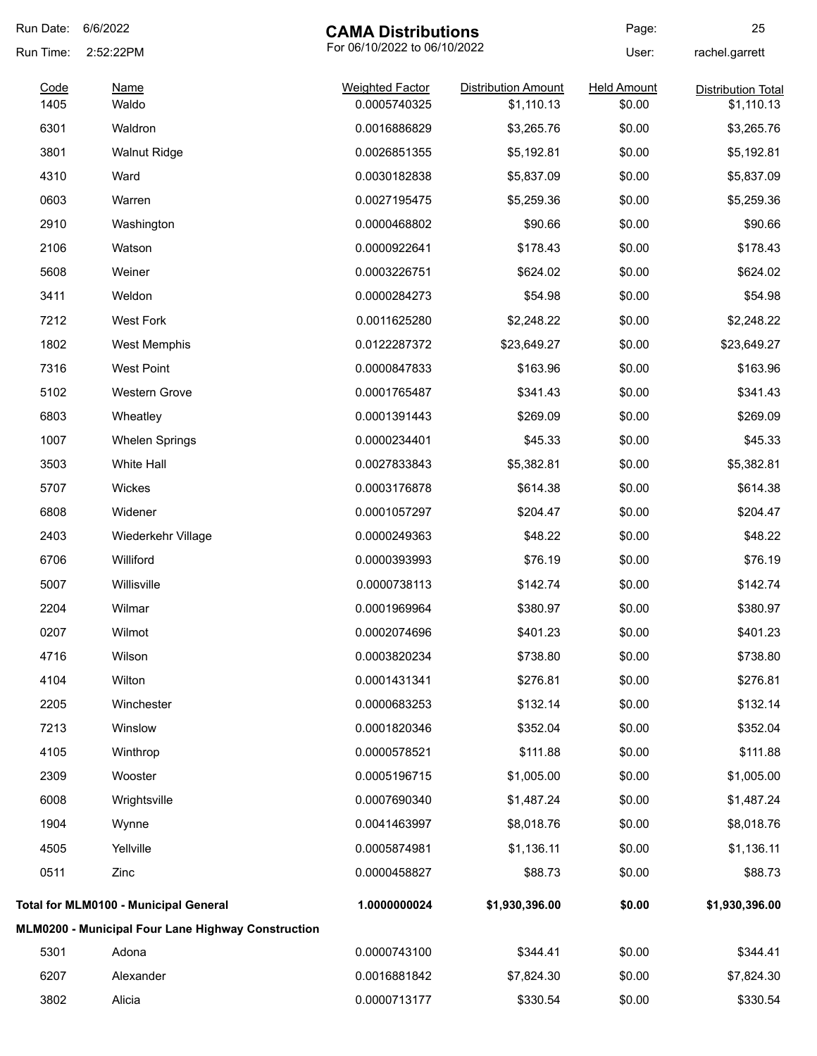# CAMA Distributions

For 06/10/2022 to 06/10/2022

Run Date: 6/6/2022
Run Time: 2:52:22PM
User: rachel.garrett

| Code | Name | Weighted Factor | Distribution Amount | Held Amount | Distribution Total |
|---|---|---|---|---|---|
| 1405 | Waldo | 0.0005740325 | $1,110.13 | $0.00 | $1,110.13 |
| 6301 | Waldron | 0.0016886829 | $3,265.76 | $0.00 | $3,265.76 |
| 3801 | Walnut Ridge | 0.0026851355 | $5,192.81 | $0.00 | $5,192.81 |
| 4310 | Ward | 0.0030182838 | $5,837.09 | $0.00 | $5,837.09 |
| 0603 | Warren | 0.0027195475 | $5,259.36 | $0.00 | $5,259.36 |
| 2910 | Washington | 0.0000468802 | $90.66 | $0.00 | $90.66 |
| 2106 | Watson | 0.0000922641 | $178.43 | $0.00 | $178.43 |
| 5608 | Weiner | 0.0003226751 | $624.02 | $0.00 | $624.02 |
| 3411 | Weldon | 0.0000284273 | $54.98 | $0.00 | $54.98 |
| 7212 | West Fork | 0.0011625280 | $2,248.22 | $0.00 | $2,248.22 |
| 1802 | West Memphis | 0.0122287372 | $23,649.27 | $0.00 | $23,649.27 |
| 7316 | West Point | 0.0000847833 | $163.96 | $0.00 | $163.96 |
| 5102 | Western Grove | 0.0001765487 | $341.43 | $0.00 | $341.43 |
| 6803 | Wheatley | 0.0001391443 | $269.09 | $0.00 | $269.09 |
| 1007 | Whelen Springs | 0.0000234401 | $45.33 | $0.00 | $45.33 |
| 3503 | White Hall | 0.0027833843 | $5,382.81 | $0.00 | $5,382.81 |
| 5707 | Wickes | 0.0003176878 | $614.38 | $0.00 | $614.38 |
| 6808 | Widener | 0.0001057297 | $204.47 | $0.00 | $204.47 |
| 2403 | Wiederkehr Village | 0.0000249363 | $48.22 | $0.00 | $48.22 |
| 6706 | Williford | 0.0000393993 | $76.19 | $0.00 | $76.19 |
| 5007 | Willisville | 0.0000738113 | $142.74 | $0.00 | $142.74 |
| 2204 | Wilmar | 0.0001969964 | $380.97 | $0.00 | $380.97 |
| 0207 | Wilmot | 0.0002074696 | $401.23 | $0.00 | $401.23 |
| 4716 | Wilson | 0.0003820234 | $738.80 | $0.00 | $738.80 |
| 4104 | Wilton | 0.0001431341 | $276.81 | $0.00 | $276.81 |
| 2205 | Winchester | 0.0000683253 | $132.14 | $0.00 | $132.14 |
| 7213 | Winslow | 0.0001820346 | $352.04 | $0.00 | $352.04 |
| 4105 | Winthrop | 0.0000578521 | $111.88 | $0.00 | $111.88 |
| 2309 | Wooster | 0.0005196715 | $1,005.00 | $0.00 | $1,005.00 |
| 6008 | Wrightsville | 0.0007690340 | $1,487.24 | $0.00 | $1,487.24 |
| 1904 | Wynne | 0.0041463997 | $8,018.76 | $0.00 | $8,018.76 |
| 4505 | Yellville | 0.0005874981 | $1,136.11 | $0.00 | $1,136.11 |
| 0511 | Zinc | 0.0000458827 | $88.73 | $0.00 | $88.73 |
| **Total for MLM0100 - Municipal General** | | **1.0000000024** | **$1,930,396.00** | **$0.00** | **$1,930,396.00** |
| **MLM0200 - Municipal Four Lane Highway Construction** | | | | | |
| 5301 | Adona | 0.0000743100 | $344.41 | $0.00 | $344.41 |
| 6207 | Alexander | 0.0016881842 | $7,824.30 | $0.00 | $7,824.30 |
| 3802 | Alicia | 0.0000713177 | $330.54 | $0.00 | $330.54 |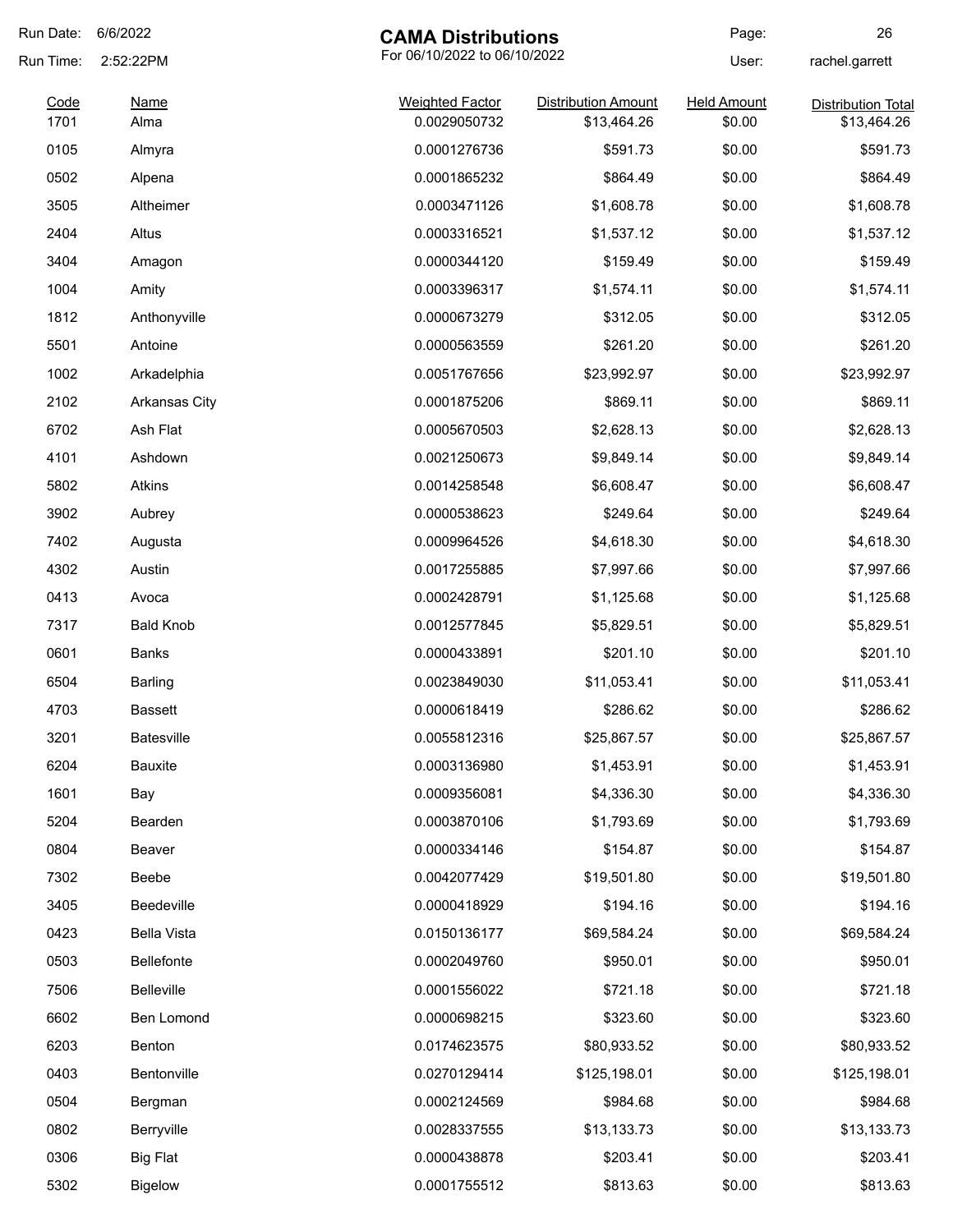Run Date: 6/6/2022

Run Time: 2:52:22PM

# CAMA Distributions

For 06/10/2022 to 06/10/2022

User: rachel.garrett

| Code | Name | Weighted Factor | Distribution Amount | Held Amount | Distribution Total |
|---|---|---|---|---|---|
| 1701 | Alma | 0.0029050732 | $13,464.26 | $0.00 | $13,464.26 |
| 0105 | Almyra | 0.0001276736 | $591.73 | $0.00 | $591.73 |
| 0502 | Alpena | 0.0001865232 | $864.49 | $0.00 | $864.49 |
| 3505 | Altheimer | 0.0003471126 | $1,608.78 | $0.00 | $1,608.78 |
| 2404 | Altus | 0.0003316521 | $1,537.12 | $0.00 | $1,537.12 |
| 3404 | Amagon | 0.0000344120 | $159.49 | $0.00 | $159.49 |
| 1004 | Amity | 0.0003396317 | $1,574.11 | $0.00 | $1,574.11 |
| 1812 | Anthonyville | 0.0000673279 | $312.05 | $0.00 | $312.05 |
| 5501 | Antoine | 0.0000563559 | $261.20 | $0.00 | $261.20 |
| 1002 | Arkadelphia | 0.0051767656 | $23,992.97 | $0.00 | $23,992.97 |
| 2102 | Arkansas City | 0.0001875206 | $869.11 | $0.00 | $869.11 |
| 6702 | Ash Flat | 0.0005670503 | $2,628.13 | $0.00 | $2,628.13 |
| 4101 | Ashdown | 0.0021250673 | $9,849.14 | $0.00 | $9,849.14 |
| 5802 | Atkins | 0.0014258548 | $6,608.47 | $0.00 | $6,608.47 |
| 3902 | Aubrey | 0.0000538623 | $249.64 | $0.00 | $249.64 |
| 7402 | Augusta | 0.0009964526 | $4,618.30 | $0.00 | $4,618.30 |
| 4302 | Austin | 0.0017255885 | $7,997.66 | $0.00 | $7,997.66 |
| 0413 | Avoca | 0.0002428791 | $1,125.68 | $0.00 | $1,125.68 |
| 7317 | Bald Knob | 0.0012577845 | $5,829.51 | $0.00 | $5,829.51 |
| 0601 | Banks | 0.0000433891 | $201.10 | $0.00 | $201.10 |
| 6504 | Barling | 0.0023849030 | $11,053.41 | $0.00 | $11,053.41 |
| 4703 | Bassett | 0.0000618419 | $286.62 | $0.00 | $286.62 |
| 3201 | Batesville | 0.0055812316 | $25,867.57 | $0.00 | $25,867.57 |
| 6204 | Bauxite | 0.0003136980 | $1,453.91 | $0.00 | $1,453.91 |
| 1601 | Bay | 0.0009356081 | $4,336.30 | $0.00 | $4,336.30 |
| 5204 | Bearden | 0.0003870106 | $1,793.69 | $0.00 | $1,793.69 |
| 0804 | Beaver | 0.0000334146 | $154.87 | $0.00 | $154.87 |
| 7302 | Beebe | 0.0042077429 | $19,501.80 | $0.00 | $19,501.80 |
| 3405 | Beedeville | 0.0000418929 | $194.16 | $0.00 | $194.16 |
| 0423 | Bella Vista | 0.0150136177 | $69,584.24 | $0.00 | $69,584.24 |
| 0503 | Bellefonte | 0.0002049760 | $950.01 | $0.00 | $950.01 |
| 7506 | Belleville | 0.0001556022 | $721.18 | $0.00 | $721.18 |
| 6602 | Ben Lomond | 0.0000698215 | $323.60 | $0.00 | $323.60 |
| 6203 | Benton | 0.0174623575 | $80,933.52 | $0.00 | $80,933.52 |
| 0403 | Bentonville | 0.0270129414 | $125,198.01 | $0.00 | $125,198.01 |
| 0504 | Bergman | 0.0002124569 | $984.68 | $0.00 | $984.68 |
| 0802 | Berryville | 0.0028337555 | $13,133.73 | $0.00 | $13,133.73 |
| 0306 | Big Flat | 0.0000438878 | $203.41 | $0.00 | $203.41 |
| 5302 | Bigelow | 0.0001755512 | $813.63 | $0.00 | $813.63 |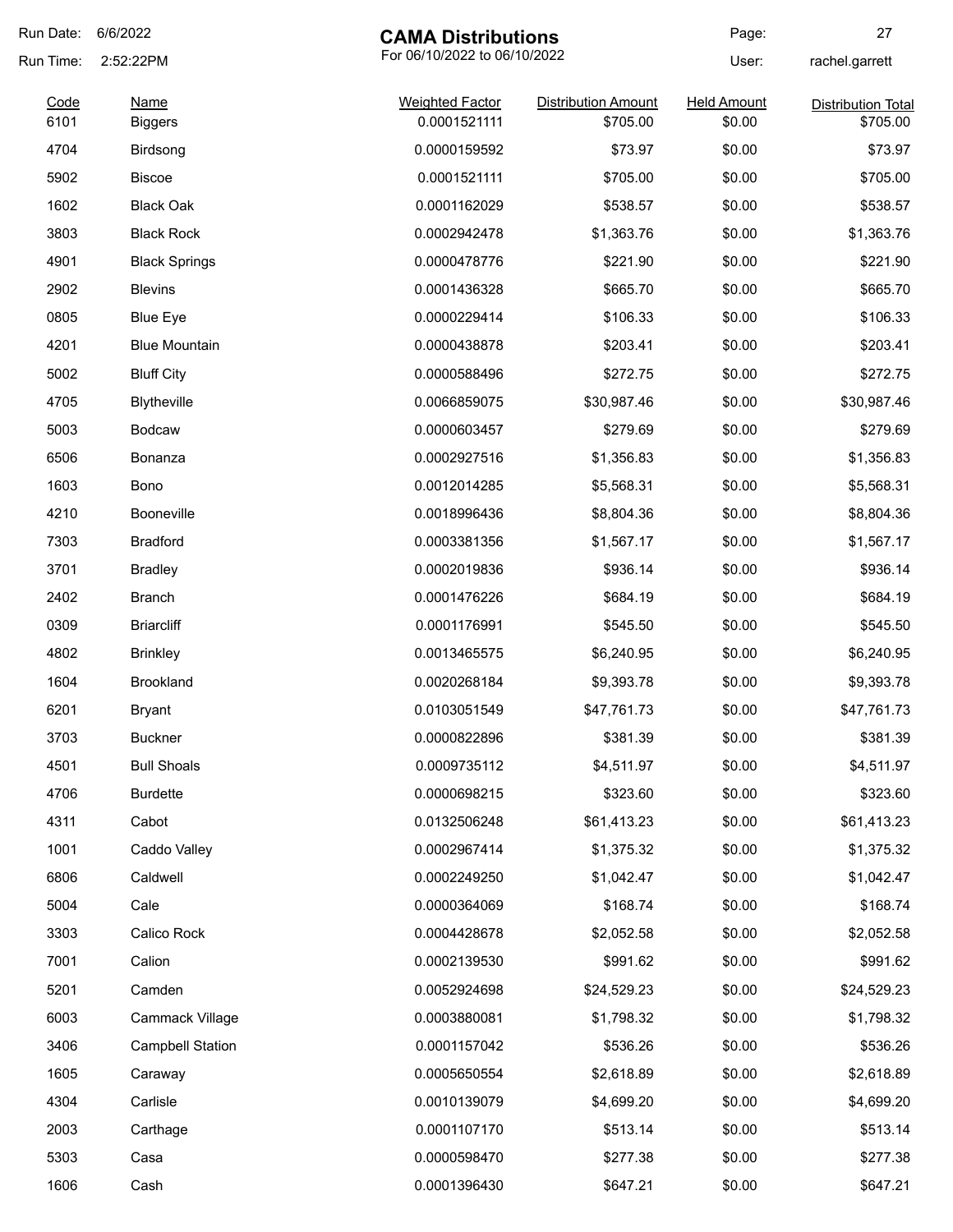Run Date: 6/6/2022

Run Time: 2:52:22PM

# CAMA Distributions

For 06/10/2022 to 06/10/2022

User: rachel.garrett

| Code | Name | Weighted Factor | Distribution Amount | Held Amount | Distribution Total |
|---|---|---|---|---|---|
| 6101 | Biggers | 0.0001521111 | $705.00 | $0.00 | $705.00 |
| 4704 | Birdsong | 0.0000159592 | $73.97 | $0.00 | $73.97 |
| 5902 | Biscoe | 0.0001521111 | $705.00 | $0.00 | $705.00 |
| 1602 | Black Oak | 0.0001162029 | $538.57 | $0.00 | $538.57 |
| 3803 | Black Rock | 0.0002942478 | $1,363.76 | $0.00 | $1,363.76 |
| 4901 | Black Springs | 0.0000478776 | $221.90 | $0.00 | $221.90 |
| 2902 | Blevins | 0.0001436328 | $665.70 | $0.00 | $665.70 |
| 0805 | Blue Eye | 0.0000229414 | $106.33 | $0.00 | $106.33 |
| 4201 | Blue Mountain | 0.0000438878 | $203.41 | $0.00 | $203.41 |
| 5002 | Bluff City | 0.0000588496 | $272.75 | $0.00 | $272.75 |
| 4705 | Blytheville | 0.0066859075 | $30,987.46 | $0.00 | $30,987.46 |
| 5003 | Bodcaw | 0.0000603457 | $279.69 | $0.00 | $279.69 |
| 6506 | Bonanza | 0.0002927516 | $1,356.83 | $0.00 | $1,356.83 |
| 1603 | Bono | 0.0012014285 | $5,568.31 | $0.00 | $5,568.31 |
| 4210 | Booneville | 0.0018996436 | $8,804.36 | $0.00 | $8,804.36 |
| 7303 | Bradford | 0.0003381356 | $1,567.17 | $0.00 | $1,567.17 |
| 3701 | Bradley | 0.0002019836 | $936.14 | $0.00 | $936.14 |
| 2402 | Branch | 0.0001476226 | $684.19 | $0.00 | $684.19 |
| 0309 | Briarcliff | 0.0001176991 | $545.50 | $0.00 | $545.50 |
| 4802 | Brinkley | 0.0013465575 | $6,240.95 | $0.00 | $6,240.95 |
| 1604 | Brookland | 0.0020268184 | $9,393.78 | $0.00 | $9,393.78 |
| 6201 | Bryant | 0.0103051549 | $47,761.73 | $0.00 | $47,761.73 |
| 3703 | Buckner | 0.0000822896 | $381.39 | $0.00 | $381.39 |
| 4501 | Bull Shoals | 0.0009735112 | $4,511.97 | $0.00 | $4,511.97 |
| 4706 | Burdette | 0.0000698215 | $323.60 | $0.00 | $323.60 |
| 4311 | Cabot | 0.0132506248 | $61,413.23 | $0.00 | $61,413.23 |
| 1001 | Caddo Valley | 0.0002967414 | $1,375.32 | $0.00 | $1,375.32 |
| 6806 | Caldwell | 0.0002249250 | $1,042.47 | $0.00 | $1,042.47 |
| 5004 | Cale | 0.0000364069 | $168.74 | $0.00 | $168.74 |
| 3303 | Calico Rock | 0.0004428678 | $2,052.58 | $0.00 | $2,052.58 |
| 7001 | Calion | 0.0002139530 | $991.62 | $0.00 | $991.62 |
| 5201 | Camden | 0.0052924698 | $24,529.23 | $0.00 | $24,529.23 |
| 6003 | Cammack Village | 0.0003880081 | $1,798.32 | $0.00 | $1,798.32 |
| 3406 | Campbell Station | 0.0001157042 | $536.26 | $0.00 | $536.26 |
| 1605 | Caraway | 0.0005650554 | $2,618.89 | $0.00 | $2,618.89 |
| 4304 | Carlisle | 0.0010139079 | $4,699.20 | $0.00 | $4,699.20 |
| 2003 | Carthage | 0.0001107170 | $513.14 | $0.00 | $513.14 |
| 5303 | Casa | 0.0000598470 | $277.38 | $0.00 | $277.38 |
| 1606 | Cash | 0.0001396430 | $647.21 | $0.00 | $647.21 |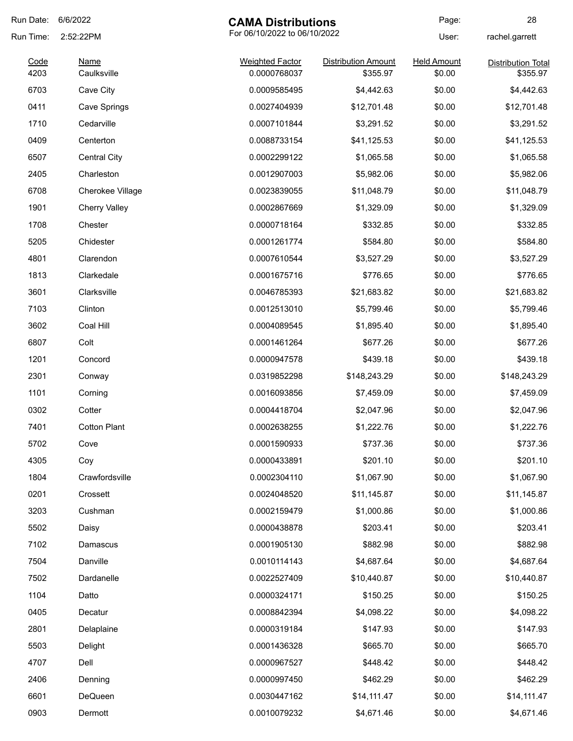Run Date: 6/6/2022

Run Time: 2:52:22PM

# CAMA Distributions

For 06/10/2022 to 06/10/2022

User: rachel.garrett

| Code | Name | Weighted Factor | Distribution Amount | Held Amount | Distribution Total |
|---|---|---|---|---|---|
| 4203 | Caulksville | 0.0000768037 | $355.97 | $0.00 | $355.97 |
| 6703 | Cave City | 0.0009585495 | $4,442.63 | $0.00 | $4,442.63 |
| 0411 | Cave Springs | 0.0027404939 | $12,701.48 | $0.00 | $12,701.48 |
| 1710 | Cedarville | 0.0007101844 | $3,291.52 | $0.00 | $3,291.52 |
| 0409 | Centerton | 0.0088733154 | $41,125.53 | $0.00 | $41,125.53 |
| 6507 | Central City | 0.0002299122 | $1,065.58 | $0.00 | $1,065.58 |
| 2405 | Charleston | 0.0012907003 | $5,982.06 | $0.00 | $5,982.06 |
| 6708 | Cherokee Village | 0.0023839055 | $11,048.79 | $0.00 | $11,048.79 |
| 1901 | Cherry Valley | 0.0002867669 | $1,329.09 | $0.00 | $1,329.09 |
| 1708 | Chester | 0.0000718164 | $332.85 | $0.00 | $332.85 |
| 5205 | Chidester | 0.0001261774 | $584.80 | $0.00 | $584.80 |
| 4801 | Clarendon | 0.0007610544 | $3,527.29 | $0.00 | $3,527.29 |
| 1813 | Clarkedale | 0.0001675716 | $776.65 | $0.00 | $776.65 |
| 3601 | Clarksville | 0.0046785393 | $21,683.82 | $0.00 | $21,683.82 |
| 7103 | Clinton | 0.0012513010 | $5,799.46 | $0.00 | $5,799.46 |
| 3602 | Coal Hill | 0.0004089545 | $1,895.40 | $0.00 | $1,895.40 |
| 6807 | Colt | 0.0001461264 | $677.26 | $0.00 | $677.26 |
| 1201 | Concord | 0.0000947578 | $439.18 | $0.00 | $439.18 |
| 2301 | Conway | 0.0319852298 | $148,243.29 | $0.00 | $148,243.29 |
| 1101 | Corning | 0.0016093856 | $7,459.09 | $0.00 | $7,459.09 |
| 0302 | Cotter | 0.0004418704 | $2,047.96 | $0.00 | $2,047.96 |
| 7401 | Cotton Plant | 0.0002638255 | $1,222.76 | $0.00 | $1,222.76 |
| 5702 | Cove | 0.0001590933 | $737.36 | $0.00 | $737.36 |
| 4305 | Coy | 0.0000433891 | $201.10 | $0.00 | $201.10 |
| 1804 | Crawfordsville | 0.0002304110 | $1,067.90 | $0.00 | $1,067.90 |
| 0201 | Crossett | 0.0024048520 | $11,145.87 | $0.00 | $11,145.87 |
| 3203 | Cushman | 0.0002159479 | $1,000.86 | $0.00 | $1,000.86 |
| 5502 | Daisy | 0.0000438878 | $203.41 | $0.00 | $203.41 |
| 7102 | Damascus | 0.0001905130 | $882.98 | $0.00 | $882.98 |
| 7504 | Danville | 0.0010114143 | $4,687.64 | $0.00 | $4,687.64 |
| 7502 | Dardanelle | 0.0022527409 | $10,440.87 | $0.00 | $10,440.87 |
| 1104 | Datto | 0.0000324171 | $150.25 | $0.00 | $150.25 |
| 0405 | Decatur | 0.0008842394 | $4,098.22 | $0.00 | $4,098.22 |
| 2801 | Delaplaine | 0.0000319184 | $147.93 | $0.00 | $147.93 |
| 5503 | Delight | 0.0001436328 | $665.70 | $0.00 | $665.70 |
| 4707 | Dell | 0.0000967527 | $448.42 | $0.00 | $448.42 |
| 2406 | Denning | 0.0000997450 | $462.29 | $0.00 | $462.29 |
| 6601 | DeQueen | 0.0030447162 | $14,111.47 | $0.00 | $14,111.47 |
| 0903 | Dermott | 0.0010079232 | $4,671.46 | $0.00 | $4,671.46 |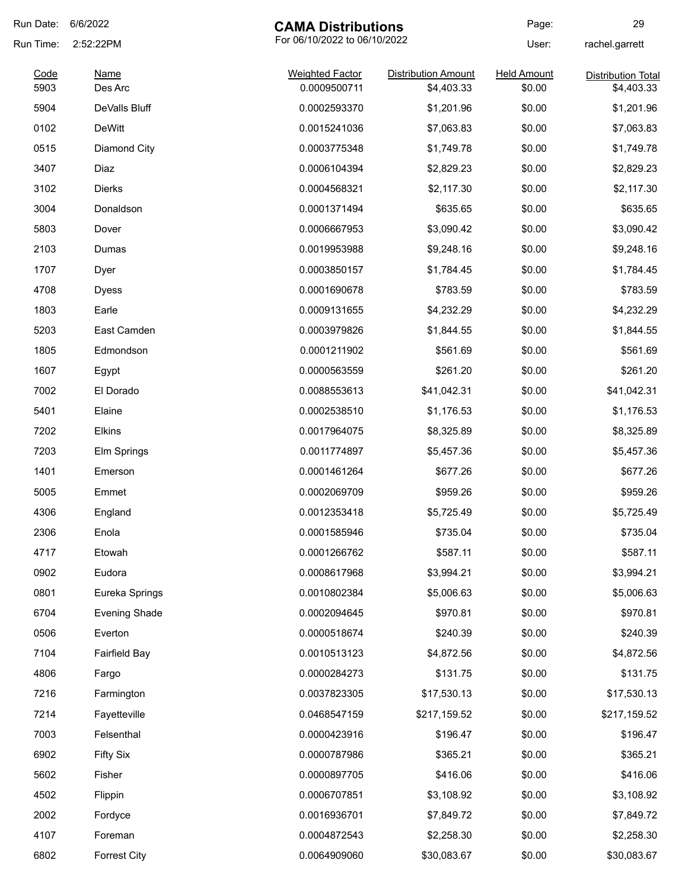# CAMA Distributions

For 06/10/2022 to 06/10/2022

Run Date: 6/6/2022
Run Time: 2:52:22PM
User: rachel.garrett

| Code | Name | Weighted Factor | Distribution Amount | Held Amount | Distribution Total |
|---|---|---|---|---|---|
| 5903 | Des Arc | 0.0009500711 | $4,403.33 | $0.00 | $4,403.33 |
| 5904 | DeValls Bluff | 0.0002593370 | $1,201.96 | $0.00 | $1,201.96 |
| 0102 | DeWitt | 0.0015241036 | $7,063.83 | $0.00 | $7,063.83 |
| 0515 | Diamond City | 0.0003775348 | $1,749.78 | $0.00 | $1,749.78 |
| 3407 | Diaz | 0.0006104394 | $2,829.23 | $0.00 | $2,829.23 |
| 3102 | Dierks | 0.0004568321 | $2,117.30 | $0.00 | $2,117.30 |
| 3004 | Donaldson | 0.0001371494 | $635.65 | $0.00 | $635.65 |
| 5803 | Dover | 0.0006667953 | $3,090.42 | $0.00 | $3,090.42 |
| 2103 | Dumas | 0.0019953988 | $9,248.16 | $0.00 | $9,248.16 |
| 1707 | Dyer | 0.0003850157 | $1,784.45 | $0.00 | $1,784.45 |
| 4708 | Dyess | 0.0001690678 | $783.59 | $0.00 | $783.59 |
| 1803 | Earle | 0.0009131655 | $4,232.29 | $0.00 | $4,232.29 |
| 5203 | East Camden | 0.0003979826 | $1,844.55 | $0.00 | $1,844.55 |
| 1805 | Edmondson | 0.0001211902 | $561.69 | $0.00 | $561.69 |
| 1607 | Egypt | 0.0000563559 | $261.20 | $0.00 | $261.20 |
| 7002 | El Dorado | 0.0088553613 | $41,042.31 | $0.00 | $41,042.31 |
| 5401 | Elaine | 0.0002538510 | $1,176.53 | $0.00 | $1,176.53 |
| 7202 | Elkins | 0.0017964075 | $8,325.89 | $0.00 | $8,325.89 |
| 7203 | Elm Springs | 0.0011774897 | $5,457.36 | $0.00 | $5,457.36 |
| 1401 | Emerson | 0.0001461264 | $677.26 | $0.00 | $677.26 |
| 5005 | Emmet | 0.0002069709 | $959.26 | $0.00 | $959.26 |
| 4306 | England | 0.0012353418 | $5,725.49 | $0.00 | $5,725.49 |
| 2306 | Enola | 0.0001585946 | $735.04 | $0.00 | $735.04 |
| 4717 | Etowah | 0.0001266762 | $587.11 | $0.00 | $587.11 |
| 0902 | Eudora | 0.0008617968 | $3,994.21 | $0.00 | $3,994.21 |
| 0801 | Eureka Springs | 0.0010802384 | $5,006.63 | $0.00 | $5,006.63 |
| 6704 | Evening Shade | 0.0002094645 | $970.81 | $0.00 | $970.81 |
| 0506 | Everton | 0.0000518674 | $240.39 | $0.00 | $240.39 |
| 7104 | Fairfield Bay | 0.0010513123 | $4,872.56 | $0.00 | $4,872.56 |
| 4806 | Fargo | 0.0000284273 | $131.75 | $0.00 | $131.75 |
| 7216 | Farmington | 0.0037823305 | $17,530.13 | $0.00 | $17,530.13 |
| 7214 | Fayetteville | 0.0468547159 | $217,159.52 | $0.00 | $217,159.52 |
| 7003 | Felsenthal | 0.0000423916 | $196.47 | $0.00 | $196.47 |
| 6902 | Fifty Six | 0.0000787986 | $365.21 | $0.00 | $365.21 |
| 5602 | Fisher | 0.0000897705 | $416.06 | $0.00 | $416.06 |
| 4502 | Flippin | 0.0006707851 | $3,108.92 | $0.00 | $3,108.92 |
| 2002 | Fordyce | 0.0016936701 | $7,849.72 | $0.00 | $7,849.72 |
| 4107 | Foreman | 0.0004872543 | $2,258.30 | $0.00 | $2,258.30 |
| 6802 | Forrest City | 0.0064909060 | $30,083.67 | $0.00 | $30,083.67 |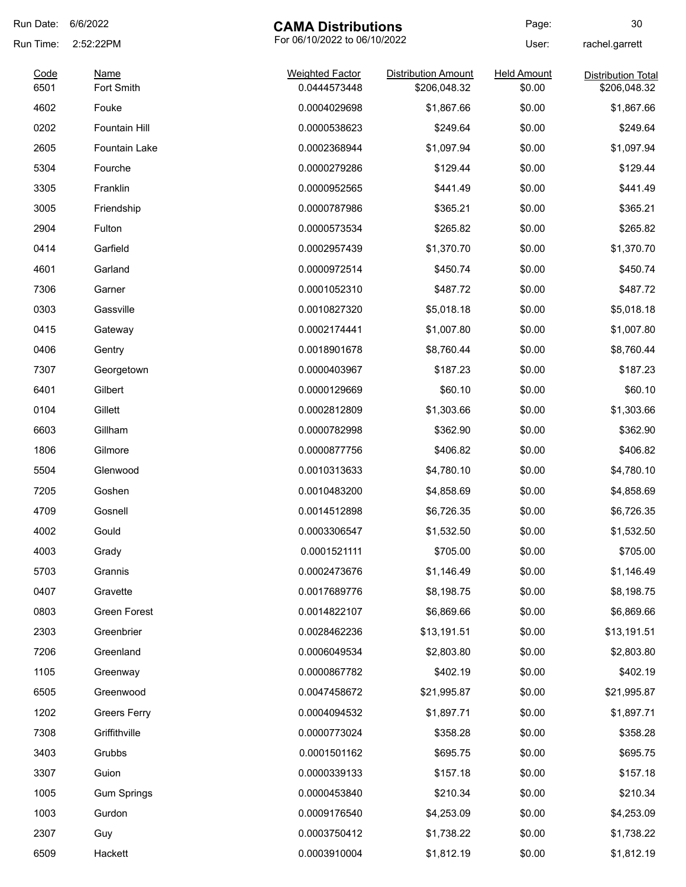# CAMA Distributions

For 06/10/2022 to 06/10/2022

Run Date: 6/6/2022
Run Time: 2:52:22PM
User: rachel.garrett

| Code | Name | Weighted Factor | Distribution Amount | Held Amount | Distribution Total |
|---|---|---|---|---|---|
| 6501 | Fort Smith | 0.0444573448 | $206,048.32 | $0.00 | $206,048.32 |
| 4602 | Fouke | 0.0004029698 | $1,867.66 | $0.00 | $1,867.66 |
| 0202 | Fountain Hill | 0.0000538623 | $249.64 | $0.00 | $249.64 |
| 2605 | Fountain Lake | 0.0002368944 | $1,097.94 | $0.00 | $1,097.94 |
| 5304 | Fourche | 0.0000279286 | $129.44 | $0.00 | $129.44 |
| 3305 | Franklin | 0.0000952565 | $441.49 | $0.00 | $441.49 |
| 3005 | Friendship | 0.0000787986 | $365.21 | $0.00 | $365.21 |
| 2904 | Fulton | 0.0000573534 | $265.82 | $0.00 | $265.82 |
| 0414 | Garfield | 0.0002957439 | $1,370.70 | $0.00 | $1,370.70 |
| 4601 | Garland | 0.0000972514 | $450.74 | $0.00 | $450.74 |
| 7306 | Garner | 0.0001052310 | $487.72 | $0.00 | $487.72 |
| 0303 | Gassville | 0.0010827320 | $5,018.18 | $0.00 | $5,018.18 |
| 0415 | Gateway | 0.0002174441 | $1,007.80 | $0.00 | $1,007.80 |
| 0406 | Gentry | 0.0018901678 | $8,760.44 | $0.00 | $8,760.44 |
| 7307 | Georgetown | 0.0000403967 | $187.23 | $0.00 | $187.23 |
| 6401 | Gilbert | 0.0000129669 | $60.10 | $0.00 | $60.10 |
| 0104 | Gillett | 0.0002812809 | $1,303.66 | $0.00 | $1,303.66 |
| 6603 | Gillham | 0.0000782998 | $362.90 | $0.00 | $362.90 |
| 1806 | Gilmore | 0.0000877756 | $406.82 | $0.00 | $406.82 |
| 5504 | Glenwood | 0.0010313633 | $4,780.10 | $0.00 | $4,780.10 |
| 7205 | Goshen | 0.0010483200 | $4,858.69 | $0.00 | $4,858.69 |
| 4709 | Gosnell | 0.0014512898 | $6,726.35 | $0.00 | $6,726.35 |
| 4002 | Gould | 0.0003306547 | $1,532.50 | $0.00 | $1,532.50 |
| 4003 | Grady | 0.0001521111 | $705.00 | $0.00 | $705.00 |
| 5703 | Grannis | 0.0002473676 | $1,146.49 | $0.00 | $1,146.49 |
| 0407 | Gravette | 0.0017689776 | $8,198.75 | $0.00 | $8,198.75 |
| 0803 | Green Forest | 0.0014822107 | $6,869.66 | $0.00 | $6,869.66 |
| 2303 | Greenbrier | 0.0028462236 | $13,191.51 | $0.00 | $13,191.51 |
| 7206 | Greenland | 0.0006049534 | $2,803.80 | $0.00 | $2,803.80 |
| 1105 | Greenway | 0.0000867782 | $402.19 | $0.00 | $402.19 |
| 6505 | Greenwood | 0.0047458672 | $21,995.87 | $0.00 | $21,995.87 |
| 1202 | Greers Ferry | 0.0004094532 | $1,897.71 | $0.00 | $1,897.71 |
| 7308 | Griffithville | 0.0000773024 | $358.28 | $0.00 | $358.28 |
| 3403 | Grubbs | 0.0001501162 | $695.75 | $0.00 | $695.75 |
| 3307 | Guion | 0.0000339133 | $157.18 | $0.00 | $157.18 |
| 1005 | Gum Springs | 0.0000453840 | $210.34 | $0.00 | $210.34 |
| 1003 | Gurdon | 0.0009176540 | $4,253.09 | $0.00 | $4,253.09 |
| 2307 | Guy | 0.0003750412 | $1,738.22 | $0.00 | $1,738.22 |
| 6509 | Hackett | 0.0003910004 | $1,812.19 | $0.00 | $1,812.19 |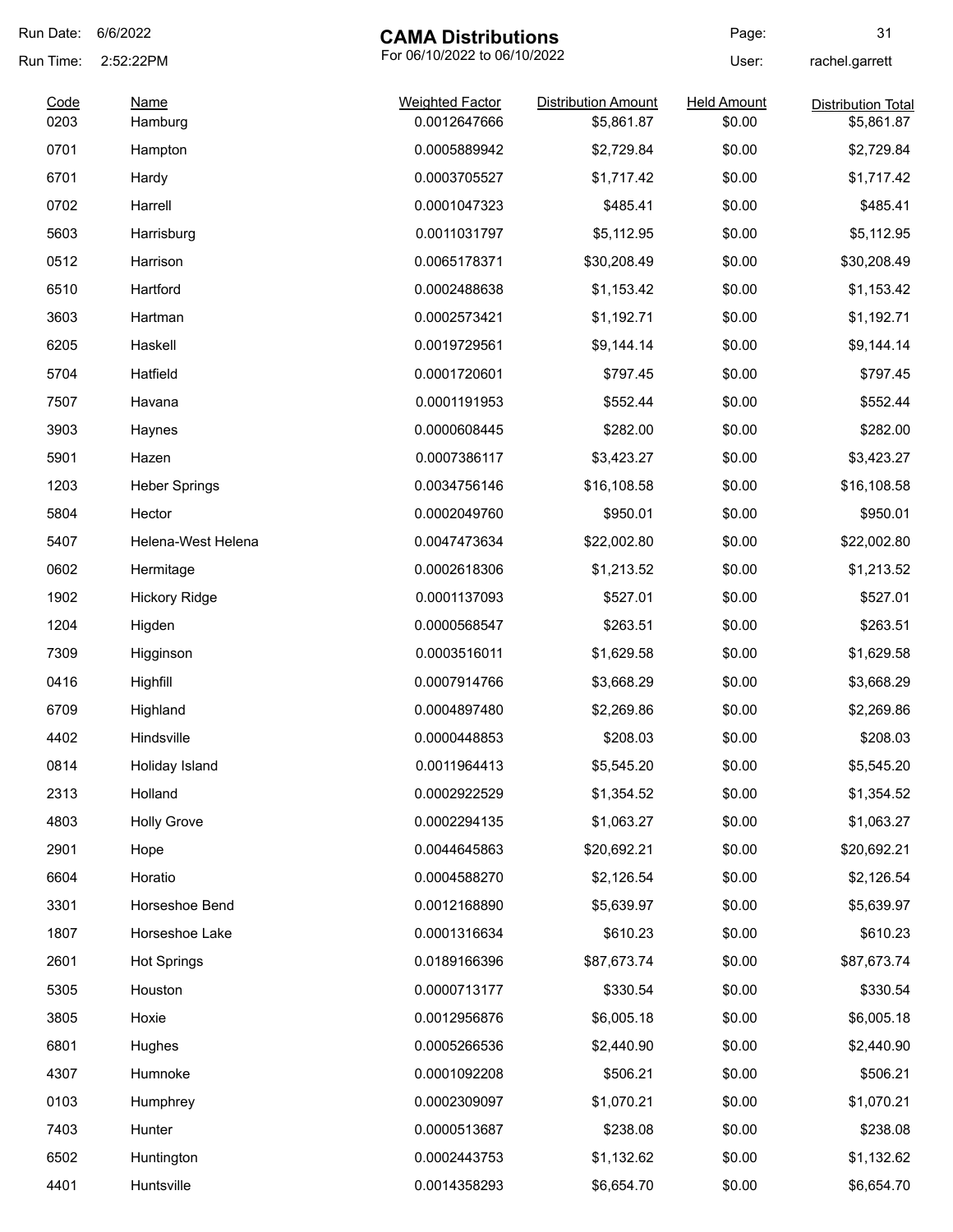# CAMA Distributions

For 06/10/2022 to 06/10/2022

Run Date: 6/6/2022
Run Time: 2:52:22PM
User: rachel.garrett

| Code | Name | Weighted Factor | Distribution Amount | Held Amount | Distribution Total |
|---|---|---|---|---|---|
| 0203 | Hamburg | 0.0012647666 | $5,861.87 | $0.00 | $5,861.87 |
| 0701 | Hampton | 0.0005889942 | $2,729.84 | $0.00 | $2,729.84 |
| 6701 | Hardy | 0.0003705527 | $1,717.42 | $0.00 | $1,717.42 |
| 0702 | Harrell | 0.0001047323 | $485.41 | $0.00 | $485.41 |
| 5603 | Harrisburg | 0.0011031797 | $5,112.95 | $0.00 | $5,112.95 |
| 0512 | Harrison | 0.0065178371 | $30,208.49 | $0.00 | $30,208.49 |
| 6510 | Hartford | 0.0002488638 | $1,153.42 | $0.00 | $1,153.42 |
| 3603 | Hartman | 0.0002573421 | $1,192.71 | $0.00 | $1,192.71 |
| 6205 | Haskell | 0.0019729561 | $9,144.14 | $0.00 | $9,144.14 |
| 5704 | Hatfield | 0.0001720601 | $797.45 | $0.00 | $797.45 |
| 7507 | Havana | 0.0001191953 | $552.44 | $0.00 | $552.44 |
| 3903 | Haynes | 0.0000608445 | $282.00 | $0.00 | $282.00 |
| 5901 | Hazen | 0.0007386117 | $3,423.27 | $0.00 | $3,423.27 |
| 1203 | Heber Springs | 0.0034756146 | $16,108.58 | $0.00 | $16,108.58 |
| 5804 | Hector | 0.0002049760 | $950.01 | $0.00 | $950.01 |
| 5407 | Helena-West Helena | 0.0047473634 | $22,002.80 | $0.00 | $22,002.80 |
| 0602 | Hermitage | 0.0002618306 | $1,213.52 | $0.00 | $1,213.52 |
| 1902 | Hickory Ridge | 0.0001137093 | $527.01 | $0.00 | $527.01 |
| 1204 | Higden | 0.0000568547 | $263.51 | $0.00 | $263.51 |
| 7309 | Higginson | 0.0003516011 | $1,629.58 | $0.00 | $1,629.58 |
| 0416 | Highfill | 0.0007914766 | $3,668.29 | $0.00 | $3,668.29 |
| 6709 | Highland | 0.0004897480 | $2,269.86 | $0.00 | $2,269.86 |
| 4402 | Hindsville | 0.0000448853 | $208.03 | $0.00 | $208.03 |
| 0814 | Holiday Island | 0.0011964413 | $5,545.20 | $0.00 | $5,545.20 |
| 2313 | Holland | 0.0002922529 | $1,354.52 | $0.00 | $1,354.52 |
| 4803 | Holly Grove | 0.0002294135 | $1,063.27 | $0.00 | $1,063.27 |
| 2901 | Hope | 0.0044645863 | $20,692.21 | $0.00 | $20,692.21 |
| 6604 | Horatio | 0.0004588270 | $2,126.54 | $0.00 | $2,126.54 |
| 3301 | Horseshoe Bend | 0.0012168890 | $5,639.97 | $0.00 | $5,639.97 |
| 1807 | Horseshoe Lake | 0.0001316634 | $610.23 | $0.00 | $610.23 |
| 2601 | Hot Springs | 0.0189166396 | $87,673.74 | $0.00 | $87,673.74 |
| 5305 | Houston | 0.0000713177 | $330.54 | $0.00 | $330.54 |
| 3805 | Hoxie | 0.0012956876 | $6,005.18 | $0.00 | $6,005.18 |
| 6801 | Hughes | 0.0005266536 | $2,440.90 | $0.00 | $2,440.90 |
| 4307 | Humnoke | 0.0001092208 | $506.21 | $0.00 | $506.21 |
| 0103 | Humphrey | 0.0002309097 | $1,070.21 | $0.00 | $1,070.21 |
| 7403 | Hunter | 0.0000513687 | $238.08 | $0.00 | $238.08 |
| 6502 | Huntington | 0.0002443753 | $1,132.62 | $0.00 | $1,132.62 |
| 4401 | Huntsville | 0.0014358293 | $6,654.70 | $0.00 | $6,654.70 |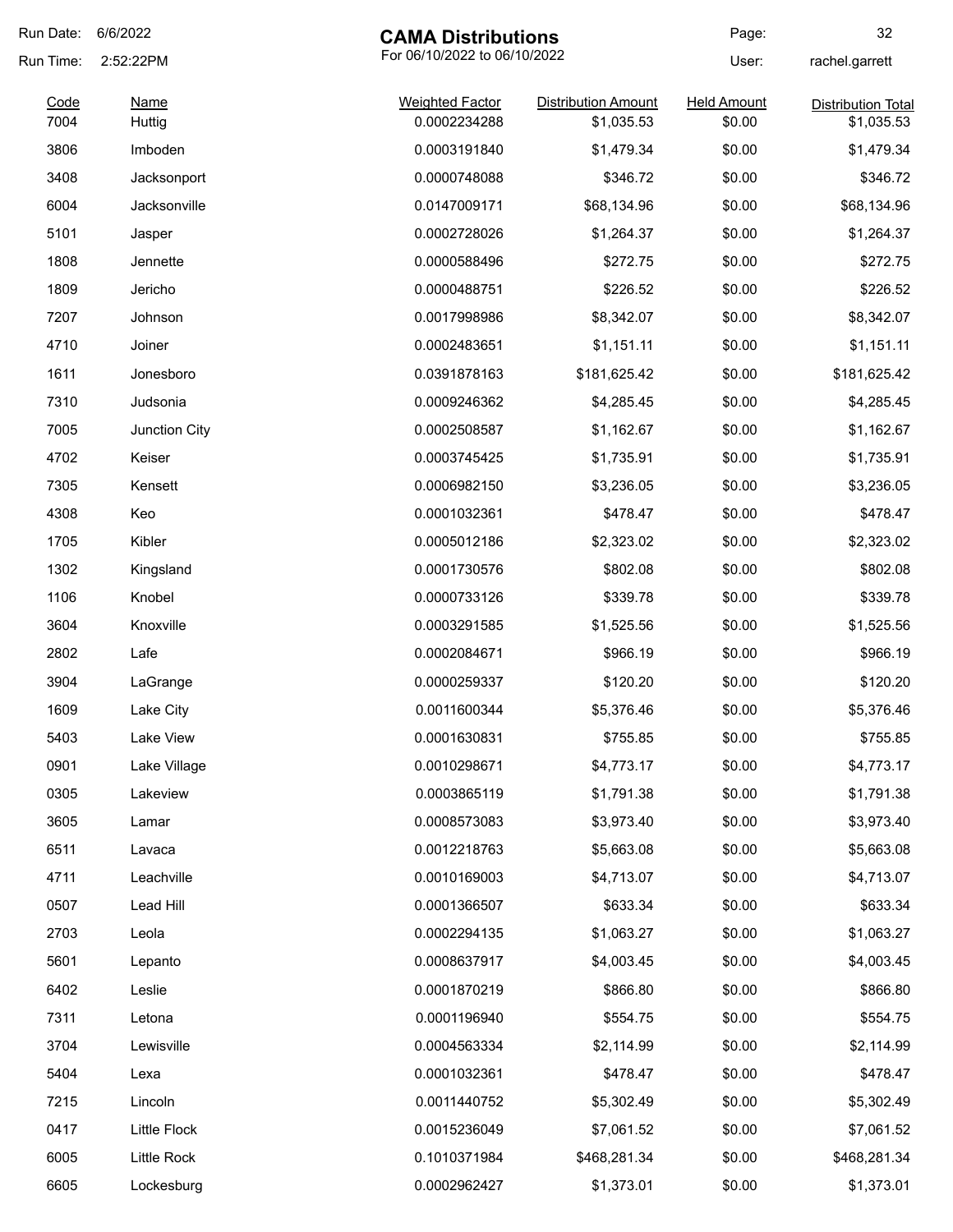# CAMA Distributions

For 06/10/2022 to 06/10/2022

Run Date: 6/6/2022
Run Time: 2:52:22PM
User: rachel.garrett

| Code | Name | Weighted Factor | Distribution Amount | Held Amount | Distribution Total |
|---|---|---|---|---|---|
| 7004 | Huttig | 0.0002234288 | $1,035.53 | $0.00 | $1,035.53 |
| 3806 | Imboden | 0.0003191840 | $1,479.34 | $0.00 | $1,479.34 |
| 3408 | Jacksonport | 0.0000748088 | $346.72 | $0.00 | $346.72 |
| 6004 | Jacksonville | 0.0147009171 | $68,134.96 | $0.00 | $68,134.96 |
| 5101 | Jasper | 0.0002728026 | $1,264.37 | $0.00 | $1,264.37 |
| 1808 | Jennette | 0.0000588496 | $272.75 | $0.00 | $272.75 |
| 1809 | Jericho | 0.0000488751 | $226.52 | $0.00 | $226.52 |
| 7207 | Johnson | 0.0017998986 | $8,342.07 | $0.00 | $8,342.07 |
| 4710 | Joiner | 0.0002483651 | $1,151.11 | $0.00 | $1,151.11 |
| 1611 | Jonesboro | 0.0391878163 | $181,625.42 | $0.00 | $181,625.42 |
| 7310 | Judsonia | 0.0009246362 | $4,285.45 | $0.00 | $4,285.45 |
| 7005 | Junction City | 0.0002508587 | $1,162.67 | $0.00 | $1,162.67 |
| 4702 | Keiser | 0.0003745425 | $1,735.91 | $0.00 | $1,735.91 |
| 7305 | Kensett | 0.0006982150 | $3,236.05 | $0.00 | $3,236.05 |
| 4308 | Keo | 0.0001032361 | $478.47 | $0.00 | $478.47 |
| 1705 | Kibler | 0.0005012186 | $2,323.02 | $0.00 | $2,323.02 |
| 1302 | Kingsland | 0.0001730576 | $802.08 | $0.00 | $802.08 |
| 1106 | Knobel | 0.0000733126 | $339.78 | $0.00 | $339.78 |
| 3604 | Knoxville | 0.0003291585 | $1,525.56 | $0.00 | $1,525.56 |
| 2802 | Lafe | 0.0002084671 | $966.19 | $0.00 | $966.19 |
| 3904 | LaGrange | 0.0000259337 | $120.20 | $0.00 | $120.20 |
| 1609 | Lake City | 0.0011600344 | $5,376.46 | $0.00 | $5,376.46 |
| 5403 | Lake View | 0.0001630831 | $755.85 | $0.00 | $755.85 |
| 0901 | Lake Village | 0.0010298671 | $4,773.17 | $0.00 | $4,773.17 |
| 0305 | Lakeview | 0.0003865119 | $1,791.38 | $0.00 | $1,791.38 |
| 3605 | Lamar | 0.0008573083 | $3,973.40 | $0.00 | $3,973.40 |
| 6511 | Lavaca | 0.0012218763 | $5,663.08 | $0.00 | $5,663.08 |
| 4711 | Leachville | 0.0010169003 | $4,713.07 | $0.00 | $4,713.07 |
| 0507 | Lead Hill | 0.0001366507 | $633.34 | $0.00 | $633.34 |
| 2703 | Leola | 0.0002294135 | $1,063.27 | $0.00 | $1,063.27 |
| 5601 | Lepanto | 0.0008637917 | $4,003.45 | $0.00 | $4,003.45 |
| 6402 | Leslie | 0.0001870219 | $866.80 | $0.00 | $866.80 |
| 7311 | Letona | 0.0001196940 | $554.75 | $0.00 | $554.75 |
| 3704 | Lewisville | 0.0004563334 | $2,114.99 | $0.00 | $2,114.99 |
| 5404 | Lexa | 0.0001032361 | $478.47 | $0.00 | $478.47 |
| 7215 | Lincoln | 0.0011440752 | $5,302.49 | $0.00 | $5,302.49 |
| 0417 | Little Flock | 0.0015236049 | $7,061.52 | $0.00 | $7,061.52 |
| 6005 | Little Rock | 0.1010371984 | $468,281.34 | $0.00 | $468,281.34 |
| 6605 | Lockesburg | 0.0002962427 | $1,373.01 | $0.00 | $1,373.01 |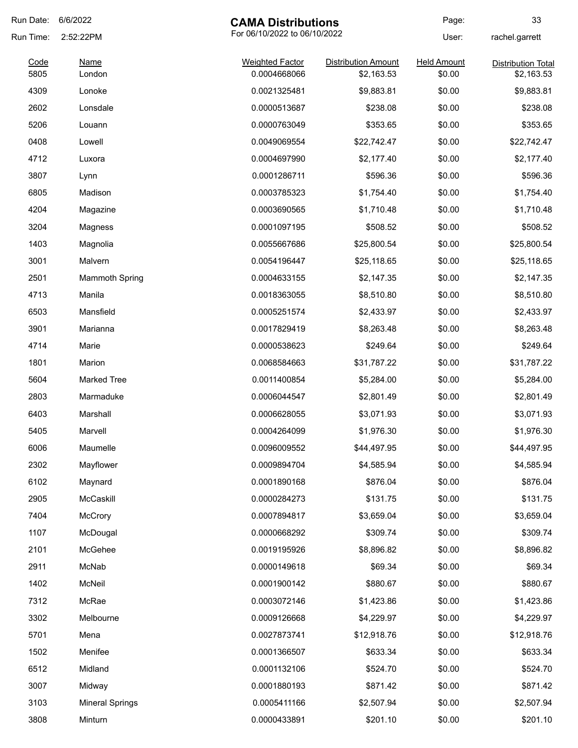# CAMA Distributions

For 06/10/2022 to 06/10/2022

Run Date: 6/6/2022
Run Time: 2:52:22PM
User: rachel.garrett

| Code | Name | Weighted Factor | Distribution Amount | Held Amount | Distribution Total |
|---|---|---|---|---|---|
| 5805 | London | 0.0004668066 | $2,163.53 | $0.00 | $2,163.53 |
| 4309 | Lonoke | 0.0021325481 | $9,883.81 | $0.00 | $9,883.81 |
| 2602 | Lonsdale | 0.0000513687 | $238.08 | $0.00 | $238.08 |
| 5206 | Louann | 0.0000763049 | $353.65 | $0.00 | $353.65 |
| 0408 | Lowell | 0.0049069554 | $22,742.47 | $0.00 | $22,742.47 |
| 4712 | Luxora | 0.0004697990 | $2,177.40 | $0.00 | $2,177.40 |
| 3807 | Lynn | 0.0001286711 | $596.36 | $0.00 | $596.36 |
| 6805 | Madison | 0.0003785323 | $1,754.40 | $0.00 | $1,754.40 |
| 4204 | Magazine | 0.0003690565 | $1,710.48 | $0.00 | $1,710.48 |
| 3204 | Magness | 0.0001097195 | $508.52 | $0.00 | $508.52 |
| 1403 | Magnolia | 0.0055667686 | $25,800.54 | $0.00 | $25,800.54 |
| 3001 | Malvern | 0.0054196447 | $25,118.65 | $0.00 | $25,118.65 |
| 2501 | Mammoth Spring | 0.0004633155 | $2,147.35 | $0.00 | $2,147.35 |
| 4713 | Manila | 0.0018363055 | $8,510.80 | $0.00 | $8,510.80 |
| 6503 | Mansfield | 0.0005251574 | $2,433.97 | $0.00 | $2,433.97 |
| 3901 | Marianna | 0.0017829419 | $8,263.48 | $0.00 | $8,263.48 |
| 4714 | Marie | 0.0000538623 | $249.64 | $0.00 | $249.64 |
| 1801 | Marion | 0.0068584663 | $31,787.22 | $0.00 | $31,787.22 |
| 5604 | Marked Tree | 0.0011400854 | $5,284.00 | $0.00 | $5,284.00 |
| 2803 | Marmaduke | 0.0006044547 | $2,801.49 | $0.00 | $2,801.49 |
| 6403 | Marshall | 0.0006628055 | $3,071.93 | $0.00 | $3,071.93 |
| 5405 | Marvell | 0.0004264099 | $1,976.30 | $0.00 | $1,976.30 |
| 6006 | Maumelle | 0.0096009552 | $44,497.95 | $0.00 | $44,497.95 |
| 2302 | Mayflower | 0.0009894704 | $4,585.94 | $0.00 | $4,585.94 |
| 6102 | Maynard | 0.0001890168 | $876.04 | $0.00 | $876.04 |
| 2905 | McCaskill | 0.0000284273 | $131.75 | $0.00 | $131.75 |
| 7404 | McCrory | 0.0007894817 | $3,659.04 | $0.00 | $3,659.04 |
| 1107 | McDougal | 0.0000668292 | $309.74 | $0.00 | $309.74 |
| 2101 | McGehee | 0.0019195926 | $8,896.82 | $0.00 | $8,896.82 |
| 2911 | McNab | 0.0000149618 | $69.34 | $0.00 | $69.34 |
| 1402 | McNeil | 0.0001900142 | $880.67 | $0.00 | $880.67 |
| 7312 | McRae | 0.0003072146 | $1,423.86 | $0.00 | $1,423.86 |
| 3302 | Melbourne | 0.0009126668 | $4,229.97 | $0.00 | $4,229.97 |
| 5701 | Mena | 0.0027873741 | $12,918.76 | $0.00 | $12,918.76 |
| 1502 | Menifee | 0.0001366507 | $633.34 | $0.00 | $633.34 |
| 6512 | Midland | 0.0001132106 | $524.70 | $0.00 | $524.70 |
| 3007 | Midway | 0.0001880193 | $871.42 | $0.00 | $871.42 |
| 3103 | Mineral Springs | 0.0005411166 | $2,507.94 | $0.00 | $2,507.94 |
| 3808 | Minturn | 0.0000433891 | $201.10 | $0.00 | $201.10 |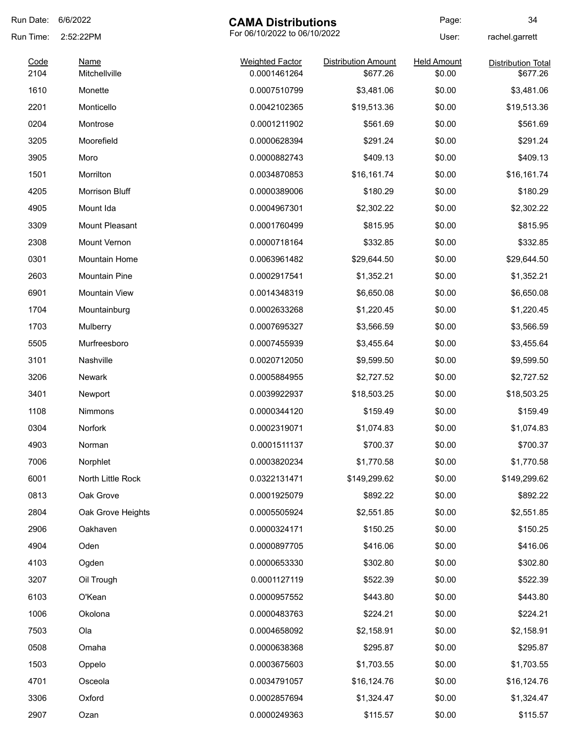Run Date: 6/6/2022

Run Time: 2:52:22PM

# CAMA Distributions

For 06/10/2022 to 06/10/2022

Page: 34

User: rachel.garrett

| Code | Name | Weighted Factor | Distribution Amount | Held Amount | Distribution Total |
|---|---|---|---|---|---|
| 2104 | Mitchellville | 0.0001461264 | $677.26 | $0.00 | $677.26 |
| 1610 | Monette | 0.0007510799 | $3,481.06 | $0.00 | $3,481.06 |
| 2201 | Monticello | 0.0042102365 | $19,513.36 | $0.00 | $19,513.36 |
| 0204 | Montrose | 0.0001211902 | $561.69 | $0.00 | $561.69 |
| 3205 | Moorefield | 0.0000628394 | $291.24 | $0.00 | $291.24 |
| 3905 | Moro | 0.0000882743 | $409.13 | $0.00 | $409.13 |
| 1501 | Morrilton | 0.0034870853 | $16,161.74 | $0.00 | $16,161.74 |
| 4205 | Morrison Bluff | 0.0000389006 | $180.29 | $0.00 | $180.29 |
| 4905 | Mount Ida | 0.0004967301 | $2,302.22 | $0.00 | $2,302.22 |
| 3309 | Mount Pleasant | 0.0001760499 | $815.95 | $0.00 | $815.95 |
| 2308 | Mount Vernon | 0.0000718164 | $332.85 | $0.00 | $332.85 |
| 0301 | Mountain Home | 0.0063961482 | $29,644.50 | $0.00 | $29,644.50 |
| 2603 | Mountain Pine | 0.0002917541 | $1,352.21 | $0.00 | $1,352.21 |
| 6901 | Mountain View | 0.0014348319 | $6,650.08 | $0.00 | $6,650.08 |
| 1704 | Mountainburg | 0.0002633268 | $1,220.45 | $0.00 | $1,220.45 |
| 1703 | Mulberry | 0.0007695327 | $3,566.59 | $0.00 | $3,566.59 |
| 5505 | Murfreesboro | 0.0007455939 | $3,455.64 | $0.00 | $3,455.64 |
| 3101 | Nashville | 0.0020712050 | $9,599.50 | $0.00 | $9,599.50 |
| 3206 | Newark | 0.0005884955 | $2,727.52 | $0.00 | $2,727.52 |
| 3401 | Newport | 0.0039922937 | $18,503.25 | $0.00 | $18,503.25 |
| 1108 | Nimmons | 0.0000344120 | $159.49 | $0.00 | $159.49 |
| 0304 | Norfork | 0.0002319071 | $1,074.83 | $0.00 | $1,074.83 |
| 4903 | Norman | 0.0001511137 | $700.37 | $0.00 | $700.37 |
| 7006 | Norphlet | 0.0003820234 | $1,770.58 | $0.00 | $1,770.58 |
| 6001 | North Little Rock | 0.0322131471 | $149,299.62 | $0.00 | $149,299.62 |
| 0813 | Oak Grove | 0.0001925079 | $892.22 | $0.00 | $892.22 |
| 2804 | Oak Grove Heights | 0.0005505924 | $2,551.85 | $0.00 | $2,551.85 |
| 2906 | Oakhaven | 0.0000324171 | $150.25 | $0.00 | $150.25 |
| 4904 | Oden | 0.0000897705 | $416.06 | $0.00 | $416.06 |
| 4103 | Ogden | 0.0000653330 | $302.80 | $0.00 | $302.80 |
| 3207 | Oil Trough | 0.0001127119 | $522.39 | $0.00 | $522.39 |
| 6103 | O'Kean | 0.0000957552 | $443.80 | $0.00 | $443.80 |
| 1006 | Okolona | 0.0000483763 | $224.21 | $0.00 | $224.21 |
| 7503 | Ola | 0.0004658092 | $2,158.91 | $0.00 | $2,158.91 |
| 0508 | Omaha | 0.0000638368 | $295.87 | $0.00 | $295.87 |
| 1503 | Oppelo | 0.0003675603 | $1,703.55 | $0.00 | $1,703.55 |
| 4701 | Osceola | 0.0034791057 | $16,124.76 | $0.00 | $16,124.76 |
| 3306 | Oxford | 0.0002857694 | $1,324.47 | $0.00 | $1,324.47 |
| 2907 | Ozan | 0.0000249363 | $115.57 | $0.00 | $115.57 |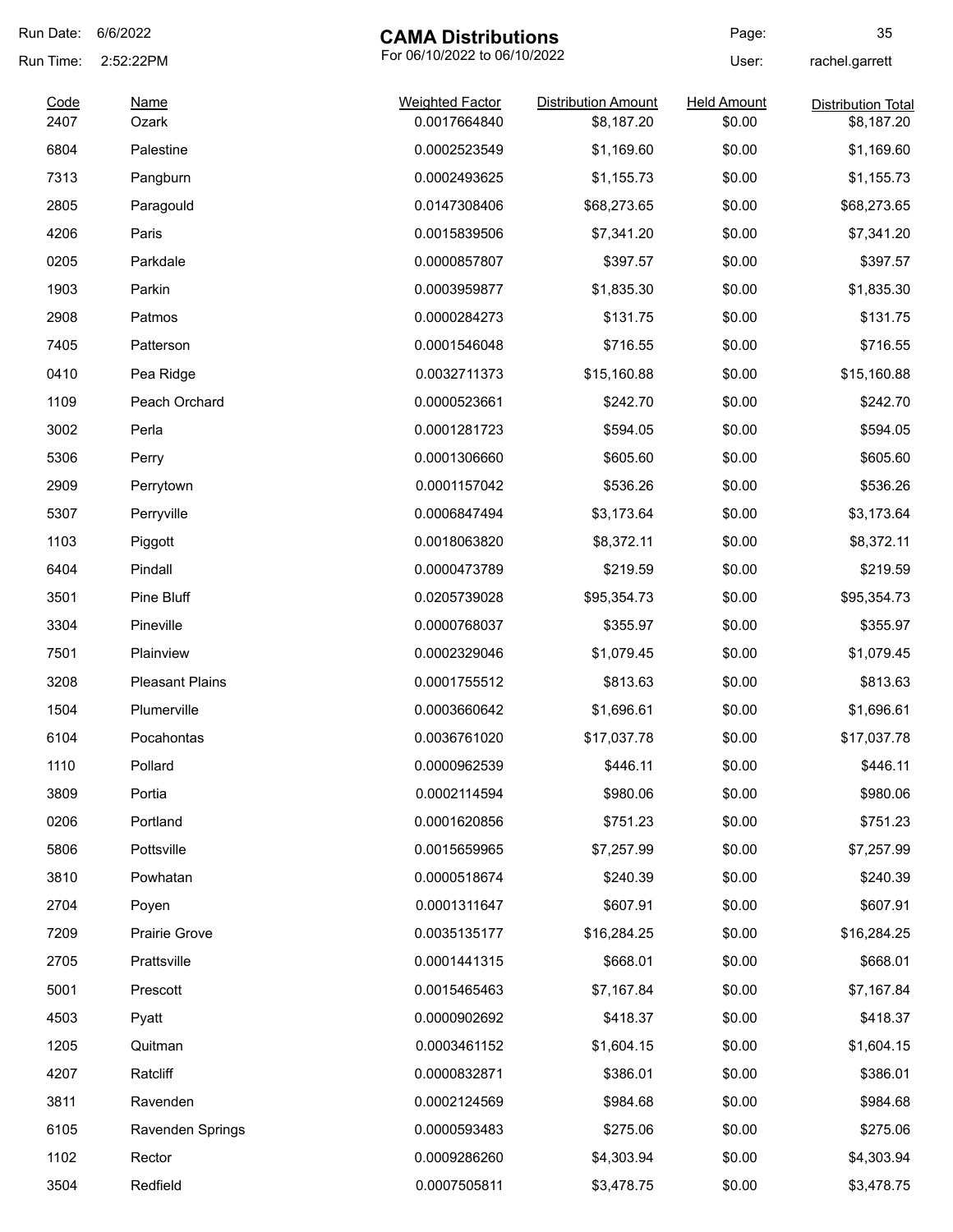# CAMA Distributions

For 06/10/2022 to 06/10/2022

Run Date: 6/6/2022
Run Time: 2:52:22PM
User: rachel.garrett

| Code | Name | Weighted Factor | Distribution Amount | Held Amount | Distribution Total |
|---|---|---|---|---|---|
| 2407 | Ozark | 0.0017664840 | $8,187.20 | $0.00 | $8,187.20 |
| 6804 | Palestine | 0.0002523549 | $1,169.60 | $0.00 | $1,169.60 |
| 7313 | Pangburn | 0.0002493625 | $1,155.73 | $0.00 | $1,155.73 |
| 2805 | Paragould | 0.0147308406 | $68,273.65 | $0.00 | $68,273.65 |
| 4206 | Paris | 0.0015839506 | $7,341.20 | $0.00 | $7,341.20 |
| 0205 | Parkdale | 0.0000857807 | $397.57 | $0.00 | $397.57 |
| 1903 | Parkin | 0.0003959877 | $1,835.30 | $0.00 | $1,835.30 |
| 2908 | Patmos | 0.0000284273 | $131.75 | $0.00 | $131.75 |
| 7405 | Patterson | 0.0001546048 | $716.55 | $0.00 | $716.55 |
| 0410 | Pea Ridge | 0.0032711373 | $15,160.88 | $0.00 | $15,160.88 |
| 1109 | Peach Orchard | 0.0000523661 | $242.70 | $0.00 | $242.70 |
| 3002 | Perla | 0.0001281723 | $594.05 | $0.00 | $594.05 |
| 5306 | Perry | 0.0001306660 | $605.60 | $0.00 | $605.60 |
| 2909 | Perrytown | 0.0001157042 | $536.26 | $0.00 | $536.26 |
| 5307 | Perryville | 0.0006847494 | $3,173.64 | $0.00 | $3,173.64 |
| 1103 | Piggott | 0.0018063820 | $8,372.11 | $0.00 | $8,372.11 |
| 6404 | Pindall | 0.0000473789 | $219.59 | $0.00 | $219.59 |
| 3501 | Pine Bluff | 0.0205739028 | $95,354.73 | $0.00 | $95,354.73 |
| 3304 | Pineville | 0.0000768037 | $355.97 | $0.00 | $355.97 |
| 7501 | Plainview | 0.0002329046 | $1,079.45 | $0.00 | $1,079.45 |
| 3208 | Pleasant Plains | 0.0001755512 | $813.63 | $0.00 | $813.63 |
| 1504 | Plumerville | 0.0003660642 | $1,696.61 | $0.00 | $1,696.61 |
| 6104 | Pocahontas | 0.0036761020 | $17,037.78 | $0.00 | $17,037.78 |
| 1110 | Pollard | 0.0000962539 | $446.11 | $0.00 | $446.11 |
| 3809 | Portia | 0.0002114594 | $980.06 | $0.00 | $980.06 |
| 0206 | Portland | 0.0001620856 | $751.23 | $0.00 | $751.23 |
| 5806 | Pottsville | 0.0015659965 | $7,257.99 | $0.00 | $7,257.99 |
| 3810 | Powhatan | 0.0000518674 | $240.39 | $0.00 | $240.39 |
| 2704 | Poyen | 0.0001311647 | $607.91 | $0.00 | $607.91 |
| 7209 | Prairie Grove | 0.0035135177 | $16,284.25 | $0.00 | $16,284.25 |
| 2705 | Prattsville | 0.0001441315 | $668.01 | $0.00 | $668.01 |
| 5001 | Prescott | 0.0015465463 | $7,167.84 | $0.00 | $7,167.84 |
| 4503 | Pyatt | 0.0000902692 | $418.37 | $0.00 | $418.37 |
| 1205 | Quitman | 0.0003461152 | $1,604.15 | $0.00 | $1,604.15 |
| 4207 | Ratcliff | 0.0000832871 | $386.01 | $0.00 | $386.01 |
| 3811 | Ravenden | 0.0002124569 | $984.68 | $0.00 | $984.68 |
| 6105 | Ravenden Springs | 0.0000593483 | $275.06 | $0.00 | $275.06 |
| 1102 | Rector | 0.0009286260 | $4,303.94 | $0.00 | $4,303.94 |
| 3504 | Redfield | 0.0007505811 | $3,478.75 | $0.00 | $3,478.75 |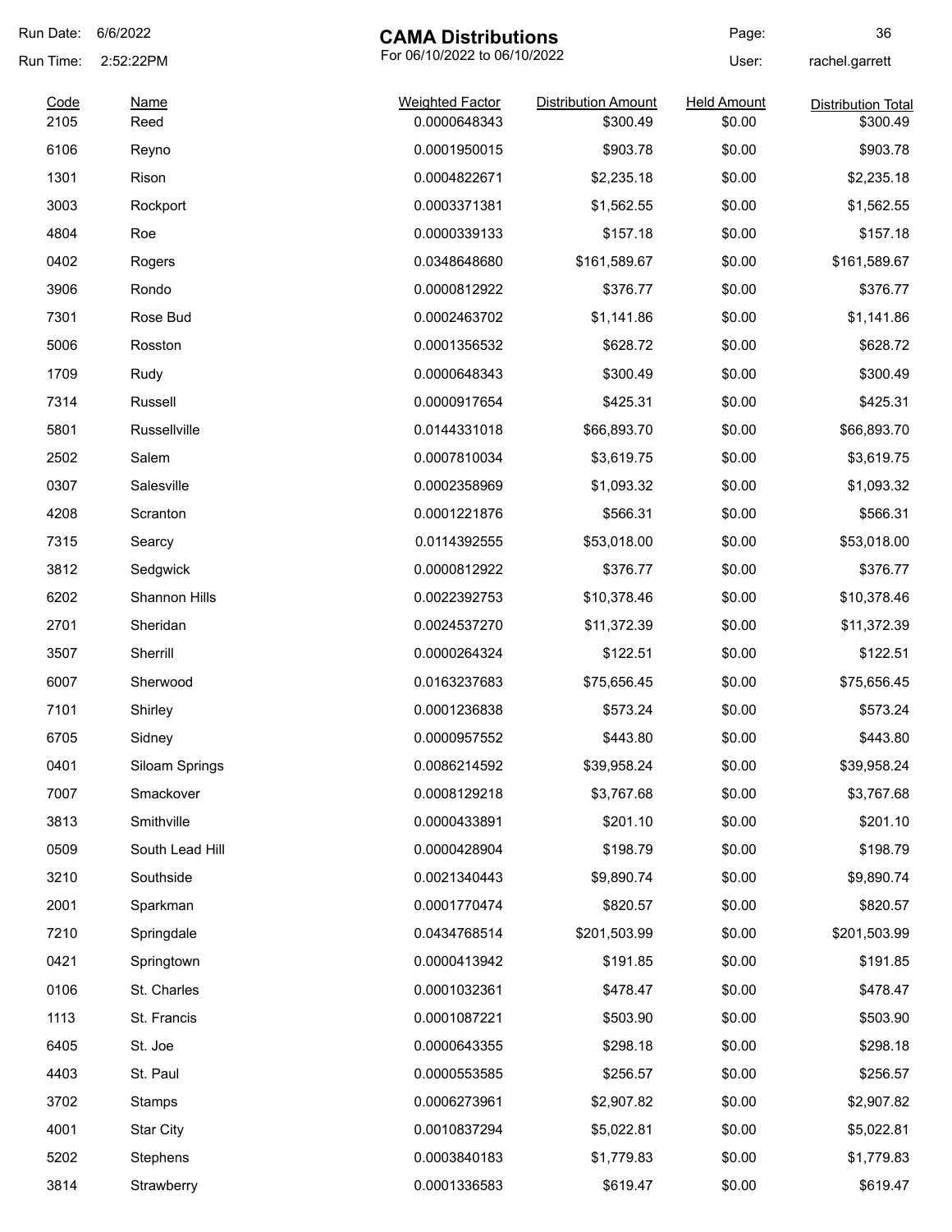# CAMA Distributions

For 06/10/2022 to 06/10/2022

Run Date: 6/6/2022
Run Time: 2:52:22PM
User: rachel.garrett

| Code | Name | Weighted Factor | Distribution Amount | Held Amount | Distribution Total |
|---|---|---|---|---|---|
| 2105 | Reed | 0.0000648343 | $300.49 | $0.00 | $300.49 |
| 6106 | Reyno | 0.0001950015 | $903.78 | $0.00 | $903.78 |
| 1301 | Rison | 0.0004822671 | $2,235.18 | $0.00 | $2,235.18 |
| 3003 | Rockport | 0.0003371381 | $1,562.55 | $0.00 | $1,562.55 |
| 4804 | Roe | 0.0000339133 | $157.18 | $0.00 | $157.18 |
| 0402 | Rogers | 0.0348648680 | $161,589.67 | $0.00 | $161,589.67 |
| 3906 | Rondo | 0.0000812922 | $376.77 | $0.00 | $376.77 |
| 7301 | Rose Bud | 0.0002463702 | $1,141.86 | $0.00 | $1,141.86 |
| 5006 | Rosston | 0.0001356532 | $628.72 | $0.00 | $628.72 |
| 1709 | Rudy | 0.0000648343 | $300.49 | $0.00 | $300.49 |
| 7314 | Russell | 0.0000917654 | $425.31 | $0.00 | $425.31 |
| 5801 | Russellville | 0.0144331018 | $66,893.70 | $0.00 | $66,893.70 |
| 2502 | Salem | 0.0007810034 | $3,619.75 | $0.00 | $3,619.75 |
| 0307 | Salesville | 0.0002358969 | $1,093.32 | $0.00 | $1,093.32 |
| 4208 | Scranton | 0.0001221876 | $566.31 | $0.00 | $566.31 |
| 7315 | Searcy | 0.0114392555 | $53,018.00 | $0.00 | $53,018.00 |
| 3812 | Sedgwick | 0.0000812922 | $376.77 | $0.00 | $376.77 |
| 6202 | Shannon Hills | 0.0022392753 | $10,378.46 | $0.00 | $10,378.46 |
| 2701 | Sheridan | 0.0024537270 | $11,372.39 | $0.00 | $11,372.39 |
| 3507 | Sherrill | 0.0000264324 | $122.51 | $0.00 | $122.51 |
| 6007 | Sherwood | 0.0163237683 | $75,656.45 | $0.00 | $75,656.45 |
| 7101 | Shirley | 0.0001236838 | $573.24 | $0.00 | $573.24 |
| 6705 | Sidney | 0.0000957552 | $443.80 | $0.00 | $443.80 |
| 0401 | Siloam Springs | 0.0086214592 | $39,958.24 | $0.00 | $39,958.24 |
| 7007 | Smackover | 0.0008129218 | $3,767.68 | $0.00 | $3,767.68 |
| 3813 | Smithville | 0.0000433891 | $201.10 | $0.00 | $201.10 |
| 0509 | South Lead Hill | 0.0000428904 | $198.79 | $0.00 | $198.79 |
| 3210 | Southside | 0.0021340443 | $9,890.74 | $0.00 | $9,890.74 |
| 2001 | Sparkman | 0.0001770474 | $820.57 | $0.00 | $820.57 |
| 7210 | Springdale | 0.0434768514 | $201,503.99 | $0.00 | $201,503.99 |
| 0421 | Springtown | 0.0000413942 | $191.85 | $0.00 | $191.85 |
| 0106 | St. Charles | 0.0001032361 | $478.47 | $0.00 | $478.47 |
| 1113 | St. Francis | 0.0001087221 | $503.90 | $0.00 | $503.90 |
| 6405 | St. Joe | 0.0000643355 | $298.18 | $0.00 | $298.18 |
| 4403 | St. Paul | 0.0000553585 | $256.57 | $0.00 | $256.57 |
| 3702 | Stamps | 0.0006273961 | $2,907.82 | $0.00 | $2,907.82 |
| 4001 | Star City | 0.0010837294 | $5,022.81 | $0.00 | $5,022.81 |
| 5202 | Stephens | 0.0003840183 | $1,779.83 | $0.00 | $1,779.83 |
| 3814 | Strawberry | 0.0001336583 | $619.47 | $0.00 | $619.47 |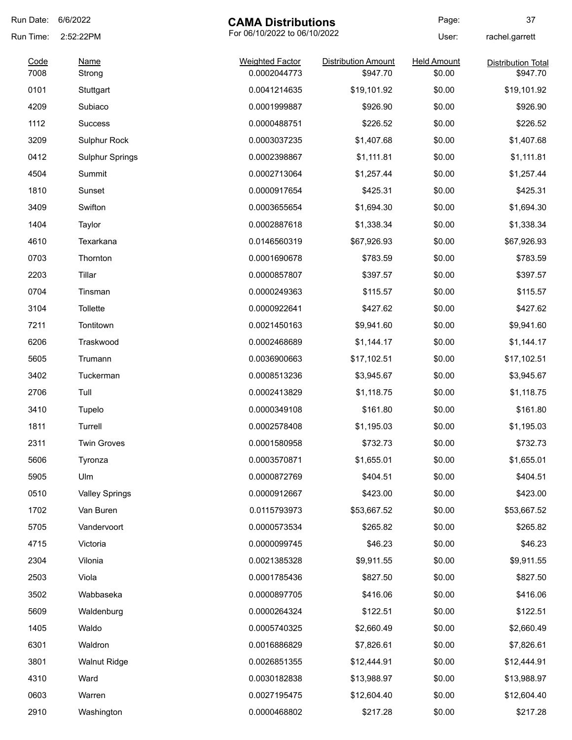# CAMA Distributions

For 06/10/2022 to 06/10/2022

Run Date: 6/6/2022
Run Time: 2:52:22PM
User: rachel.garrett

| Code | Name | Weighted Factor | Distribution Amount | Held Amount | Distribution Total |
|---|---|---|---|---|---|
| 7008 | Strong | 0.0002044773 | $947.70 | $0.00 | $947.70 |
| 0101 | Stuttgart | 0.0041214635 | $19,101.92 | $0.00 | $19,101.92 |
| 4209 | Subiaco | 0.0001999887 | $926.90 | $0.00 | $926.90 |
| 1112 | Success | 0.0000488751 | $226.52 | $0.00 | $226.52 |
| 3209 | Sulphur Rock | 0.0003037235 | $1,407.68 | $0.00 | $1,407.68 |
| 0412 | Sulphur Springs | 0.0002398867 | $1,111.81 | $0.00 | $1,111.81 |
| 4504 | Summit | 0.0002713064 | $1,257.44 | $0.00 | $1,257.44 |
| 1810 | Sunset | 0.0000917654 | $425.31 | $0.00 | $425.31 |
| 3409 | Swifton | 0.0003655654 | $1,694.30 | $0.00 | $1,694.30 |
| 1404 | Taylor | 0.0002887618 | $1,338.34 | $0.00 | $1,338.34 |
| 4610 | Texarkana | 0.0146560319 | $67,926.93 | $0.00 | $67,926.93 |
| 0703 | Thornton | 0.0001690678 | $783.59 | $0.00 | $783.59 |
| 2203 | Tillar | 0.0000857807 | $397.57 | $0.00 | $397.57 |
| 0704 | Tinsman | 0.0000249363 | $115.57 | $0.00 | $115.57 |
| 3104 | Tollette | 0.0000922641 | $427.62 | $0.00 | $427.62 |
| 7211 | Tontitown | 0.0021450163 | $9,941.60 | $0.00 | $9,941.60 |
| 6206 | Traskwood | 0.0002468689 | $1,144.17 | $0.00 | $1,144.17 |
| 5605 | Trumann | 0.0036900663 | $17,102.51 | $0.00 | $17,102.51 |
| 3402 | Tuckerman | 0.0008513236 | $3,945.67 | $0.00 | $3,945.67 |
| 2706 | Tull | 0.0002413829 | $1,118.75 | $0.00 | $1,118.75 |
| 3410 | Tupelo | 0.0000349108 | $161.80 | $0.00 | $161.80 |
| 1811 | Turrell | 0.0002578408 | $1,195.03 | $0.00 | $1,195.03 |
| 2311 | Twin Groves | 0.0001580958 | $732.73 | $0.00 | $732.73 |
| 5606 | Tyronza | 0.0003570871 | $1,655.01 | $0.00 | $1,655.01 |
| 5905 | Ulm | 0.0000872769 | $404.51 | $0.00 | $404.51 |
| 0510 | Valley Springs | 0.0000912667 | $423.00 | $0.00 | $423.00 |
| 1702 | Van Buren | 0.0115793973 | $53,667.52 | $0.00 | $53,667.52 |
| 5705 | Vandervoort | 0.0000573534 | $265.82 | $0.00 | $265.82 |
| 4715 | Victoria | 0.0000099745 | $46.23 | $0.00 | $46.23 |
| 2304 | Vilonia | 0.0021385328 | $9,911.55 | $0.00 | $9,911.55 |
| 2503 | Viola | 0.0001785436 | $827.50 | $0.00 | $827.50 |
| 3502 | Wabbaseka | 0.0000897705 | $416.06 | $0.00 | $416.06 |
| 5609 | Waldenburg | 0.0000264324 | $122.51 | $0.00 | $122.51 |
| 1405 | Waldo | 0.0005740325 | $2,660.49 | $0.00 | $2,660.49 |
| 6301 | Waldron | 0.0016886829 | $7,826.61 | $0.00 | $7,826.61 |
| 3801 | Walnut Ridge | 0.0026851355 | $12,444.91 | $0.00 | $12,444.91 |
| 4310 | Ward | 0.0030182838 | $13,988.97 | $0.00 | $13,988.97 |
| 0603 | Warren | 0.0027195475 | $12,604.40 | $0.00 | $12,604.40 |
| 2910 | Washington | 0.0000468802 | $217.28 | $0.00 | $217.28 |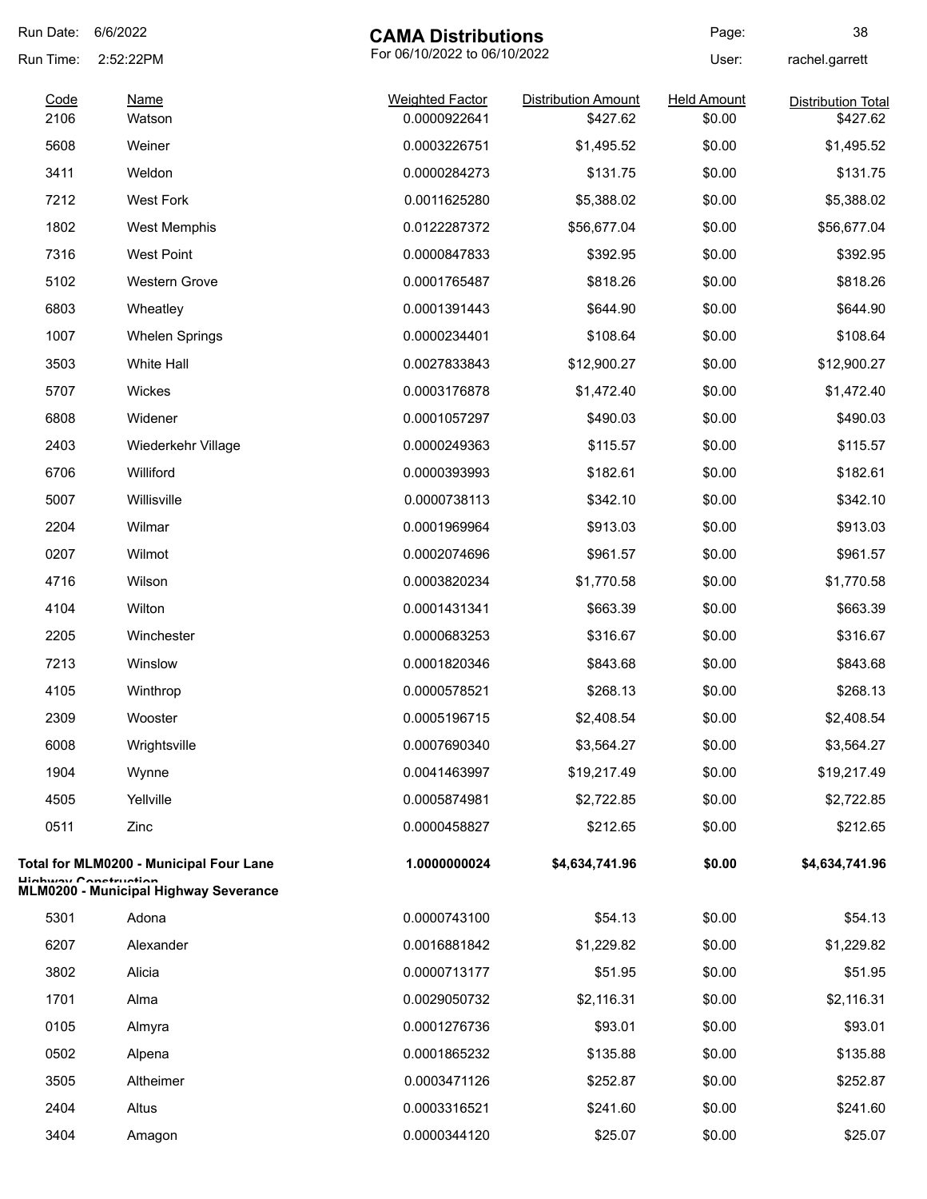# CAMA Distributions

For 06/10/2022 to 06/10/2022

Run Date: 6/6/2022
Run Time: 2:52:22PM
User: rachel.garrett

| Code | Name | Weighted Factor | Distribution Amount | Held Amount | Distribution Total |
|---|---|---|---|---|---|
| 2106 | Watson | 0.0000922641 | $427.62 | $0.00 | $427.62 |
| 5608 | Weiner | 0.0003226751 | $1,495.52 | $0.00 | $1,495.52 |
| 3411 | Weldon | 0.0000284273 | $131.75 | $0.00 | $131.75 |
| 7212 | West Fork | 0.0011625280 | $5,388.02 | $0.00 | $5,388.02 |
| 1802 | West Memphis | 0.0122287372 | $56,677.04 | $0.00 | $56,677.04 |
| 7316 | West Point | 0.0000847833 | $392.95 | $0.00 | $392.95 |
| 5102 | Western Grove | 0.0001765487 | $818.26 | $0.00 | $818.26 |
| 6803 | Wheatley | 0.0001391443 | $644.90 | $0.00 | $644.90 |
| 1007 | Whelen Springs | 0.0000234401 | $108.64 | $0.00 | $108.64 |
| 3503 | White Hall | 0.0027833843 | $12,900.27 | $0.00 | $12,900.27 |
| 5707 | Wickes | 0.0003176878 | $1,472.40 | $0.00 | $1,472.40 |
| 6808 | Widener | 0.0001057297 | $490.03 | $0.00 | $490.03 |
| 2403 | Wiederkehr Village | 0.0000249363 | $115.57 | $0.00 | $115.57 |
| 6706 | Williford | 0.0000393993 | $182.61 | $0.00 | $182.61 |
| 5007 | Willisville | 0.0000738113 | $342.10 | $0.00 | $342.10 |
| 2204 | Wilmar | 0.0001969964 | $913.03 | $0.00 | $913.03 |
| 0207 | Wilmot | 0.0002074696 | $961.57 | $0.00 | $961.57 |
| 4716 | Wilson | 0.0003820234 | $1,770.58 | $0.00 | $1,770.58 |
| 4104 | Wilton | 0.0001431341 | $663.39 | $0.00 | $663.39 |
| 2205 | Winchester | 0.0000683253 | $316.67 | $0.00 | $316.67 |
| 7213 | Winslow | 0.0001820346 | $843.68 | $0.00 | $843.68 |
| 4105 | Winthrop | 0.0000578521 | $268.13 | $0.00 | $268.13 |
| 2309 | Wooster | 0.0005196715 | $2,408.54 | $0.00 | $2,408.54 |
| 6008 | Wrightsville | 0.0007690340 | $3,564.27 | $0.00 | $3,564.27 |
| 1904 | Wynne | 0.0041463997 | $19,217.49 | $0.00 | $19,217.49 |
| 4505 | Yellville | 0.0005874981 | $2,722.85 | $0.00 | $2,722.85 |
| 0511 | Zinc | 0.0000458827 | $212.65 | $0.00 | $212.65 |
| **Total for MLM0200 - Municipal Four Lane Highway Construction** | | **1.0000000024** | **$4,634,741.96** | **$0.00** | **$4,634,741.96** |
| **MLM0200 - Municipal Highway Severance** | | | | | |
| 5301 | Adona | 0.0000743100 | $54.13 | $0.00 | $54.13 |
| 6207 | Alexander | 0.0016881842 | $1,229.82 | $0.00 | $1,229.82 |
| 3802 | Alicia | 0.0000713177 | $51.95 | $0.00 | $51.95 |
| 1701 | Alma | 0.0029050732 | $2,116.31 | $0.00 | $2,116.31 |
| 0105 | Almyra | 0.0001276736 | $93.01 | $0.00 | $93.01 |
| 0502 | Alpena | 0.0001865232 | $135.88 | $0.00 | $135.88 |
| 3505 | Altheimer | 0.0003471126 | $252.87 | $0.00 | $252.87 |
| 2404 | Altus | 0.0003316521 | $241.60 | $0.00 | $241.60 |
| 3404 | Amagon | 0.0000344120 | $25.07 | $0.00 | $25.07 |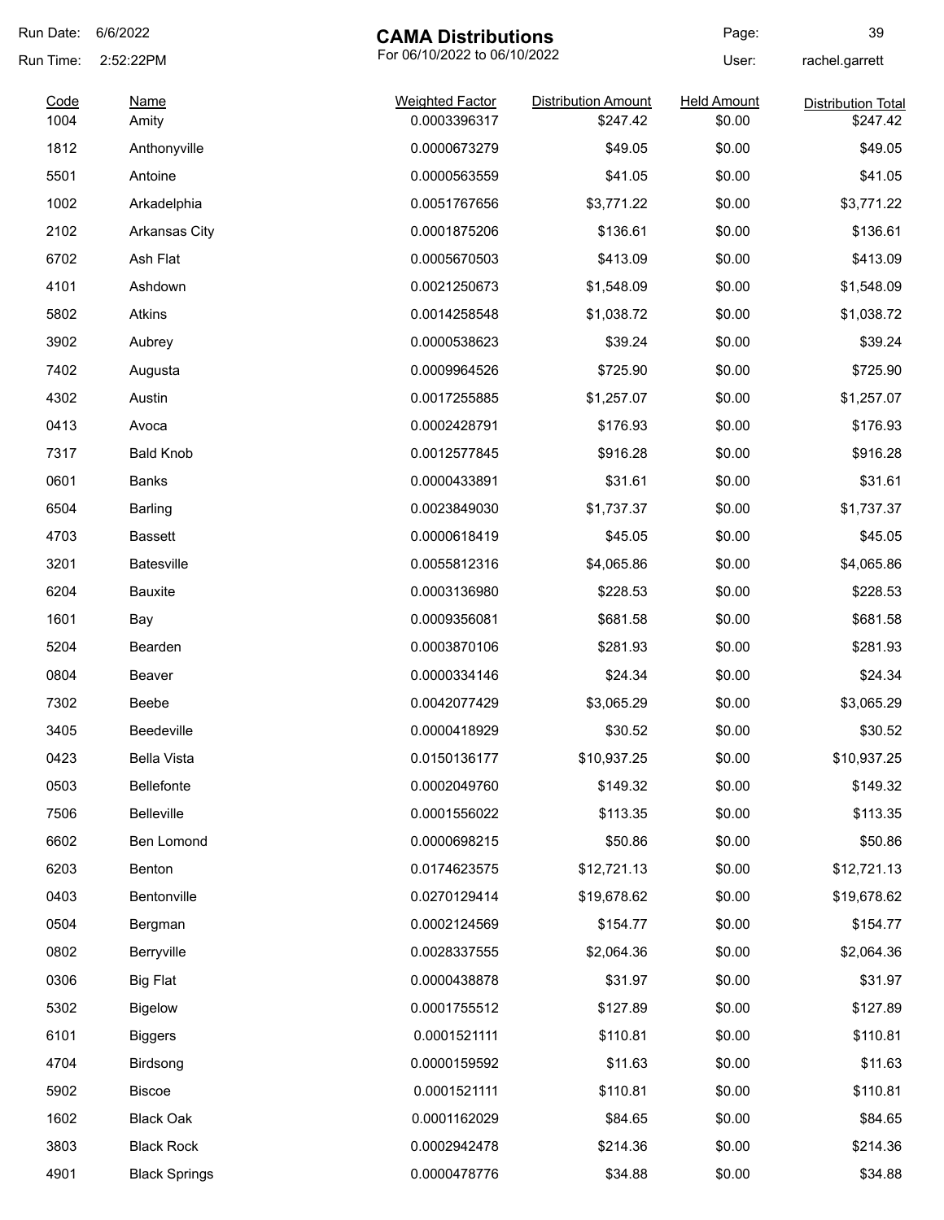Run Date: 6/6/2022
Run Time: 2:52:22PM

# CAMA Distributions

For 06/10/2022 to 06/10/2022

Page: 39
User: rachel.garrett

| Code | Name | Weighted Factor | Distribution Amount | Held Amount | Distribution Total |
|---|---|---|---|---|---|
| 1004 | Amity | 0.0003396317 | $247.42 | $0.00 | $247.42 |
| 1812 | Anthonyville | 0.0000673279 | $49.05 | $0.00 | $49.05 |
| 5501 | Antoine | 0.0000563559 | $41.05 | $0.00 | $41.05 |
| 1002 | Arkadelphia | 0.0051767656 | $3,771.22 | $0.00 | $3,771.22 |
| 2102 | Arkansas City | 0.0001875206 | $136.61 | $0.00 | $136.61 |
| 6702 | Ash Flat | 0.0005670503 | $413.09 | $0.00 | $413.09 |
| 4101 | Ashdown | 0.0021250673 | $1,548.09 | $0.00 | $1,548.09 |
| 5802 | Atkins | 0.0014258548 | $1,038.72 | $0.00 | $1,038.72 |
| 3902 | Aubrey | 0.0000538623 | $39.24 | $0.00 | $39.24 |
| 7402 | Augusta | 0.0009964526 | $725.90 | $0.00 | $725.90 |
| 4302 | Austin | 0.0017255885 | $1,257.07 | $0.00 | $1,257.07 |
| 0413 | Avoca | 0.0002428791 | $176.93 | $0.00 | $176.93 |
| 7317 | Bald Knob | 0.0012577845 | $916.28 | $0.00 | $916.28 |
| 0601 | Banks | 0.0000433891 | $31.61 | $0.00 | $31.61 |
| 6504 | Barling | 0.0023849030 | $1,737.37 | $0.00 | $1,737.37 |
| 4703 | Bassett | 0.0000618419 | $45.05 | $0.00 | $45.05 |
| 3201 | Batesville | 0.0055812316 | $4,065.86 | $0.00 | $4,065.86 |
| 6204 | Bauxite | 0.0003136980 | $228.53 | $0.00 | $228.53 |
| 1601 | Bay | 0.0009356081 | $681.58 | $0.00 | $681.58 |
| 5204 | Bearden | 0.0003870106 | $281.93 | $0.00 | $281.93 |
| 0804 | Beaver | 0.0000334146 | $24.34 | $0.00 | $24.34 |
| 7302 | Beebe | 0.0042077429 | $3,065.29 | $0.00 | $3,065.29 |
| 3405 | Beedeville | 0.0000418929 | $30.52 | $0.00 | $30.52 |
| 0423 | Bella Vista | 0.0150136177 | $10,937.25 | $0.00 | $10,937.25 |
| 0503 | Bellefonte | 0.0002049760 | $149.32 | $0.00 | $149.32 |
| 7506 | Belleville | 0.0001556022 | $113.35 | $0.00 | $113.35 |
| 6602 | Ben Lomond | 0.0000698215 | $50.86 | $0.00 | $50.86 |
| 6203 | Benton | 0.0174623575 | $12,721.13 | $0.00 | $12,721.13 |
| 0403 | Bentonville | 0.0270129414 | $19,678.62 | $0.00 | $19,678.62 |
| 0504 | Bergman | 0.0002124569 | $154.77 | $0.00 | $154.77 |
| 0802 | Berryville | 0.0028337555 | $2,064.36 | $0.00 | $2,064.36 |
| 0306 | Big Flat | 0.0000438878 | $31.97 | $0.00 | $31.97 |
| 5302 | Bigelow | 0.0001755512 | $127.89 | $0.00 | $127.89 |
| 6101 | Biggers | 0.0001521111 | $110.81 | $0.00 | $110.81 |
| 4704 | Birdsong | 0.0000159592 | $11.63 | $0.00 | $11.63 |
| 5902 | Biscoe | 0.0001521111 | $110.81 | $0.00 | $110.81 |
| 1602 | Black Oak | 0.0001162029 | $84.65 | $0.00 | $84.65 |
| 3803 | Black Rock | 0.0002942478 | $214.36 | $0.00 | $214.36 |
| 4901 | Black Springs | 0.0000478776 | $34.88 | $0.00 | $34.88 |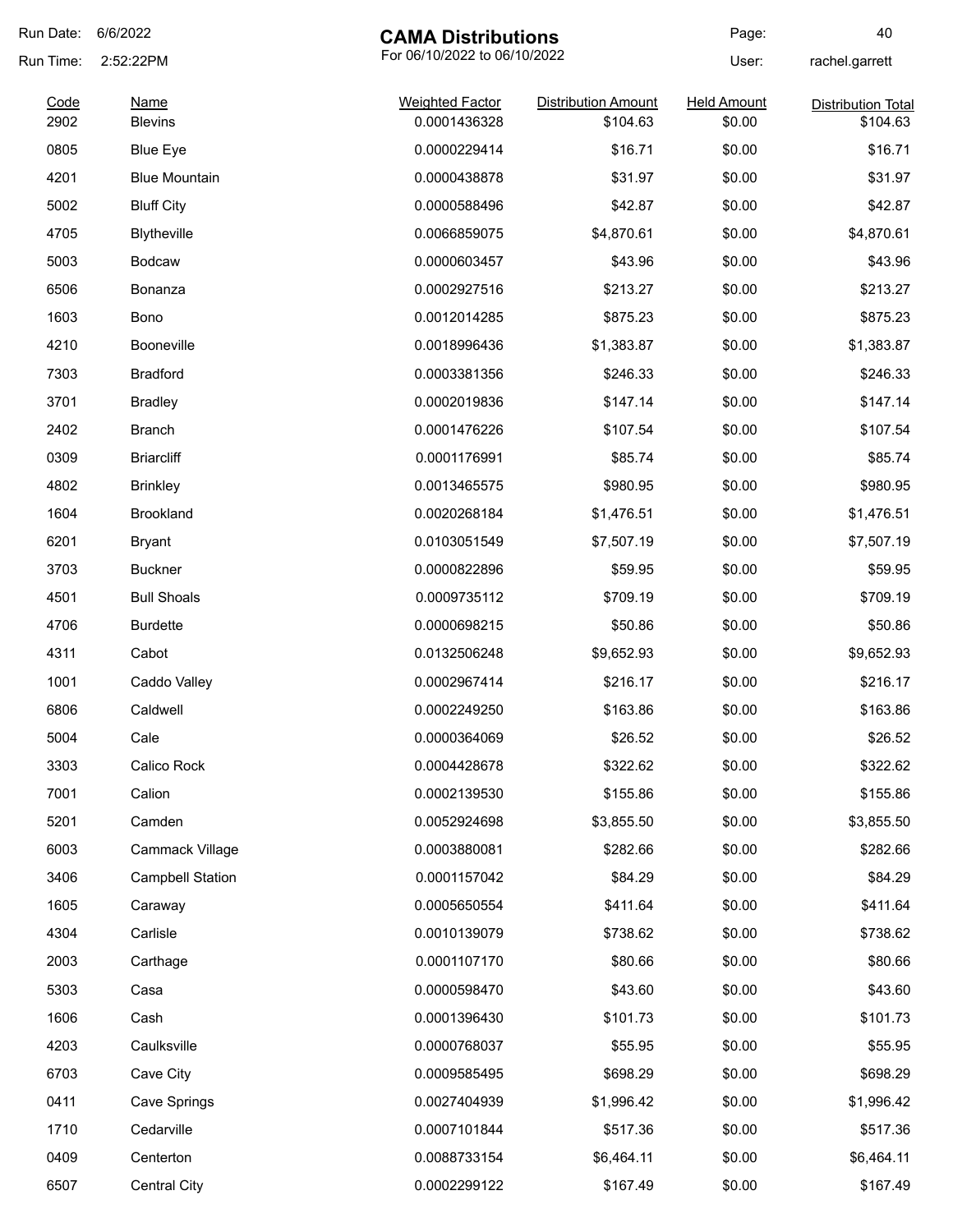Run Date: 6/6/2022

Run Time: 2:52:22PM

# CAMA Distributions

For 06/10/2022 to 06/10/2022

User: rachel.garrett

| Code | Name | Weighted Factor | Distribution Amount | Held Amount | Distribution Total |
|---|---|---|---|---|---|
| 2902 | Blevins | 0.0001436328 | $104.63 | $0.00 | $104.63 |
| 0805 | Blue Eye | 0.0000229414 | $16.71 | $0.00 | $16.71 |
| 4201 | Blue Mountain | 0.0000438878 | $31.97 | $0.00 | $31.97 |
| 5002 | Bluff City | 0.0000588496 | $42.87 | $0.00 | $42.87 |
| 4705 | Blytheville | 0.0066859075 | $4,870.61 | $0.00 | $4,870.61 |
| 5003 | Bodcaw | 0.0000603457 | $43.96 | $0.00 | $43.96 |
| 6506 | Bonanza | 0.0002927516 | $213.27 | $0.00 | $213.27 |
| 1603 | Bono | 0.0012014285 | $875.23 | $0.00 | $875.23 |
| 4210 | Booneville | 0.0018996436 | $1,383.87 | $0.00 | $1,383.87 |
| 7303 | Bradford | 0.0003381356 | $246.33 | $0.00 | $246.33 |
| 3701 | Bradley | 0.0002019836 | $147.14 | $0.00 | $147.14 |
| 2402 | Branch | 0.0001476226 | $107.54 | $0.00 | $107.54 |
| 0309 | Briarcliff | 0.0001176991 | $85.74 | $0.00 | $85.74 |
| 4802 | Brinkley | 0.0013465575 | $980.95 | $0.00 | $980.95 |
| 1604 | Brookland | 0.0020268184 | $1,476.51 | $0.00 | $1,476.51 |
| 6201 | Bryant | 0.0103051549 | $7,507.19 | $0.00 | $7,507.19 |
| 3703 | Buckner | 0.0000822896 | $59.95 | $0.00 | $59.95 |
| 4501 | Bull Shoals | 0.0009735112 | $709.19 | $0.00 | $709.19 |
| 4706 | Burdette | 0.0000698215 | $50.86 | $0.00 | $50.86 |
| 4311 | Cabot | 0.0132506248 | $9,652.93 | $0.00 | $9,652.93 |
| 1001 | Caddo Valley | 0.0002967414 | $216.17 | $0.00 | $216.17 |
| 6806 | Caldwell | 0.0002249250 | $163.86 | $0.00 | $163.86 |
| 5004 | Cale | 0.0000364069 | $26.52 | $0.00 | $26.52 |
| 3303 | Calico Rock | 0.0004428678 | $322.62 | $0.00 | $322.62 |
| 7001 | Calion | 0.0002139530 | $155.86 | $0.00 | $155.86 |
| 5201 | Camden | 0.0052924698 | $3,855.50 | $0.00 | $3,855.50 |
| 6003 | Cammack Village | 0.0003880081 | $282.66 | $0.00 | $282.66 |
| 3406 | Campbell Station | 0.0001157042 | $84.29 | $0.00 | $84.29 |
| 1605 | Caraway | 0.0005650554 | $411.64 | $0.00 | $411.64 |
| 4304 | Carlisle | 0.0010139079 | $738.62 | $0.00 | $738.62 |
| 2003 | Carthage | 0.0001107170 | $80.66 | $0.00 | $80.66 |
| 5303 | Casa | 0.0000598470 | $43.60 | $0.00 | $43.60 |
| 1606 | Cash | 0.0001396430 | $101.73 | $0.00 | $101.73 |
| 4203 | Caulksville | 0.0000768037 | $55.95 | $0.00 | $55.95 |
| 6703 | Cave City | 0.0009585495 | $698.29 | $0.00 | $698.29 |
| 0411 | Cave Springs | 0.0027404939 | $1,996.42 | $0.00 | $1,996.42 |
| 1710 | Cedarville | 0.0007101844 | $517.36 | $0.00 | $517.36 |
| 0409 | Centerton | 0.0088733154 | $6,464.11 | $0.00 | $6,464.11 |
| 6507 | Central City | 0.0002299122 | $167.49 | $0.00 | $167.49 |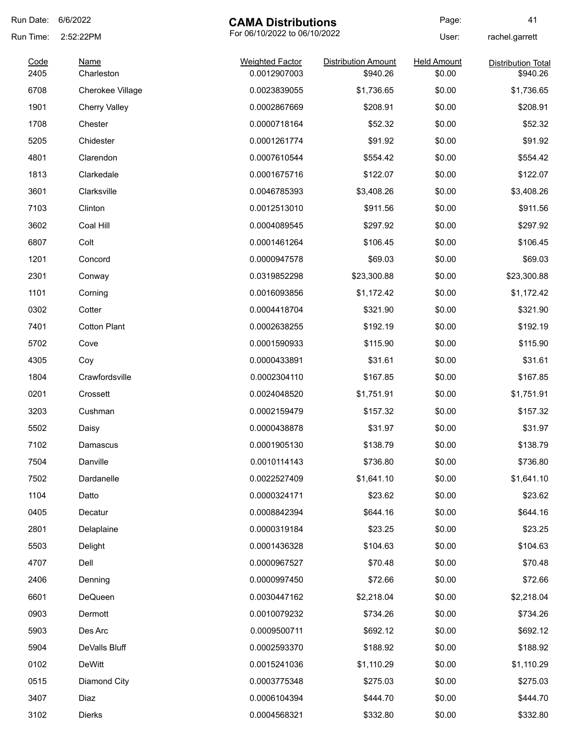# CAMA Distributions

For 06/10/2022 to 06/10/2022

Run Date: 6/6/2022
Run Time: 2:52:22PM
User: rachel.garrett

| Code | Name | Weighted Factor | Distribution Amount | Held Amount | Distribution Total |
|---|---|---|---|---|---|
| 2405 | Charleston | 0.0012907003 | $940.26 | $0.00 | $940.26 |
| 6708 | Cherokee Village | 0.0023839055 | $1,736.65 | $0.00 | $1,736.65 |
| 1901 | Cherry Valley | 0.0002867669 | $208.91 | $0.00 | $208.91 |
| 1708 | Chester | 0.0000718164 | $52.32 | $0.00 | $52.32 |
| 5205 | Chidester | 0.0001261774 | $91.92 | $0.00 | $91.92 |
| 4801 | Clarendon | 0.0007610544 | $554.42 | $0.00 | $554.42 |
| 1813 | Clarkedale | 0.0001675716 | $122.07 | $0.00 | $122.07 |
| 3601 | Clarksville | 0.0046785393 | $3,408.26 | $0.00 | $3,408.26 |
| 7103 | Clinton | 0.0012513010 | $911.56 | $0.00 | $911.56 |
| 3602 | Coal Hill | 0.0004089545 | $297.92 | $0.00 | $297.92 |
| 6807 | Colt | 0.0001461264 | $106.45 | $0.00 | $106.45 |
| 1201 | Concord | 0.0000947578 | $69.03 | $0.00 | $69.03 |
| 2301 | Conway | 0.0319852298 | $23,300.88 | $0.00 | $23,300.88 |
| 1101 | Corning | 0.0016093856 | $1,172.42 | $0.00 | $1,172.42 |
| 0302 | Cotter | 0.0004418704 | $321.90 | $0.00 | $321.90 |
| 7401 | Cotton Plant | 0.0002638255 | $192.19 | $0.00 | $192.19 |
| 5702 | Cove | 0.0001590933 | $115.90 | $0.00 | $115.90 |
| 4305 | Coy | 0.0000433891 | $31.61 | $0.00 | $31.61 |
| 1804 | Crawfordsville | 0.0002304110 | $167.85 | $0.00 | $167.85 |
| 0201 | Crossett | 0.0024048520 | $1,751.91 | $0.00 | $1,751.91 |
| 3203 | Cushman | 0.0002159479 | $157.32 | $0.00 | $157.32 |
| 5502 | Daisy | 0.0000438878 | $31.97 | $0.00 | $31.97 |
| 7102 | Damascus | 0.0001905130 | $138.79 | $0.00 | $138.79 |
| 7504 | Danville | 0.0010114143 | $736.80 | $0.00 | $736.80 |
| 7502 | Dardanelle | 0.0022527409 | $1,641.10 | $0.00 | $1,641.10 |
| 1104 | Datto | 0.0000324171 | $23.62 | $0.00 | $23.62 |
| 0405 | Decatur | 0.0008842394 | $644.16 | $0.00 | $644.16 |
| 2801 | Delaplaine | 0.0000319184 | $23.25 | $0.00 | $23.25 |
| 5503 | Delight | 0.0001436328 | $104.63 | $0.00 | $104.63 |
| 4707 | Dell | 0.0000967527 | $70.48 | $0.00 | $70.48 |
| 2406 | Denning | 0.0000997450 | $72.66 | $0.00 | $72.66 |
| 6601 | DeQueen | 0.0030447162 | $2,218.04 | $0.00 | $2,218.04 |
| 0903 | Dermott | 0.0010079232 | $734.26 | $0.00 | $734.26 |
| 5903 | Des Arc | 0.0009500711 | $692.12 | $0.00 | $692.12 |
| 5904 | DeValls Bluff | 0.0002593370 | $188.92 | $0.00 | $188.92 |
| 0102 | DeWitt | 0.0015241036 | $1,110.29 | $0.00 | $1,110.29 |
| 0515 | Diamond City | 0.0003775348 | $275.03 | $0.00 | $275.03 |
| 3407 | Diaz | 0.0006104394 | $444.70 | $0.00 | $444.70 |
| 3102 | Dierks | 0.0004568321 | $332.80 | $0.00 | $332.80 |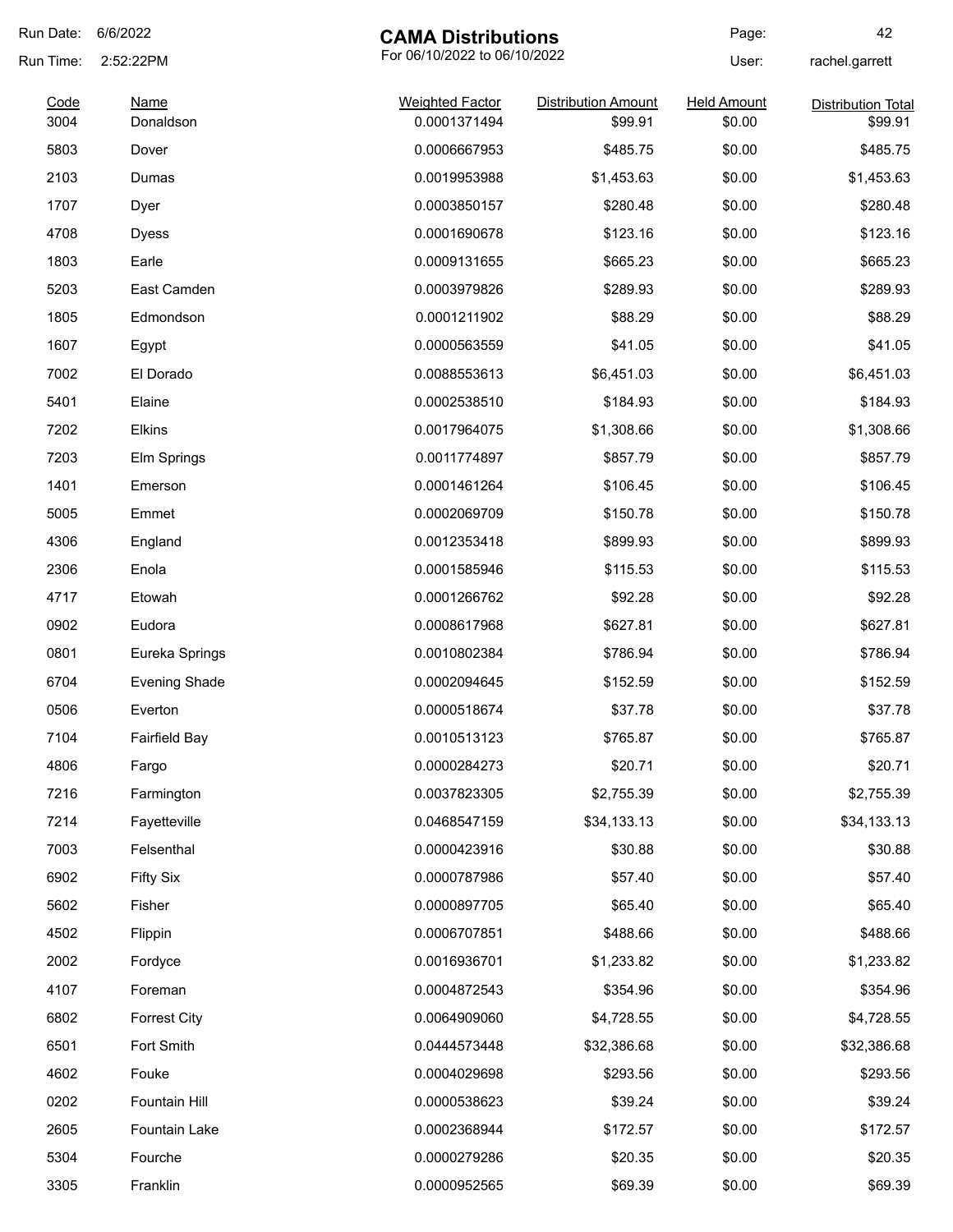Run Date: 6/6/2022

Run Time: 2:52:22PM

# CAMA Distributions

For 06/10/2022 to 06/10/2022

User: rachel.garrett

| Code | Name | Weighted Factor | Distribution Amount | Held Amount | Distribution Total |
|---|---|---|---|---|---|
| 3004 | Donaldson | 0.0001371494 | $99.91 | $0.00 | $99.91 |
| 5803 | Dover | 0.0006667953 | $485.75 | $0.00 | $485.75 |
| 2103 | Dumas | 0.0019953988 | $1,453.63 | $0.00 | $1,453.63 |
| 1707 | Dyer | 0.0003850157 | $280.48 | $0.00 | $280.48 |
| 4708 | Dyess | 0.0001690678 | $123.16 | $0.00 | $123.16 |
| 1803 | Earle | 0.0009131655 | $665.23 | $0.00 | $665.23 |
| 5203 | East Camden | 0.0003979826 | $289.93 | $0.00 | $289.93 |
| 1805 | Edmondson | 0.0001211902 | $88.29 | $0.00 | $88.29 |
| 1607 | Egypt | 0.0000563559 | $41.05 | $0.00 | $41.05 |
| 7002 | El Dorado | 0.0088553613 | $6,451.03 | $0.00 | $6,451.03 |
| 5401 | Elaine | 0.0002538510 | $184.93 | $0.00 | $184.93 |
| 7202 | Elkins | 0.0017964075 | $1,308.66 | $0.00 | $1,308.66 |
| 7203 | Elm Springs | 0.0011774897 | $857.79 | $0.00 | $857.79 |
| 1401 | Emerson | 0.0001461264 | $106.45 | $0.00 | $106.45 |
| 5005 | Emmet | 0.0002069709 | $150.78 | $0.00 | $150.78 |
| 4306 | England | 0.0012353418 | $899.93 | $0.00 | $899.93 |
| 2306 | Enola | 0.0001585946 | $115.53 | $0.00 | $115.53 |
| 4717 | Etowah | 0.0001266762 | $92.28 | $0.00 | $92.28 |
| 0902 | Eudora | 0.0008617968 | $627.81 | $0.00 | $627.81 |
| 0801 | Eureka Springs | 0.0010802384 | $786.94 | $0.00 | $786.94 |
| 6704 | Evening Shade | 0.0002094645 | $152.59 | $0.00 | $152.59 |
| 0506 | Everton | 0.0000518674 | $37.78 | $0.00 | $37.78 |
| 7104 | Fairfield Bay | 0.0010513123 | $765.87 | $0.00 | $765.87 |
| 4806 | Fargo | 0.0000284273 | $20.71 | $0.00 | $20.71 |
| 7216 | Farmington | 0.0037823305 | $2,755.39 | $0.00 | $2,755.39 |
| 7214 | Fayetteville | 0.0468547159 | $34,133.13 | $0.00 | $34,133.13 |
| 7003 | Felsenthal | 0.0000423916 | $30.88 | $0.00 | $30.88 |
| 6902 | Fifty Six | 0.0000787986 | $57.40 | $0.00 | $57.40 |
| 5602 | Fisher | 0.0000897705 | $65.40 | $0.00 | $65.40 |
| 4502 | Flippin | 0.0006707851 | $488.66 | $0.00 | $488.66 |
| 2002 | Fordyce | 0.0016936701 | $1,233.82 | $0.00 | $1,233.82 |
| 4107 | Foreman | 0.0004872543 | $354.96 | $0.00 | $354.96 |
| 6802 | Forrest City | 0.0064909060 | $4,728.55 | $0.00 | $4,728.55 |
| 6501 | Fort Smith | 0.0444573448 | $32,386.68 | $0.00 | $32,386.68 |
| 4602 | Fouke | 0.0004029698 | $293.56 | $0.00 | $293.56 |
| 0202 | Fountain Hill | 0.0000538623 | $39.24 | $0.00 | $39.24 |
| 2605 | Fountain Lake | 0.0002368944 | $172.57 | $0.00 | $172.57 |
| 5304 | Fourche | 0.0000279286 | $20.35 | $0.00 | $20.35 |
| 3305 | Franklin | 0.0000952565 | $69.39 | $0.00 | $69.39 |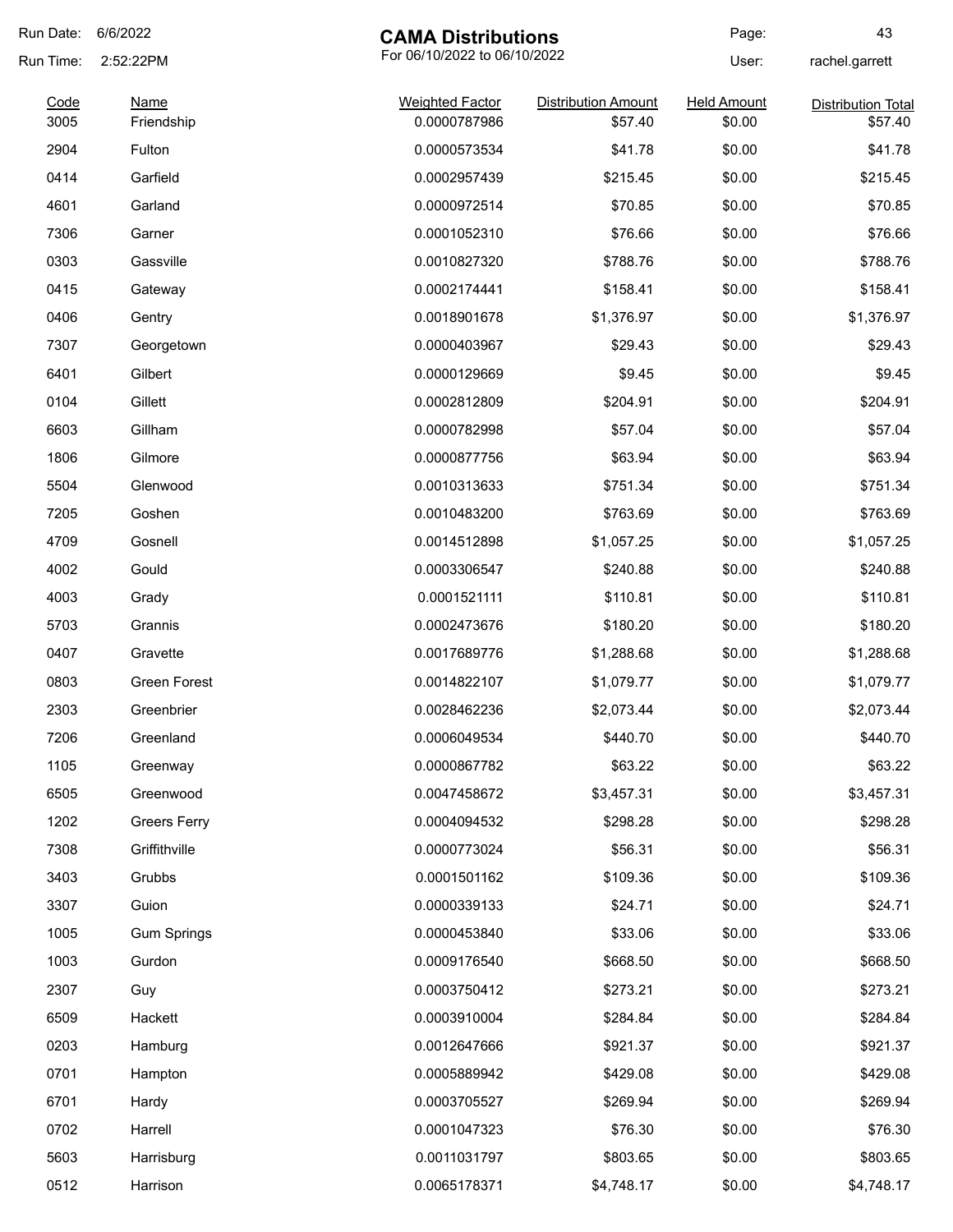Run Date: 6/6/2022

Run Time: 2:52:22PM

# CAMA Distributions

For 06/10/2022 to 06/10/2022

User: rachel.garrett

| Code | Name | Weighted Factor | Distribution Amount | Held Amount | Distribution Total |
|---|---|---|---|---|---|
| 3005 | Friendship | 0.0000787986 | $57.40 | $0.00 | $57.40 |
| 2904 | Fulton | 0.0000573534 | $41.78 | $0.00 | $41.78 |
| 0414 | Garfield | 0.0002957439 | $215.45 | $0.00 | $215.45 |
| 4601 | Garland | 0.0000972514 | $70.85 | $0.00 | $70.85 |
| 7306 | Garner | 0.0001052310 | $76.66 | $0.00 | $76.66 |
| 0303 | Gassville | 0.0010827320 | $788.76 | $0.00 | $788.76 |
| 0415 | Gateway | 0.0002174441 | $158.41 | $0.00 | $158.41 |
| 0406 | Gentry | 0.0018901678 | $1,376.97 | $0.00 | $1,376.97 |
| 7307 | Georgetown | 0.0000403967 | $29.43 | $0.00 | $29.43 |
| 6401 | Gilbert | 0.0000129669 | $9.45 | $0.00 | $9.45 |
| 0104 | Gillett | 0.0002812809 | $204.91 | $0.00 | $204.91 |
| 6603 | Gillham | 0.0000782998 | $57.04 | $0.00 | $57.04 |
| 1806 | Gilmore | 0.0000877756 | $63.94 | $0.00 | $63.94 |
| 5504 | Glenwood | 0.0010313633 | $751.34 | $0.00 | $751.34 |
| 7205 | Goshen | 0.0010483200 | $763.69 | $0.00 | $763.69 |
| 4709 | Gosnell | 0.0014512898 | $1,057.25 | $0.00 | $1,057.25 |
| 4002 | Gould | 0.0003306547 | $240.88 | $0.00 | $240.88 |
| 4003 | Grady | 0.0001521111 | $110.81 | $0.00 | $110.81 |
| 5703 | Grannis | 0.0002473676 | $180.20 | $0.00 | $180.20 |
| 0407 | Gravette | 0.0017689776 | $1,288.68 | $0.00 | $1,288.68 |
| 0803 | Green Forest | 0.0014822107 | $1,079.77 | $0.00 | $1,079.77 |
| 2303 | Greenbrier | 0.0028462236 | $2,073.44 | $0.00 | $2,073.44 |
| 7206 | Greenland | 0.0006049534 | $440.70 | $0.00 | $440.70 |
| 1105 | Greenway | 0.0000867782 | $63.22 | $0.00 | $63.22 |
| 6505 | Greenwood | 0.0047458672 | $3,457.31 | $0.00 | $3,457.31 |
| 1202 | Greers Ferry | 0.0004094532 | $298.28 | $0.00 | $298.28 |
| 7308 | Griffithville | 0.0000773024 | $56.31 | $0.00 | $56.31 |
| 3403 | Grubbs | 0.0001501162 | $109.36 | $0.00 | $109.36 |
| 3307 | Guion | 0.0000339133 | $24.71 | $0.00 | $24.71 |
| 1005 | Gum Springs | 0.0000453840 | $33.06 | $0.00 | $33.06 |
| 1003 | Gurdon | 0.0009176540 | $668.50 | $0.00 | $668.50 |
| 2307 | Guy | 0.0003750412 | $273.21 | $0.00 | $273.21 |
| 6509 | Hackett | 0.0003910004 | $284.84 | $0.00 | $284.84 |
| 0203 | Hamburg | 0.0012647666 | $921.37 | $0.00 | $921.37 |
| 0701 | Hampton | 0.0005889942 | $429.08 | $0.00 | $429.08 |
| 6701 | Hardy | 0.0003705527 | $269.94 | $0.00 | $269.94 |
| 0702 | Harrell | 0.0001047323 | $76.30 | $0.00 | $76.30 |
| 5603 | Harrisburg | 0.0011031797 | $803.65 | $0.00 | $803.65 |
| 0512 | Harrison | 0.0065178371 | $4,748.17 | $0.00 | $4,748.17 |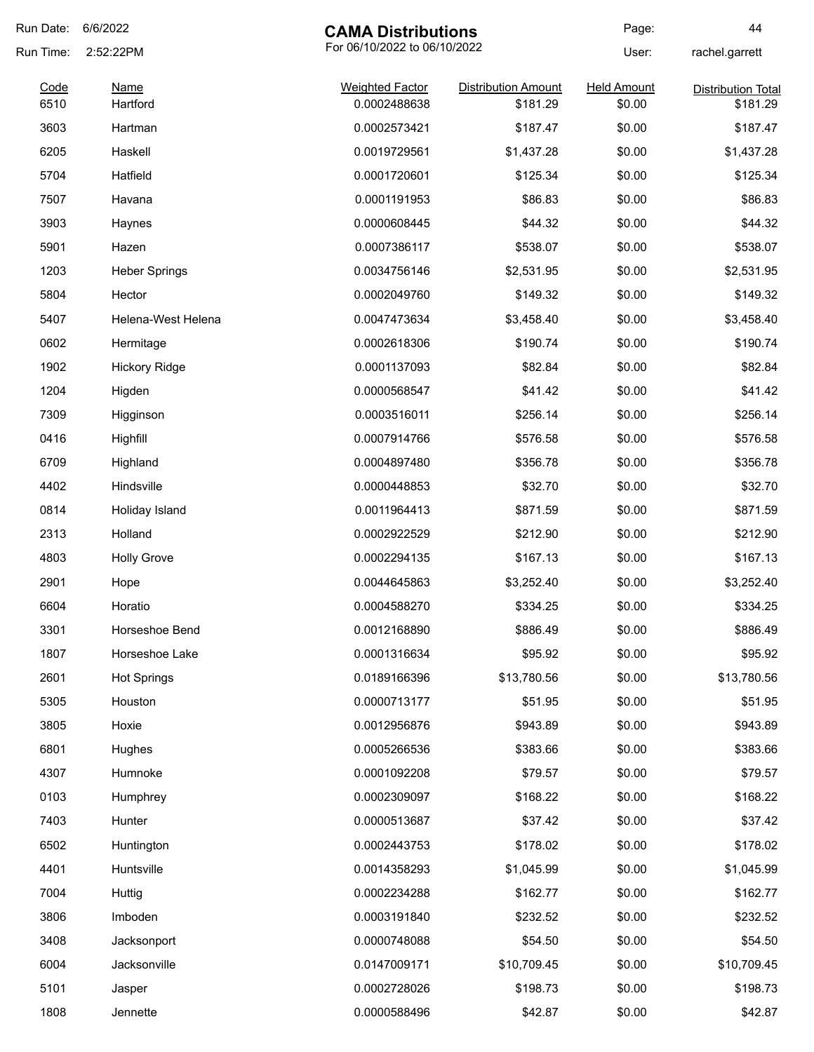Run Date: 6/6/2022
Run Time: 2:52:22PM

# CAMA Distributions

For 06/10/2022 to 06/10/2022

User: rachel.garrett

| Code | Name | Weighted Factor | Distribution Amount | Held Amount | Distribution Total |
|---|---|---|---|---|---|
| 6510 | Hartford | 0.0002488638 | $181.29 | $0.00 | $181.29 |
| 3603 | Hartman | 0.0002573421 | $187.47 | $0.00 | $187.47 |
| 6205 | Haskell | 0.0019729561 | $1,437.28 | $0.00 | $1,437.28 |
| 5704 | Hatfield | 0.0001720601 | $125.34 | $0.00 | $125.34 |
| 7507 | Havana | 0.0001191953 | $86.83 | $0.00 | $86.83 |
| 3903 | Haynes | 0.0000608445 | $44.32 | $0.00 | $44.32 |
| 5901 | Hazen | 0.0007386117 | $538.07 | $0.00 | $538.07 |
| 1203 | Heber Springs | 0.0034756146 | $2,531.95 | $0.00 | $2,531.95 |
| 5804 | Hector | 0.0002049760 | $149.32 | $0.00 | $149.32 |
| 5407 | Helena-West Helena | 0.0047473634 | $3,458.40 | $0.00 | $3,458.40 |
| 0602 | Hermitage | 0.0002618306 | $190.74 | $0.00 | $190.74 |
| 1902 | Hickory Ridge | 0.0001137093 | $82.84 | $0.00 | $82.84 |
| 1204 | Higden | 0.0000568547 | $41.42 | $0.00 | $41.42 |
| 7309 | Higginson | 0.0003516011 | $256.14 | $0.00 | $256.14 |
| 0416 | Highfill | 0.0007914766 | $576.58 | $0.00 | $576.58 |
| 6709 | Highland | 0.0004897480 | $356.78 | $0.00 | $356.78 |
| 4402 | Hindsville | 0.0000448853 | $32.70 | $0.00 | $32.70 |
| 0814 | Holiday Island | 0.0011964413 | $871.59 | $0.00 | $871.59 |
| 2313 | Holland | 0.0002922529 | $212.90 | $0.00 | $212.90 |
| 4803 | Holly Grove | 0.0002294135 | $167.13 | $0.00 | $167.13 |
| 2901 | Hope | 0.0044645863 | $3,252.40 | $0.00 | $3,252.40 |
| 6604 | Horatio | 0.0004588270 | $334.25 | $0.00 | $334.25 |
| 3301 | Horseshoe Bend | 0.0012168890 | $886.49 | $0.00 | $886.49 |
| 1807 | Horseshoe Lake | 0.0001316634 | $95.92 | $0.00 | $95.92 |
| 2601 | Hot Springs | 0.0189166396 | $13,780.56 | $0.00 | $13,780.56 |
| 5305 | Houston | 0.0000713177 | $51.95 | $0.00 | $51.95 |
| 3805 | Hoxie | 0.0012956876 | $943.89 | $0.00 | $943.89 |
| 6801 | Hughes | 0.0005266536 | $383.66 | $0.00 | $383.66 |
| 4307 | Humnoke | 0.0001092208 | $79.57 | $0.00 | $79.57 |
| 0103 | Humphrey | 0.0002309097 | $168.22 | $0.00 | $168.22 |
| 7403 | Hunter | 0.0000513687 | $37.42 | $0.00 | $37.42 |
| 6502 | Huntington | 0.0002443753 | $178.02 | $0.00 | $178.02 |
| 4401 | Huntsville | 0.0014358293 | $1,045.99 | $0.00 | $1,045.99 |
| 7004 | Huttig | 0.0002234288 | $162.77 | $0.00 | $162.77 |
| 3806 | Imboden | 0.0003191840 | $232.52 | $0.00 | $232.52 |
| 3408 | Jacksonport | 0.0000748088 | $54.50 | $0.00 | $54.50 |
| 6004 | Jacksonville | 0.0147009171 | $10,709.45 | $0.00 | $10,709.45 |
| 5101 | Jasper | 0.0002728026 | $198.73 | $0.00 | $198.73 |
| 1808 | Jennette | 0.0000588496 | $42.87 | $0.00 | $42.87 |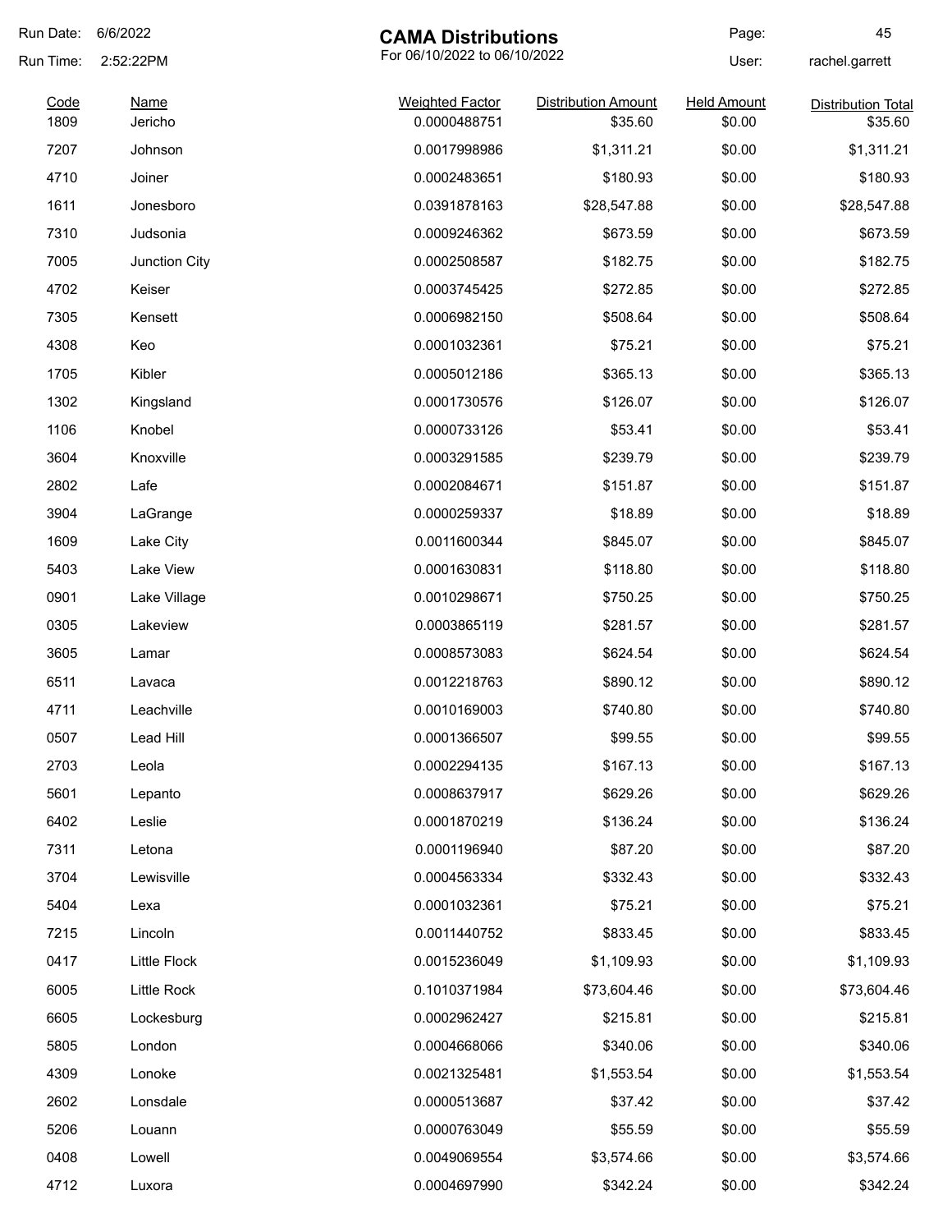Run Date: 6/6/2022

Run Time: 2:52:22PM

# CAMA Distributions

For 06/10/2022 to 06/10/2022

User: rachel.garrett

| Code | Name | Weighted Factor | Distribution Amount | Held Amount | Distribution Total |
|---|---|---|---|---|---|
| 1809 | Jericho | 0.0000488751 | $35.60 | $0.00 | $35.60 |
| 7207 | Johnson | 0.0017998986 | $1,311.21 | $0.00 | $1,311.21 |
| 4710 | Joiner | 0.0002483651 | $180.93 | $0.00 | $180.93 |
| 1611 | Jonesboro | 0.0391878163 | $28,547.88 | $0.00 | $28,547.88 |
| 7310 | Judsonia | 0.0009246362 | $673.59 | $0.00 | $673.59 |
| 7005 | Junction City | 0.0002508587 | $182.75 | $0.00 | $182.75 |
| 4702 | Keiser | 0.0003745425 | $272.85 | $0.00 | $272.85 |
| 7305 | Kensett | 0.0006982150 | $508.64 | $0.00 | $508.64 |
| 4308 | Keo | 0.0001032361 | $75.21 | $0.00 | $75.21 |
| 1705 | Kibler | 0.0005012186 | $365.13 | $0.00 | $365.13 |
| 1302 | Kingsland | 0.0001730576 | $126.07 | $0.00 | $126.07 |
| 1106 | Knobel | 0.0000733126 | $53.41 | $0.00 | $53.41 |
| 3604 | Knoxville | 0.0003291585 | $239.79 | $0.00 | $239.79 |
| 2802 | Lafe | 0.0002084671 | $151.87 | $0.00 | $151.87 |
| 3904 | LaGrange | 0.0000259337 | $18.89 | $0.00 | $18.89 |
| 1609 | Lake City | 0.0011600344 | $845.07 | $0.00 | $845.07 |
| 5403 | Lake View | 0.0001630831 | $118.80 | $0.00 | $118.80 |
| 0901 | Lake Village | 0.0010298671 | $750.25 | $0.00 | $750.25 |
| 0305 | Lakeview | 0.0003865119 | $281.57 | $0.00 | $281.57 |
| 3605 | Lamar | 0.0008573083 | $624.54 | $0.00 | $624.54 |
| 6511 | Lavaca | 0.0012218763 | $890.12 | $0.00 | $890.12 |
| 4711 | Leachville | 0.0010169003 | $740.80 | $0.00 | $740.80 |
| 0507 | Lead Hill | 0.0001366507 | $99.55 | $0.00 | $99.55 |
| 2703 | Leola | 0.0002294135 | $167.13 | $0.00 | $167.13 |
| 5601 | Lepanto | 0.0008637917 | $629.26 | $0.00 | $629.26 |
| 6402 | Leslie | 0.0001870219 | $136.24 | $0.00 | $136.24 |
| 7311 | Letona | 0.0001196940 | $87.20 | $0.00 | $87.20 |
| 3704 | Lewisville | 0.0004563334 | $332.43 | $0.00 | $332.43 |
| 5404 | Lexa | 0.0001032361 | $75.21 | $0.00 | $75.21 |
| 7215 | Lincoln | 0.0011440752 | $833.45 | $0.00 | $833.45 |
| 0417 | Little Flock | 0.0015236049 | $1,109.93 | $0.00 | $1,109.93 |
| 6005 | Little Rock | 0.1010371984 | $73,604.46 | $0.00 | $73,604.46 |
| 6605 | Lockesburg | 0.0002962427 | $215.81 | $0.00 | $215.81 |
| 5805 | London | 0.0004668066 | $340.06 | $0.00 | $340.06 |
| 4309 | Lonoke | 0.0021325481 | $1,553.54 | $0.00 | $1,553.54 |
| 2602 | Lonsdale | 0.0000513687 | $37.42 | $0.00 | $37.42 |
| 5206 | Louann | 0.0000763049 | $55.59 | $0.00 | $55.59 |
| 0408 | Lowell | 0.0049069554 | $3,574.66 | $0.00 | $3,574.66 |
| 4712 | Luxora | 0.0004697990 | $342.24 | $0.00 | $342.24 |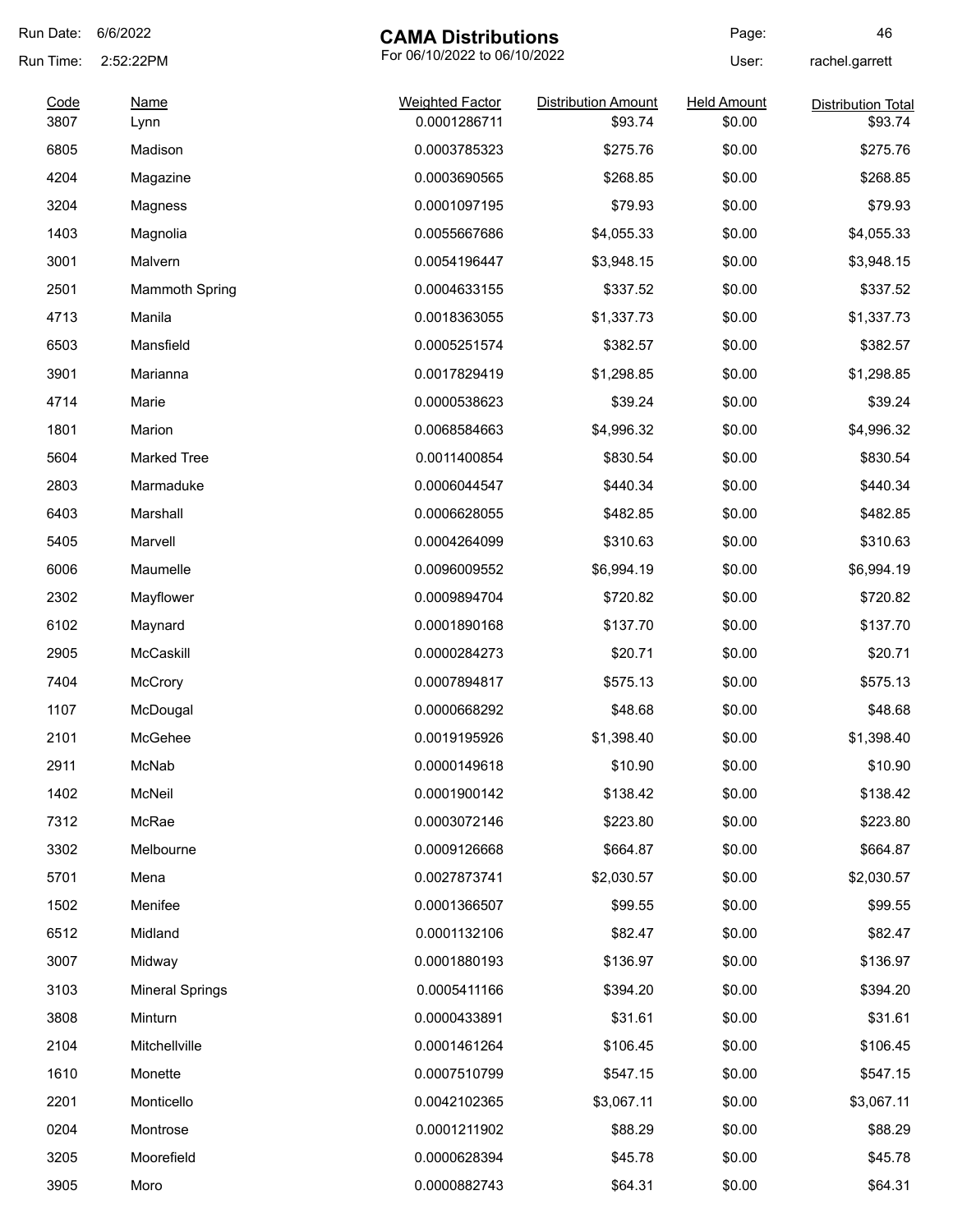Run Date: 6/6/2022

Run Time: 2:52:22PM

# CAMA Distributions

For 06/10/2022 to 06/10/2022

User: rachel.garrett

| Code | Name | Weighted Factor | Distribution Amount | Held Amount | Distribution Total |
|---|---|---|---|---|---|
| 3807 | Lynn | 0.0001286711 | $93.74 | $0.00 | $93.74 |
| 6805 | Madison | 0.0003785323 | $275.76 | $0.00 | $275.76 |
| 4204 | Magazine | 0.0003690565 | $268.85 | $0.00 | $268.85 |
| 3204 | Magness | 0.0001097195 | $79.93 | $0.00 | $79.93 |
| 1403 | Magnolia | 0.0055667686 | $4,055.33 | $0.00 | $4,055.33 |
| 3001 | Malvern | 0.0054196447 | $3,948.15 | $0.00 | $3,948.15 |
| 2501 | Mammoth Spring | 0.0004633155 | $337.52 | $0.00 | $337.52 |
| 4713 | Manila | 0.0018363055 | $1,337.73 | $0.00 | $1,337.73 |
| 6503 | Mansfield | 0.0005251574 | $382.57 | $0.00 | $382.57 |
| 3901 | Marianna | 0.0017829419 | $1,298.85 | $0.00 | $1,298.85 |
| 4714 | Marie | 0.0000538623 | $39.24 | $0.00 | $39.24 |
| 1801 | Marion | 0.0068584663 | $4,996.32 | $0.00 | $4,996.32 |
| 5604 | Marked Tree | 0.0011400854 | $830.54 | $0.00 | $830.54 |
| 2803 | Marmaduke | 0.0006044547 | $440.34 | $0.00 | $440.34 |
| 6403 | Marshall | 0.0006628055 | $482.85 | $0.00 | $482.85 |
| 5405 | Marvell | 0.0004264099 | $310.63 | $0.00 | $310.63 |
| 6006 | Maumelle | 0.0096009552 | $6,994.19 | $0.00 | $6,994.19 |
| 2302 | Mayflower | 0.0009894704 | $720.82 | $0.00 | $720.82 |
| 6102 | Maynard | 0.0001890168 | $137.70 | $0.00 | $137.70 |
| 2905 | McCaskill | 0.0000284273 | $20.71 | $0.00 | $20.71 |
| 7404 | McCrory | 0.0007894817 | $575.13 | $0.00 | $575.13 |
| 1107 | McDougal | 0.0000668292 | $48.68 | $0.00 | $48.68 |
| 2101 | McGehee | 0.0019195926 | $1,398.40 | $0.00 | $1,398.40 |
| 2911 | McNab | 0.0000149618 | $10.90 | $0.00 | $10.90 |
| 1402 | McNeil | 0.0001900142 | $138.42 | $0.00 | $138.42 |
| 7312 | McRae | 0.0003072146 | $223.80 | $0.00 | $223.80 |
| 3302 | Melbourne | 0.0009126668 | $664.87 | $0.00 | $664.87 |
| 5701 | Mena | 0.0027873741 | $2,030.57 | $0.00 | $2,030.57 |
| 1502 | Menifee | 0.0001366507 | $99.55 | $0.00 | $99.55 |
| 6512 | Midland | 0.0001132106 | $82.47 | $0.00 | $82.47 |
| 3007 | Midway | 0.0001880193 | $136.97 | $0.00 | $136.97 |
| 3103 | Mineral Springs | 0.0005411166 | $394.20 | $0.00 | $394.20 |
| 3808 | Minturn | 0.0000433891 | $31.61 | $0.00 | $31.61 |
| 2104 | Mitchellville | 0.0001461264 | $106.45 | $0.00 | $106.45 |
| 1610 | Monette | 0.0007510799 | $547.15 | $0.00 | $547.15 |
| 2201 | Monticello | 0.0042102365 | $3,067.11 | $0.00 | $3,067.11 |
| 0204 | Montrose | 0.0001211902 | $88.29 | $0.00 | $88.29 |
| 3205 | Moorefield | 0.0000628394 | $45.78 | $0.00 | $45.78 |
| 3905 | Moro | 0.0000882743 | $64.31 | $0.00 | $64.31 |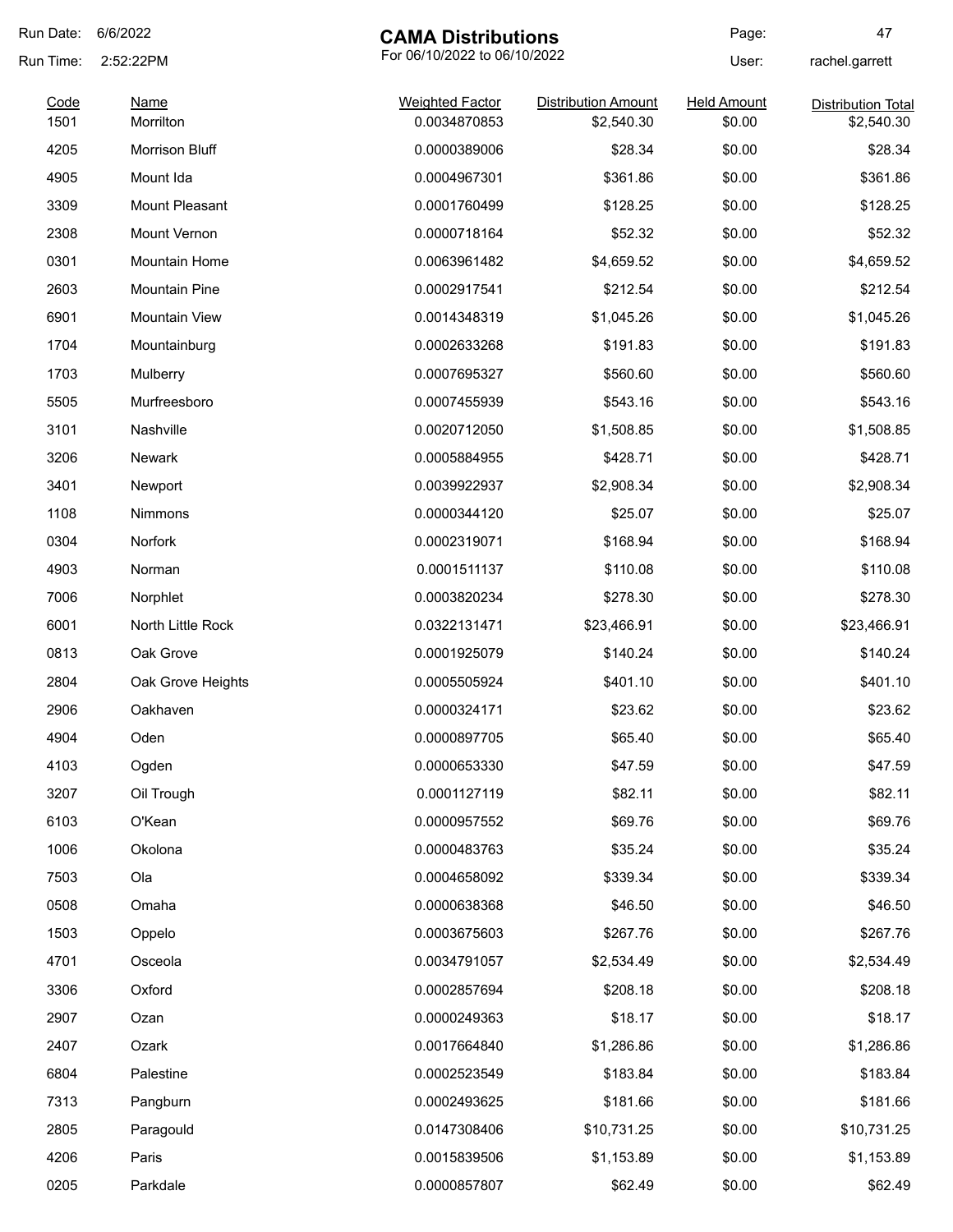Run Date: 6/6/2022
Run Time: 2:52:22PM

# CAMA Distributions

For 06/10/2022 to 06/10/2022

User: rachel.garrett

| Code | Name | Weighted Factor | Distribution Amount | Held Amount | Distribution Total |
|---|---|---|---|---|---|
| 1501 | Morrilton | 0.0034870853 | $2,540.30 | $0.00 | $2,540.30 |
| 4205 | Morrison Bluff | 0.0000389006 | $28.34 | $0.00 | $28.34 |
| 4905 | Mount Ida | 0.0004967301 | $361.86 | $0.00 | $361.86 |
| 3309 | Mount Pleasant | 0.0001760499 | $128.25 | $0.00 | $128.25 |
| 2308 | Mount Vernon | 0.0000718164 | $52.32 | $0.00 | $52.32 |
| 0301 | Mountain Home | 0.0063961482 | $4,659.52 | $0.00 | $4,659.52 |
| 2603 | Mountain Pine | 0.0002917541 | $212.54 | $0.00 | $212.54 |
| 6901 | Mountain View | 0.0014348319 | $1,045.26 | $0.00 | $1,045.26 |
| 1704 | Mountainburg | 0.0002633268 | $191.83 | $0.00 | $191.83 |
| 1703 | Mulberry | 0.0007695327 | $560.60 | $0.00 | $560.60 |
| 5505 | Murfreesboro | 0.0007455939 | $543.16 | $0.00 | $543.16 |
| 3101 | Nashville | 0.0020712050 | $1,508.85 | $0.00 | $1,508.85 |
| 3206 | Newark | 0.0005884955 | $428.71 | $0.00 | $428.71 |
| 3401 | Newport | 0.0039922937 | $2,908.34 | $0.00 | $2,908.34 |
| 1108 | Nimmons | 0.0000344120 | $25.07 | $0.00 | $25.07 |
| 0304 | Norfork | 0.0002319071 | $168.94 | $0.00 | $168.94 |
| 4903 | Norman | 0.0001511137 | $110.08 | $0.00 | $110.08 |
| 7006 | Norphlet | 0.0003820234 | $278.30 | $0.00 | $278.30 |
| 6001 | North Little Rock | 0.0322131471 | $23,466.91 | $0.00 | $23,466.91 |
| 0813 | Oak Grove | 0.0001925079 | $140.24 | $0.00 | $140.24 |
| 2804 | Oak Grove Heights | 0.0005505924 | $401.10 | $0.00 | $401.10 |
| 2906 | Oakhaven | 0.0000324171 | $23.62 | $0.00 | $23.62 |
| 4904 | Oden | 0.0000897705 | $65.40 | $0.00 | $65.40 |
| 4103 | Ogden | 0.0000653330 | $47.59 | $0.00 | $47.59 |
| 3207 | Oil Trough | 0.0001127119 | $82.11 | $0.00 | $82.11 |
| 6103 | O'Kean | 0.0000957552 | $69.76 | $0.00 | $69.76 |
| 1006 | Okolona | 0.0000483763 | $35.24 | $0.00 | $35.24 |
| 7503 | Ola | 0.0004658092 | $339.34 | $0.00 | $339.34 |
| 0508 | Omaha | 0.0000638368 | $46.50 | $0.00 | $46.50 |
| 1503 | Oppelo | 0.0003675603 | $267.76 | $0.00 | $267.76 |
| 4701 | Osceola | 0.0034791057 | $2,534.49 | $0.00 | $2,534.49 |
| 3306 | Oxford | 0.0002857694 | $208.18 | $0.00 | $208.18 |
| 2907 | Ozan | 0.0000249363 | $18.17 | $0.00 | $18.17 |
| 2407 | Ozark | 0.0017664840 | $1,286.86 | $0.00 | $1,286.86 |
| 6804 | Palestine | 0.0002523549 | $183.84 | $0.00 | $183.84 |
| 7313 | Pangburn | 0.0002493625 | $181.66 | $0.00 | $181.66 |
| 2805 | Paragould | 0.0147308406 | $10,731.25 | $0.00 | $10,731.25 |
| 4206 | Paris | 0.0015839506 | $1,153.89 | $0.00 | $1,153.89 |
| 0205 | Parkdale | 0.0000857807 | $62.49 | $0.00 | $62.49 |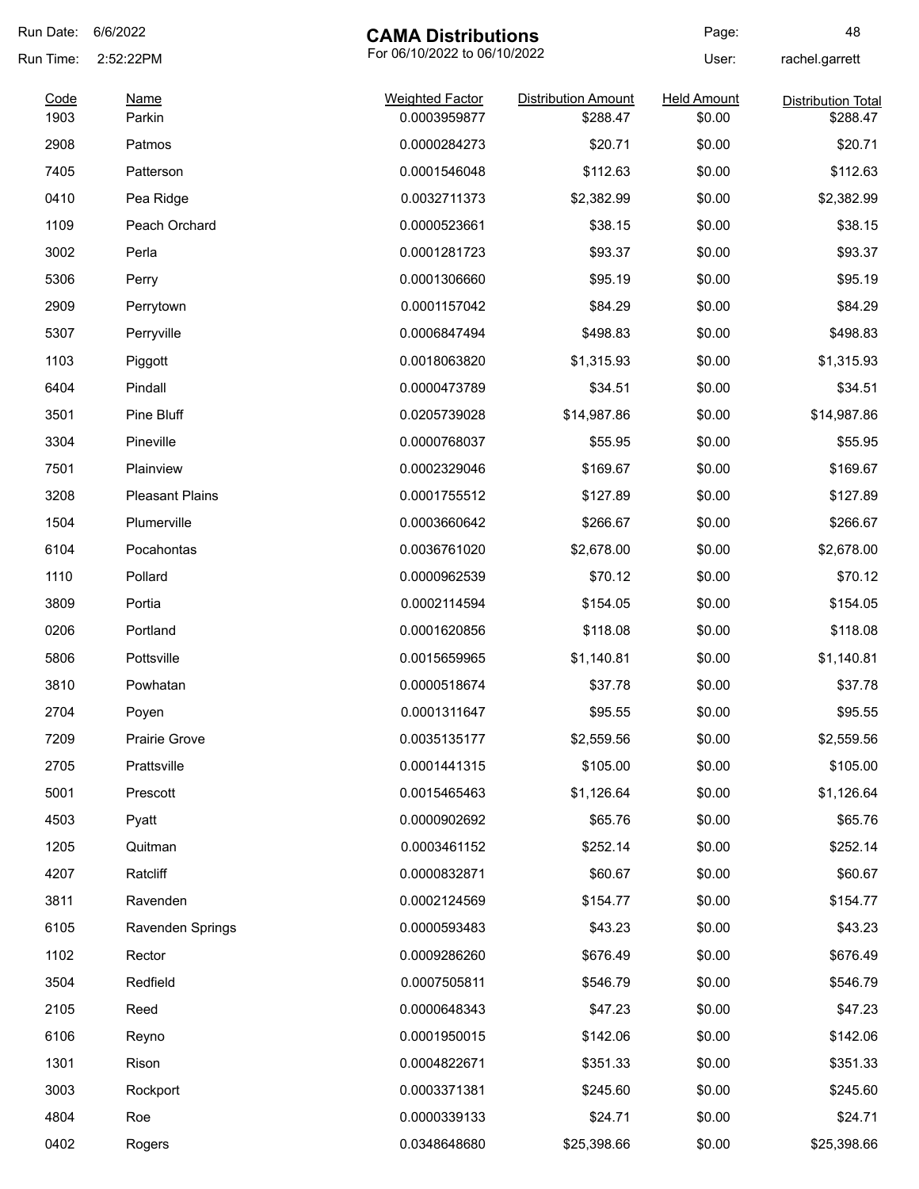# CAMA Distributions

For 06/10/2022 to 06/10/2022

Run Date: 6/6/2022
Run Time: 2:52:22PM
User: rachel.garrett

| Code | Name | Weighted Factor | Distribution Amount | Held Amount | Distribution Total |
|---|---|---|---|---|---|
| 1903 | Parkin | 0.0003959877 | $288.47 | $0.00 | $288.47 |
| 2908 | Patmos | 0.0000284273 | $20.71 | $0.00 | $20.71 |
| 7405 | Patterson | 0.0001546048 | $112.63 | $0.00 | $112.63 |
| 0410 | Pea Ridge | 0.0032711373 | $2,382.99 | $0.00 | $2,382.99 |
| 1109 | Peach Orchard | 0.0000523661 | $38.15 | $0.00 | $38.15 |
| 3002 | Perla | 0.0001281723 | $93.37 | $0.00 | $93.37 |
| 5306 | Perry | 0.0001306660 | $95.19 | $0.00 | $95.19 |
| 2909 | Perrytown | 0.0001157042 | $84.29 | $0.00 | $84.29 |
| 5307 | Perryville | 0.0006847494 | $498.83 | $0.00 | $498.83 |
| 1103 | Piggott | 0.0018063820 | $1,315.93 | $0.00 | $1,315.93 |
| 6404 | Pindall | 0.0000473789 | $34.51 | $0.00 | $34.51 |
| 3501 | Pine Bluff | 0.0205739028 | $14,987.86 | $0.00 | $14,987.86 |
| 3304 | Pineville | 0.0000768037 | $55.95 | $0.00 | $55.95 |
| 7501 | Plainview | 0.0002329046 | $169.67 | $0.00 | $169.67 |
| 3208 | Pleasant Plains | 0.0001755512 | $127.89 | $0.00 | $127.89 |
| 1504 | Plumerville | 0.0003660642 | $266.67 | $0.00 | $266.67 |
| 6104 | Pocahontas | 0.0036761020 | $2,678.00 | $0.00 | $2,678.00 |
| 1110 | Pollard | 0.0000962539 | $70.12 | $0.00 | $70.12 |
| 3809 | Portia | 0.0002114594 | $154.05 | $0.00 | $154.05 |
| 0206 | Portland | 0.0001620856 | $118.08 | $0.00 | $118.08 |
| 5806 | Pottsville | 0.0015659965 | $1,140.81 | $0.00 | $1,140.81 |
| 3810 | Powhatan | 0.0000518674 | $37.78 | $0.00 | $37.78 |
| 2704 | Poyen | 0.0001311647 | $95.55 | $0.00 | $95.55 |
| 7209 | Prairie Grove | 0.0035135177 | $2,559.56 | $0.00 | $2,559.56 |
| 2705 | Prattsville | 0.0001441315 | $105.00 | $0.00 | $105.00 |
| 5001 | Prescott | 0.0015465463 | $1,126.64 | $0.00 | $1,126.64 |
| 4503 | Pyatt | 0.0000902692 | $65.76 | $0.00 | $65.76 |
| 1205 | Quitman | 0.0003461152 | $252.14 | $0.00 | $252.14 |
| 4207 | Ratcliff | 0.0000832871 | $60.67 | $0.00 | $60.67 |
| 3811 | Ravenden | 0.0002124569 | $154.77 | $0.00 | $154.77 |
| 6105 | Ravenden Springs | 0.0000593483 | $43.23 | $0.00 | $43.23 |
| 1102 | Rector | 0.0009286260 | $676.49 | $0.00 | $676.49 |
| 3504 | Redfield | 0.0007505811 | $546.79 | $0.00 | $546.79 |
| 2105 | Reed | 0.0000648343 | $47.23 | $0.00 | $47.23 |
| 6106 | Reyno | 0.0001950015 | $142.06 | $0.00 | $142.06 |
| 1301 | Rison | 0.0004822671 | $351.33 | $0.00 | $351.33 |
| 3003 | Rockport | 0.0003371381 | $245.60 | $0.00 | $245.60 |
| 4804 | Roe | 0.0000339133 | $24.71 | $0.00 | $24.71 |
| 0402 | Rogers | 0.0348648680 | $25,398.66 | $0.00 | $25,398.66 |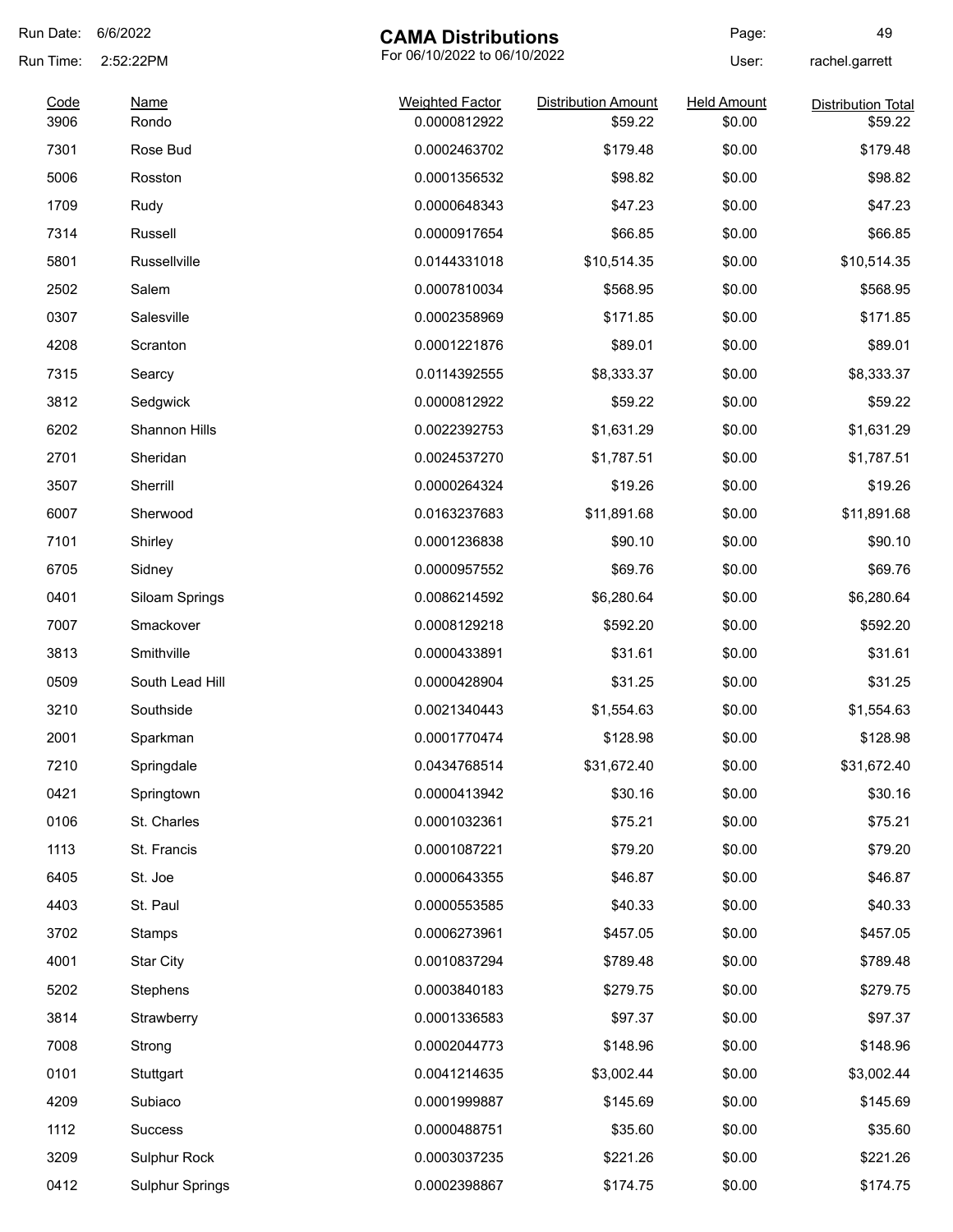Run Date: 6/6/2022

Run Time: 2:52:22PM

# CAMA Distributions

For 06/10/2022 to 06/10/2022

User: rachel.garrett

| Code | Name | Weighted Factor | Distribution Amount | Held Amount | Distribution Total |
|---|---|---|---|---|---|
| 3906 | Rondo | 0.0000812922 | $59.22 | $0.00 | $59.22 |
| 7301 | Rose Bud | 0.0002463702 | $179.48 | $0.00 | $179.48 |
| 5006 | Rosston | 0.0001356532 | $98.82 | $0.00 | $98.82 |
| 1709 | Rudy | 0.0000648343 | $47.23 | $0.00 | $47.23 |
| 7314 | Russell | 0.0000917654 | $66.85 | $0.00 | $66.85 |
| 5801 | Russellville | 0.0144331018 | $10,514.35 | $0.00 | $10,514.35 |
| 2502 | Salem | 0.0007810034 | $568.95 | $0.00 | $568.95 |
| 0307 | Salesville | 0.0002358969 | $171.85 | $0.00 | $171.85 |
| 4208 | Scranton | 0.0001221876 | $89.01 | $0.00 | $89.01 |
| 7315 | Searcy | 0.0114392555 | $8,333.37 | $0.00 | $8,333.37 |
| 3812 | Sedgwick | 0.0000812922 | $59.22 | $0.00 | $59.22 |
| 6202 | Shannon Hills | 0.0022392753 | $1,631.29 | $0.00 | $1,631.29 |
| 2701 | Sheridan | 0.0024537270 | $1,787.51 | $0.00 | $1,787.51 |
| 3507 | Sherrill | 0.0000264324 | $19.26 | $0.00 | $19.26 |
| 6007 | Sherwood | 0.0163237683 | $11,891.68 | $0.00 | $11,891.68 |
| 7101 | Shirley | 0.0001236838 | $90.10 | $0.00 | $90.10 |
| 6705 | Sidney | 0.0000957552 | $69.76 | $0.00 | $69.76 |
| 0401 | Siloam Springs | 0.0086214592 | $6,280.64 | $0.00 | $6,280.64 |
| 7007 | Smackover | 0.0008129218 | $592.20 | $0.00 | $592.20 |
| 3813 | Smithville | 0.0000433891 | $31.61 | $0.00 | $31.61 |
| 0509 | South Lead Hill | 0.0000428904 | $31.25 | $0.00 | $31.25 |
| 3210 | Southside | 0.0021340443 | $1,554.63 | $0.00 | $1,554.63 |
| 2001 | Sparkman | 0.0001770474 | $128.98 | $0.00 | $128.98 |
| 7210 | Springdale | 0.0434768514 | $31,672.40 | $0.00 | $31,672.40 |
| 0421 | Springtown | 0.0000413942 | $30.16 | $0.00 | $30.16 |
| 0106 | St. Charles | 0.0001032361 | $75.21 | $0.00 | $75.21 |
| 1113 | St. Francis | 0.0001087221 | $79.20 | $0.00 | $79.20 |
| 6405 | St. Joe | 0.0000643355 | $46.87 | $0.00 | $46.87 |
| 4403 | St. Paul | 0.0000553585 | $40.33 | $0.00 | $40.33 |
| 3702 | Stamps | 0.0006273961 | $457.05 | $0.00 | $457.05 |
| 4001 | Star City | 0.0010837294 | $789.48 | $0.00 | $789.48 |
| 5202 | Stephens | 0.0003840183 | $279.75 | $0.00 | $279.75 |
| 3814 | Strawberry | 0.0001336583 | $97.37 | $0.00 | $97.37 |
| 7008 | Strong | 0.0002044773 | $148.96 | $0.00 | $148.96 |
| 0101 | Stuttgart | 0.0041214635 | $3,002.44 | $0.00 | $3,002.44 |
| 4209 | Subiaco | 0.0001999887 | $145.69 | $0.00 | $145.69 |
| 1112 | Success | 0.0000488751 | $35.60 | $0.00 | $35.60 |
| 3209 | Sulphur Rock | 0.0003037235 | $221.26 | $0.00 | $221.26 |
| 0412 | Sulphur Springs | 0.0002398867 | $174.75 | $0.00 | $174.75 |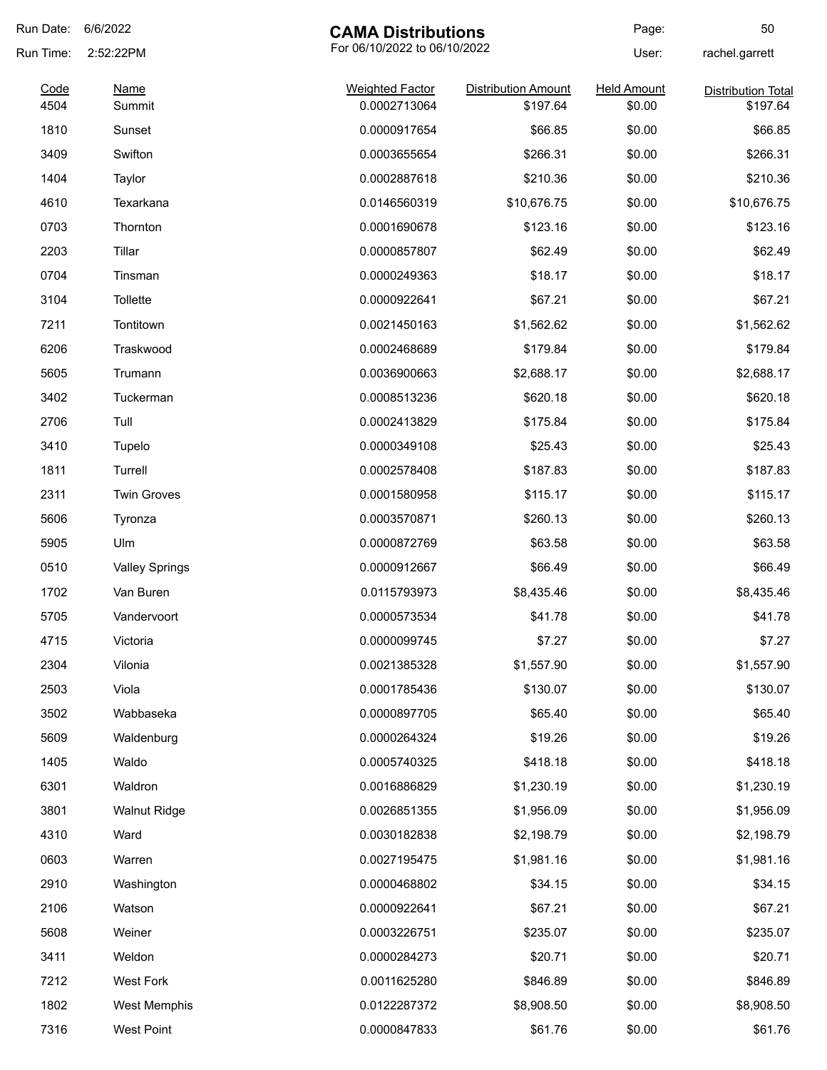# CAMA Distributions

For 06/10/2022 to 06/10/2022

Run Date: 6/6/2022
Run Time: 2:52:22PM
User: rachel.garrett

| Code | Name | Weighted Factor | Distribution Amount | Held Amount | Distribution Total |
|---|---|---|---|---|---|
| 4504 | Summit | 0.0002713064 | $197.64 | $0.00 | $197.64 |
| 1810 | Sunset | 0.0000917654 | $66.85 | $0.00 | $66.85 |
| 3409 | Swifton | 0.0003655654 | $266.31 | $0.00 | $266.31 |
| 1404 | Taylor | 0.0002887618 | $210.36 | $0.00 | $210.36 |
| 4610 | Texarkana | 0.0146560319 | $10,676.75 | $0.00 | $10,676.75 |
| 0703 | Thornton | 0.0001690678 | $123.16 | $0.00 | $123.16 |
| 2203 | Tillar | 0.0000857807 | $62.49 | $0.00 | $62.49 |
| 0704 | Tinsman | 0.0000249363 | $18.17 | $0.00 | $18.17 |
| 3104 | Tollette | 0.0000922641 | $67.21 | $0.00 | $67.21 |
| 7211 | Tontitown | 0.0021450163 | $1,562.62 | $0.00 | $1,562.62 |
| 6206 | Traskwood | 0.0002468689 | $179.84 | $0.00 | $179.84 |
| 5605 | Trumann | 0.0036900663 | $2,688.17 | $0.00 | $2,688.17 |
| 3402 | Tuckerman | 0.0008513236 | $620.18 | $0.00 | $620.18 |
| 2706 | Tull | 0.0002413829 | $175.84 | $0.00 | $175.84 |
| 3410 | Tupelo | 0.0000349108 | $25.43 | $0.00 | $25.43 |
| 1811 | Turrell | 0.0002578408 | $187.83 | $0.00 | $187.83 |
| 2311 | Twin Groves | 0.0001580958 | $115.17 | $0.00 | $115.17 |
| 5606 | Tyronza | 0.0003570871 | $260.13 | $0.00 | $260.13 |
| 5905 | Ulm | 0.0000872769 | $63.58 | $0.00 | $63.58 |
| 0510 | Valley Springs | 0.0000912667 | $66.49 | $0.00 | $66.49 |
| 1702 | Van Buren | 0.0115793973 | $8,435.46 | $0.00 | $8,435.46 |
| 5705 | Vandervoort | 0.0000573534 | $41.78 | $0.00 | $41.78 |
| 4715 | Victoria | 0.0000099745 | $7.27 | $0.00 | $7.27 |
| 2304 | Vilonia | 0.0021385328 | $1,557.90 | $0.00 | $1,557.90 |
| 2503 | Viola | 0.0001785436 | $130.07 | $0.00 | $130.07 |
| 3502 | Wabbaseka | 0.0000897705 | $65.40 | $0.00 | $65.40 |
| 5609 | Waldenburg | 0.0000264324 | $19.26 | $0.00 | $19.26 |
| 1405 | Waldo | 0.0005740325 | $418.18 | $0.00 | $418.18 |
| 6301 | Waldron | 0.0016886829 | $1,230.19 | $0.00 | $1,230.19 |
| 3801 | Walnut Ridge | 0.0026851355 | $1,956.09 | $0.00 | $1,956.09 |
| 4310 | Ward | 0.0030182838 | $2,198.79 | $0.00 | $2,198.79 |
| 0603 | Warren | 0.0027195475 | $1,981.16 | $0.00 | $1,981.16 |
| 2910 | Washington | 0.0000468802 | $34.15 | $0.00 | $34.15 |
| 2106 | Watson | 0.0000922641 | $67.21 | $0.00 | $67.21 |
| 5608 | Weiner | 0.0003226751 | $235.07 | $0.00 | $235.07 |
| 3411 | Weldon | 0.0000284273 | $20.71 | $0.00 | $20.71 |
| 7212 | West Fork | 0.0011625280 | $846.89 | $0.00 | $846.89 |
| 1802 | West Memphis | 0.0122287372 | $8,908.50 | $0.00 | $8,908.50 |
| 7316 | West Point | 0.0000847833 | $61.76 | $0.00 | $61.76 |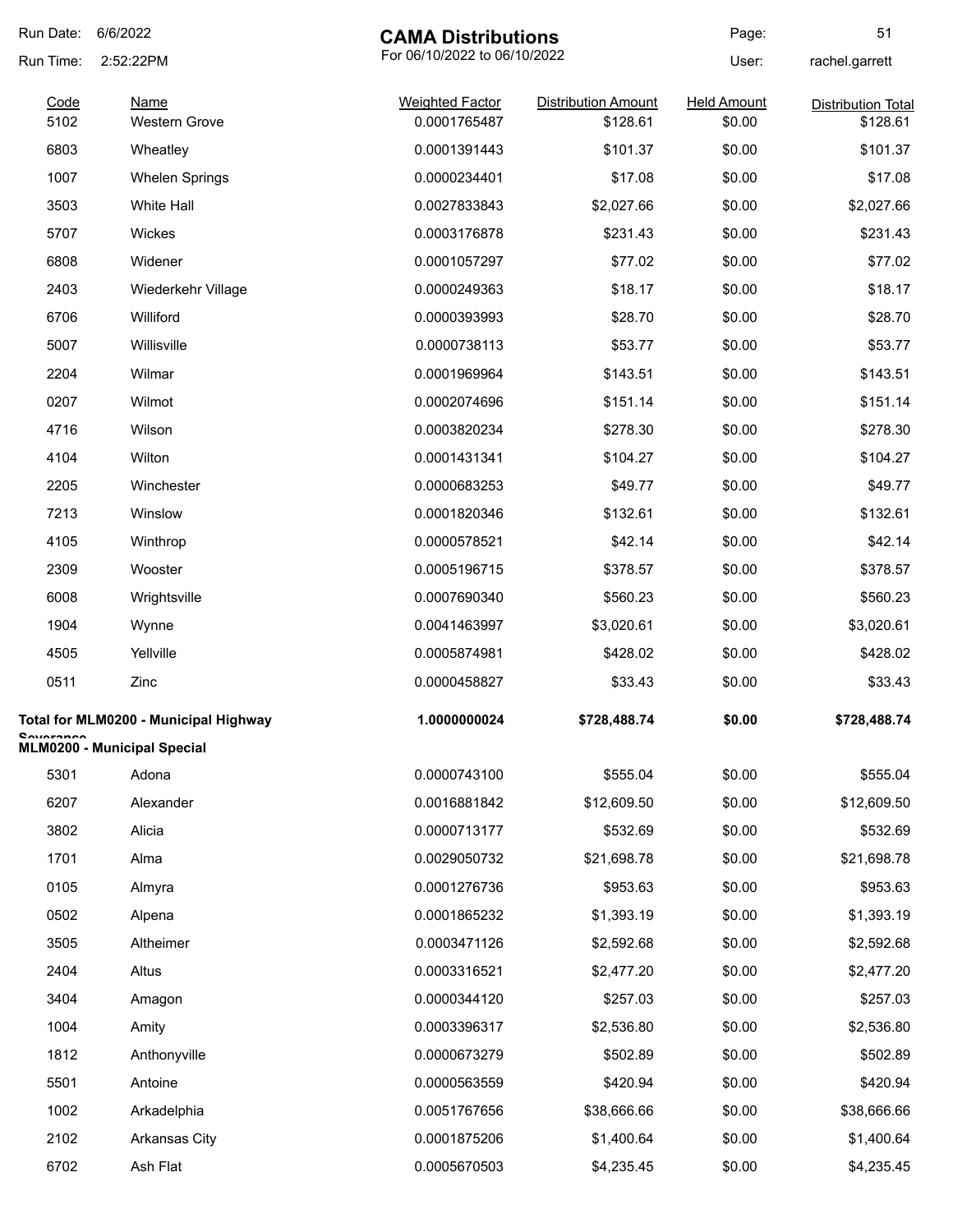# CAMA Distributions

For 06/10/2022 to 06/10/2022

Run Date: 6/6/2022
Run Time: 2:52:22PM
User: rachel.garrett

| Code | Name | Weighted Factor | Distribution Amount | Held Amount | Distribution Total |
|---|---|---|---|---|---|
| 5102 | Western Grove | 0.0001765487 | $128.61 | $0.00 | $128.61 |
| 6803 | Wheatley | 0.0001391443 | $101.37 | $0.00 | $101.37 |
| 1007 | Whelen Springs | 0.0000234401 | $17.08 | $0.00 | $17.08 |
| 3503 | White Hall | 0.0027833843 | $2,027.66 | $0.00 | $2,027.66 |
| 5707 | Wickes | 0.0003176878 | $231.43 | $0.00 | $231.43 |
| 6808 | Widener | 0.0001057297 | $77.02 | $0.00 | $77.02 |
| 2403 | Wiederkehr Village | 0.0000249363 | $18.17 | $0.00 | $18.17 |
| 6706 | Williford | 0.0000393993 | $28.70 | $0.00 | $28.70 |
| 5007 | Willisville | 0.0000738113 | $53.77 | $0.00 | $53.77 |
| 2204 | Wilmar | 0.0001969964 | $143.51 | $0.00 | $143.51 |
| 0207 | Wilmot | 0.0002074696 | $151.14 | $0.00 | $151.14 |
| 4716 | Wilson | 0.0003820234 | $278.30 | $0.00 | $278.30 |
| 4104 | Wilton | 0.0001431341 | $104.27 | $0.00 | $104.27 |
| 2205 | Winchester | 0.0000683253 | $49.77 | $0.00 | $49.77 |
| 7213 | Winslow | 0.0001820346 | $132.61 | $0.00 | $132.61 |
| 4105 | Winthrop | 0.0000578521 | $42.14 | $0.00 | $42.14 |
| 2309 | Wooster | 0.0005196715 | $378.57 | $0.00 | $378.57 |
| 6008 | Wrightsville | 0.0007690340 | $560.23 | $0.00 | $560.23 |
| 1904 | Wynne | 0.0041463997 | $3,020.61 | $0.00 | $3,020.61 |
| 4505 | Yellville | 0.0005874981 | $428.02 | $0.00 | $428.02 |
| 0511 | Zinc | 0.0000458827 | $33.43 | $0.00 | $33.43 |
| **Total for MLM0200 - Municipal Highway Severance** | | **1.0000000024** | **$728,488.74** | **$0.00** | **$728,488.74** |

**MLM0200 - Municipal Special**

| Code | Name | Weighted Factor | Distribution Amount | Held Amount | Distribution Total |
|---|---|---|---|---|---|
| 5301 | Adona | 0.0000743100 | $555.04 | $0.00 | $555.04 |
| 6207 | Alexander | 0.0016881842 | $12,609.50 | $0.00 | $12,609.50 |
| 3802 | Alicia | 0.0000713177 | $532.69 | $0.00 | $532.69 |
| 1701 | Alma | 0.0029050732 | $21,698.78 | $0.00 | $21,698.78 |
| 0105 | Almyra | 0.0001276736 | $953.63 | $0.00 | $953.63 |
| 0502 | Alpena | 0.0001865232 | $1,393.19 | $0.00 | $1,393.19 |
| 3505 | Altheimer | 0.0003471126 | $2,592.68 | $0.00 | $2,592.68 |
| 2404 | Altus | 0.0003316521 | $2,477.20 | $0.00 | $2,477.20 |
| 3404 | Amagon | 0.0000344120 | $257.03 | $0.00 | $257.03 |
| 1004 | Amity | 0.0003396317 | $2,536.80 | $0.00 | $2,536.80 |
| 1812 | Anthonyville | 0.0000673279 | $502.89 | $0.00 | $502.89 |
| 5501 | Antoine | 0.0000563559 | $420.94 | $0.00 | $420.94 |
| 1002 | Arkadelphia | 0.0051767656 | $38,666.66 | $0.00 | $38,666.66 |
| 2102 | Arkansas City | 0.0001875206 | $1,400.64 | $0.00 | $1,400.64 |
| 6702 | Ash Flat | 0.0005670503 | $4,235.45 | $0.00 | $4,235.45 |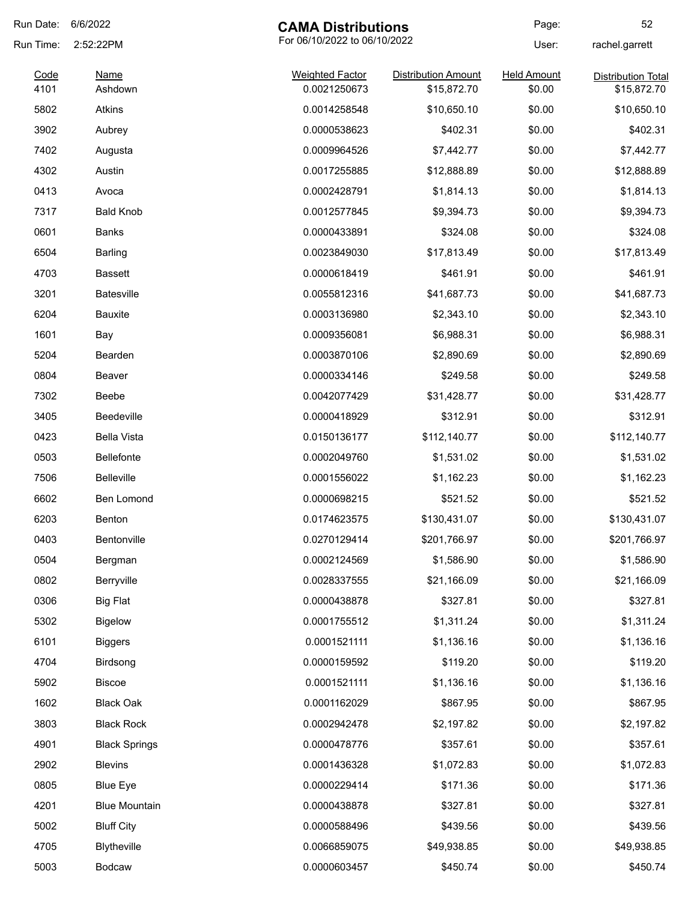Run Date: 6/6/2022
Run Time: 2:52:22PM

# CAMA Distributions

For 06/10/2022 to 06/10/2022

User: rachel.garrett

| Code | Name | Weighted Factor | Distribution Amount | Held Amount | Distribution Total |
|---|---|---|---|---|---|
| 4101 | Ashdown | 0.0021250673 | $15,872.70 | $0.00 | $15,872.70 |
| 5802 | Atkins | 0.0014258548 | $10,650.10 | $0.00 | $10,650.10 |
| 3902 | Aubrey | 0.0000538623 | $402.31 | $0.00 | $402.31 |
| 7402 | Augusta | 0.0009964526 | $7,442.77 | $0.00 | $7,442.77 |
| 4302 | Austin | 0.0017255885 | $12,888.89 | $0.00 | $12,888.89 |
| 0413 | Avoca | 0.0002428791 | $1,814.13 | $0.00 | $1,814.13 |
| 7317 | Bald Knob | 0.0012577845 | $9,394.73 | $0.00 | $9,394.73 |
| 0601 | Banks | 0.0000433891 | $324.08 | $0.00 | $324.08 |
| 6504 | Barling | 0.0023849030 | $17,813.49 | $0.00 | $17,813.49 |
| 4703 | Bassett | 0.0000618419 | $461.91 | $0.00 | $461.91 |
| 3201 | Batesville | 0.0055812316 | $41,687.73 | $0.00 | $41,687.73 |
| 6204 | Bauxite | 0.0003136980 | $2,343.10 | $0.00 | $2,343.10 |
| 1601 | Bay | 0.0009356081 | $6,988.31 | $0.00 | $6,988.31 |
| 5204 | Bearden | 0.0003870106 | $2,890.69 | $0.00 | $2,890.69 |
| 0804 | Beaver | 0.0000334146 | $249.58 | $0.00 | $249.58 |
| 7302 | Beebe | 0.0042077429 | $31,428.77 | $0.00 | $31,428.77 |
| 3405 | Beedeville | 0.0000418929 | $312.91 | $0.00 | $312.91 |
| 0423 | Bella Vista | 0.0150136177 | $112,140.77 | $0.00 | $112,140.77 |
| 0503 | Bellefonte | 0.0002049760 | $1,531.02 | $0.00 | $1,531.02 |
| 7506 | Belleville | 0.0001556022 | $1,162.23 | $0.00 | $1,162.23 |
| 6602 | Ben Lomond | 0.0000698215 | $521.52 | $0.00 | $521.52 |
| 6203 | Benton | 0.0174623575 | $130,431.07 | $0.00 | $130,431.07 |
| 0403 | Bentonville | 0.0270129414 | $201,766.97 | $0.00 | $201,766.97 |
| 0504 | Bergman | 0.0002124569 | $1,586.90 | $0.00 | $1,586.90 |
| 0802 | Berryville | 0.0028337555 | $21,166.09 | $0.00 | $21,166.09 |
| 0306 | Big Flat | 0.0000438878 | $327.81 | $0.00 | $327.81 |
| 5302 | Bigelow | 0.0001755512 | $1,311.24 | $0.00 | $1,311.24 |
| 6101 | Biggers | 0.0001521111 | $1,136.16 | $0.00 | $1,136.16 |
| 4704 | Birdsong | 0.0000159592 | $119.20 | $0.00 | $119.20 |
| 5902 | Biscoe | 0.0001521111 | $1,136.16 | $0.00 | $1,136.16 |
| 1602 | Black Oak | 0.0001162029 | $867.95 | $0.00 | $867.95 |
| 3803 | Black Rock | 0.0002942478 | $2,197.82 | $0.00 | $2,197.82 |
| 4901 | Black Springs | 0.0000478776 | $357.61 | $0.00 | $357.61 |
| 2902 | Blevins | 0.0001436328 | $1,072.83 | $0.00 | $1,072.83 |
| 0805 | Blue Eye | 0.0000229414 | $171.36 | $0.00 | $171.36 |
| 4201 | Blue Mountain | 0.0000438878 | $327.81 | $0.00 | $327.81 |
| 5002 | Bluff City | 0.0000588496 | $439.56 | $0.00 | $439.56 |
| 4705 | Blytheville | 0.0066859075 | $49,938.85 | $0.00 | $49,938.85 |
| 5003 | Bodcaw | 0.0000603457 | $450.74 | $0.00 | $450.74 |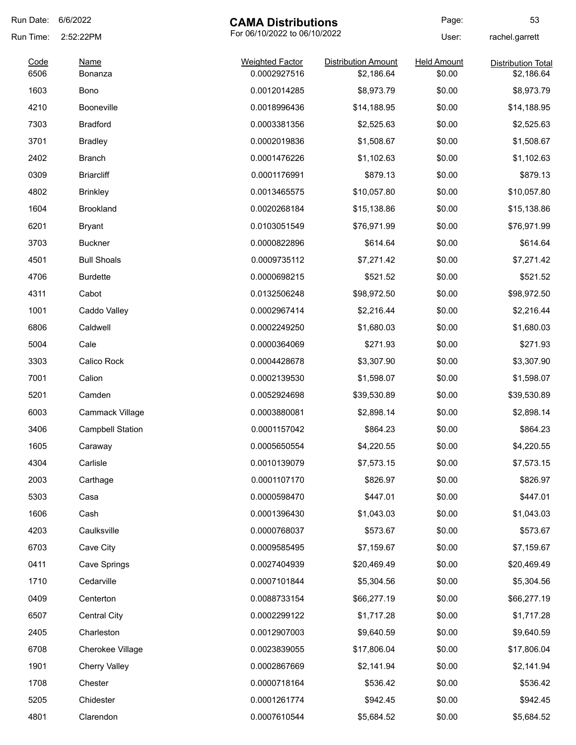# CAMA Distributions

For 06/10/2022 to 06/10/2022

Run Date: 6/6/2022
Run Time: 2:52:22PM
User: rachel.garrett

| Code | Name | Weighted Factor | Distribution Amount | Held Amount | Distribution Total |
|---|---|---|---|---|---|
| 6506 | Bonanza | 0.0002927516 | $2,186.64 | $0.00 | $2,186.64 |
| 1603 | Bono | 0.0012014285 | $8,973.79 | $0.00 | $8,973.79 |
| 4210 | Booneville | 0.0018996436 | $14,188.95 | $0.00 | $14,188.95 |
| 7303 | Bradford | 0.0003381356 | $2,525.63 | $0.00 | $2,525.63 |
| 3701 | Bradley | 0.0002019836 | $1,508.67 | $0.00 | $1,508.67 |
| 2402 | Branch | 0.0001476226 | $1,102.63 | $0.00 | $1,102.63 |
| 0309 | Briarcliff | 0.0001176991 | $879.13 | $0.00 | $879.13 |
| 4802 | Brinkley | 0.0013465575 | $10,057.80 | $0.00 | $10,057.80 |
| 1604 | Brookland | 0.0020268184 | $15,138.86 | $0.00 | $15,138.86 |
| 6201 | Bryant | 0.0103051549 | $76,971.99 | $0.00 | $76,971.99 |
| 3703 | Buckner | 0.0000822896 | $614.64 | $0.00 | $614.64 |
| 4501 | Bull Shoals | 0.0009735112 | $7,271.42 | $0.00 | $7,271.42 |
| 4706 | Burdette | 0.0000698215 | $521.52 | $0.00 | $521.52 |
| 4311 | Cabot | 0.0132506248 | $98,972.50 | $0.00 | $98,972.50 |
| 1001 | Caddo Valley | 0.0002967414 | $2,216.44 | $0.00 | $2,216.44 |
| 6806 | Caldwell | 0.0002249250 | $1,680.03 | $0.00 | $1,680.03 |
| 5004 | Cale | 0.0000364069 | $271.93 | $0.00 | $271.93 |
| 3303 | Calico Rock | 0.0004428678 | $3,307.90 | $0.00 | $3,307.90 |
| 7001 | Calion | 0.0002139530 | $1,598.07 | $0.00 | $1,598.07 |
| 5201 | Camden | 0.0052924698 | $39,530.89 | $0.00 | $39,530.89 |
| 6003 | Cammack Village | 0.0003880081 | $2,898.14 | $0.00 | $2,898.14 |
| 3406 | Campbell Station | 0.0001157042 | $864.23 | $0.00 | $864.23 |
| 1605 | Caraway | 0.0005650554 | $4,220.55 | $0.00 | $4,220.55 |
| 4304 | Carlisle | 0.0010139079 | $7,573.15 | $0.00 | $7,573.15 |
| 2003 | Carthage | 0.0001107170 | $826.97 | $0.00 | $826.97 |
| 5303 | Casa | 0.0000598470 | $447.01 | $0.00 | $447.01 |
| 1606 | Cash | 0.0001396430 | $1,043.03 | $0.00 | $1,043.03 |
| 4203 | Caulksville | 0.0000768037 | $573.67 | $0.00 | $573.67 |
| 6703 | Cave City | 0.0009585495 | $7,159.67 | $0.00 | $7,159.67 |
| 0411 | Cave Springs | 0.0027404939 | $20,469.49 | $0.00 | $20,469.49 |
| 1710 | Cedarville | 0.0007101844 | $5,304.56 | $0.00 | $5,304.56 |
| 0409 | Centerton | 0.0088733154 | $66,277.19 | $0.00 | $66,277.19 |
| 6507 | Central City | 0.0002299122 | $1,717.28 | $0.00 | $1,717.28 |
| 2405 | Charleston | 0.0012907003 | $9,640.59 | $0.00 | $9,640.59 |
| 6708 | Cherokee Village | 0.0023839055 | $17,806.04 | $0.00 | $17,806.04 |
| 1901 | Cherry Valley | 0.0002867669 | $2,141.94 | $0.00 | $2,141.94 |
| 1708 | Chester | 0.0000718164 | $536.42 | $0.00 | $536.42 |
| 5205 | Chidester | 0.0001261774 | $942.45 | $0.00 | $942.45 |
| 4801 | Clarendon | 0.0007610544 | $5,684.52 | $0.00 | $5,684.52 |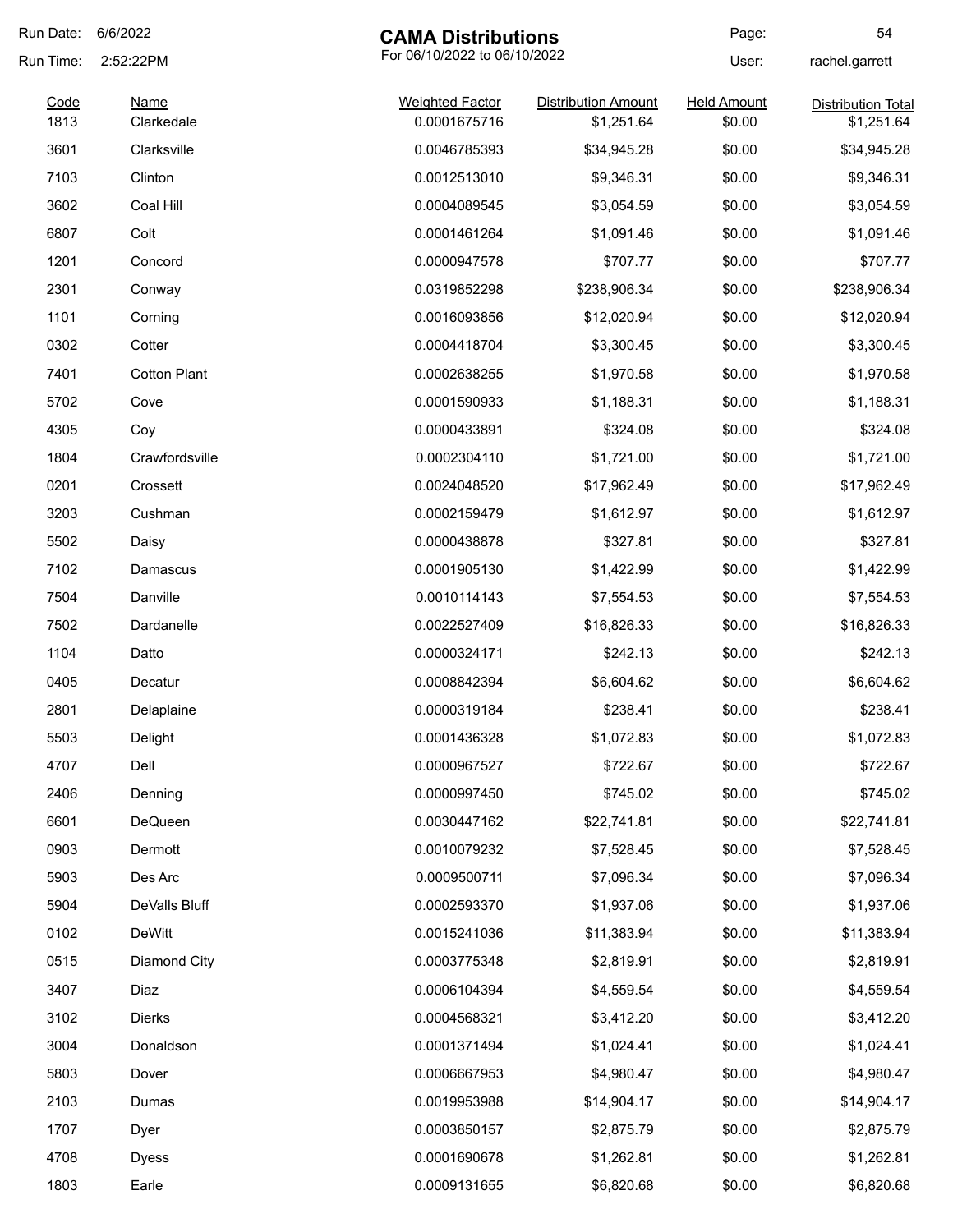Run Date: 6/6/2022

Run Time: 2:52:22PM

# CAMA Distributions

For 06/10/2022 to 06/10/2022

User: rachel.garrett

| Code | Name | Weighted Factor | Distribution Amount | Held Amount | Distribution Total |
|---|---|---|---|---|---|
| 1813 | Clarkedale | 0.0001675716 | $1,251.64 | $0.00 | $1,251.64 |
| 3601 | Clarksville | 0.0046785393 | $34,945.28 | $0.00 | $34,945.28 |
| 7103 | Clinton | 0.0012513010 | $9,346.31 | $0.00 | $9,346.31 |
| 3602 | Coal Hill | 0.0004089545 | $3,054.59 | $0.00 | $3,054.59 |
| 6807 | Colt | 0.0001461264 | $1,091.46 | $0.00 | $1,091.46 |
| 1201 | Concord | 0.0000947578 | $707.77 | $0.00 | $707.77 |
| 2301 | Conway | 0.0319852298 | $238,906.34 | $0.00 | $238,906.34 |
| 1101 | Corning | 0.0016093856 | $12,020.94 | $0.00 | $12,020.94 |
| 0302 | Cotter | 0.0004418704 | $3,300.45 | $0.00 | $3,300.45 |
| 7401 | Cotton Plant | 0.0002638255 | $1,970.58 | $0.00 | $1,970.58 |
| 5702 | Cove | 0.0001590933 | $1,188.31 | $0.00 | $1,188.31 |
| 4305 | Coy | 0.0000433891 | $324.08 | $0.00 | $324.08 |
| 1804 | Crawfordsville | 0.0002304110 | $1,721.00 | $0.00 | $1,721.00 |
| 0201 | Crossett | 0.0024048520 | $17,962.49 | $0.00 | $17,962.49 |
| 3203 | Cushman | 0.0002159479 | $1,612.97 | $0.00 | $1,612.97 |
| 5502 | Daisy | 0.0000438878 | $327.81 | $0.00 | $327.81 |
| 7102 | Damascus | 0.0001905130 | $1,422.99 | $0.00 | $1,422.99 |
| 7504 | Danville | 0.0010114143 | $7,554.53 | $0.00 | $7,554.53 |
| 7502 | Dardanelle | 0.0022527409 | $16,826.33 | $0.00 | $16,826.33 |
| 1104 | Datto | 0.0000324171 | $242.13 | $0.00 | $242.13 |
| 0405 | Decatur | 0.0008842394 | $6,604.62 | $0.00 | $6,604.62 |
| 2801 | Delaplaine | 0.0000319184 | $238.41 | $0.00 | $238.41 |
| 5503 | Delight | 0.0001436328 | $1,072.83 | $0.00 | $1,072.83 |
| 4707 | Dell | 0.0000967527 | $722.67 | $0.00 | $722.67 |
| 2406 | Denning | 0.0000997450 | $745.02 | $0.00 | $745.02 |
| 6601 | DeQueen | 0.0030447162 | $22,741.81 | $0.00 | $22,741.81 |
| 0903 | Dermott | 0.0010079232 | $7,528.45 | $0.00 | $7,528.45 |
| 5903 | Des Arc | 0.0009500711 | $7,096.34 | $0.00 | $7,096.34 |
| 5904 | DeValls Bluff | 0.0002593370 | $1,937.06 | $0.00 | $1,937.06 |
| 0102 | DeWitt | 0.0015241036 | $11,383.94 | $0.00 | $11,383.94 |
| 0515 | Diamond City | 0.0003775348 | $2,819.91 | $0.00 | $2,819.91 |
| 3407 | Diaz | 0.0006104394 | $4,559.54 | $0.00 | $4,559.54 |
| 3102 | Dierks | 0.0004568321 | $3,412.20 | $0.00 | $3,412.20 |
| 3004 | Donaldson | 0.0001371494 | $1,024.41 | $0.00 | $1,024.41 |
| 5803 | Dover | 0.0006667953 | $4,980.47 | $0.00 | $4,980.47 |
| 2103 | Dumas | 0.0019953988 | $14,904.17 | $0.00 | $14,904.17 |
| 1707 | Dyer | 0.0003850157 | $2,875.79 | $0.00 | $2,875.79 |
| 4708 | Dyess | 0.0001690678 | $1,262.81 | $0.00 | $1,262.81 |
| 1803 | Earle | 0.0009131655 | $6,820.68 | $0.00 | $6,820.68 |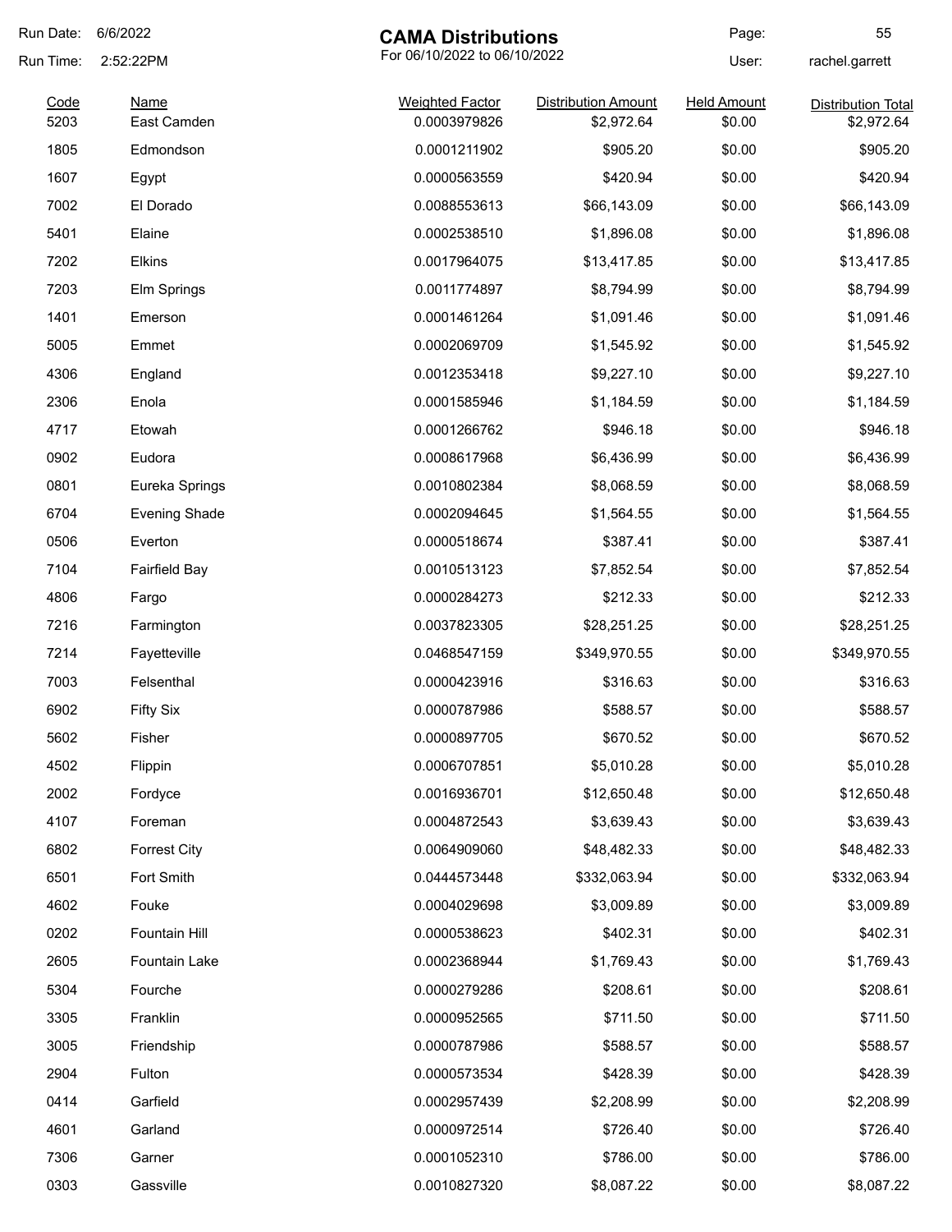Run Date: 6/6/2022
Run Time: 2:52:22PM

# CAMA Distributions

For 06/10/2022 to 06/10/2022

User: rachel.garrett

| Code | Name | Weighted Factor | Distribution Amount | Held Amount | Distribution Total |
|---|---|---|---|---|---|
| 5203 | East Camden | 0.0003979826 | $2,972.64 | $0.00 | $2,972.64 |
| 1805 | Edmondson | 0.0001211902 | $905.20 | $0.00 | $905.20 |
| 1607 | Egypt | 0.0000563559 | $420.94 | $0.00 | $420.94 |
| 7002 | El Dorado | 0.0088553613 | $66,143.09 | $0.00 | $66,143.09 |
| 5401 | Elaine | 0.0002538510 | $1,896.08 | $0.00 | $1,896.08 |
| 7202 | Elkins | 0.0017964075 | $13,417.85 | $0.00 | $13,417.85 |
| 7203 | Elm Springs | 0.0011774897 | $8,794.99 | $0.00 | $8,794.99 |
| 1401 | Emerson | 0.0001461264 | $1,091.46 | $0.00 | $1,091.46 |
| 5005 | Emmet | 0.0002069709 | $1,545.92 | $0.00 | $1,545.92 |
| 4306 | England | 0.0012353418 | $9,227.10 | $0.00 | $9,227.10 |
| 2306 | Enola | 0.0001585946 | $1,184.59 | $0.00 | $1,184.59 |
| 4717 | Etowah | 0.0001266762 | $946.18 | $0.00 | $946.18 |
| 0902 | Eudora | 0.0008617968 | $6,436.99 | $0.00 | $6,436.99 |
| 0801 | Eureka Springs | 0.0010802384 | $8,068.59 | $0.00 | $8,068.59 |
| 6704 | Evening Shade | 0.0002094645 | $1,564.55 | $0.00 | $1,564.55 |
| 0506 | Everton | 0.0000518674 | $387.41 | $0.00 | $387.41 |
| 7104 | Fairfield Bay | 0.0010513123 | $7,852.54 | $0.00 | $7,852.54 |
| 4806 | Fargo | 0.0000284273 | $212.33 | $0.00 | $212.33 |
| 7216 | Farmington | 0.0037823305 | $28,251.25 | $0.00 | $28,251.25 |
| 7214 | Fayetteville | 0.0468547159 | $349,970.55 | $0.00 | $349,970.55 |
| 7003 | Felsenthal | 0.0000423916 | $316.63 | $0.00 | $316.63 |
| 6902 | Fifty Six | 0.0000787986 | $588.57 | $0.00 | $588.57 |
| 5602 | Fisher | 0.0000897705 | $670.52 | $0.00 | $670.52 |
| 4502 | Flippin | 0.0006707851 | $5,010.28 | $0.00 | $5,010.28 |
| 2002 | Fordyce | 0.0016936701 | $12,650.48 | $0.00 | $12,650.48 |
| 4107 | Foreman | 0.0004872543 | $3,639.43 | $0.00 | $3,639.43 |
| 6802 | Forrest City | 0.0064909060 | $48,482.33 | $0.00 | $48,482.33 |
| 6501 | Fort Smith | 0.0444573448 | $332,063.94 | $0.00 | $332,063.94 |
| 4602 | Fouke | 0.0004029698 | $3,009.89 | $0.00 | $3,009.89 |
| 0202 | Fountain Hill | 0.0000538623 | $402.31 | $0.00 | $402.31 |
| 2605 | Fountain Lake | 0.0002368944 | $1,769.43 | $0.00 | $1,769.43 |
| 5304 | Fourche | 0.0000279286 | $208.61 | $0.00 | $208.61 |
| 3305 | Franklin | 0.0000952565 | $711.50 | $0.00 | $711.50 |
| 3005 | Friendship | 0.0000787986 | $588.57 | $0.00 | $588.57 |
| 2904 | Fulton | 0.0000573534 | $428.39 | $0.00 | $428.39 |
| 0414 | Garfield | 0.0002957439 | $2,208.99 | $0.00 | $2,208.99 |
| 4601 | Garland | 0.0000972514 | $726.40 | $0.00 | $726.40 |
| 7306 | Garner | 0.0001052310 | $786.00 | $0.00 | $786.00 |
| 0303 | Gassville | 0.0010827320 | $8,087.22 | $0.00 | $8,087.22 |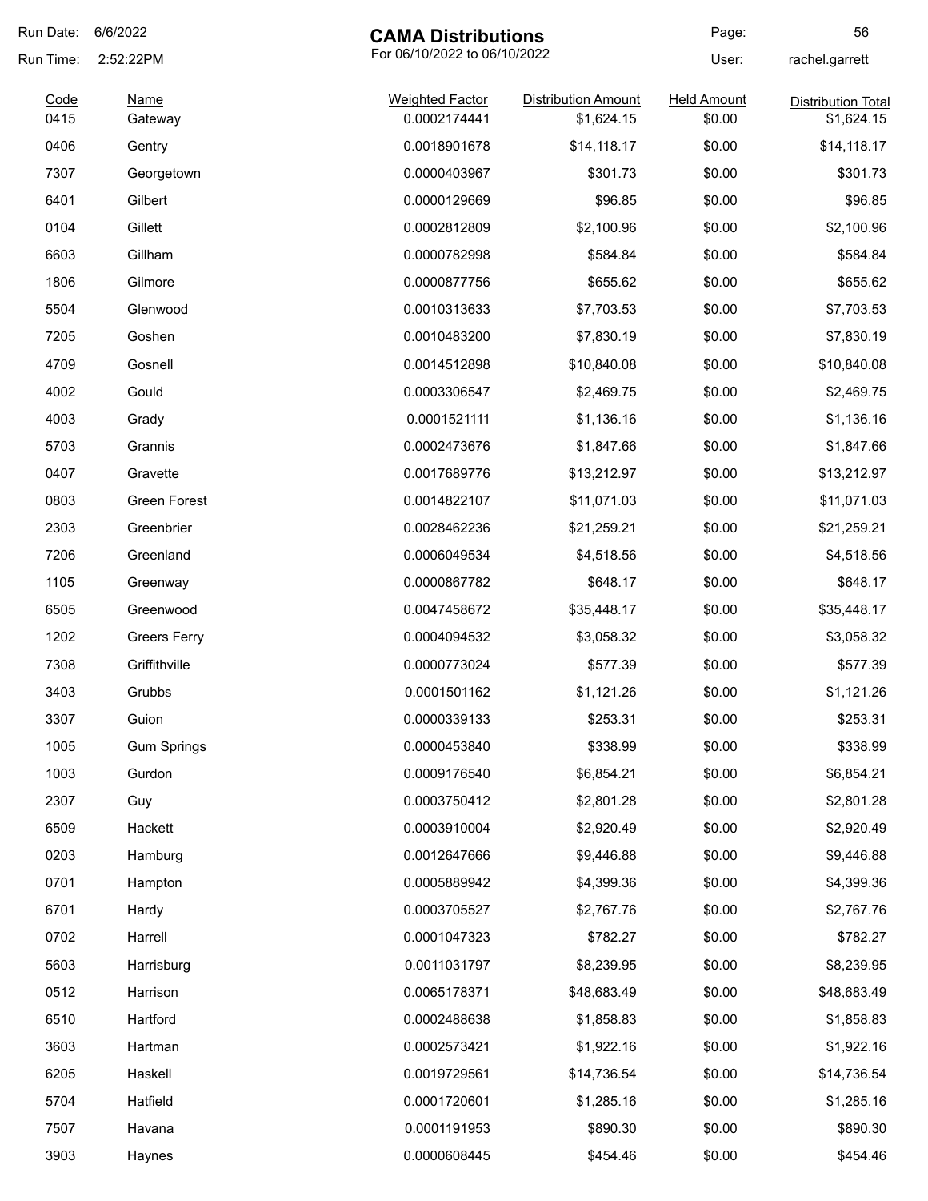# CAMA Distributions

For 06/10/2022 to 06/10/2022

Run Date: 6/6/2022
Run Time: 2:52:22PM
User: rachel.garrett

| Code | Name | Weighted Factor | Distribution Amount | Held Amount | Distribution Total |
|---|---|---|---|---|---|
| 0415 | Gateway | 0.0002174441 | $1,624.15 | $0.00 | $1,624.15 |
| 0406 | Gentry | 0.0018901678 | $14,118.17 | $0.00 | $14,118.17 |
| 7307 | Georgetown | 0.0000403967 | $301.73 | $0.00 | $301.73 |
| 6401 | Gilbert | 0.0000129669 | $96.85 | $0.00 | $96.85 |
| 0104 | Gillett | 0.0002812809 | $2,100.96 | $0.00 | $2,100.96 |
| 6603 | Gillham | 0.0000782998 | $584.84 | $0.00 | $584.84 |
| 1806 | Gilmore | 0.0000877756 | $655.62 | $0.00 | $655.62 |
| 5504 | Glenwood | 0.0010313633 | $7,703.53 | $0.00 | $7,703.53 |
| 7205 | Goshen | 0.0010483200 | $7,830.19 | $0.00 | $7,830.19 |
| 4709 | Gosnell | 0.0014512898 | $10,840.08 | $0.00 | $10,840.08 |
| 4002 | Gould | 0.0003306547 | $2,469.75 | $0.00 | $2,469.75 |
| 4003 | Grady | 0.0001521111 | $1,136.16 | $0.00 | $1,136.16 |
| 5703 | Grannis | 0.0002473676 | $1,847.66 | $0.00 | $1,847.66 |
| 0407 | Gravette | 0.0017689776 | $13,212.97 | $0.00 | $13,212.97 |
| 0803 | Green Forest | 0.0014822107 | $11,071.03 | $0.00 | $11,071.03 |
| 2303 | Greenbrier | 0.0028462236 | $21,259.21 | $0.00 | $21,259.21 |
| 7206 | Greenland | 0.0006049534 | $4,518.56 | $0.00 | $4,518.56 |
| 1105 | Greenway | 0.0000867782 | $648.17 | $0.00 | $648.17 |
| 6505 | Greenwood | 0.0047458672 | $35,448.17 | $0.00 | $35,448.17 |
| 1202 | Greers Ferry | 0.0004094532 | $3,058.32 | $0.00 | $3,058.32 |
| 7308 | Griffithville | 0.0000773024 | $577.39 | $0.00 | $577.39 |
| 3403 | Grubbs | 0.0001501162 | $1,121.26 | $0.00 | $1,121.26 |
| 3307 | Guion | 0.0000339133 | $253.31 | $0.00 | $253.31 |
| 1005 | Gum Springs | 0.0000453840 | $338.99 | $0.00 | $338.99 |
| 1003 | Gurdon | 0.0009176540 | $6,854.21 | $0.00 | $6,854.21 |
| 2307 | Guy | 0.0003750412 | $2,801.28 | $0.00 | $2,801.28 |
| 6509 | Hackett | 0.0003910004 | $2,920.49 | $0.00 | $2,920.49 |
| 0203 | Hamburg | 0.0012647666 | $9,446.88 | $0.00 | $9,446.88 |
| 0701 | Hampton | 0.0005889942 | $4,399.36 | $0.00 | $4,399.36 |
| 6701 | Hardy | 0.0003705527 | $2,767.76 | $0.00 | $2,767.76 |
| 0702 | Harrell | 0.0001047323 | $782.27 | $0.00 | $782.27 |
| 5603 | Harrisburg | 0.0011031797 | $8,239.95 | $0.00 | $8,239.95 |
| 0512 | Harrison | 0.0065178371 | $48,683.49 | $0.00 | $48,683.49 |
| 6510 | Hartford | 0.0002488638 | $1,858.83 | $0.00 | $1,858.83 |
| 3603 | Hartman | 0.0002573421 | $1,922.16 | $0.00 | $1,922.16 |
| 6205 | Haskell | 0.0019729561 | $14,736.54 | $0.00 | $14,736.54 |
| 5704 | Hatfield | 0.0001720601 | $1,285.16 | $0.00 | $1,285.16 |
| 7507 | Havana | 0.0001191953 | $890.30 | $0.00 | $890.30 |
| 3903 | Haynes | 0.0000608445 | $454.46 | $0.00 | $454.46 |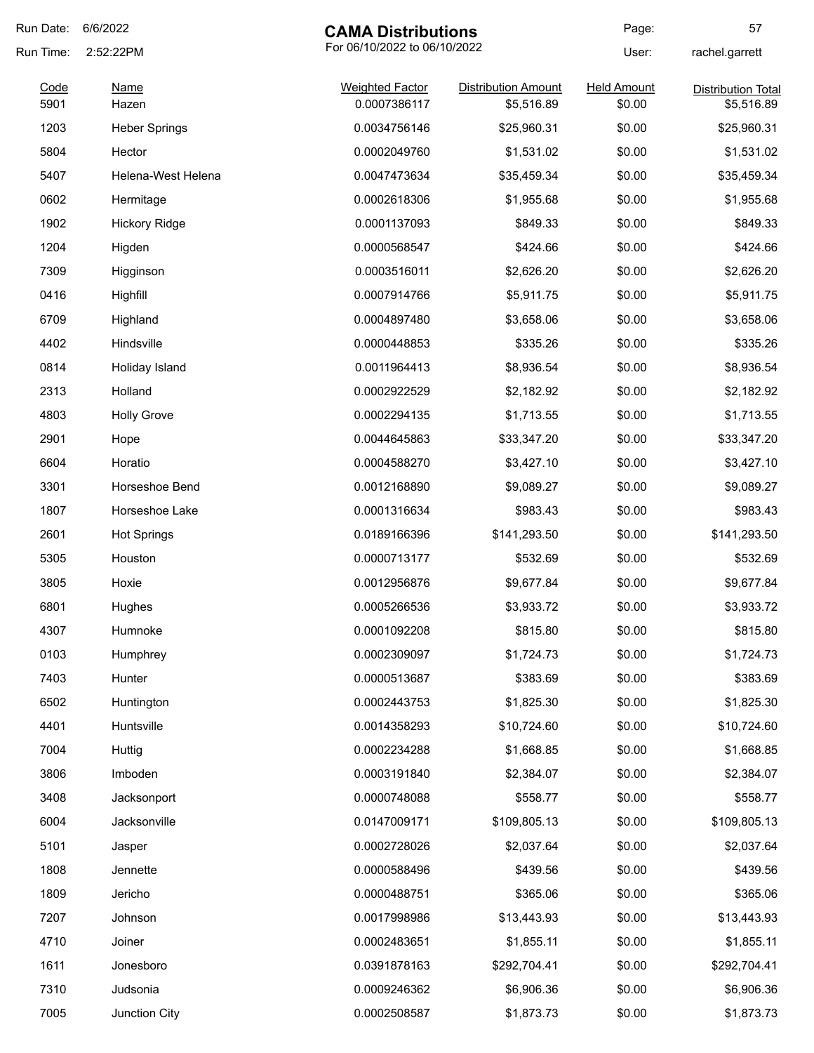Run Date: 6/6/2022
Run Time: 2:52:22PM

# CAMA Distributions

For 06/10/2022 to 06/10/2022

User: rachel.garrett

| Code | Name | Weighted Factor | Distribution Amount | Held Amount | Distribution Total |
|---|---|---|---|---|---|
| 5901 | Hazen | 0.0007386117 | $5,516.89 | $0.00 | $5,516.89 |
| 1203 | Heber Springs | 0.0034756146 | $25,960.31 | $0.00 | $25,960.31 |
| 5804 | Hector | 0.0002049760 | $1,531.02 | $0.00 | $1,531.02 |
| 5407 | Helena-West Helena | 0.0047473634 | $35,459.34 | $0.00 | $35,459.34 |
| 0602 | Hermitage | 0.0002618306 | $1,955.68 | $0.00 | $1,955.68 |
| 1902 | Hickory Ridge | 0.0001137093 | $849.33 | $0.00 | $849.33 |
| 1204 | Higden | 0.0000568547 | $424.66 | $0.00 | $424.66 |
| 7309 | Higginson | 0.0003516011 | $2,626.20 | $0.00 | $2,626.20 |
| 0416 | Highfill | 0.0007914766 | $5,911.75 | $0.00 | $5,911.75 |
| 6709 | Highland | 0.0004897480 | $3,658.06 | $0.00 | $3,658.06 |
| 4402 | Hindsville | 0.0000448853 | $335.26 | $0.00 | $335.26 |
| 0814 | Holiday Island | 0.0011964413 | $8,936.54 | $0.00 | $8,936.54 |
| 2313 | Holland | 0.0002922529 | $2,182.92 | $0.00 | $2,182.92 |
| 4803 | Holly Grove | 0.0002294135 | $1,713.55 | $0.00 | $1,713.55 |
| 2901 | Hope | 0.0044645863 | $33,347.20 | $0.00 | $33,347.20 |
| 6604 | Horatio | 0.0004588270 | $3,427.10 | $0.00 | $3,427.10 |
| 3301 | Horseshoe Bend | 0.0012168890 | $9,089.27 | $0.00 | $9,089.27 |
| 1807 | Horseshoe Lake | 0.0001316634 | $983.43 | $0.00 | $983.43 |
| 2601 | Hot Springs | 0.0189166396 | $141,293.50 | $0.00 | $141,293.50 |
| 5305 | Houston | 0.0000713177 | $532.69 | $0.00 | $532.69 |
| 3805 | Hoxie | 0.0012956876 | $9,677.84 | $0.00 | $9,677.84 |
| 6801 | Hughes | 0.0005266536 | $3,933.72 | $0.00 | $3,933.72 |
| 4307 | Humnoke | 0.0001092208 | $815.80 | $0.00 | $815.80 |
| 0103 | Humphrey | 0.0002309097 | $1,724.73 | $0.00 | $1,724.73 |
| 7403 | Hunter | 0.0000513687 | $383.69 | $0.00 | $383.69 |
| 6502 | Huntington | 0.0002443753 | $1,825.30 | $0.00 | $1,825.30 |
| 4401 | Huntsville | 0.0014358293 | $10,724.60 | $0.00 | $10,724.60 |
| 7004 | Huttig | 0.0002234288 | $1,668.85 | $0.00 | $1,668.85 |
| 3806 | Imboden | 0.0003191840 | $2,384.07 | $0.00 | $2,384.07 |
| 3408 | Jacksonport | 0.0000748088 | $558.77 | $0.00 | $558.77 |
| 6004 | Jacksonville | 0.0147009171 | $109,805.13 | $0.00 | $109,805.13 |
| 5101 | Jasper | 0.0002728026 | $2,037.64 | $0.00 | $2,037.64 |
| 1808 | Jennette | 0.0000588496 | $439.56 | $0.00 | $439.56 |
| 1809 | Jericho | 0.0000488751 | $365.06 | $0.00 | $365.06 |
| 7207 | Johnson | 0.0017998986 | $13,443.93 | $0.00 | $13,443.93 |
| 4710 | Joiner | 0.0002483651 | $1,855.11 | $0.00 | $1,855.11 |
| 1611 | Jonesboro | 0.0391878163 | $292,704.41 | $0.00 | $292,704.41 |
| 7310 | Judsonia | 0.0009246362 | $6,906.36 | $0.00 | $6,906.36 |
| 7005 | Junction City | 0.0002508587 | $1,873.73 | $0.00 | $1,873.73 |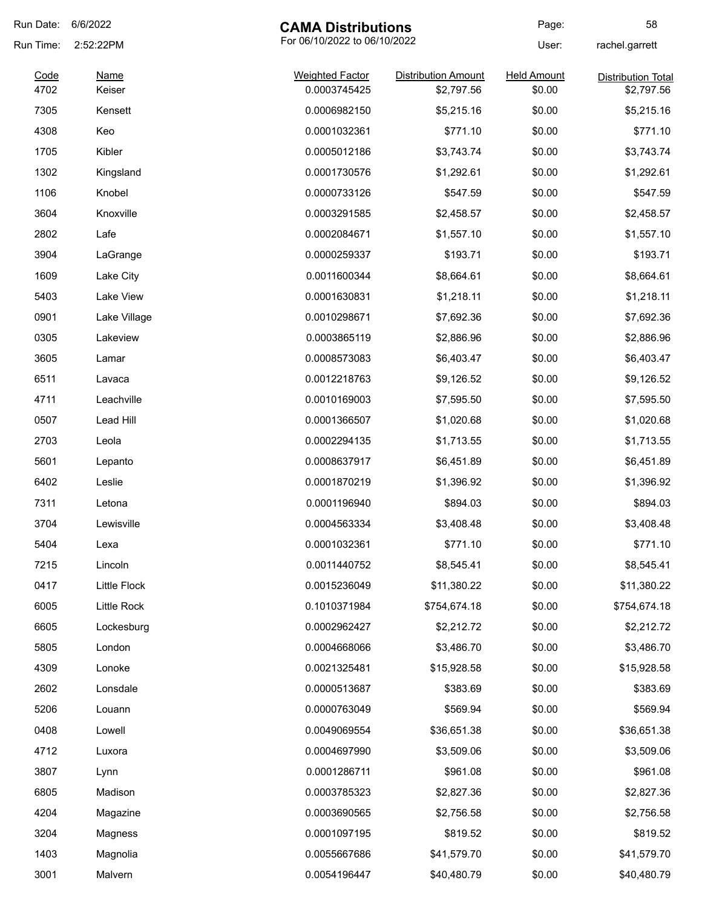Run Date: 6/6/2022

Run Time: 2:52:22PM

# CAMA Distributions

For 06/10/2022 to 06/10/2022

User: rachel.garrett

| Code | Name | Weighted Factor | Distribution Amount | Held Amount | Distribution Total |
|---|---|---|---|---|---|
| 4702 | Keiser | 0.0003745425 | $2,797.56 | $0.00 | $2,797.56 |
| 7305 | Kensett | 0.0006982150 | $5,215.16 | $0.00 | $5,215.16 |
| 4308 | Keo | 0.0001032361 | $771.10 | $0.00 | $771.10 |
| 1705 | Kibler | 0.0005012186 | $3,743.74 | $0.00 | $3,743.74 |
| 1302 | Kingsland | 0.0001730576 | $1,292.61 | $0.00 | $1,292.61 |
| 1106 | Knobel | 0.0000733126 | $547.59 | $0.00 | $547.59 |
| 3604 | Knoxville | 0.0003291585 | $2,458.57 | $0.00 | $2,458.57 |
| 2802 | Lafe | 0.0002084671 | $1,557.10 | $0.00 | $1,557.10 |
| 3904 | LaGrange | 0.0000259337 | $193.71 | $0.00 | $193.71 |
| 1609 | Lake City | 0.0011600344 | $8,664.61 | $0.00 | $8,664.61 |
| 5403 | Lake View | 0.0001630831 | $1,218.11 | $0.00 | $1,218.11 |
| 0901 | Lake Village | 0.0010298671 | $7,692.36 | $0.00 | $7,692.36 |
| 0305 | Lakeview | 0.0003865119 | $2,886.96 | $0.00 | $2,886.96 |
| 3605 | Lamar | 0.0008573083 | $6,403.47 | $0.00 | $6,403.47 |
| 6511 | Lavaca | 0.0012218763 | $9,126.52 | $0.00 | $9,126.52 |
| 4711 | Leachville | 0.0010169003 | $7,595.50 | $0.00 | $7,595.50 |
| 0507 | Lead Hill | 0.0001366507 | $1,020.68 | $0.00 | $1,020.68 |
| 2703 | Leola | 0.0002294135 | $1,713.55 | $0.00 | $1,713.55 |
| 5601 | Lepanto | 0.0008637917 | $6,451.89 | $0.00 | $6,451.89 |
| 6402 | Leslie | 0.0001870219 | $1,396.92 | $0.00 | $1,396.92 |
| 7311 | Letona | 0.0001196940 | $894.03 | $0.00 | $894.03 |
| 3704 | Lewisville | 0.0004563334 | $3,408.48 | $0.00 | $3,408.48 |
| 5404 | Lexa | 0.0001032361 | $771.10 | $0.00 | $771.10 |
| 7215 | Lincoln | 0.0011440752 | $8,545.41 | $0.00 | $8,545.41 |
| 0417 | Little Flock | 0.0015236049 | $11,380.22 | $0.00 | $11,380.22 |
| 6005 | Little Rock | 0.1010371984 | $754,674.18 | $0.00 | $754,674.18 |
| 6605 | Lockesburg | 0.0002962427 | $2,212.72 | $0.00 | $2,212.72 |
| 5805 | London | 0.0004668066 | $3,486.70 | $0.00 | $3,486.70 |
| 4309 | Lonoke | 0.0021325481 | $15,928.58 | $0.00 | $15,928.58 |
| 2602 | Lonsdale | 0.0000513687 | $383.69 | $0.00 | $383.69 |
| 5206 | Louann | 0.0000763049 | $569.94 | $0.00 | $569.94 |
| 0408 | Lowell | 0.0049069554 | $36,651.38 | $0.00 | $36,651.38 |
| 4712 | Luxora | 0.0004697990 | $3,509.06 | $0.00 | $3,509.06 |
| 3807 | Lynn | 0.0001286711 | $961.08 | $0.00 | $961.08 |
| 6805 | Madison | 0.0003785323 | $2,827.36 | $0.00 | $2,827.36 |
| 4204 | Magazine | 0.0003690565 | $2,756.58 | $0.00 | $2,756.58 |
| 3204 | Magness | 0.0001097195 | $819.52 | $0.00 | $819.52 |
| 1403 | Magnolia | 0.0055667686 | $41,579.70 | $0.00 | $41,579.70 |
| 3001 | Malvern | 0.0054196447 | $40,480.79 | $0.00 | $40,480.79 |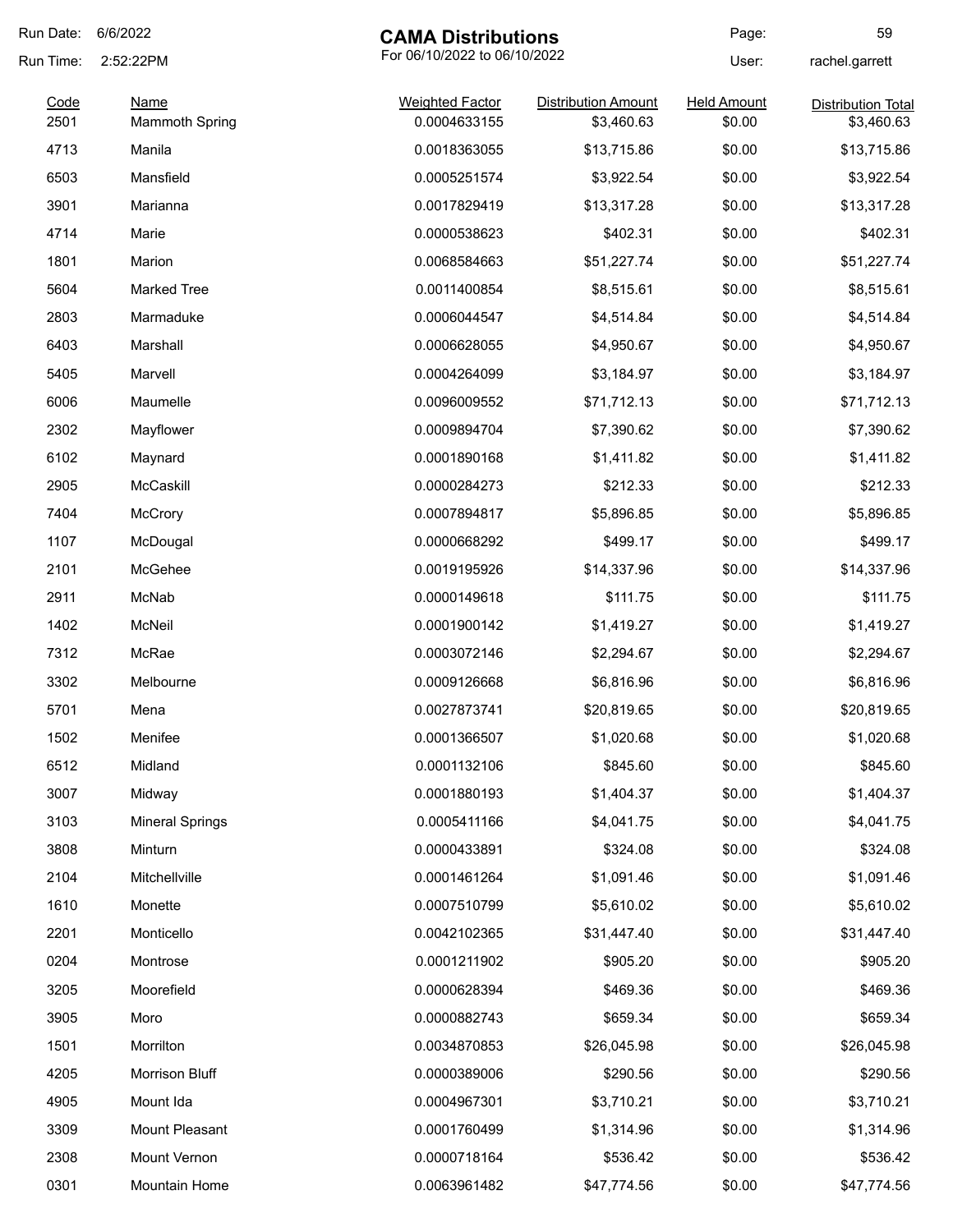# CAMA Distributions

For 06/10/2022 to 06/10/2022

Run Date: 6/6/2022
Run Time: 2:52:22PM
User: rachel.garrett

| Code | Name | Weighted Factor | Distribution Amount | Held Amount | Distribution Total |
|---|---|---|---|---|---|
| 2501 | Mammoth Spring | 0.0004633155 | $3,460.63 | $0.00 | $3,460.63 |
| 4713 | Manila | 0.0018363055 | $13,715.86 | $0.00 | $13,715.86 |
| 6503 | Mansfield | 0.0005251574 | $3,922.54 | $0.00 | $3,922.54 |
| 3901 | Marianna | 0.0017829419 | $13,317.28 | $0.00 | $13,317.28 |
| 4714 | Marie | 0.0000538623 | $402.31 | $0.00 | $402.31 |
| 1801 | Marion | 0.0068584663 | $51,227.74 | $0.00 | $51,227.74 |
| 5604 | Marked Tree | 0.0011400854 | $8,515.61 | $0.00 | $8,515.61 |
| 2803 | Marmaduke | 0.0006044547 | $4,514.84 | $0.00 | $4,514.84 |
| 6403 | Marshall | 0.0006628055 | $4,950.67 | $0.00 | $4,950.67 |
| 5405 | Marvell | 0.0004264099 | $3,184.97 | $0.00 | $3,184.97 |
| 6006 | Maumelle | 0.0096009552 | $71,712.13 | $0.00 | $71,712.13 |
| 2302 | Mayflower | 0.0009894704 | $7,390.62 | $0.00 | $7,390.62 |
| 6102 | Maynard | 0.0001890168 | $1,411.82 | $0.00 | $1,411.82 |
| 2905 | McCaskill | 0.0000284273 | $212.33 | $0.00 | $212.33 |
| 7404 | McCrory | 0.0007894817 | $5,896.85 | $0.00 | $5,896.85 |
| 1107 | McDougal | 0.0000668292 | $499.17 | $0.00 | $499.17 |
| 2101 | McGehee | 0.0019195926 | $14,337.96 | $0.00 | $14,337.96 |
| 2911 | McNab | 0.0000149618 | $111.75 | $0.00 | $111.75 |
| 1402 | McNeil | 0.0001900142 | $1,419.27 | $0.00 | $1,419.27 |
| 7312 | McRae | 0.0003072146 | $2,294.67 | $0.00 | $2,294.67 |
| 3302 | Melbourne | 0.0009126668 | $6,816.96 | $0.00 | $6,816.96 |
| 5701 | Mena | 0.0027873741 | $20,819.65 | $0.00 | $20,819.65 |
| 1502 | Menifee | 0.0001366507 | $1,020.68 | $0.00 | $1,020.68 |
| 6512 | Midland | 0.0001132106 | $845.60 | $0.00 | $845.60 |
| 3007 | Midway | 0.0001880193 | $1,404.37 | $0.00 | $1,404.37 |
| 3103 | Mineral Springs | 0.0005411166 | $4,041.75 | $0.00 | $4,041.75 |
| 3808 | Minturn | 0.0000433891 | $324.08 | $0.00 | $324.08 |
| 2104 | Mitchellville | 0.0001461264 | $1,091.46 | $0.00 | $1,091.46 |
| 1610 | Monette | 0.0007510799 | $5,610.02 | $0.00 | $5,610.02 |
| 2201 | Monticello | 0.0042102365 | $31,447.40 | $0.00 | $31,447.40 |
| 0204 | Montrose | 0.0001211902 | $905.20 | $0.00 | $905.20 |
| 3205 | Moorefield | 0.0000628394 | $469.36 | $0.00 | $469.36 |
| 3905 | Moro | 0.0000882743 | $659.34 | $0.00 | $659.34 |
| 1501 | Morrilton | 0.0034870853 | $26,045.98 | $0.00 | $26,045.98 |
| 4205 | Morrison Bluff | 0.0000389006 | $290.56 | $0.00 | $290.56 |
| 4905 | Mount Ida | 0.0004967301 | $3,710.21 | $0.00 | $3,710.21 |
| 3309 | Mount Pleasant | 0.0001760499 | $1,314.96 | $0.00 | $1,314.96 |
| 2308 | Mount Vernon | 0.0000718164 | $536.42 | $0.00 | $536.42 |
| 0301 | Mountain Home | 0.0063961482 | $47,774.56 | $0.00 | $47,774.56 |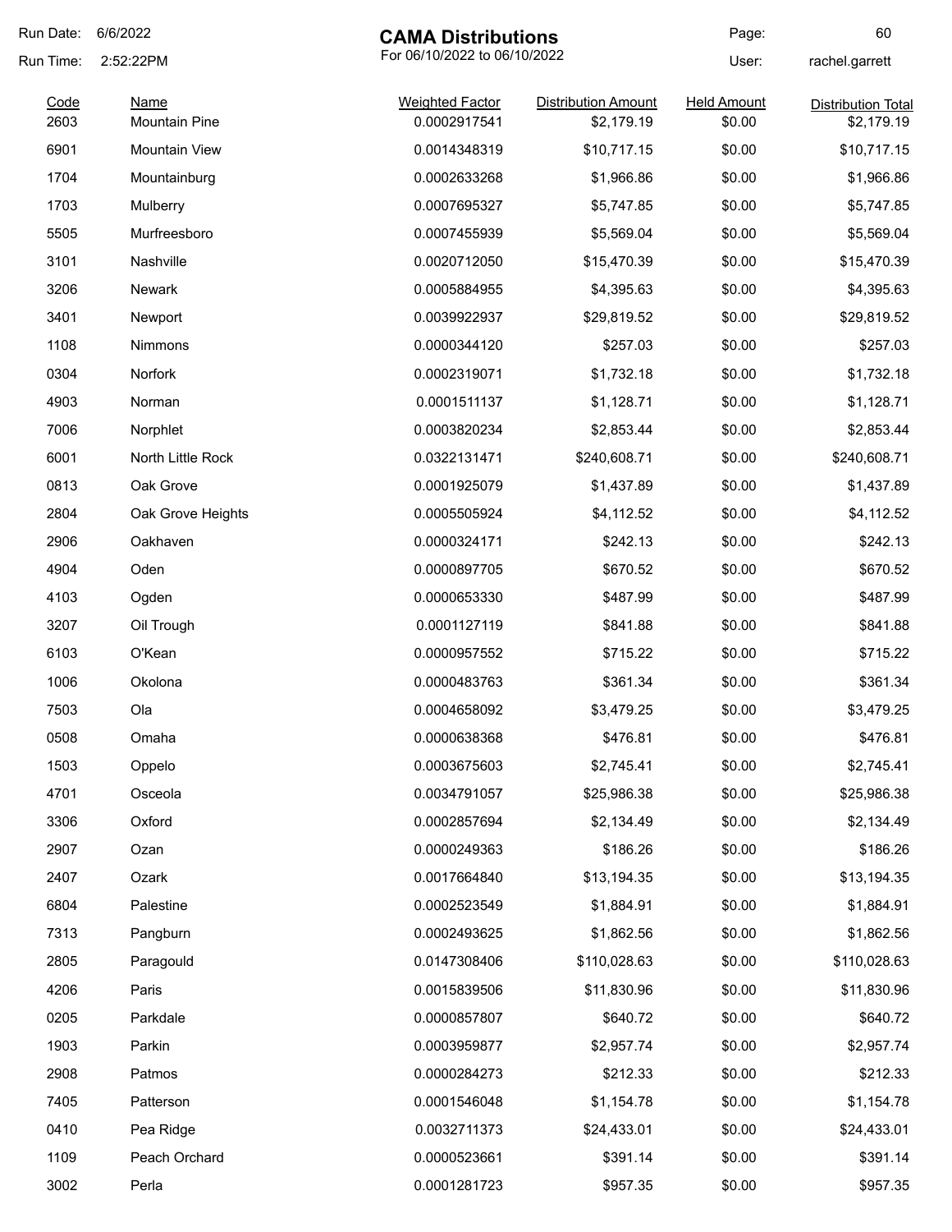# CAMA Distributions

For 06/10/2022 to 06/10/2022

Run Date: 6/6/2022
Run Time: 2:52:22PM
User: rachel.garrett

| Code | Name | Weighted Factor | Distribution Amount | Held Amount | Distribution Total |
|---|---|---|---|---|---|
| 2603 | Mountain Pine | 0.0002917541 | $2,179.19 | $0.00 | $2,179.19 |
| 6901 | Mountain View | 0.0014348319 | $10,717.15 | $0.00 | $10,717.15 |
| 1704 | Mountainburg | 0.0002633268 | $1,966.86 | $0.00 | $1,966.86 |
| 1703 | Mulberry | 0.0007695327 | $5,747.85 | $0.00 | $5,747.85 |
| 5505 | Murfreesboro | 0.0007455939 | $5,569.04 | $0.00 | $5,569.04 |
| 3101 | Nashville | 0.0020712050 | $15,470.39 | $0.00 | $15,470.39 |
| 3206 | Newark | 0.0005884955 | $4,395.63 | $0.00 | $4,395.63 |
| 3401 | Newport | 0.0039922937 | $29,819.52 | $0.00 | $29,819.52 |
| 1108 | Nimmons | 0.0000344120 | $257.03 | $0.00 | $257.03 |
| 0304 | Norfork | 0.0002319071 | $1,732.18 | $0.00 | $1,732.18 |
| 4903 | Norman | 0.0001511137 | $1,128.71 | $0.00 | $1,128.71 |
| 7006 | Norphlet | 0.0003820234 | $2,853.44 | $0.00 | $2,853.44 |
| 6001 | North Little Rock | 0.0322131471 | $240,608.71 | $0.00 | $240,608.71 |
| 0813 | Oak Grove | 0.0001925079 | $1,437.89 | $0.00 | $1,437.89 |
| 2804 | Oak Grove Heights | 0.0005505924 | $4,112.52 | $0.00 | $4,112.52 |
| 2906 | Oakhaven | 0.0000324171 | $242.13 | $0.00 | $242.13 |
| 4904 | Oden | 0.0000897705 | $670.52 | $0.00 | $670.52 |
| 4103 | Ogden | 0.0000653330 | $487.99 | $0.00 | $487.99 |
| 3207 | Oil Trough | 0.0001127119 | $841.88 | $0.00 | $841.88 |
| 6103 | O'Kean | 0.0000957552 | $715.22 | $0.00 | $715.22 |
| 1006 | Okolona | 0.0000483763 | $361.34 | $0.00 | $361.34 |
| 7503 | Ola | 0.0004658092 | $3,479.25 | $0.00 | $3,479.25 |
| 0508 | Omaha | 0.0000638368 | $476.81 | $0.00 | $476.81 |
| 1503 | Oppelo | 0.0003675603 | $2,745.41 | $0.00 | $2,745.41 |
| 4701 | Osceola | 0.0034791057 | $25,986.38 | $0.00 | $25,986.38 |
| 3306 | Oxford | 0.0002857694 | $2,134.49 | $0.00 | $2,134.49 |
| 2907 | Ozan | 0.0000249363 | $186.26 | $0.00 | $186.26 |
| 2407 | Ozark | 0.0017664840 | $13,194.35 | $0.00 | $13,194.35 |
| 6804 | Palestine | 0.0002523549 | $1,884.91 | $0.00 | $1,884.91 |
| 7313 | Pangburn | 0.0002493625 | $1,862.56 | $0.00 | $1,862.56 |
| 2805 | Paragould | 0.0147308406 | $110,028.63 | $0.00 | $110,028.63 |
| 4206 | Paris | 0.0015839506 | $11,830.96 | $0.00 | $11,830.96 |
| 0205 | Parkdale | 0.0000857807 | $640.72 | $0.00 | $640.72 |
| 1903 | Parkin | 0.0003959877 | $2,957.74 | $0.00 | $2,957.74 |
| 2908 | Patmos | 0.0000284273 | $212.33 | $0.00 | $212.33 |
| 7405 | Patterson | 0.0001546048 | $1,154.78 | $0.00 | $1,154.78 |
| 0410 | Pea Ridge | 0.0032711373 | $24,433.01 | $0.00 | $24,433.01 |
| 1109 | Peach Orchard | 0.0000523661 | $391.14 | $0.00 | $391.14 |
| 3002 | Perla | 0.0001281723 | $957.35 | $0.00 | $957.35 |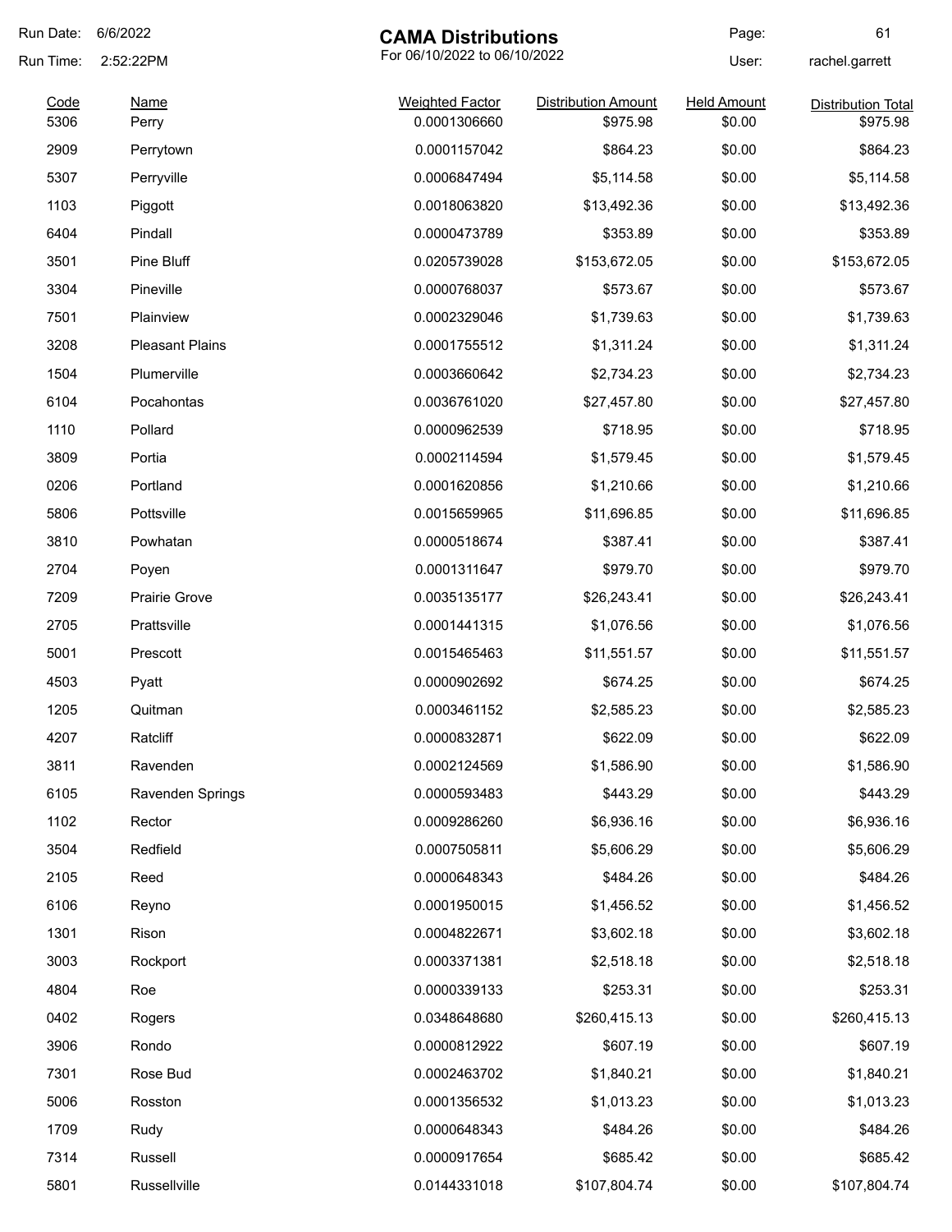# CAMA Distributions

For 06/10/2022 to 06/10/2022

Run Date: 6/6/2022
Run Time: 2:52:22PM
User: rachel.garrett

| Code | Name | Weighted Factor | Distribution Amount | Held Amount | Distribution Total |
|---|---|---|---|---|---|
| 5306 | Perry | 0.0001306660 | $975.98 | $0.00 | $975.98 |
| 2909 | Perrytown | 0.0001157042 | $864.23 | $0.00 | $864.23 |
| 5307 | Perryville | 0.0006847494 | $5,114.58 | $0.00 | $5,114.58 |
| 1103 | Piggott | 0.0018063820 | $13,492.36 | $0.00 | $13,492.36 |
| 6404 | Pindall | 0.0000473789 | $353.89 | $0.00 | $353.89 |
| 3501 | Pine Bluff | 0.0205739028 | $153,672.05 | $0.00 | $153,672.05 |
| 3304 | Pineville | 0.0000768037 | $573.67 | $0.00 | $573.67 |
| 7501 | Plainview | 0.0002329046 | $1,739.63 | $0.00 | $1,739.63 |
| 3208 | Pleasant Plains | 0.0001755512 | $1,311.24 | $0.00 | $1,311.24 |
| 1504 | Plumerville | 0.0003660642 | $2,734.23 | $0.00 | $2,734.23 |
| 6104 | Pocahontas | 0.0036761020 | $27,457.80 | $0.00 | $27,457.80 |
| 1110 | Pollard | 0.0000962539 | $718.95 | $0.00 | $718.95 |
| 3809 | Portia | 0.0002114594 | $1,579.45 | $0.00 | $1,579.45 |
| 0206 | Portland | 0.0001620856 | $1,210.66 | $0.00 | $1,210.66 |
| 5806 | Pottsville | 0.0015659965 | $11,696.85 | $0.00 | $11,696.85 |
| 3810 | Powhatan | 0.0000518674 | $387.41 | $0.00 | $387.41 |
| 2704 | Poyen | 0.0001311647 | $979.70 | $0.00 | $979.70 |
| 7209 | Prairie Grove | 0.0035135177 | $26,243.41 | $0.00 | $26,243.41 |
| 2705 | Prattsville | 0.0001441315 | $1,076.56 | $0.00 | $1,076.56 |
| 5001 | Prescott | 0.0015465463 | $11,551.57 | $0.00 | $11,551.57 |
| 4503 | Pyatt | 0.0000902692 | $674.25 | $0.00 | $674.25 |
| 1205 | Quitman | 0.0003461152 | $2,585.23 | $0.00 | $2,585.23 |
| 4207 | Ratcliff | 0.0000832871 | $622.09 | $0.00 | $622.09 |
| 3811 | Ravenden | 0.0002124569 | $1,586.90 | $0.00 | $1,586.90 |
| 6105 | Ravenden Springs | 0.0000593483 | $443.29 | $0.00 | $443.29 |
| 1102 | Rector | 0.0009286260 | $6,936.16 | $0.00 | $6,936.16 |
| 3504 | Redfield | 0.0007505811 | $5,606.29 | $0.00 | $5,606.29 |
| 2105 | Reed | 0.0000648343 | $484.26 | $0.00 | $484.26 |
| 6106 | Reyno | 0.0001950015 | $1,456.52 | $0.00 | $1,456.52 |
| 1301 | Rison | 0.0004822671 | $3,602.18 | $0.00 | $3,602.18 |
| 3003 | Rockport | 0.0003371381 | $2,518.18 | $0.00 | $2,518.18 |
| 4804 | Roe | 0.0000339133 | $253.31 | $0.00 | $253.31 |
| 0402 | Rogers | 0.0348648680 | $260,415.13 | $0.00 | $260,415.13 |
| 3906 | Rondo | 0.0000812922 | $607.19 | $0.00 | $607.19 |
| 7301 | Rose Bud | 0.0002463702 | $1,840.21 | $0.00 | $1,840.21 |
| 5006 | Rosston | 0.0001356532 | $1,013.23 | $0.00 | $1,013.23 |
| 1709 | Rudy | 0.0000648343 | $484.26 | $0.00 | $484.26 |
| 7314 | Russell | 0.0000917654 | $685.42 | $0.00 | $685.42 |
| 5801 | Russellville | 0.0144331018 | $107,804.74 | $0.00 | $107,804.74 |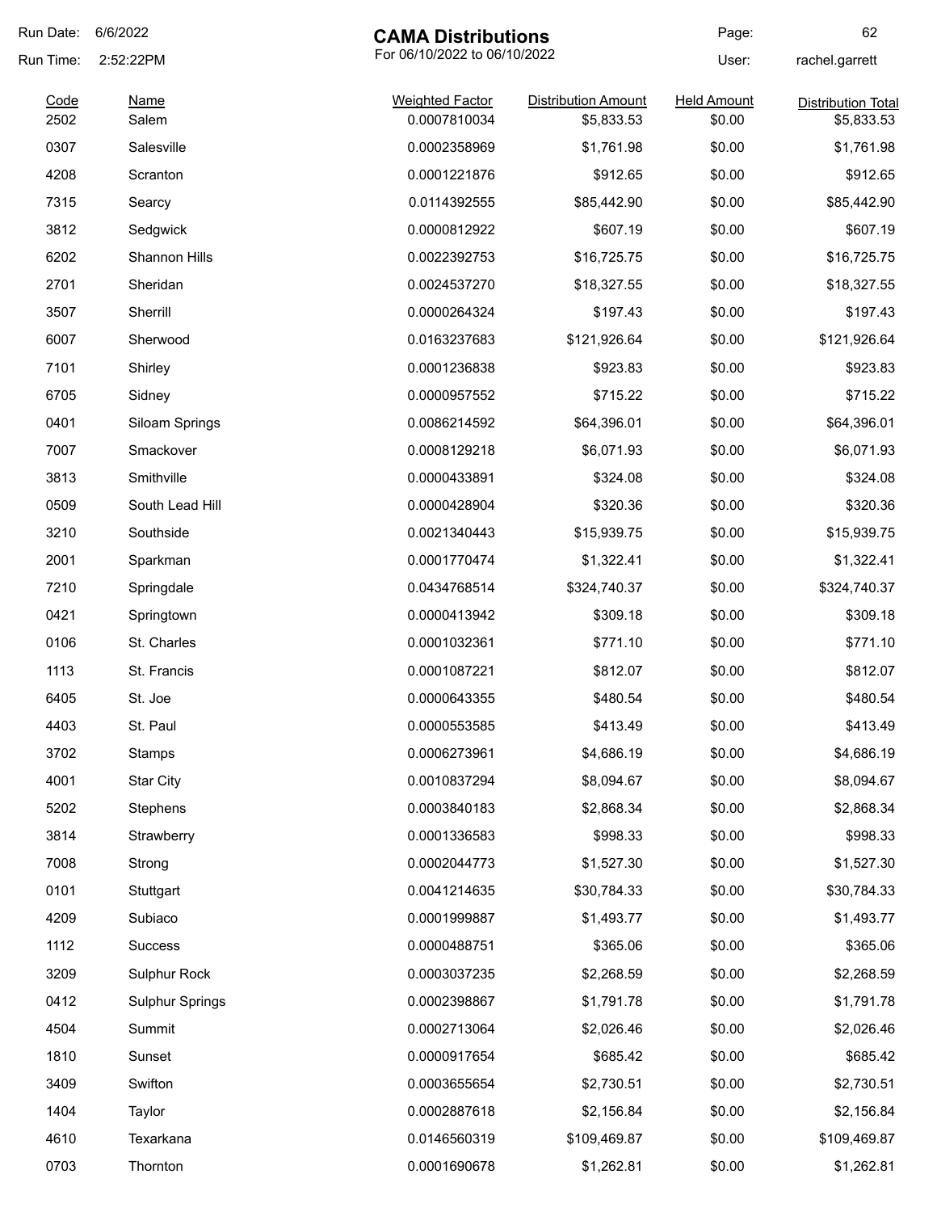Run Date: 6/6/2022
Run Time: 2:52:22PM

# CAMA Distributions

For 06/10/2022 to 06/10/2022

User: rachel.garrett

| Code | Name | Weighted Factor | Distribution Amount | Held Amount | Distribution Total |
|---|---|---|---|---|---|
| 2502 | Salem | 0.0007810034 | $5,833.53 | $0.00 | $5,833.53 |
| 0307 | Salesville | 0.0002358969 | $1,761.98 | $0.00 | $1,761.98 |
| 4208 | Scranton | 0.0001221876 | $912.65 | $0.00 | $912.65 |
| 7315 | Searcy | 0.0114392555 | $85,442.90 | $0.00 | $85,442.90 |
| 3812 | Sedgwick | 0.0000812922 | $607.19 | $0.00 | $607.19 |
| 6202 | Shannon Hills | 0.0022392753 | $16,725.75 | $0.00 | $16,725.75 |
| 2701 | Sheridan | 0.0024537270 | $18,327.55 | $0.00 | $18,327.55 |
| 3507 | Sherrill | 0.0000264324 | $197.43 | $0.00 | $197.43 |
| 6007 | Sherwood | 0.0163237683 | $121,926.64 | $0.00 | $121,926.64 |
| 7101 | Shirley | 0.0001236838 | $923.83 | $0.00 | $923.83 |
| 6705 | Sidney | 0.0000957552 | $715.22 | $0.00 | $715.22 |
| 0401 | Siloam Springs | 0.0086214592 | $64,396.01 | $0.00 | $64,396.01 |
| 7007 | Smackover | 0.0008129218 | $6,071.93 | $0.00 | $6,071.93 |
| 3813 | Smithville | 0.0000433891 | $324.08 | $0.00 | $324.08 |
| 0509 | South Lead Hill | 0.0000428904 | $320.36 | $0.00 | $320.36 |
| 3210 | Southside | 0.0021340443 | $15,939.75 | $0.00 | $15,939.75 |
| 2001 | Sparkman | 0.0001770474 | $1,322.41 | $0.00 | $1,322.41 |
| 7210 | Springdale | 0.0434768514 | $324,740.37 | $0.00 | $324,740.37 |
| 0421 | Springtown | 0.0000413942 | $309.18 | $0.00 | $309.18 |
| 0106 | St. Charles | 0.0001032361 | $771.10 | $0.00 | $771.10 |
| 1113 | St. Francis | 0.0001087221 | $812.07 | $0.00 | $812.07 |
| 6405 | St. Joe | 0.0000643355 | $480.54 | $0.00 | $480.54 |
| 4403 | St. Paul | 0.0000553585 | $413.49 | $0.00 | $413.49 |
| 3702 | Stamps | 0.0006273961 | $4,686.19 | $0.00 | $4,686.19 |
| 4001 | Star City | 0.0010837294 | $8,094.67 | $0.00 | $8,094.67 |
| 5202 | Stephens | 0.0003840183 | $2,868.34 | $0.00 | $2,868.34 |
| 3814 | Strawberry | 0.0001336583 | $998.33 | $0.00 | $998.33 |
| 7008 | Strong | 0.0002044773 | $1,527.30 | $0.00 | $1,527.30 |
| 0101 | Stuttgart | 0.0041214635 | $30,784.33 | $0.00 | $30,784.33 |
| 4209 | Subiaco | 0.0001999887 | $1,493.77 | $0.00 | $1,493.77 |
| 1112 | Success | 0.0000488751 | $365.06 | $0.00 | $365.06 |
| 3209 | Sulphur Rock | 0.0003037235 | $2,268.59 | $0.00 | $2,268.59 |
| 0412 | Sulphur Springs | 0.0002398867 | $1,791.78 | $0.00 | $1,791.78 |
| 4504 | Summit | 0.0002713064 | $2,026.46 | $0.00 | $2,026.46 |
| 1810 | Sunset | 0.0000917654 | $685.42 | $0.00 | $685.42 |
| 3409 | Swifton | 0.0003655654 | $2,730.51 | $0.00 | $2,730.51 |
| 1404 | Taylor | 0.0002887618 | $2,156.84 | $0.00 | $2,156.84 |
| 4610 | Texarkana | 0.0146560319 | $109,469.87 | $0.00 | $109,469.87 |
| 0703 | Thornton | 0.0001690678 | $1,262.81 | $0.00 | $1,262.81 |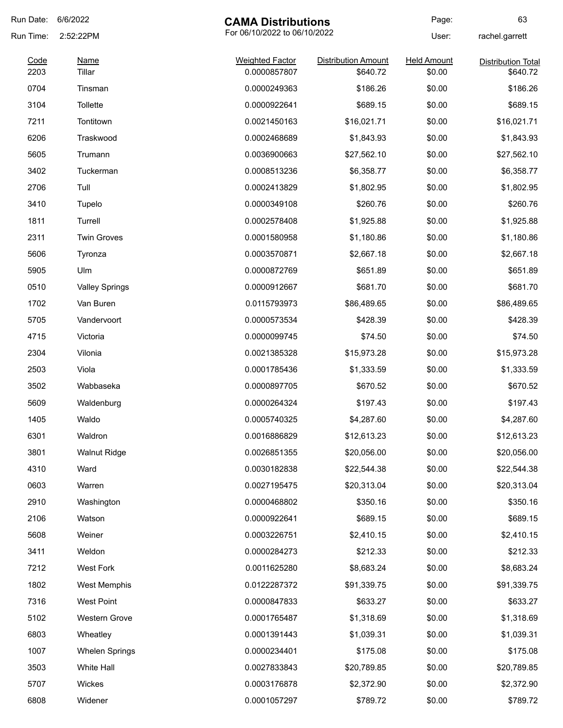# CAMA Distributions

For 06/10/2022 to 06/10/2022

Run Date: 6/6/2022
Run Time: 2:52:22PM
User: rachel.garrett

| Code | Name | Weighted Factor | Distribution Amount | Held Amount | Distribution Total |
|---|---|---|---|---|---|
| 2203 | Tillar | 0.0000857807 | $640.72 | $0.00 | $640.72 |
| 0704 | Tinsman | 0.0000249363 | $186.26 | $0.00 | $186.26 |
| 3104 | Tollette | 0.0000922641 | $689.15 | $0.00 | $689.15 |
| 7211 | Tontitown | 0.0021450163 | $16,021.71 | $0.00 | $16,021.71 |
| 6206 | Traskwood | 0.0002468689 | $1,843.93 | $0.00 | $1,843.93 |
| 5605 | Trumann | 0.0036900663 | $27,562.10 | $0.00 | $27,562.10 |
| 3402 | Tuckerman | 0.0008513236 | $6,358.77 | $0.00 | $6,358.77 |
| 2706 | Tull | 0.0002413829 | $1,802.95 | $0.00 | $1,802.95 |
| 3410 | Tupelo | 0.0000349108 | $260.76 | $0.00 | $260.76 |
| 1811 | Turrell | 0.0002578408 | $1,925.88 | $0.00 | $1,925.88 |
| 2311 | Twin Groves | 0.0001580958 | $1,180.86 | $0.00 | $1,180.86 |
| 5606 | Tyronza | 0.0003570871 | $2,667.18 | $0.00 | $2,667.18 |
| 5905 | Ulm | 0.0000872769 | $651.89 | $0.00 | $651.89 |
| 0510 | Valley Springs | 0.0000912667 | $681.70 | $0.00 | $681.70 |
| 1702 | Van Buren | 0.0115793973 | $86,489.65 | $0.00 | $86,489.65 |
| 5705 | Vandervoort | 0.0000573534 | $428.39 | $0.00 | $428.39 |
| 4715 | Victoria | 0.0000099745 | $74.50 | $0.00 | $74.50 |
| 2304 | Vilonia | 0.0021385328 | $15,973.28 | $0.00 | $15,973.28 |
| 2503 | Viola | 0.0001785436 | $1,333.59 | $0.00 | $1,333.59 |
| 3502 | Wabbaseka | 0.0000897705 | $670.52 | $0.00 | $670.52 |
| 5609 | Waldenburg | 0.0000264324 | $197.43 | $0.00 | $197.43 |
| 1405 | Waldo | 0.0005740325 | $4,287.60 | $0.00 | $4,287.60 |
| 6301 | Waldron | 0.0016886829 | $12,613.23 | $0.00 | $12,613.23 |
| 3801 | Walnut Ridge | 0.0026851355 | $20,056.00 | $0.00 | $20,056.00 |
| 4310 | Ward | 0.0030182838 | $22,544.38 | $0.00 | $22,544.38 |
| 0603 | Warren | 0.0027195475 | $20,313.04 | $0.00 | $20,313.04 |
| 2910 | Washington | 0.0000468802 | $350.16 | $0.00 | $350.16 |
| 2106 | Watson | 0.0000922641 | $689.15 | $0.00 | $689.15 |
| 5608 | Weiner | 0.0003226751 | $2,410.15 | $0.00 | $2,410.15 |
| 3411 | Weldon | 0.0000284273 | $212.33 | $0.00 | $212.33 |
| 7212 | West Fork | 0.0011625280 | $8,683.24 | $0.00 | $8,683.24 |
| 1802 | West Memphis | 0.0122287372 | $91,339.75 | $0.00 | $91,339.75 |
| 7316 | West Point | 0.0000847833 | $633.27 | $0.00 | $633.27 |
| 5102 | Western Grove | 0.0001765487 | $1,318.69 | $0.00 | $1,318.69 |
| 6803 | Wheatley | 0.0001391443 | $1,039.31 | $0.00 | $1,039.31 |
| 1007 | Whelen Springs | 0.0000234401 | $175.08 | $0.00 | $175.08 |
| 3503 | White Hall | 0.0027833843 | $20,789.85 | $0.00 | $20,789.85 |
| 5707 | Wickes | 0.0003176878 | $2,372.90 | $0.00 | $2,372.90 |
| 6808 | Widener | 0.0001057297 | $789.72 | $0.00 | $789.72 |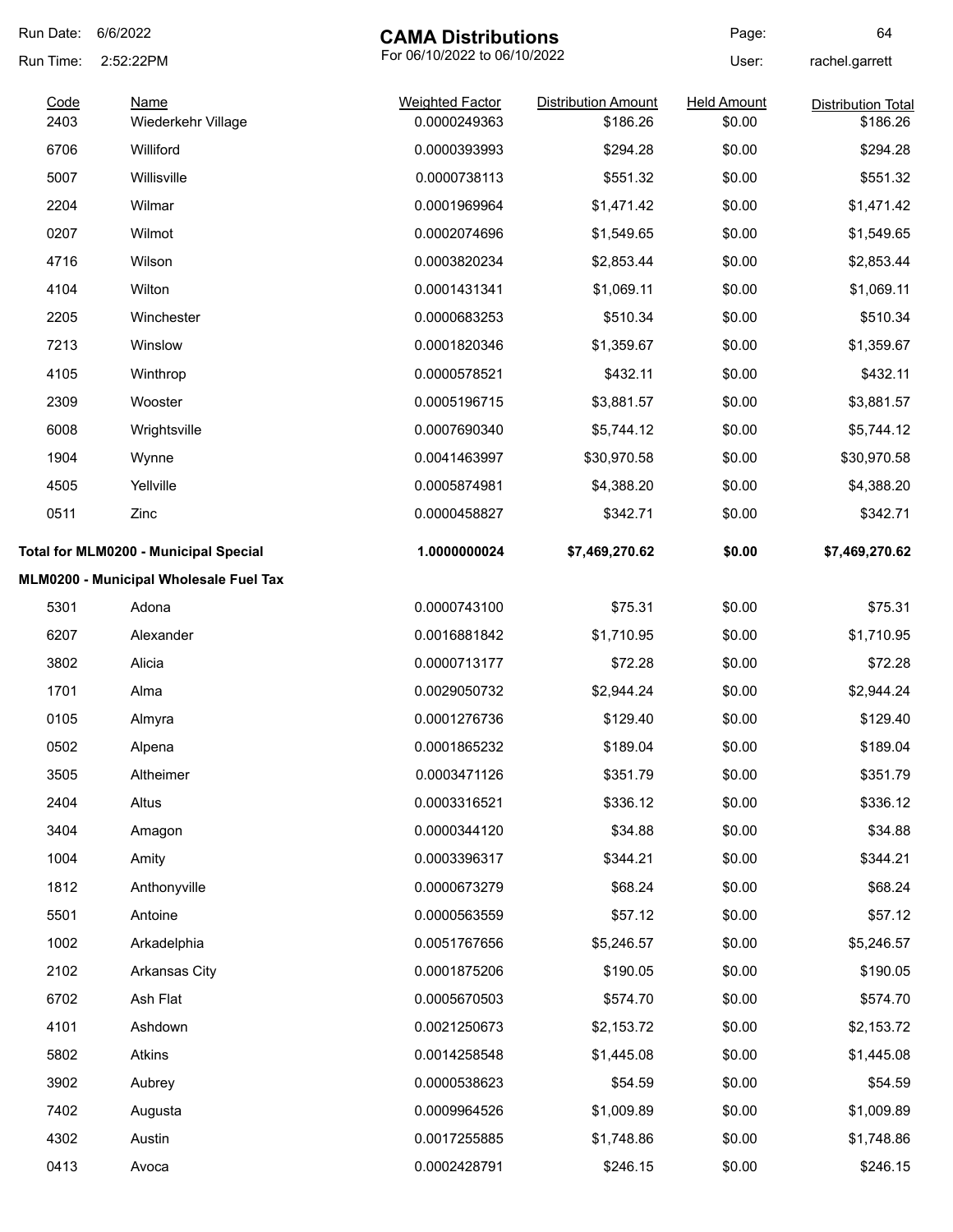# CAMA Distributions

For 06/10/2022 to 06/10/2022

Run Date: 6/6/2022
Run Time: 2:52:22PM
User: rachel.garrett

| Code | Name | Weighted Factor | Distribution Amount | Held Amount | Distribution Total |
|---|---|---|---|---|---|
| 2403 | Wiederkehr Village | 0.0000249363 | $186.26 | $0.00 | $186.26 |
| 6706 | Williford | 0.0000393993 | $294.28 | $0.00 | $294.28 |
| 5007 | Willisville | 0.0000738113 | $551.32 | $0.00 | $551.32 |
| 2204 | Wilmar | 0.0001969964 | $1,471.42 | $0.00 | $1,471.42 |
| 0207 | Wilmot | 0.0002074696 | $1,549.65 | $0.00 | $1,549.65 |
| 4716 | Wilson | 0.0003820234 | $2,853.44 | $0.00 | $2,853.44 |
| 4104 | Wilton | 0.0001431341 | $1,069.11 | $0.00 | $1,069.11 |
| 2205 | Winchester | 0.0000683253 | $510.34 | $0.00 | $510.34 |
| 7213 | Winslow | 0.0001820346 | $1,359.67 | $0.00 | $1,359.67 |
| 4105 | Winthrop | 0.0000578521 | $432.11 | $0.00 | $432.11 |
| 2309 | Wooster | 0.0005196715 | $3,881.57 | $0.00 | $3,881.57 |
| 6008 | Wrightsville | 0.0007690340 | $5,744.12 | $0.00 | $5,744.12 |
| 1904 | Wynne | 0.0041463997 | $30,970.58 | $0.00 | $30,970.58 |
| 4505 | Yellville | 0.0005874981 | $4,388.20 | $0.00 | $4,388.20 |
| 0511 | Zinc | 0.0000458827 | $342.71 | $0.00 | $342.71 |
| **Total for MLM0200 - Municipal Special** | | **1.0000000024** | **$7,469,270.62** | **$0.00** | **$7,469,270.62** |
| **MLM0200 - Municipal Wholesale Fuel Tax** | | | | | |
| 5301 | Adona | 0.0000743100 | $75.31 | $0.00 | $75.31 |
| 6207 | Alexander | 0.0016881842 | $1,710.95 | $0.00 | $1,710.95 |
| 3802 | Alicia | 0.0000713177 | $72.28 | $0.00 | $72.28 |
| 1701 | Alma | 0.0029050732 | $2,944.24 | $0.00 | $2,944.24 |
| 0105 | Almyra | 0.0001276736 | $129.40 | $0.00 | $129.40 |
| 0502 | Alpena | 0.0001865232 | $189.04 | $0.00 | $189.04 |
| 3505 | Altheimer | 0.0003471126 | $351.79 | $0.00 | $351.79 |
| 2404 | Altus | 0.0003316521 | $336.12 | $0.00 | $336.12 |
| 3404 | Amagon | 0.0000344120 | $34.88 | $0.00 | $34.88 |
| 1004 | Amity | 0.0003396317 | $344.21 | $0.00 | $344.21 |
| 1812 | Anthonyville | 0.0000673279 | $68.24 | $0.00 | $68.24 |
| 5501 | Antoine | 0.0000563559 | $57.12 | $0.00 | $57.12 |
| 1002 | Arkadelphia | 0.0051767656 | $5,246.57 | $0.00 | $5,246.57 |
| 2102 | Arkansas City | 0.0001875206 | $190.05 | $0.00 | $190.05 |
| 6702 | Ash Flat | 0.0005670503 | $574.70 | $0.00 | $574.70 |
| 4101 | Ashdown | 0.0021250673 | $2,153.72 | $0.00 | $2,153.72 |
| 5802 | Atkins | 0.0014258548 | $1,445.08 | $0.00 | $1,445.08 |
| 3902 | Aubrey | 0.0000538623 | $54.59 | $0.00 | $54.59 |
| 7402 | Augusta | 0.0009964526 | $1,009.89 | $0.00 | $1,009.89 |
| 4302 | Austin | 0.0017255885 | $1,748.86 | $0.00 | $1,748.86 |
| 0413 | Avoca | 0.0002428791 | $246.15 | $0.00 | $246.15 |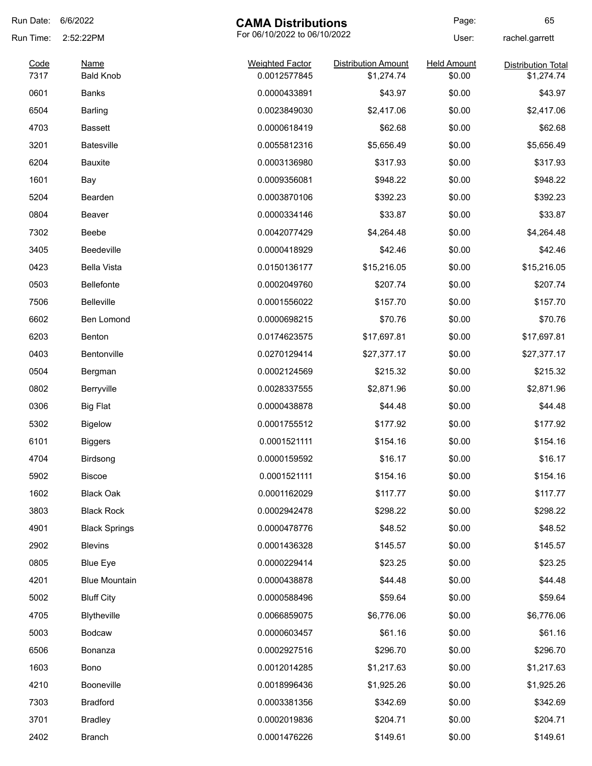Run Date: 6/6/2022
Run Time: 2:52:22PM

# CAMA Distributions

For 06/10/2022 to 06/10/2022

User: rachel.garrett

| Code | Name | Weighted Factor | Distribution Amount | Held Amount | Distribution Total |
|---|---|---|---|---|---|
| 7317 | Bald Knob | 0.0012577845 | $1,274.74 | $0.00 | $1,274.74 |
| 0601 | Banks | 0.0000433891 | $43.97 | $0.00 | $43.97 |
| 6504 | Barling | 0.0023849030 | $2,417.06 | $0.00 | $2,417.06 |
| 4703 | Bassett | 0.0000618419 | $62.68 | $0.00 | $62.68 |
| 3201 | Batesville | 0.0055812316 | $5,656.49 | $0.00 | $5,656.49 |
| 6204 | Bauxite | 0.0003136980 | $317.93 | $0.00 | $317.93 |
| 1601 | Bay | 0.0009356081 | $948.22 | $0.00 | $948.22 |
| 5204 | Bearden | 0.0003870106 | $392.23 | $0.00 | $392.23 |
| 0804 | Beaver | 0.0000334146 | $33.87 | $0.00 | $33.87 |
| 7302 | Beebe | 0.0042077429 | $4,264.48 | $0.00 | $4,264.48 |
| 3405 | Beedeville | 0.0000418929 | $42.46 | $0.00 | $42.46 |
| 0423 | Bella Vista | 0.0150136177 | $15,216.05 | $0.00 | $15,216.05 |
| 0503 | Bellefonte | 0.0002049760 | $207.74 | $0.00 | $207.74 |
| 7506 | Belleville | 0.0001556022 | $157.70 | $0.00 | $157.70 |
| 6602 | Ben Lomond | 0.0000698215 | $70.76 | $0.00 | $70.76 |
| 6203 | Benton | 0.0174623575 | $17,697.81 | $0.00 | $17,697.81 |
| 0403 | Bentonville | 0.0270129414 | $27,377.17 | $0.00 | $27,377.17 |
| 0504 | Bergman | 0.0002124569 | $215.32 | $0.00 | $215.32 |
| 0802 | Berryville | 0.0028337555 | $2,871.96 | $0.00 | $2,871.96 |
| 0306 | Big Flat | 0.0000438878 | $44.48 | $0.00 | $44.48 |
| 5302 | Bigelow | 0.0001755512 | $177.92 | $0.00 | $177.92 |
| 6101 | Biggers | 0.0001521111 | $154.16 | $0.00 | $154.16 |
| 4704 | Birdsong | 0.0000159592 | $16.17 | $0.00 | $16.17 |
| 5902 | Biscoe | 0.0001521111 | $154.16 | $0.00 | $154.16 |
| 1602 | Black Oak | 0.0001162029 | $117.77 | $0.00 | $117.77 |
| 3803 | Black Rock | 0.0002942478 | $298.22 | $0.00 | $298.22 |
| 4901 | Black Springs | 0.0000478776 | $48.52 | $0.00 | $48.52 |
| 2902 | Blevins | 0.0001436328 | $145.57 | $0.00 | $145.57 |
| 0805 | Blue Eye | 0.0000229414 | $23.25 | $0.00 | $23.25 |
| 4201 | Blue Mountain | 0.0000438878 | $44.48 | $0.00 | $44.48 |
| 5002 | Bluff City | 0.0000588496 | $59.64 | $0.00 | $59.64 |
| 4705 | Blytheville | 0.0066859075 | $6,776.06 | $0.00 | $6,776.06 |
| 5003 | Bodcaw | 0.0000603457 | $61.16 | $0.00 | $61.16 |
| 6506 | Bonanza | 0.0002927516 | $296.70 | $0.00 | $296.70 |
| 1603 | Bono | 0.0012014285 | $1,217.63 | $0.00 | $1,217.63 |
| 4210 | Booneville | 0.0018996436 | $1,925.26 | $0.00 | $1,925.26 |
| 7303 | Bradford | 0.0003381356 | $342.69 | $0.00 | $342.69 |
| 3701 | Bradley | 0.0002019836 | $204.71 | $0.00 | $204.71 |
| 2402 | Branch | 0.0001476226 | $149.61 | $0.00 | $149.61 |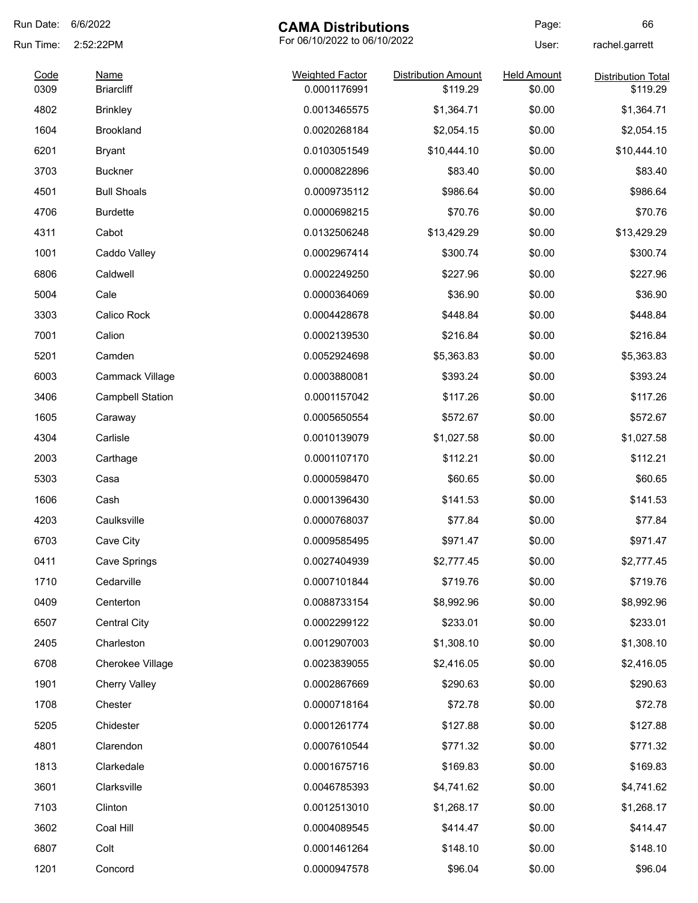# CAMA Distributions

For 06/10/2022 to 06/10/2022

Run Date: 6/6/2022
Run Time: 2:52:22PM

User: rachel.garrett

| Code | Name | Weighted Factor | Distribution Amount | Held Amount | Distribution Total |
|---|---|---|---|---|---|
| 0309 | Briarcliff | 0.0001176991 | $119.29 | $0.00 | $119.29 |
| 4802 | Brinkley | 0.0013465575 | $1,364.71 | $0.00 | $1,364.71 |
| 1604 | Brookland | 0.0020268184 | $2,054.15 | $0.00 | $2,054.15 |
| 6201 | Bryant | 0.0103051549 | $10,444.10 | $0.00 | $10,444.10 |
| 3703 | Buckner | 0.0000822896 | $83.40 | $0.00 | $83.40 |
| 4501 | Bull Shoals | 0.0009735112 | $986.64 | $0.00 | $986.64 |
| 4706 | Burdette | 0.0000698215 | $70.76 | $0.00 | $70.76 |
| 4311 | Cabot | 0.0132506248 | $13,429.29 | $0.00 | $13,429.29 |
| 1001 | Caddo Valley | 0.0002967414 | $300.74 | $0.00 | $300.74 |
| 6806 | Caldwell | 0.0002249250 | $227.96 | $0.00 | $227.96 |
| 5004 | Cale | 0.0000364069 | $36.90 | $0.00 | $36.90 |
| 3303 | Calico Rock | 0.0004428678 | $448.84 | $0.00 | $448.84 |
| 7001 | Calion | 0.0002139530 | $216.84 | $0.00 | $216.84 |
| 5201 | Camden | 0.0052924698 | $5,363.83 | $0.00 | $5,363.83 |
| 6003 | Cammack Village | 0.0003880081 | $393.24 | $0.00 | $393.24 |
| 3406 | Campbell Station | 0.0001157042 | $117.26 | $0.00 | $117.26 |
| 1605 | Caraway | 0.0005650554 | $572.67 | $0.00 | $572.67 |
| 4304 | Carlisle | 0.0010139079 | $1,027.58 | $0.00 | $1,027.58 |
| 2003 | Carthage | 0.0001107170 | $112.21 | $0.00 | $112.21 |
| 5303 | Casa | 0.0000598470 | $60.65 | $0.00 | $60.65 |
| 1606 | Cash | 0.0001396430 | $141.53 | $0.00 | $141.53 |
| 4203 | Caulksville | 0.0000768037 | $77.84 | $0.00 | $77.84 |
| 6703 | Cave City | 0.0009585495 | $971.47 | $0.00 | $971.47 |
| 0411 | Cave Springs | 0.0027404939 | $2,777.45 | $0.00 | $2,777.45 |
| 1710 | Cedarville | 0.0007101844 | $719.76 | $0.00 | $719.76 |
| 0409 | Centerton | 0.0088733154 | $8,992.96 | $0.00 | $8,992.96 |
| 6507 | Central City | 0.0002299122 | $233.01 | $0.00 | $233.01 |
| 2405 | Charleston | 0.0012907003 | $1,308.10 | $0.00 | $1,308.10 |
| 6708 | Cherokee Village | 0.0023839055 | $2,416.05 | $0.00 | $2,416.05 |
| 1901 | Cherry Valley | 0.0002867669 | $290.63 | $0.00 | $290.63 |
| 1708 | Chester | 0.0000718164 | $72.78 | $0.00 | $72.78 |
| 5205 | Chidester | 0.0001261774 | $127.88 | $0.00 | $127.88 |
| 4801 | Clarendon | 0.0007610544 | $771.32 | $0.00 | $771.32 |
| 1813 | Clarkedale | 0.0001675716 | $169.83 | $0.00 | $169.83 |
| 3601 | Clarksville | 0.0046785393 | $4,741.62 | $0.00 | $4,741.62 |
| 7103 | Clinton | 0.0012513010 | $1,268.17 | $0.00 | $1,268.17 |
| 3602 | Coal Hill | 0.0004089545 | $414.47 | $0.00 | $414.47 |
| 6807 | Colt | 0.0001461264 | $148.10 | $0.00 | $148.10 |
| 1201 | Concord | 0.0000947578 | $96.04 | $0.00 | $96.04 |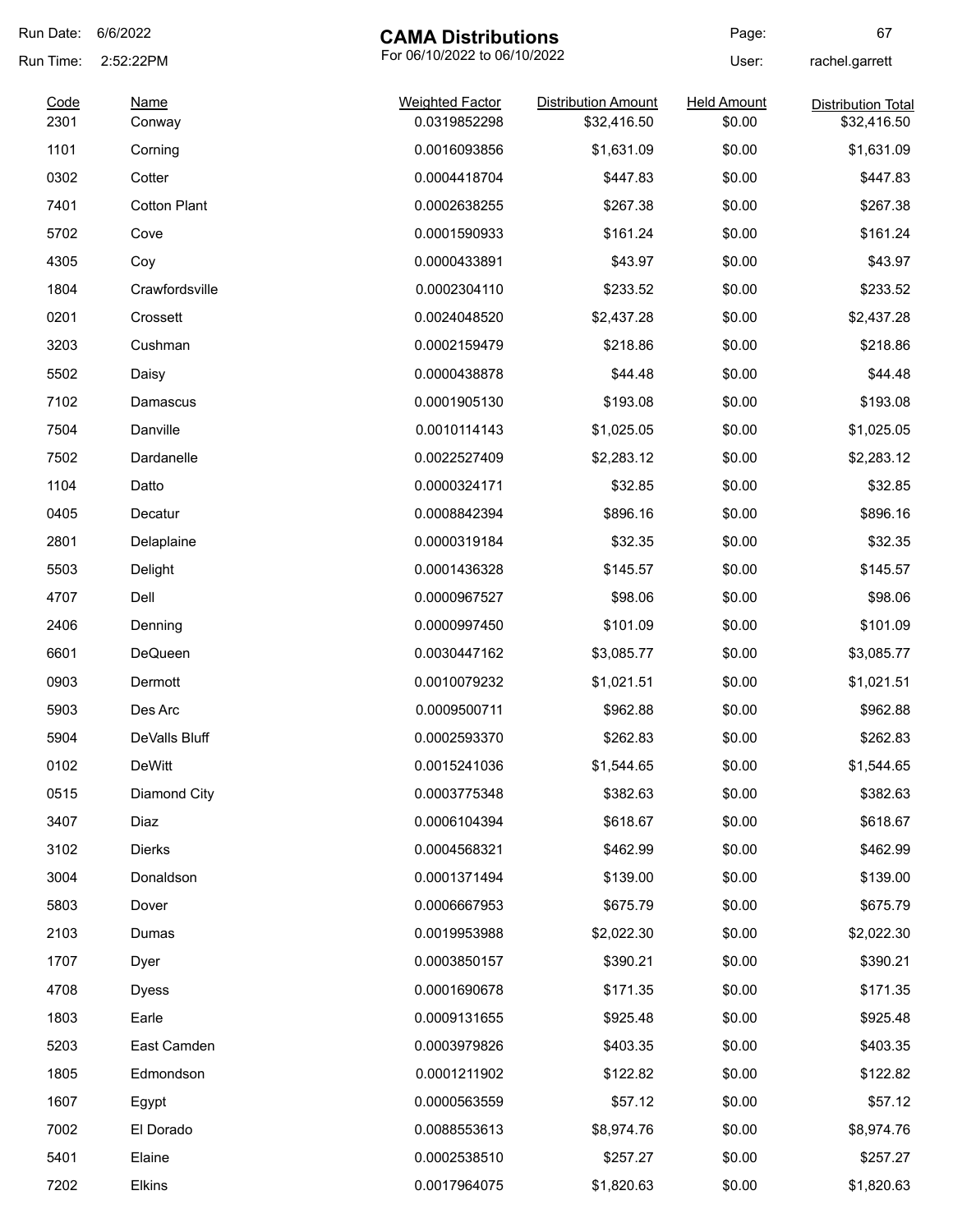Run Date: 6/6/2022

Run Time: 2:52:22PM

# CAMA Distributions

For 06/10/2022 to 06/10/2022

Page: 67

User: rachel.garrett

| Code | Name | Weighted Factor | Distribution Amount | Held Amount | Distribution Total |
|---|---|---|---|---|---|
| 2301 | Conway | 0.0319852298 | $32,416.50 | $0.00 | $32,416.50 |
| 1101 | Corning | 0.0016093856 | $1,631.09 | $0.00 | $1,631.09 |
| 0302 | Cotter | 0.0004418704 | $447.83 | $0.00 | $447.83 |
| 7401 | Cotton Plant | 0.0002638255 | $267.38 | $0.00 | $267.38 |
| 5702 | Cove | 0.0001590933 | $161.24 | $0.00 | $161.24 |
| 4305 | Coy | 0.0000433891 | $43.97 | $0.00 | $43.97 |
| 1804 | Crawfordsville | 0.0002304110 | $233.52 | $0.00 | $233.52 |
| 0201 | Crossett | 0.0024048520 | $2,437.28 | $0.00 | $2,437.28 |
| 3203 | Cushman | 0.0002159479 | $218.86 | $0.00 | $218.86 |
| 5502 | Daisy | 0.0000438878 | $44.48 | $0.00 | $44.48 |
| 7102 | Damascus | 0.0001905130 | $193.08 | $0.00 | $193.08 |
| 7504 | Danville | 0.0010114143 | $1,025.05 | $0.00 | $1,025.05 |
| 7502 | Dardanelle | 0.0022527409 | $2,283.12 | $0.00 | $2,283.12 |
| 1104 | Datto | 0.0000324171 | $32.85 | $0.00 | $32.85 |
| 0405 | Decatur | 0.0008842394 | $896.16 | $0.00 | $896.16 |
| 2801 | Delaplaine | 0.0000319184 | $32.35 | $0.00 | $32.35 |
| 5503 | Delight | 0.0001436328 | $145.57 | $0.00 | $145.57 |
| 4707 | Dell | 0.0000967527 | $98.06 | $0.00 | $98.06 |
| 2406 | Denning | 0.0000997450 | $101.09 | $0.00 | $101.09 |
| 6601 | DeQueen | 0.0030447162 | $3,085.77 | $0.00 | $3,085.77 |
| 0903 | Dermott | 0.0010079232 | $1,021.51 | $0.00 | $1,021.51 |
| 5903 | Des Arc | 0.0009500711 | $962.88 | $0.00 | $962.88 |
| 5904 | DeValls Bluff | 0.0002593370 | $262.83 | $0.00 | $262.83 |
| 0102 | DeWitt | 0.0015241036 | $1,544.65 | $0.00 | $1,544.65 |
| 0515 | Diamond City | 0.0003775348 | $382.63 | $0.00 | $382.63 |
| 3407 | Diaz | 0.0006104394 | $618.67 | $0.00 | $618.67 |
| 3102 | Dierks | 0.0004568321 | $462.99 | $0.00 | $462.99 |
| 3004 | Donaldson | 0.0001371494 | $139.00 | $0.00 | $139.00 |
| 5803 | Dover | 0.0006667953 | $675.79 | $0.00 | $675.79 |
| 2103 | Dumas | 0.0019953988 | $2,022.30 | $0.00 | $2,022.30 |
| 1707 | Dyer | 0.0003850157 | $390.21 | $0.00 | $390.21 |
| 4708 | Dyess | 0.0001690678 | $171.35 | $0.00 | $171.35 |
| 1803 | Earle | 0.0009131655 | $925.48 | $0.00 | $925.48 |
| 5203 | East Camden | 0.0003979826 | $403.35 | $0.00 | $403.35 |
| 1805 | Edmondson | 0.0001211902 | $122.82 | $0.00 | $122.82 |
| 1607 | Egypt | 0.0000563559 | $57.12 | $0.00 | $57.12 |
| 7002 | El Dorado | 0.0088553613 | $8,974.76 | $0.00 | $8,974.76 |
| 5401 | Elaine | 0.0002538510 | $257.27 | $0.00 | $257.27 |
| 7202 | Elkins | 0.0017964075 | $1,820.63 | $0.00 | $1,820.63 |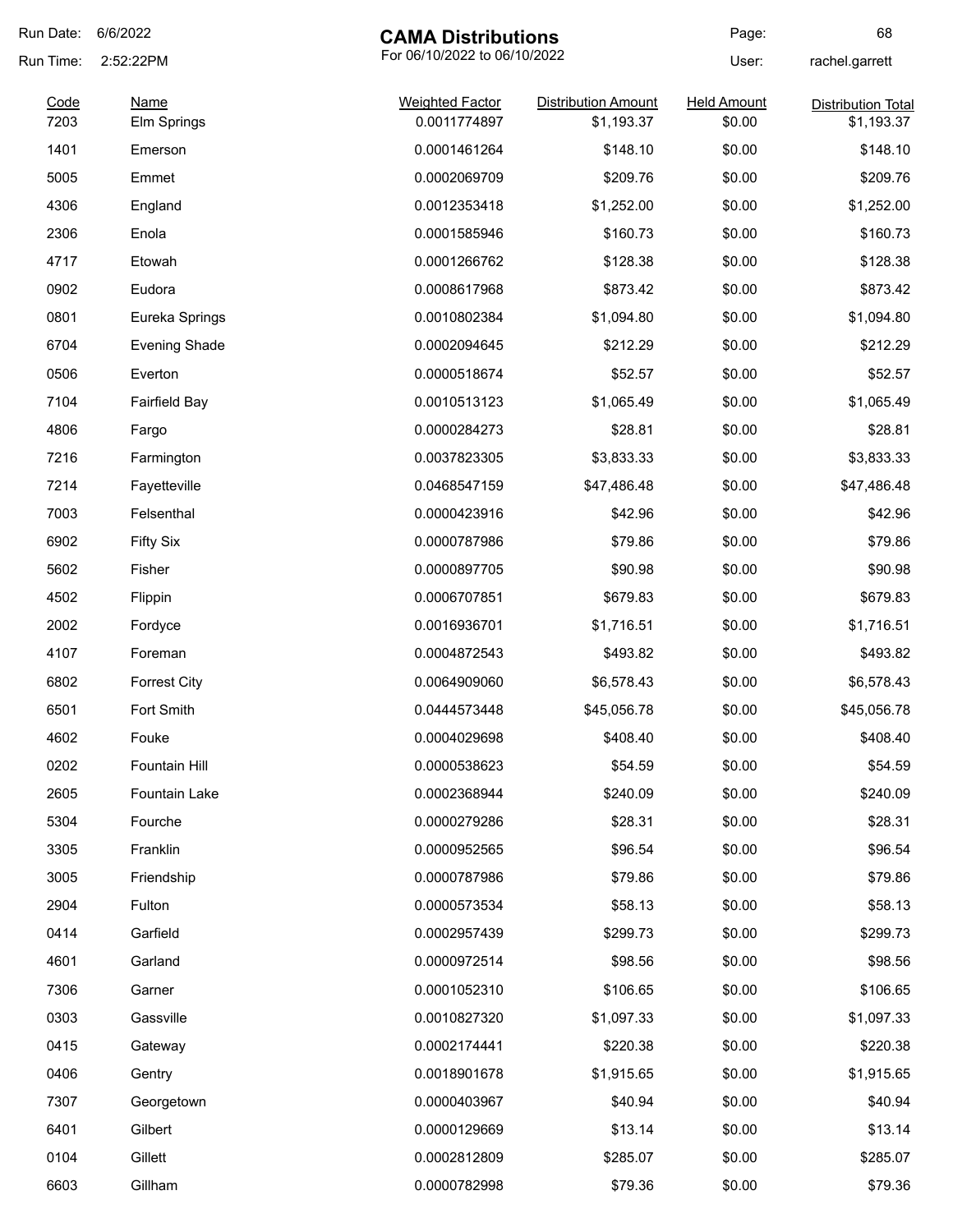# CAMA Distributions

For 06/10/2022 to 06/10/2022

Run Date: 6/6/2022
Run Time: 2:52:22PM
User: rachel.garrett

| Code | Name | Weighted Factor | Distribution Amount | Held Amount | Distribution Total |
|---|---|---|---|---|---|
| 7203 | Elm Springs | 0.0011774897 | $1,193.37 | $0.00 | $1,193.37 |
| 1401 | Emerson | 0.0001461264 | $148.10 | $0.00 | $148.10 |
| 5005 | Emmet | 0.0002069709 | $209.76 | $0.00 | $209.76 |
| 4306 | England | 0.0012353418 | $1,252.00 | $0.00 | $1,252.00 |
| 2306 | Enola | 0.0001585946 | $160.73 | $0.00 | $160.73 |
| 4717 | Etowah | 0.0001266762 | $128.38 | $0.00 | $128.38 |
| 0902 | Eudora | 0.0008617968 | $873.42 | $0.00 | $873.42 |
| 0801 | Eureka Springs | 0.0010802384 | $1,094.80 | $0.00 | $1,094.80 |
| 6704 | Evening Shade | 0.0002094645 | $212.29 | $0.00 | $212.29 |
| 0506 | Everton | 0.0000518674 | $52.57 | $0.00 | $52.57 |
| 7104 | Fairfield Bay | 0.0010513123 | $1,065.49 | $0.00 | $1,065.49 |
| 4806 | Fargo | 0.0000284273 | $28.81 | $0.00 | $28.81 |
| 7216 | Farmington | 0.0037823305 | $3,833.33 | $0.00 | $3,833.33 |
| 7214 | Fayetteville | 0.0468547159 | $47,486.48 | $0.00 | $47,486.48 |
| 7003 | Felsenthal | 0.0000423916 | $42.96 | $0.00 | $42.96 |
| 6902 | Fifty Six | 0.0000787986 | $79.86 | $0.00 | $79.86 |
| 5602 | Fisher | 0.0000897705 | $90.98 | $0.00 | $90.98 |
| 4502 | Flippin | 0.0006707851 | $679.83 | $0.00 | $679.83 |
| 2002 | Fordyce | 0.0016936701 | $1,716.51 | $0.00 | $1,716.51 |
| 4107 | Foreman | 0.0004872543 | $493.82 | $0.00 | $493.82 |
| 6802 | Forrest City | 0.0064909060 | $6,578.43 | $0.00 | $6,578.43 |
| 6501 | Fort Smith | 0.0444573448 | $45,056.78 | $0.00 | $45,056.78 |
| 4602 | Fouke | 0.0004029698 | $408.40 | $0.00 | $408.40 |
| 0202 | Fountain Hill | 0.0000538623 | $54.59 | $0.00 | $54.59 |
| 2605 | Fountain Lake | 0.0002368944 | $240.09 | $0.00 | $240.09 |
| 5304 | Fourche | 0.0000279286 | $28.31 | $0.00 | $28.31 |
| 3305 | Franklin | 0.0000952565 | $96.54 | $0.00 | $96.54 |
| 3005 | Friendship | 0.0000787986 | $79.86 | $0.00 | $79.86 |
| 2904 | Fulton | 0.0000573534 | $58.13 | $0.00 | $58.13 |
| 0414 | Garfield | 0.0002957439 | $299.73 | $0.00 | $299.73 |
| 4601 | Garland | 0.0000972514 | $98.56 | $0.00 | $98.56 |
| 7306 | Garner | 0.0001052310 | $106.65 | $0.00 | $106.65 |
| 0303 | Gassville | 0.0010827320 | $1,097.33 | $0.00 | $1,097.33 |
| 0415 | Gateway | 0.0002174441 | $220.38 | $0.00 | $220.38 |
| 0406 | Gentry | 0.0018901678 | $1,915.65 | $0.00 | $1,915.65 |
| 7307 | Georgetown | 0.0000403967 | $40.94 | $0.00 | $40.94 |
| 6401 | Gilbert | 0.0000129669 | $13.14 | $0.00 | $13.14 |
| 0104 | Gillett | 0.0002812809 | $285.07 | $0.00 | $285.07 |
| 6603 | Gillham | 0.0000782998 | $79.36 | $0.00 | $79.36 |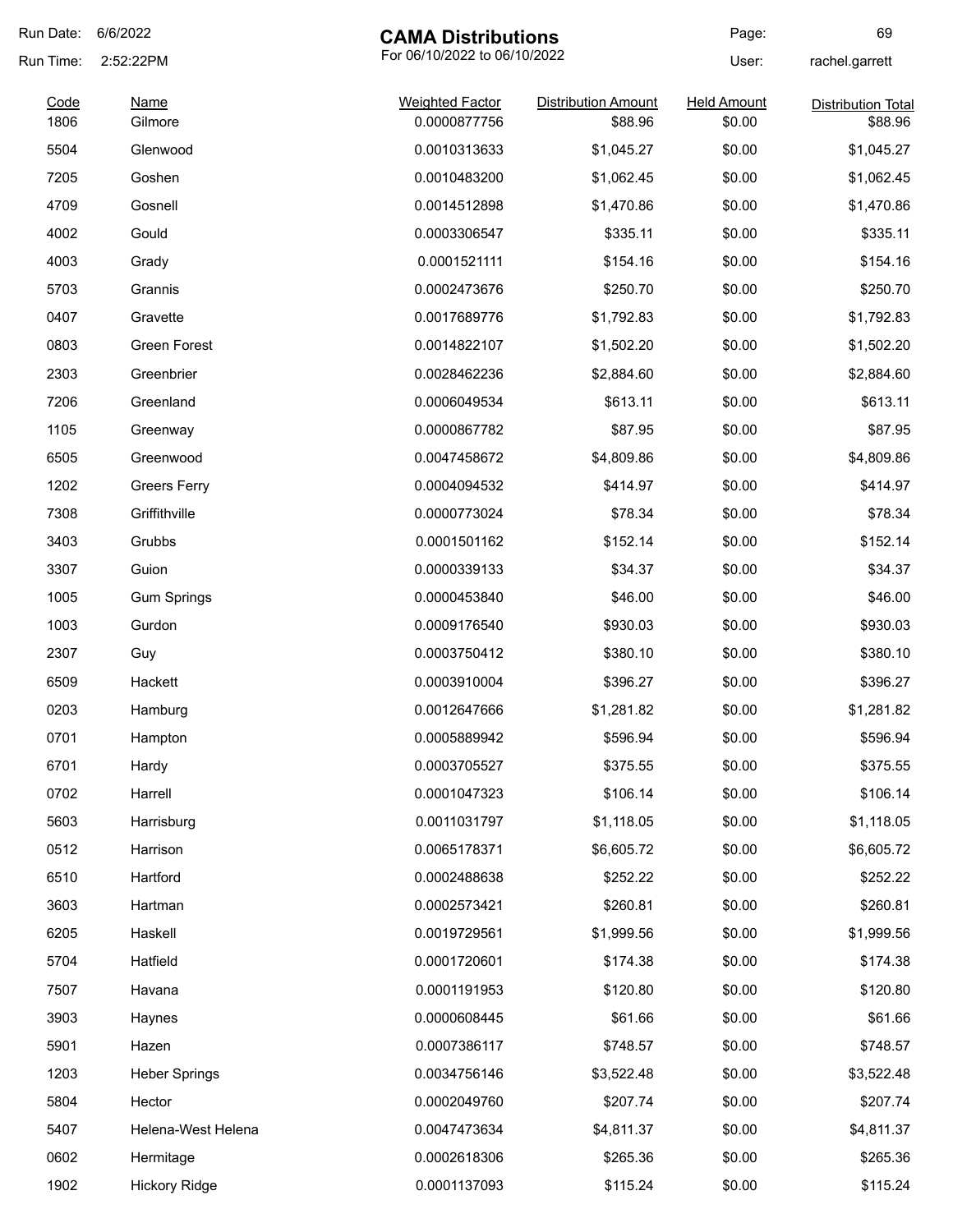# CAMA Distributions

For 06/10/2022 to 06/10/2022

Run Date: 6/6/2022
Run Time: 2:52:22PM
User: rachel.garrett

| Code | Name | Weighted Factor | Distribution Amount | Held Amount | Distribution Total |
|---|---|---|---|---|---|
| 1806 | Gilmore | 0.0000877756 | $88.96 | $0.00 | $88.96 |
| 5504 | Glenwood | 0.0010313633 | $1,045.27 | $0.00 | $1,045.27 |
| 7205 | Goshen | 0.0010483200 | $1,062.45 | $0.00 | $1,062.45 |
| 4709 | Gosnell | 0.0014512898 | $1,470.86 | $0.00 | $1,470.86 |
| 4002 | Gould | 0.0003306547 | $335.11 | $0.00 | $335.11 |
| 4003 | Grady | 0.0001521111 | $154.16 | $0.00 | $154.16 |
| 5703 | Grannis | 0.0002473676 | $250.70 | $0.00 | $250.70 |
| 0407 | Gravette | 0.0017689776 | $1,792.83 | $0.00 | $1,792.83 |
| 0803 | Green Forest | 0.0014822107 | $1,502.20 | $0.00 | $1,502.20 |
| 2303 | Greenbrier | 0.0028462236 | $2,884.60 | $0.00 | $2,884.60 |
| 7206 | Greenland | 0.0006049534 | $613.11 | $0.00 | $613.11 |
| 1105 | Greenway | 0.0000867782 | $87.95 | $0.00 | $87.95 |
| 6505 | Greenwood | 0.0047458672 | $4,809.86 | $0.00 | $4,809.86 |
| 1202 | Greers Ferry | 0.0004094532 | $414.97 | $0.00 | $414.97 |
| 7308 | Griffithville | 0.0000773024 | $78.34 | $0.00 | $78.34 |
| 3403 | Grubbs | 0.0001501162 | $152.14 | $0.00 | $152.14 |
| 3307 | Guion | 0.0000339133 | $34.37 | $0.00 | $34.37 |
| 1005 | Gum Springs | 0.0000453840 | $46.00 | $0.00 | $46.00 |
| 1003 | Gurdon | 0.0009176540 | $930.03 | $0.00 | $930.03 |
| 2307 | Guy | 0.0003750412 | $380.10 | $0.00 | $380.10 |
| 6509 | Hackett | 0.0003910004 | $396.27 | $0.00 | $396.27 |
| 0203 | Hamburg | 0.0012647666 | $1,281.82 | $0.00 | $1,281.82 |
| 0701 | Hampton | 0.0005889942 | $596.94 | $0.00 | $596.94 |
| 6701 | Hardy | 0.0003705527 | $375.55 | $0.00 | $375.55 |
| 0702 | Harrell | 0.0001047323 | $106.14 | $0.00 | $106.14 |
| 5603 | Harrisburg | 0.0011031797 | $1,118.05 | $0.00 | $1,118.05 |
| 0512 | Harrison | 0.0065178371 | $6,605.72 | $0.00 | $6,605.72 |
| 6510 | Hartford | 0.0002488638 | $252.22 | $0.00 | $252.22 |
| 3603 | Hartman | 0.0002573421 | $260.81 | $0.00 | $260.81 |
| 6205 | Haskell | 0.0019729561 | $1,999.56 | $0.00 | $1,999.56 |
| 5704 | Hatfield | 0.0001720601 | $174.38 | $0.00 | $174.38 |
| 7507 | Havana | 0.0001191953 | $120.80 | $0.00 | $120.80 |
| 3903 | Haynes | 0.0000608445 | $61.66 | $0.00 | $61.66 |
| 5901 | Hazen | 0.0007386117 | $748.57 | $0.00 | $748.57 |
| 1203 | Heber Springs | 0.0034756146 | $3,522.48 | $0.00 | $3,522.48 |
| 5804 | Hector | 0.0002049760 | $207.74 | $0.00 | $207.74 |
| 5407 | Helena-West Helena | 0.0047473634 | $4,811.37 | $0.00 | $4,811.37 |
| 0602 | Hermitage | 0.0002618306 | $265.36 | $0.00 | $265.36 |
| 1902 | Hickory Ridge | 0.0001137093 | $115.24 | $0.00 | $115.24 |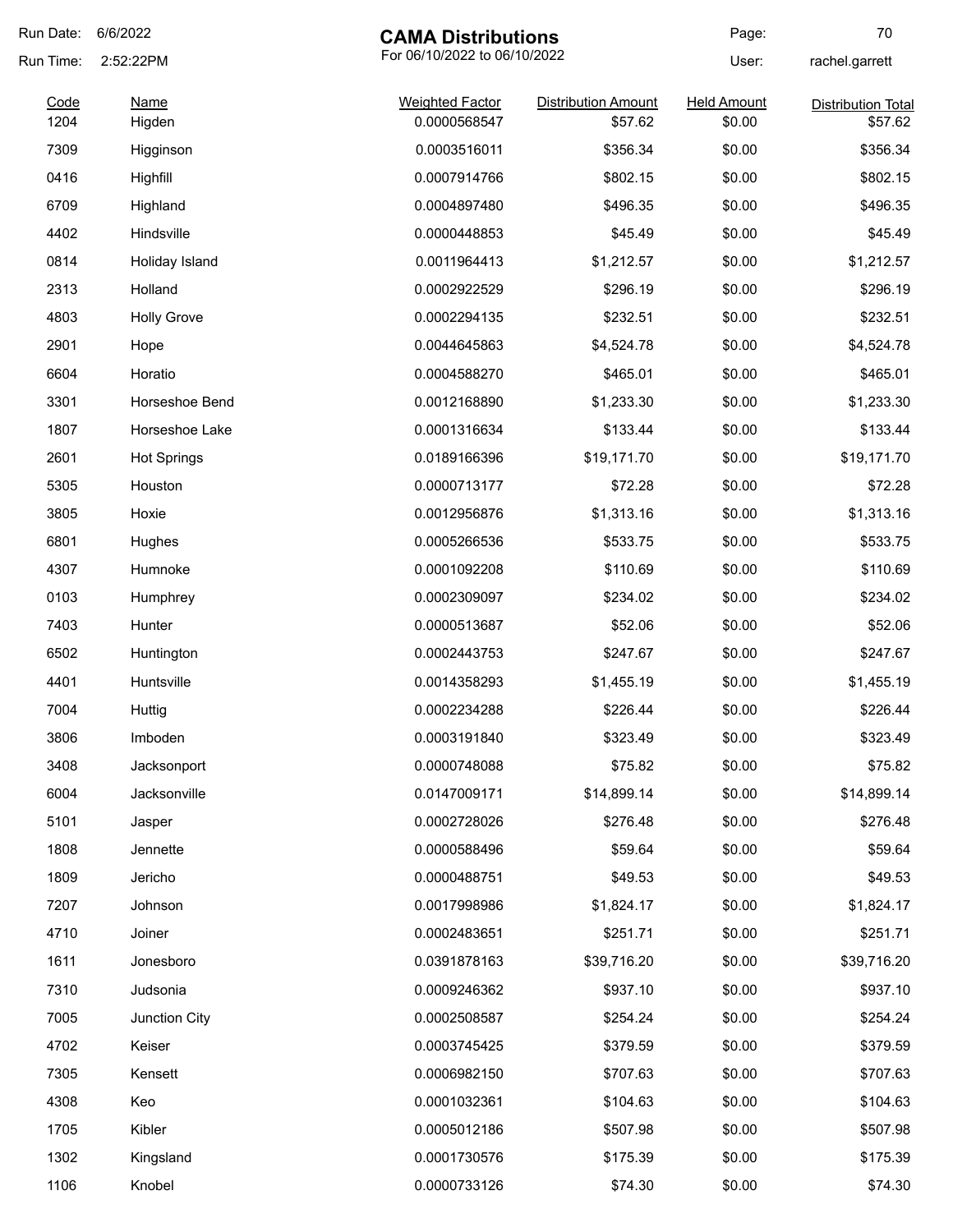Run Date: 6/6/2022
Run Time: 2:52:22PM

# CAMA Distributions

For 06/10/2022 to 06/10/2022

Page: 70
User: rachel.garrett

| Code | Name | Weighted Factor | Distribution Amount | Held Amount | Distribution Total |
|---|---|---|---|---|---|
| 1204 | Higden | 0.0000568547 | $57.62 | $0.00 | $57.62 |
| 7309 | Higginson | 0.0003516011 | $356.34 | $0.00 | $356.34 |
| 0416 | Highfill | 0.0007914766 | $802.15 | $0.00 | $802.15 |
| 6709 | Highland | 0.0004897480 | $496.35 | $0.00 | $496.35 |
| 4402 | Hindsville | 0.0000448853 | $45.49 | $0.00 | $45.49 |
| 0814 | Holiday Island | 0.0011964413 | $1,212.57 | $0.00 | $1,212.57 |
| 2313 | Holland | 0.0002922529 | $296.19 | $0.00 | $296.19 |
| 4803 | Holly Grove | 0.0002294135 | $232.51 | $0.00 | $232.51 |
| 2901 | Hope | 0.0044645863 | $4,524.78 | $0.00 | $4,524.78 |
| 6604 | Horatio | 0.0004588270 | $465.01 | $0.00 | $465.01 |
| 3301 | Horseshoe Bend | 0.0012168890 | $1,233.30 | $0.00 | $1,233.30 |
| 1807 | Horseshoe Lake | 0.0001316634 | $133.44 | $0.00 | $133.44 |
| 2601 | Hot Springs | 0.0189166396 | $19,171.70 | $0.00 | $19,171.70 |
| 5305 | Houston | 0.0000713177 | $72.28 | $0.00 | $72.28 |
| 3805 | Hoxie | 0.0012956876 | $1,313.16 | $0.00 | $1,313.16 |
| 6801 | Hughes | 0.0005266536 | $533.75 | $0.00 | $533.75 |
| 4307 | Humnoke | 0.0001092208 | $110.69 | $0.00 | $110.69 |
| 0103 | Humphrey | 0.0002309097 | $234.02 | $0.00 | $234.02 |
| 7403 | Hunter | 0.0000513687 | $52.06 | $0.00 | $52.06 |
| 6502 | Huntington | 0.0002443753 | $247.67 | $0.00 | $247.67 |
| 4401 | Huntsville | 0.0014358293 | $1,455.19 | $0.00 | $1,455.19 |
| 7004 | Huttig | 0.0002234288 | $226.44 | $0.00 | $226.44 |
| 3806 | Imboden | 0.0003191840 | $323.49 | $0.00 | $323.49 |
| 3408 | Jacksonport | 0.0000748088 | $75.82 | $0.00 | $75.82 |
| 6004 | Jacksonville | 0.0147009171 | $14,899.14 | $0.00 | $14,899.14 |
| 5101 | Jasper | 0.0002728026 | $276.48 | $0.00 | $276.48 |
| 1808 | Jennette | 0.0000588496 | $59.64 | $0.00 | $59.64 |
| 1809 | Jericho | 0.0000488751 | $49.53 | $0.00 | $49.53 |
| 7207 | Johnson | 0.0017998986 | $1,824.17 | $0.00 | $1,824.17 |
| 4710 | Joiner | 0.0002483651 | $251.71 | $0.00 | $251.71 |
| 1611 | Jonesboro | 0.0391878163 | $39,716.20 | $0.00 | $39,716.20 |
| 7310 | Judsonia | 0.0009246362 | $937.10 | $0.00 | $937.10 |
| 7005 | Junction City | 0.0002508587 | $254.24 | $0.00 | $254.24 |
| 4702 | Keiser | 0.0003745425 | $379.59 | $0.00 | $379.59 |
| 7305 | Kensett | 0.0006982150 | $707.63 | $0.00 | $707.63 |
| 4308 | Keo | 0.0001032361 | $104.63 | $0.00 | $104.63 |
| 1705 | Kibler | 0.0005012186 | $507.98 | $0.00 | $507.98 |
| 1302 | Kingsland | 0.0001730576 | $175.39 | $0.00 | $175.39 |
| 1106 | Knobel | 0.0000733126 | $74.30 | $0.00 | $74.30 |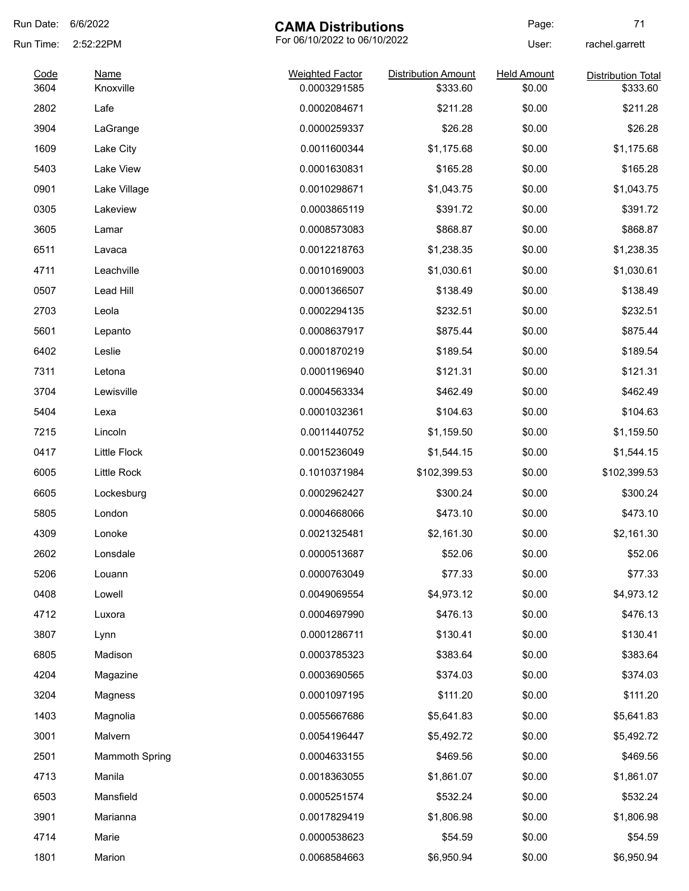Run Date: 6/6/2022

Run Time: 2:52:22PM

# CAMA Distributions

For 06/10/2022 to 06/10/2022

User: rachel.garrett

| Code | Name | Weighted Factor | Distribution Amount | Held Amount | Distribution Total |
|---|---|---|---|---|---|
| 3604 | Knoxville | 0.0003291585 | $333.60 | $0.00 | $333.60 |
| 2802 | Lafe | 0.0002084671 | $211.28 | $0.00 | $211.28 |
| 3904 | LaGrange | 0.0000259337 | $26.28 | $0.00 | $26.28 |
| 1609 | Lake City | 0.0011600344 | $1,175.68 | $0.00 | $1,175.68 |
| 5403 | Lake View | 0.0001630831 | $165.28 | $0.00 | $165.28 |
| 0901 | Lake Village | 0.0010298671 | $1,043.75 | $0.00 | $1,043.75 |
| 0305 | Lakeview | 0.0003865119 | $391.72 | $0.00 | $391.72 |
| 3605 | Lamar | 0.0008573083 | $868.87 | $0.00 | $868.87 |
| 6511 | Lavaca | 0.0012218763 | $1,238.35 | $0.00 | $1,238.35 |
| 4711 | Leachville | 0.0010169003 | $1,030.61 | $0.00 | $1,030.61 |
| 0507 | Lead Hill | 0.0001366507 | $138.49 | $0.00 | $138.49 |
| 2703 | Leola | 0.0002294135 | $232.51 | $0.00 | $232.51 |
| 5601 | Lepanto | 0.0008637917 | $875.44 | $0.00 | $875.44 |
| 6402 | Leslie | 0.0001870219 | $189.54 | $0.00 | $189.54 |
| 7311 | Letona | 0.0001196940 | $121.31 | $0.00 | $121.31 |
| 3704 | Lewisville | 0.0004563334 | $462.49 | $0.00 | $462.49 |
| 5404 | Lexa | 0.0001032361 | $104.63 | $0.00 | $104.63 |
| 7215 | Lincoln | 0.0011440752 | $1,159.50 | $0.00 | $1,159.50 |
| 0417 | Little Flock | 0.0015236049 | $1,544.15 | $0.00 | $1,544.15 |
| 6005 | Little Rock | 0.1010371984 | $102,399.53 | $0.00 | $102,399.53 |
| 6605 | Lockesburg | 0.0002962427 | $300.24 | $0.00 | $300.24 |
| 5805 | London | 0.0004668066 | $473.10 | $0.00 | $473.10 |
| 4309 | Lonoke | 0.0021325481 | $2,161.30 | $0.00 | $2,161.30 |
| 2602 | Lonsdale | 0.0000513687 | $52.06 | $0.00 | $52.06 |
| 5206 | Louann | 0.0000763049 | $77.33 | $0.00 | $77.33 |
| 0408 | Lowell | 0.0049069554 | $4,973.12 | $0.00 | $4,973.12 |
| 4712 | Luxora | 0.0004697990 | $476.13 | $0.00 | $476.13 |
| 3807 | Lynn | 0.0001286711 | $130.41 | $0.00 | $130.41 |
| 6805 | Madison | 0.0003785323 | $383.64 | $0.00 | $383.64 |
| 4204 | Magazine | 0.0003690565 | $374.03 | $0.00 | $374.03 |
| 3204 | Magness | 0.0001097195 | $111.20 | $0.00 | $111.20 |
| 1403 | Magnolia | 0.0055667686 | $5,641.83 | $0.00 | $5,641.83 |
| 3001 | Malvern | 0.0054196447 | $5,492.72 | $0.00 | $5,492.72 |
| 2501 | Mammoth Spring | 0.0004633155 | $469.56 | $0.00 | $469.56 |
| 4713 | Manila | 0.0018363055 | $1,861.07 | $0.00 | $1,861.07 |
| 6503 | Mansfield | 0.0005251574 | $532.24 | $0.00 | $532.24 |
| 3901 | Marianna | 0.0017829419 | $1,806.98 | $0.00 | $1,806.98 |
| 4714 | Marie | 0.0000538623 | $54.59 | $0.00 | $54.59 |
| 1801 | Marion | 0.0068584663 | $6,950.94 | $0.00 | $6,950.94 |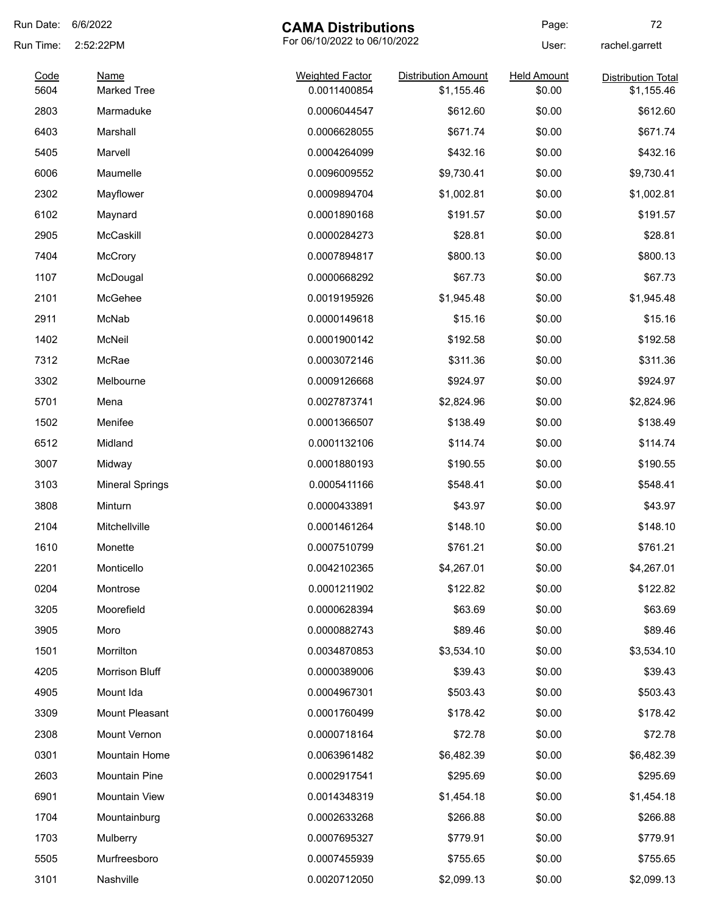# CAMA Distributions

For 06/10/2022 to 06/10/2022

Run Date: 6/6/2022
Run Time: 2:52:22PM
User: rachel.garrett

| Code | Name | Weighted Factor | Distribution Amount | Held Amount | Distribution Total |
|---|---|---|---|---|---|
| 5604 | Marked Tree | 0.0011400854 | $1,155.46 | $0.00 | $1,155.46 |
| 2803 | Marmaduke | 0.0006044547 | $612.60 | $0.00 | $612.60 |
| 6403 | Marshall | 0.0006628055 | $671.74 | $0.00 | $671.74 |
| 5405 | Marvell | 0.0004264099 | $432.16 | $0.00 | $432.16 |
| 6006 | Maumelle | 0.0096009552 | $9,730.41 | $0.00 | $9,730.41 |
| 2302 | Mayflower | 0.0009894704 | $1,002.81 | $0.00 | $1,002.81 |
| 6102 | Maynard | 0.0001890168 | $191.57 | $0.00 | $191.57 |
| 2905 | McCaskill | 0.0000284273 | $28.81 | $0.00 | $28.81 |
| 7404 | McCrory | 0.0007894817 | $800.13 | $0.00 | $800.13 |
| 1107 | McDougal | 0.0000668292 | $67.73 | $0.00 | $67.73 |
| 2101 | McGehee | 0.0019195926 | $1,945.48 | $0.00 | $1,945.48 |
| 2911 | McNab | 0.0000149618 | $15.16 | $0.00 | $15.16 |
| 1402 | McNeil | 0.0001900142 | $192.58 | $0.00 | $192.58 |
| 7312 | McRae | 0.0003072146 | $311.36 | $0.00 | $311.36 |
| 3302 | Melbourne | 0.0009126668 | $924.97 | $0.00 | $924.97 |
| 5701 | Mena | 0.0027873741 | $2,824.96 | $0.00 | $2,824.96 |
| 1502 | Menifee | 0.0001366507 | $138.49 | $0.00 | $138.49 |
| 6512 | Midland | 0.0001132106 | $114.74 | $0.00 | $114.74 |
| 3007 | Midway | 0.0001880193 | $190.55 | $0.00 | $190.55 |
| 3103 | Mineral Springs | 0.0005411166 | $548.41 | $0.00 | $548.41 |
| 3808 | Minturn | 0.0000433891 | $43.97 | $0.00 | $43.97 |
| 2104 | Mitchellville | 0.0001461264 | $148.10 | $0.00 | $148.10 |
| 1610 | Monette | 0.0007510799 | $761.21 | $0.00 | $761.21 |
| 2201 | Monticello | 0.0042102365 | $4,267.01 | $0.00 | $4,267.01 |
| 0204 | Montrose | 0.0001211902 | $122.82 | $0.00 | $122.82 |
| 3205 | Moorefield | 0.0000628394 | $63.69 | $0.00 | $63.69 |
| 3905 | Moro | 0.0000882743 | $89.46 | $0.00 | $89.46 |
| 1501 | Morrilton | 0.0034870853 | $3,534.10 | $0.00 | $3,534.10 |
| 4205 | Morrison Bluff | 0.0000389006 | $39.43 | $0.00 | $39.43 |
| 4905 | Mount Ida | 0.0004967301 | $503.43 | $0.00 | $503.43 |
| 3309 | Mount Pleasant | 0.0001760499 | $178.42 | $0.00 | $178.42 |
| 2308 | Mount Vernon | 0.0000718164 | $72.78 | $0.00 | $72.78 |
| 0301 | Mountain Home | 0.0063961482 | $6,482.39 | $0.00 | $6,482.39 |
| 2603 | Mountain Pine | 0.0002917541 | $295.69 | $0.00 | $295.69 |
| 6901 | Mountain View | 0.0014348319 | $1,454.18 | $0.00 | $1,454.18 |
| 1704 | Mountainburg | 0.0002633268 | $266.88 | $0.00 | $266.88 |
| 1703 | Mulberry | 0.0007695327 | $779.91 | $0.00 | $779.91 |
| 5505 | Murfreesboro | 0.0007455939 | $755.65 | $0.00 | $755.65 |
| 3101 | Nashville | 0.0020712050 | $2,099.13 | $0.00 | $2,099.13 |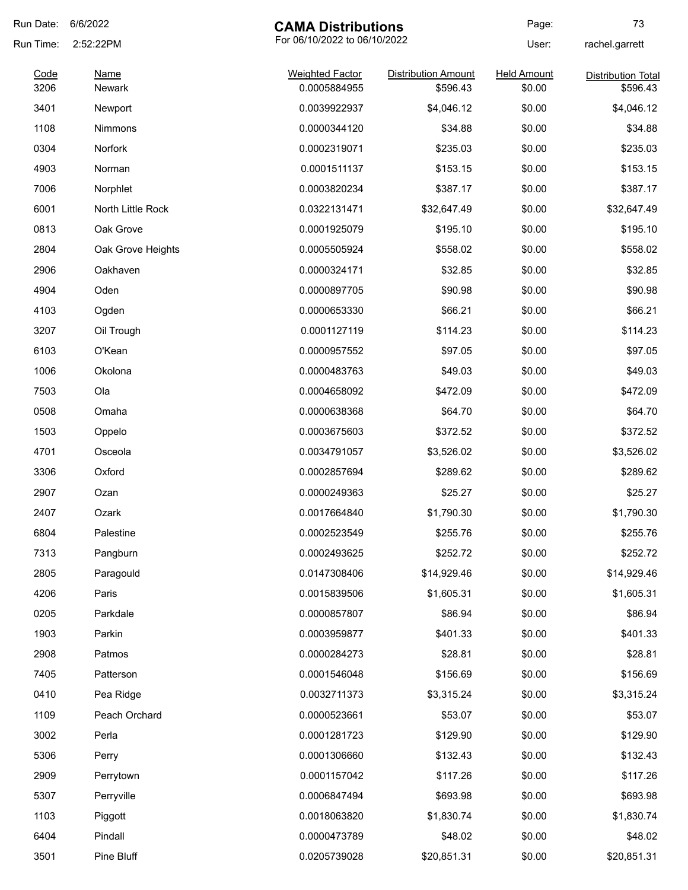Run Date: 6/6/2022

Run Time: 2:52:22PM

# CAMA Distributions

For 06/10/2022 to 06/10/2022

Page: 73

User: rachel.garrett

| Code | Name | Weighted Factor | Distribution Amount | Held Amount | Distribution Total |
|---|---|---|---|---|---|
| 3206 | Newark | 0.0005884955 | $596.43 | $0.00 | $596.43 |
| 3401 | Newport | 0.0039922937 | $4,046.12 | $0.00 | $4,046.12 |
| 1108 | Nimmons | 0.0000344120 | $34.88 | $0.00 | $34.88 |
| 0304 | Norfork | 0.0002319071 | $235.03 | $0.00 | $235.03 |
| 4903 | Norman | 0.0001511137 | $153.15 | $0.00 | $153.15 |
| 7006 | Norphlet | 0.0003820234 | $387.17 | $0.00 | $387.17 |
| 6001 | North Little Rock | 0.0322131471 | $32,647.49 | $0.00 | $32,647.49 |
| 0813 | Oak Grove | 0.0001925079 | $195.10 | $0.00 | $195.10 |
| 2804 | Oak Grove Heights | 0.0005505924 | $558.02 | $0.00 | $558.02 |
| 2906 | Oakhaven | 0.0000324171 | $32.85 | $0.00 | $32.85 |
| 4904 | Oden | 0.0000897705 | $90.98 | $0.00 | $90.98 |
| 4103 | Ogden | 0.0000653330 | $66.21 | $0.00 | $66.21 |
| 3207 | Oil Trough | 0.0001127119 | $114.23 | $0.00 | $114.23 |
| 6103 | O'Kean | 0.0000957552 | $97.05 | $0.00 | $97.05 |
| 1006 | Okolona | 0.0000483763 | $49.03 | $0.00 | $49.03 |
| 7503 | Ola | 0.0004658092 | $472.09 | $0.00 | $472.09 |
| 0508 | Omaha | 0.0000638368 | $64.70 | $0.00 | $64.70 |
| 1503 | Oppelo | 0.0003675603 | $372.52 | $0.00 | $372.52 |
| 4701 | Osceola | 0.0034791057 | $3,526.02 | $0.00 | $3,526.02 |
| 3306 | Oxford | 0.0002857694 | $289.62 | $0.00 | $289.62 |
| 2907 | Ozan | 0.0000249363 | $25.27 | $0.00 | $25.27 |
| 2407 | Ozark | 0.0017664840 | $1,790.30 | $0.00 | $1,790.30 |
| 6804 | Palestine | 0.0002523549 | $255.76 | $0.00 | $255.76 |
| 7313 | Pangburn | 0.0002493625 | $252.72 | $0.00 | $252.72 |
| 2805 | Paragould | 0.0147308406 | $14,929.46 | $0.00 | $14,929.46 |
| 4206 | Paris | 0.0015839506 | $1,605.31 | $0.00 | $1,605.31 |
| 0205 | Parkdale | 0.0000857807 | $86.94 | $0.00 | $86.94 |
| 1903 | Parkin | 0.0003959877 | $401.33 | $0.00 | $401.33 |
| 2908 | Patmos | 0.0000284273 | $28.81 | $0.00 | $28.81 |
| 7405 | Patterson | 0.0001546048 | $156.69 | $0.00 | $156.69 |
| 0410 | Pea Ridge | 0.0032711373 | $3,315.24 | $0.00 | $3,315.24 |
| 1109 | Peach Orchard | 0.0000523661 | $53.07 | $0.00 | $53.07 |
| 3002 | Perla | 0.0001281723 | $129.90 | $0.00 | $129.90 |
| 5306 | Perry | 0.0001306660 | $132.43 | $0.00 | $132.43 |
| 2909 | Perrytown | 0.0001157042 | $117.26 | $0.00 | $117.26 |
| 5307 | Perryville | 0.0006847494 | $693.98 | $0.00 | $693.98 |
| 1103 | Piggott | 0.0018063820 | $1,830.74 | $0.00 | $1,830.74 |
| 6404 | Pindall | 0.0000473789 | $48.02 | $0.00 | $48.02 |
| 3501 | Pine Bluff | 0.0205739028 | $20,851.31 | $0.00 | $20,851.31 |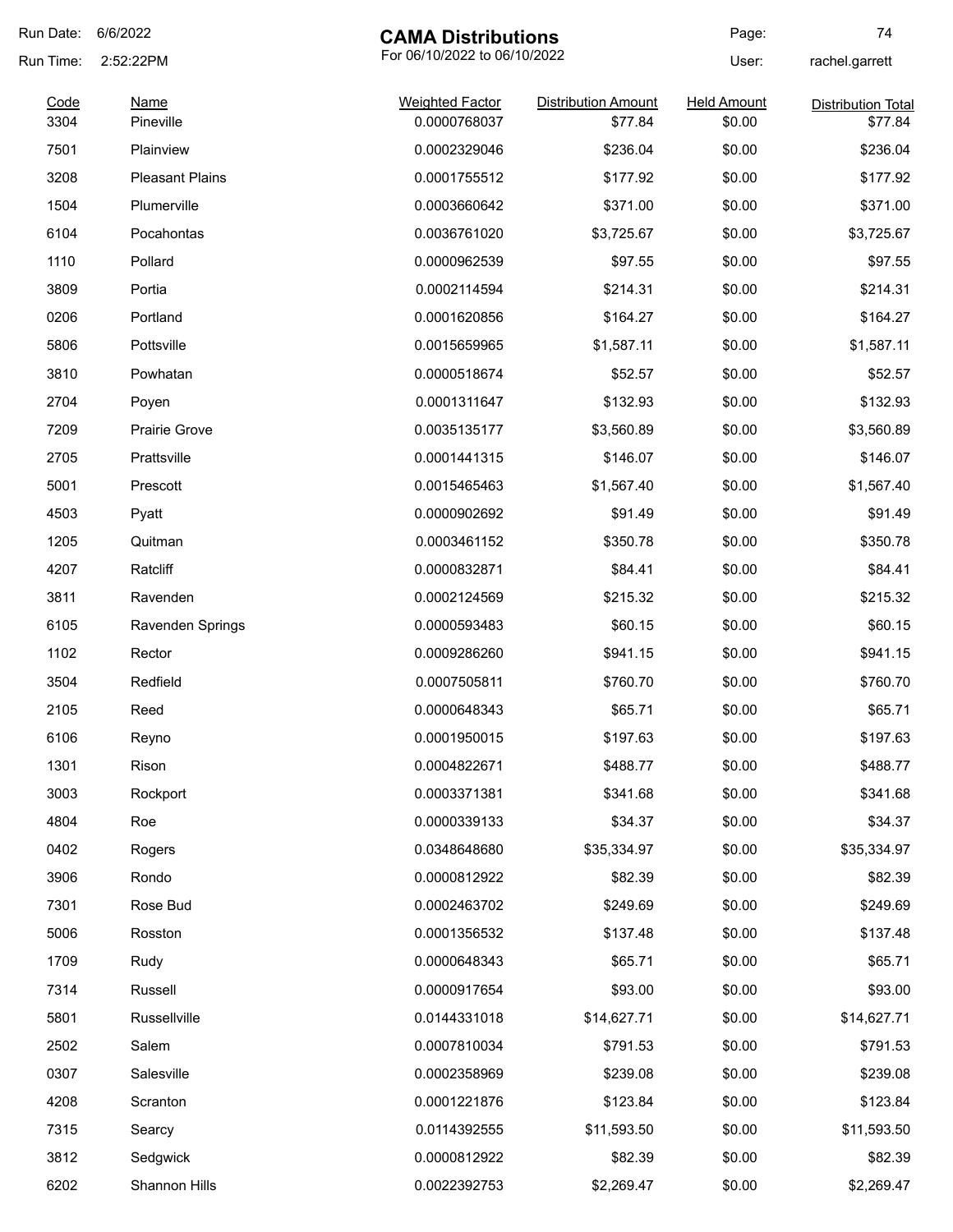Run Date: 6/6/2022
Run Time: 2:52:22PM

# CAMA Distributions

For 06/10/2022 to 06/10/2022

User: rachel.garrett

| Code | Name | Weighted Factor | Distribution Amount | Held Amount | Distribution Total |
|---|---|---|---|---|---|
| 3304 | Pineville | 0.0000768037 | $77.84 | $0.00 | $77.84 |
| 7501 | Plainview | 0.0002329046 | $236.04 | $0.00 | $236.04 |
| 3208 | Pleasant Plains | 0.0001755512 | $177.92 | $0.00 | $177.92 |
| 1504 | Plumerville | 0.0003660642 | $371.00 | $0.00 | $371.00 |
| 6104 | Pocahontas | 0.0036761020 | $3,725.67 | $0.00 | $3,725.67 |
| 1110 | Pollard | 0.0000962539 | $97.55 | $0.00 | $97.55 |
| 3809 | Portia | 0.0002114594 | $214.31 | $0.00 | $214.31 |
| 0206 | Portland | 0.0001620856 | $164.27 | $0.00 | $164.27 |
| 5806 | Pottsville | 0.0015659965 | $1,587.11 | $0.00 | $1,587.11 |
| 3810 | Powhatan | 0.0000518674 | $52.57 | $0.00 | $52.57 |
| 2704 | Poyen | 0.0001311647 | $132.93 | $0.00 | $132.93 |
| 7209 | Prairie Grove | 0.0035135177 | $3,560.89 | $0.00 | $3,560.89 |
| 2705 | Prattsville | 0.0001441315 | $146.07 | $0.00 | $146.07 |
| 5001 | Prescott | 0.0015465463 | $1,567.40 | $0.00 | $1,567.40 |
| 4503 | Pyatt | 0.0000902692 | $91.49 | $0.00 | $91.49 |
| 1205 | Quitman | 0.0003461152 | $350.78 | $0.00 | $350.78 |
| 4207 | Ratcliff | 0.0000832871 | $84.41 | $0.00 | $84.41 |
| 3811 | Ravenden | 0.0002124569 | $215.32 | $0.00 | $215.32 |
| 6105 | Ravenden Springs | 0.0000593483 | $60.15 | $0.00 | $60.15 |
| 1102 | Rector | 0.0009286260 | $941.15 | $0.00 | $941.15 |
| 3504 | Redfield | 0.0007505811 | $760.70 | $0.00 | $760.70 |
| 2105 | Reed | 0.0000648343 | $65.71 | $0.00 | $65.71 |
| 6106 | Reyno | 0.0001950015 | $197.63 | $0.00 | $197.63 |
| 1301 | Rison | 0.0004822671 | $488.77 | $0.00 | $488.77 |
| 3003 | Rockport | 0.0003371381 | $341.68 | $0.00 | $341.68 |
| 4804 | Roe | 0.0000339133 | $34.37 | $0.00 | $34.37 |
| 0402 | Rogers | 0.0348648680 | $35,334.97 | $0.00 | $35,334.97 |
| 3906 | Rondo | 0.0000812922 | $82.39 | $0.00 | $82.39 |
| 7301 | Rose Bud | 0.0002463702 | $249.69 | $0.00 | $249.69 |
| 5006 | Rosston | 0.0001356532 | $137.48 | $0.00 | $137.48 |
| 1709 | Rudy | 0.0000648343 | $65.71 | $0.00 | $65.71 |
| 7314 | Russell | 0.0000917654 | $93.00 | $0.00 | $93.00 |
| 5801 | Russellville | 0.0144331018 | $14,627.71 | $0.00 | $14,627.71 |
| 2502 | Salem | 0.0007810034 | $791.53 | $0.00 | $791.53 |
| 0307 | Salesville | 0.0002358969 | $239.08 | $0.00 | $239.08 |
| 4208 | Scranton | 0.0001221876 | $123.84 | $0.00 | $123.84 |
| 7315 | Searcy | 0.0114392555 | $11,593.50 | $0.00 | $11,593.50 |
| 3812 | Sedgwick | 0.0000812922 | $82.39 | $0.00 | $82.39 |
| 6202 | Shannon Hills | 0.0022392753 | $2,269.47 | $0.00 | $2,269.47 |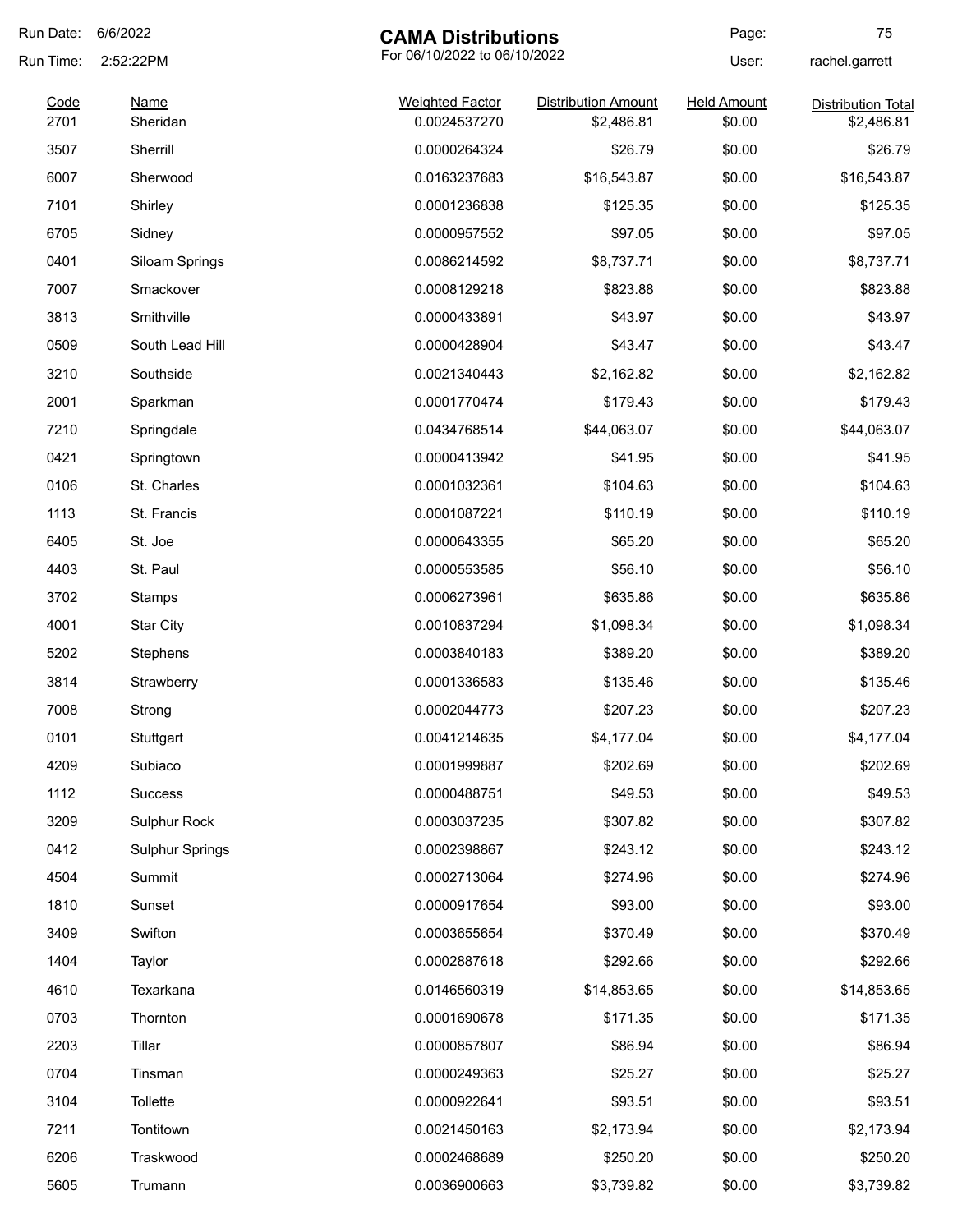# CAMA Distributions

For 06/10/2022 to 06/10/2022

Run Date: 6/6/2022
Run Time: 2:52:22PM
User: rachel.garrett

| Code | Name | Weighted Factor | Distribution Amount | Held Amount | Distribution Total |
|---|---|---|---|---|---|
| 2701 | Sheridan | 0.0024537270 | $2,486.81 | $0.00 | $2,486.81 |
| 3507 | Sherrill | 0.0000264324 | $26.79 | $0.00 | $26.79 |
| 6007 | Sherwood | 0.0163237683 | $16,543.87 | $0.00 | $16,543.87 |
| 7101 | Shirley | 0.0001236838 | $125.35 | $0.00 | $125.35 |
| 6705 | Sidney | 0.0000957552 | $97.05 | $0.00 | $97.05 |
| 0401 | Siloam Springs | 0.0086214592 | $8,737.71 | $0.00 | $8,737.71 |
| 7007 | Smackover | 0.0008129218 | $823.88 | $0.00 | $823.88 |
| 3813 | Smithville | 0.0000433891 | $43.97 | $0.00 | $43.97 |
| 0509 | South Lead Hill | 0.0000428904 | $43.47 | $0.00 | $43.47 |
| 3210 | Southside | 0.0021340443 | $2,162.82 | $0.00 | $2,162.82 |
| 2001 | Sparkman | 0.0001770474 | $179.43 | $0.00 | $179.43 |
| 7210 | Springdale | 0.0434768514 | $44,063.07 | $0.00 | $44,063.07 |
| 0421 | Springtown | 0.0000413942 | $41.95 | $0.00 | $41.95 |
| 0106 | St. Charles | 0.0001032361 | $104.63 | $0.00 | $104.63 |
| 1113 | St. Francis | 0.0001087221 | $110.19 | $0.00 | $110.19 |
| 6405 | St. Joe | 0.0000643355 | $65.20 | $0.00 | $65.20 |
| 4403 | St. Paul | 0.0000553585 | $56.10 | $0.00 | $56.10 |
| 3702 | Stamps | 0.0006273961 | $635.86 | $0.00 | $635.86 |
| 4001 | Star City | 0.0010837294 | $1,098.34 | $0.00 | $1,098.34 |
| 5202 | Stephens | 0.0003840183 | $389.20 | $0.00 | $389.20 |
| 3814 | Strawberry | 0.0001336583 | $135.46 | $0.00 | $135.46 |
| 7008 | Strong | 0.0002044773 | $207.23 | $0.00 | $207.23 |
| 0101 | Stuttgart | 0.0041214635 | $4,177.04 | $0.00 | $4,177.04 |
| 4209 | Subiaco | 0.0001999887 | $202.69 | $0.00 | $202.69 |
| 1112 | Success | 0.0000488751 | $49.53 | $0.00 | $49.53 |
| 3209 | Sulphur Rock | 0.0003037235 | $307.82 | $0.00 | $307.82 |
| 0412 | Sulphur Springs | 0.0002398867 | $243.12 | $0.00 | $243.12 |
| 4504 | Summit | 0.0002713064 | $274.96 | $0.00 | $274.96 |
| 1810 | Sunset | 0.0000917654 | $93.00 | $0.00 | $93.00 |
| 3409 | Swifton | 0.0003655654 | $370.49 | $0.00 | $370.49 |
| 1404 | Taylor | 0.0002887618 | $292.66 | $0.00 | $292.66 |
| 4610 | Texarkana | 0.0146560319 | $14,853.65 | $0.00 | $14,853.65 |
| 0703 | Thornton | 0.0001690678 | $171.35 | $0.00 | $171.35 |
| 2203 | Tillar | 0.0000857807 | $86.94 | $0.00 | $86.94 |
| 0704 | Tinsman | 0.0000249363 | $25.27 | $0.00 | $25.27 |
| 3104 | Tollette | 0.0000922641 | $93.51 | $0.00 | $93.51 |
| 7211 | Tontitown | 0.0021450163 | $2,173.94 | $0.00 | $2,173.94 |
| 6206 | Traskwood | 0.0002468689 | $250.20 | $0.00 | $250.20 |
| 5605 | Trumann | 0.0036900663 | $3,739.82 | $0.00 | $3,739.82 |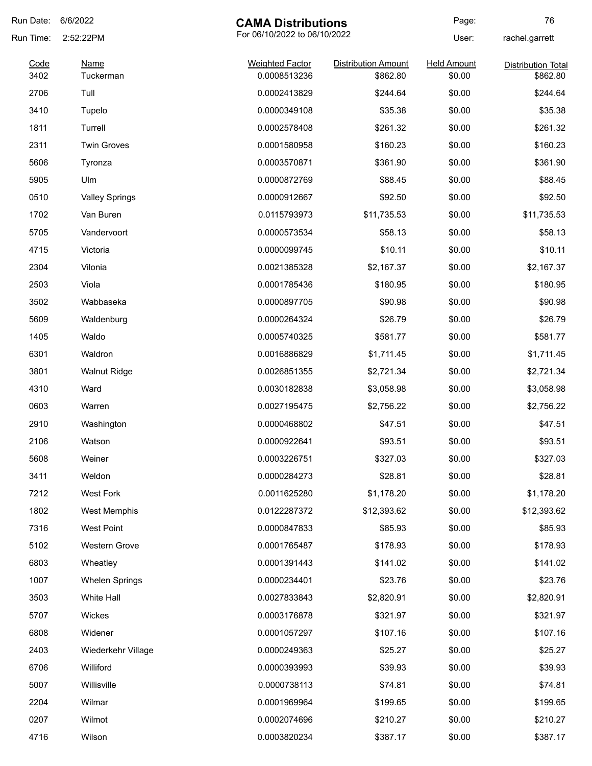# CAMA Distributions

For 06/10/2022 to 06/10/2022

Run Date: 6/6/2022
Run Time: 2:52:22PM
User: rachel.garrett

| Code | Name | Weighted Factor | Distribution Amount | Held Amount | Distribution Total |
|---|---|---|---|---|---|
| 3402 | Tuckerman | 0.0008513236 | $862.80 | $0.00 | $862.80 |
| 2706 | Tull | 0.0002413829 | $244.64 | $0.00 | $244.64 |
| 3410 | Tupelo | 0.0000349108 | $35.38 | $0.00 | $35.38 |
| 1811 | Turrell | 0.0002578408 | $261.32 | $0.00 | $261.32 |
| 2311 | Twin Groves | 0.0001580958 | $160.23 | $0.00 | $160.23 |
| 5606 | Tyronza | 0.0003570871 | $361.90 | $0.00 | $361.90 |
| 5905 | Ulm | 0.0000872769 | $88.45 | $0.00 | $88.45 |
| 0510 | Valley Springs | 0.0000912667 | $92.50 | $0.00 | $92.50 |
| 1702 | Van Buren | 0.0115793973 | $11,735.53 | $0.00 | $11,735.53 |
| 5705 | Vandervoort | 0.0000573534 | $58.13 | $0.00 | $58.13 |
| 4715 | Victoria | 0.0000099745 | $10.11 | $0.00 | $10.11 |
| 2304 | Vilonia | 0.0021385328 | $2,167.37 | $0.00 | $2,167.37 |
| 2503 | Viola | 0.0001785436 | $180.95 | $0.00 | $180.95 |
| 3502 | Wabbaseka | 0.0000897705 | $90.98 | $0.00 | $90.98 |
| 5609 | Waldenburg | 0.0000264324 | $26.79 | $0.00 | $26.79 |
| 1405 | Waldo | 0.0005740325 | $581.77 | $0.00 | $581.77 |
| 6301 | Waldron | 0.0016886829 | $1,711.45 | $0.00 | $1,711.45 |
| 3801 | Walnut Ridge | 0.0026851355 | $2,721.34 | $0.00 | $2,721.34 |
| 4310 | Ward | 0.0030182838 | $3,058.98 | $0.00 | $3,058.98 |
| 0603 | Warren | 0.0027195475 | $2,756.22 | $0.00 | $2,756.22 |
| 2910 | Washington | 0.0000468802 | $47.51 | $0.00 | $47.51 |
| 2106 | Watson | 0.0000922641 | $93.51 | $0.00 | $93.51 |
| 5608 | Weiner | 0.0003226751 | $327.03 | $0.00 | $327.03 |
| 3411 | Weldon | 0.0000284273 | $28.81 | $0.00 | $28.81 |
| 7212 | West Fork | 0.0011625280 | $1,178.20 | $0.00 | $1,178.20 |
| 1802 | West Memphis | 0.0122287372 | $12,393.62 | $0.00 | $12,393.62 |
| 7316 | West Point | 0.0000847833 | $85.93 | $0.00 | $85.93 |
| 5102 | Western Grove | 0.0001765487 | $178.93 | $0.00 | $178.93 |
| 6803 | Wheatley | 0.0001391443 | $141.02 | $0.00 | $141.02 |
| 1007 | Whelen Springs | 0.0000234401 | $23.76 | $0.00 | $23.76 |
| 3503 | White Hall | 0.0027833843 | $2,820.91 | $0.00 | $2,820.91 |
| 5707 | Wickes | 0.0003176878 | $321.97 | $0.00 | $321.97 |
| 6808 | Widener | 0.0001057297 | $107.16 | $0.00 | $107.16 |
| 2403 | Wiederkehr Village | 0.0000249363 | $25.27 | $0.00 | $25.27 |
| 6706 | Williford | 0.0000393993 | $39.93 | $0.00 | $39.93 |
| 5007 | Willisville | 0.0000738113 | $74.81 | $0.00 | $74.81 |
| 2204 | Wilmar | 0.0001969964 | $199.65 | $0.00 | $199.65 |
| 0207 | Wilmot | 0.0002074696 | $210.27 | $0.00 | $210.27 |
| 4716 | Wilson | 0.0003820234 | $387.17 | $0.00 | $387.17 |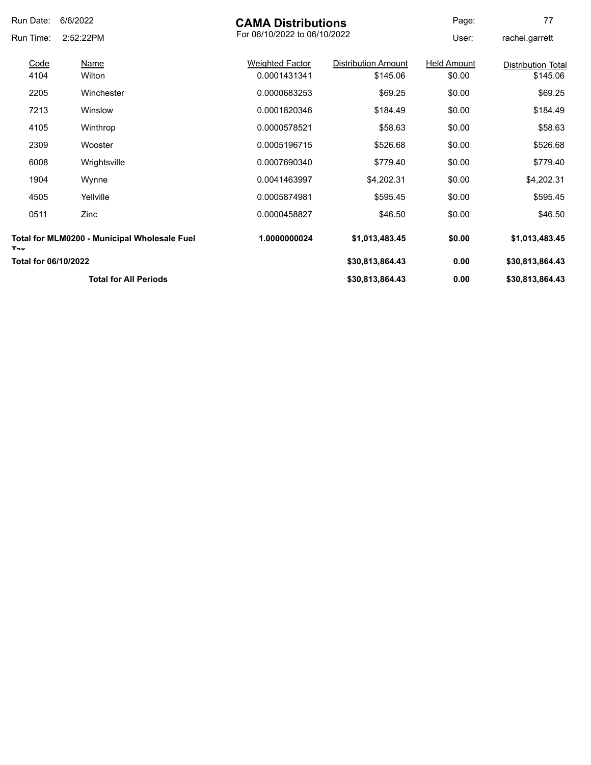Run Date: 6/6/2022
Run Time: 2:52:22PM

# CAMA Distributions

For 06/10/2022 to 06/10/2022

User: rachel.garrett

| Code | Name | Weighted Factor | Distribution Amount | Held Amount | Distribution Total |
|---|---|---|---|---|---|
| 4104 | Wilton | 0.0001431341 | $145.06 | $0.00 | $145.06 |
| 2205 | Winchester | 0.0000683253 | $69.25 | $0.00 | $69.25 |
| 7213 | Winslow | 0.0001820346 | $184.49 | $0.00 | $184.49 |
| 4105 | Winthrop | 0.0000578521 | $58.63 | $0.00 | $58.63 |
| 2309 | Wooster | 0.0005196715 | $526.68 | $0.00 | $526.68 |
| 6008 | Wrightsville | 0.0007690340 | $779.40 | $0.00 | $779.40 |
| 1904 | Wynne | 0.0041463997 | $4,202.31 | $0.00 | $4,202.31 |
| 4505 | Yellville | 0.0005874981 | $595.45 | $0.00 | $595.45 |
| 0511 | Zinc | 0.0000458827 | $46.50 | $0.00 | $46.50 |
| **Total for MLM0200 - Municipal Wholesale Fuel Tax** | | **1.0000000024** | **$1,013,483.45** | **$0.00** | **$1,013,483.45** |
| **Total for 06/10/2022** | | | **$30,813,864.43** | **0.00** | **$30,813,864.43** |
| **Total for All Periods** | | | **$30,813,864.43** | **0.00** | **$30,813,864.43** |